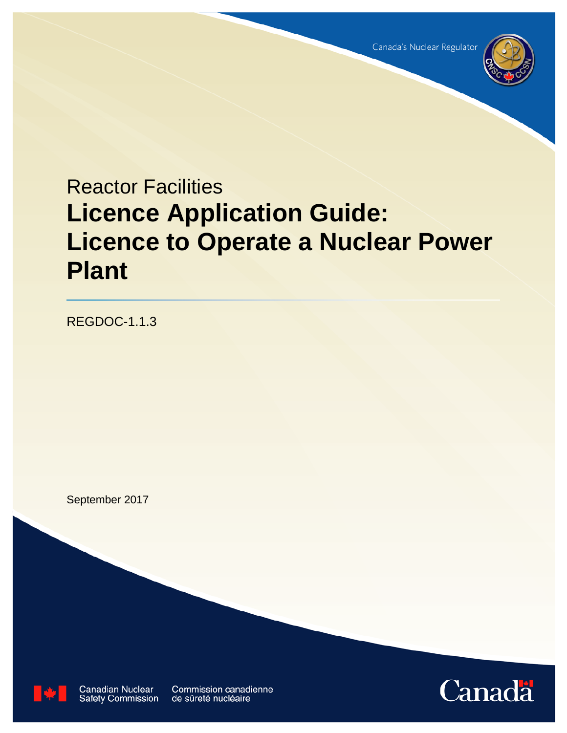Canada's Nuclear Regulator

Reactor Facilities

# Licence Application Guide: Licence to Operate a Nuclear Power Plant

REGDOC-1.1.3

September 2017

Canadian Nuclear Safety Commission

Commission canadienne de sûreté nucléaire

Canada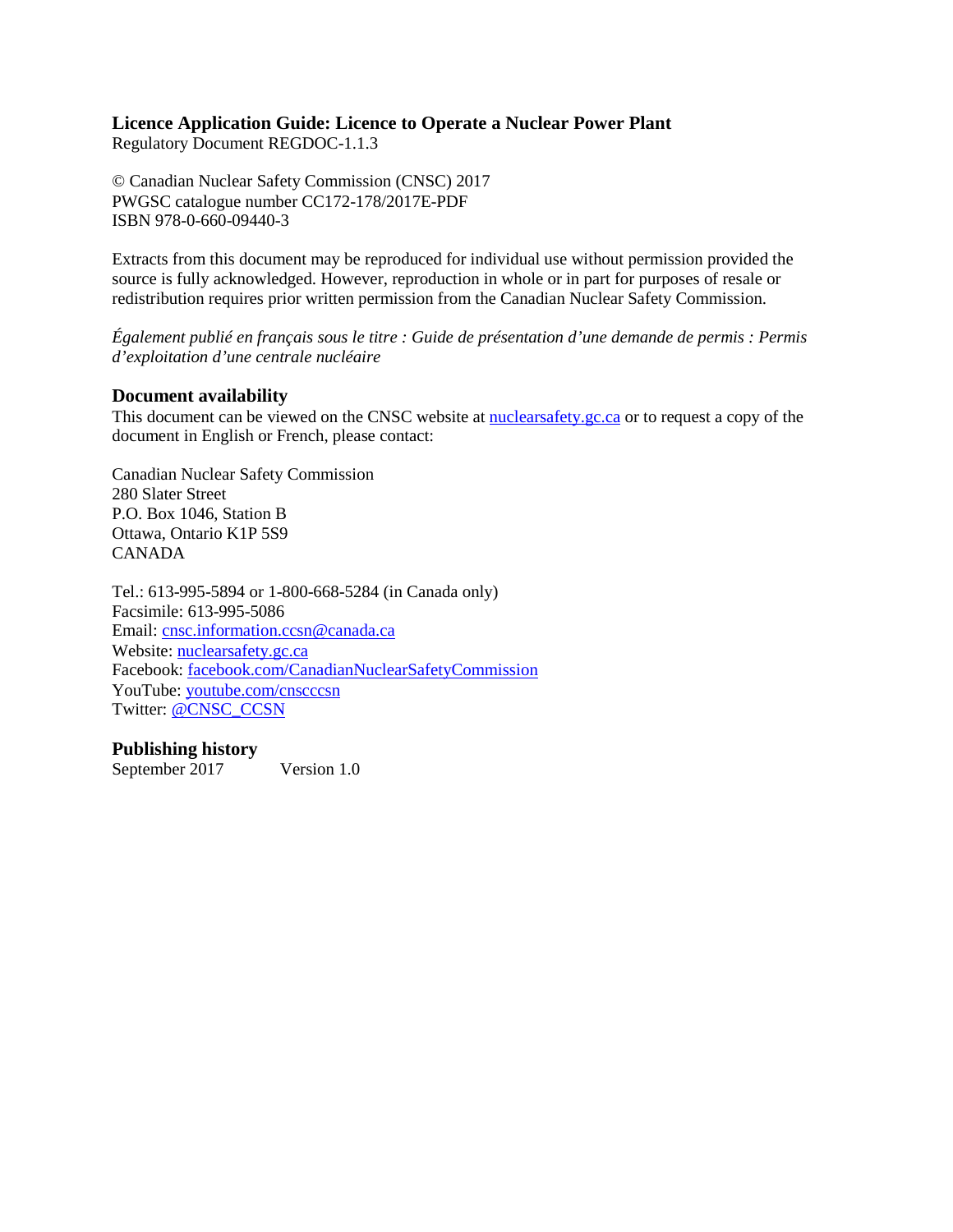**Licence Application Guide: Licence to Operate a Nuclear Power Plant**
Regulatory Document REGDOC-1.1.3

© Canadian Nuclear Safety Commission (CNSC) 2017
PWGSC catalogue number CC172-178/2017E-PDF
ISBN 978-0-660-09440-3

Extracts from this document may be reproduced for individual use without permission provided the source is fully acknowledged. However, reproduction in whole or in part for purposes of resale or redistribution requires prior written permission from the Canadian Nuclear Safety Commission.

*Également publié en français sous le titre : Guide de présentation d'une demande de permis : Permis d'exploitation d'une centrale nucléaire*

### Document availability

This document can be viewed on the CNSC website at nuclearsafety.gc.ca or to request a copy of the document in English or French, please contact:

Canadian Nuclear Safety Commission
280 Slater Street
P.O. Box 1046, Station B
Ottawa, Ontario K1P 5S9
CANADA

Tel.: 613-995-5894 or 1-800-668-5284 (in Canada only)
Facsimile: 613-995-5086
Email: cnsc.information.ccsn@canada.ca
Website: nuclearsafety.gc.ca
Facebook: facebook.com/CanadianNuclearSafetyCommission
YouTube: youtube.com/cnscccsn
Twitter: @CNSC_CCSN

### Publishing history

September 2017 Version 1.0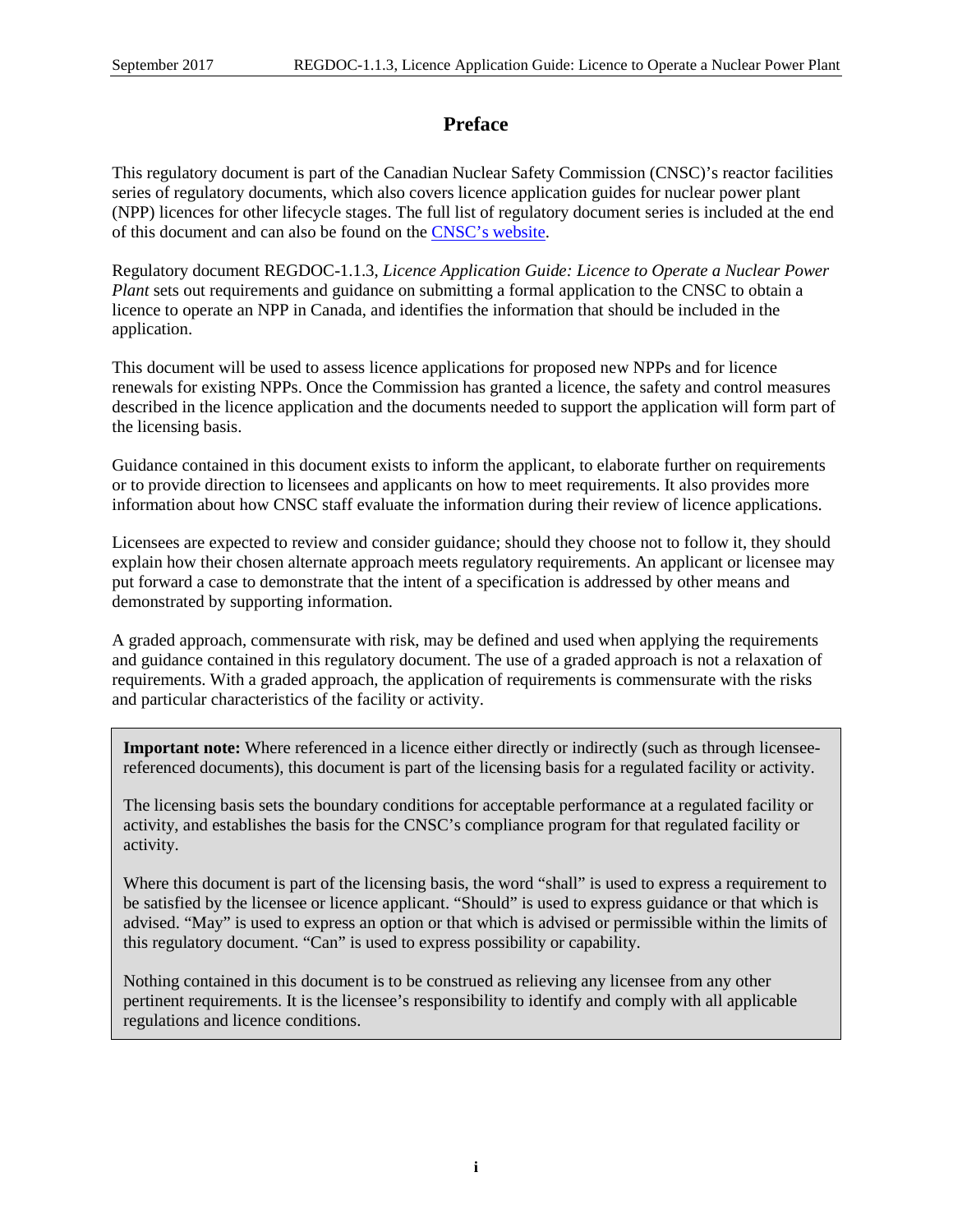## Preface

This regulatory document is part of the Canadian Nuclear Safety Commission (CNSC)'s reactor facilities series of regulatory documents, which also covers licence application guides for nuclear power plant (NPP) licences for other lifecycle stages. The full list of regulatory document series is included at the end of this document and can also be found on the [CNSC's website](#).

Regulatory document REGDOC-1.1.3, *Licence Application Guide: Licence to Operate a Nuclear Power Plant* sets out requirements and guidance on submitting a formal application to the CNSC to obtain a licence to operate an NPP in Canada, and identifies the information that should be included in the application.

This document will be used to assess licence applications for proposed new NPPs and for licence renewals for existing NPPs. Once the Commission has granted a licence, the safety and control measures described in the licence application and the documents needed to support the application will form part of the licensing basis.

Guidance contained in this document exists to inform the applicant, to elaborate further on requirements or to provide direction to licensees and applicants on how to meet requirements. It also provides more information about how CNSC staff evaluate the information during their review of licence applications.

Licensees are expected to review and consider guidance; should they choose not to follow it, they should explain how their chosen alternate approach meets regulatory requirements. An applicant or licensee may put forward a case to demonstrate that the intent of a specification is addressed by other means and demonstrated by supporting information.

A graded approach, commensurate with risk, may be defined and used when applying the requirements and guidance contained in this regulatory document. The use of a graded approach is not a relaxation of requirements. With a graded approach, the application of requirements is commensurate with the risks and particular characteristics of the facility or activity.

**Important note:** Where referenced in a licence either directly or indirectly (such as through licensee-referenced documents), this document is part of the licensing basis for a regulated facility or activity.

The licensing basis sets the boundary conditions for acceptable performance at a regulated facility or activity, and establishes the basis for the CNSC's compliance program for that regulated facility or activity.

Where this document is part of the licensing basis, the word "shall" is used to express a requirement to be satisfied by the licensee or licence applicant. "Should" is used to express guidance or that which is advised. "May" is used to express an option or that which is advised or permissible within the limits of this regulatory document. "Can" is used to express possibility or capability.

Nothing contained in this document is to be construed as relieving any licensee from any other pertinent requirements. It is the licensee's responsibility to identify and comply with all applicable regulations and licence conditions.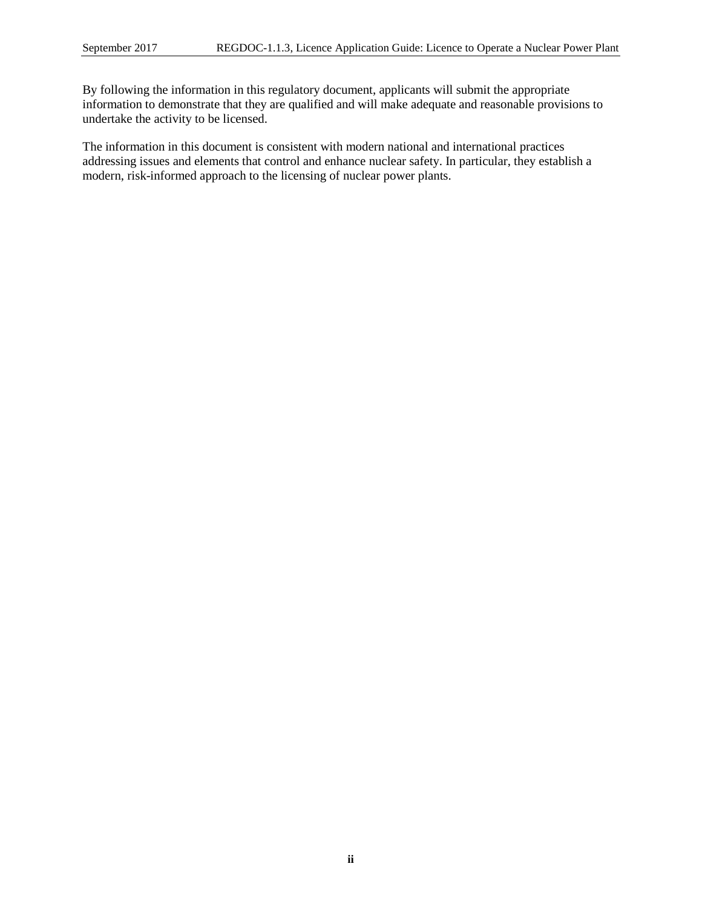By following the information in this regulatory document, applicants will submit the appropriate information to demonstrate that they are qualified and will make adequate and reasonable provisions to undertake the activity to be licensed.

The information in this document is consistent with modern national and international practices addressing issues and elements that control and enhance nuclear safety. In particular, they establish a modern, risk-informed approach to the licensing of nuclear power plants.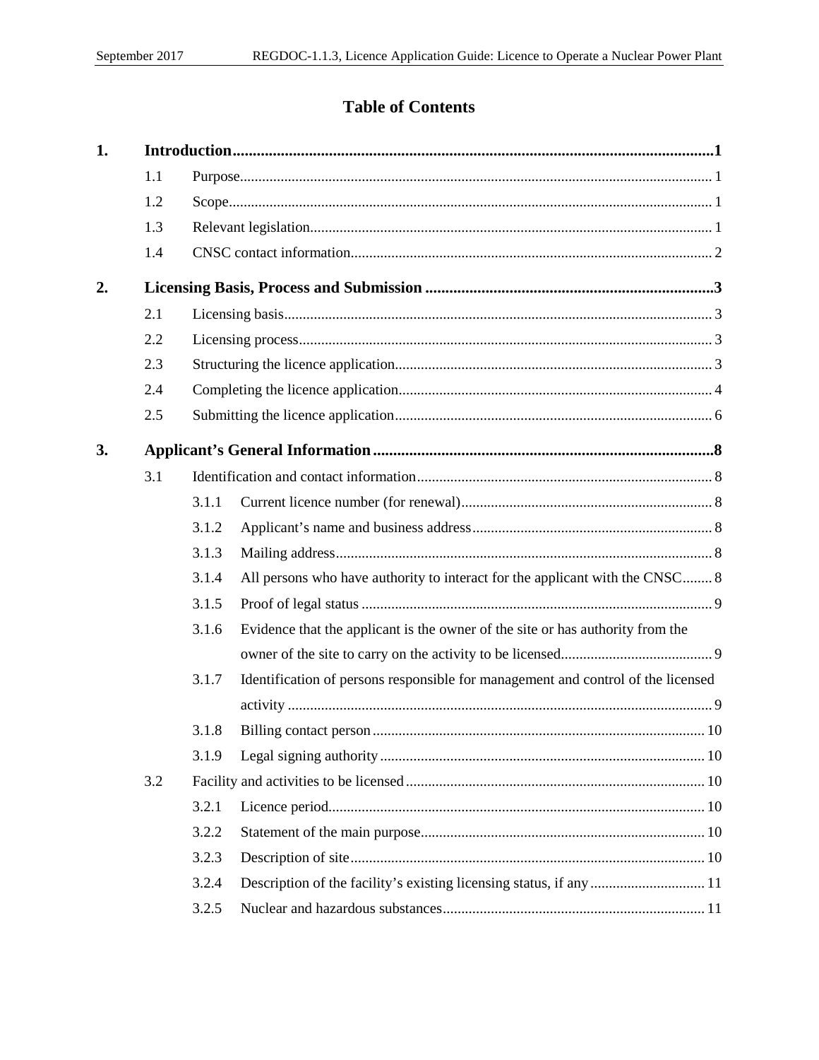# Table of Contents

**1. Introduction** ... **1**

- 1.1 Purpose ... 1
- 1.2 Scope ... 1
- 1.3 Relevant legislation ... 1
- 1.4 CNSC contact information ... 2

**2. Licensing Basis, Process and Submission** ... **3**

- 2.1 Licensing basis ... 3
- 2.2 Licensing process ... 3
- 2.3 Structuring the licence application ... 3
- 2.4 Completing the licence application ... 4
- 2.5 Submitting the licence application ... 6

**3. Applicant's General Information** ... **8**

- 3.1 Identification and contact information ... 8
  - 3.1.1 Current licence number (for renewal) ... 8
  - 3.1.2 Applicant's name and business address ... 8
  - 3.1.3 Mailing address ... 8
  - 3.1.4 All persons who have authority to interact for the applicant with the CNSC ... 8
  - 3.1.5 Proof of legal status ... 9
  - 3.1.6 Evidence that the applicant is the owner of the site or has authority from the owner of the site to carry on the activity to be licensed ... 9
  - 3.1.7 Identification of persons responsible for management and control of the licensed activity ... 9
  - 3.1.8 Billing contact person ... 10
  - 3.1.9 Legal signing authority ... 10
- 3.2 Facility and activities to be licensed ... 10
  - 3.2.1 Licence period ... 10
  - 3.2.2 Statement of the main purpose ... 10
  - 3.2.3 Description of site ... 10
  - 3.2.4 Description of the facility's existing licensing status, if any ... 11
  - 3.2.5 Nuclear and hazardous substances ... 11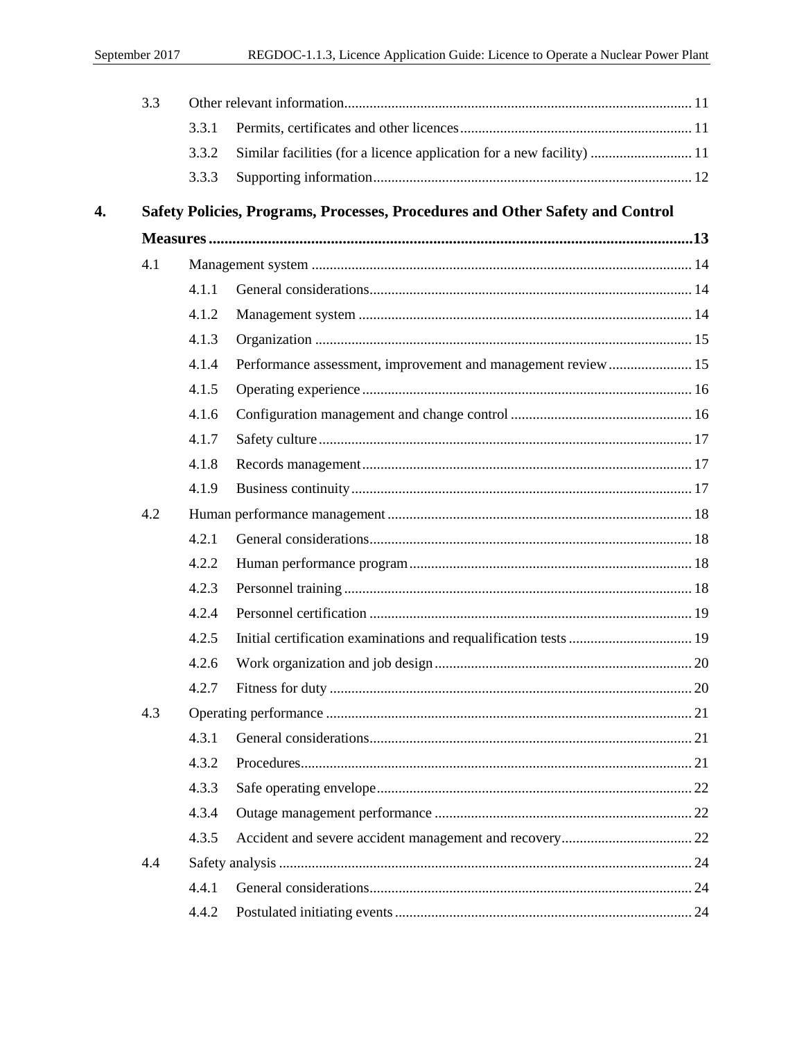| | | | |
|---|---|---|---|
| | 3.3 | Other relevant information | 11 |
| | | 3.3.1 Permits, certificates and other licences | 11 |
| | | 3.3.2 Similar facilities (for a licence application for a new facility) | 11 |
| | | 3.3.3 Supporting information | 12 |
| **4.** | **Safety Policies, Programs, Processes, Procedures and Other Safety and Control Measures** | | **13** |
| | 4.1 | Management system | 14 |
| | | 4.1.1 General considerations | 14 |
| | | 4.1.2 Management system | 14 |
| | | 4.1.3 Organization | 15 |
| | | 4.1.4 Performance assessment, improvement and management review | 15 |
| | | 4.1.5 Operating experience | 16 |
| | | 4.1.6 Configuration management and change control | 16 |
| | | 4.1.7 Safety culture | 17 |
| | | 4.1.8 Records management | 17 |
| | | 4.1.9 Business continuity | 17 |
| | 4.2 | Human performance management | 18 |
| | | 4.2.1 General considerations | 18 |
| | | 4.2.2 Human performance program | 18 |
| | | 4.2.3 Personnel training | 18 |
| | | 4.2.4 Personnel certification | 19 |
| | | 4.2.5 Initial certification examinations and requalification tests | 19 |
| | | 4.2.6 Work organization and job design | 20 |
| | | 4.2.7 Fitness for duty | 20 |
| | 4.3 | Operating performance | 21 |
| | | 4.3.1 General considerations | 21 |
| | | 4.3.2 Procedures | 21 |
| | | 4.3.3 Safe operating envelope | 22 |
| | | 4.3.4 Outage management performance | 22 |
| | | 4.3.5 Accident and severe accident management and recovery | 22 |
| | 4.4 | Safety analysis | 24 |
| | | 4.4.1 General considerations | 24 |
| | | 4.4.2 Postulated initiating events | 24 |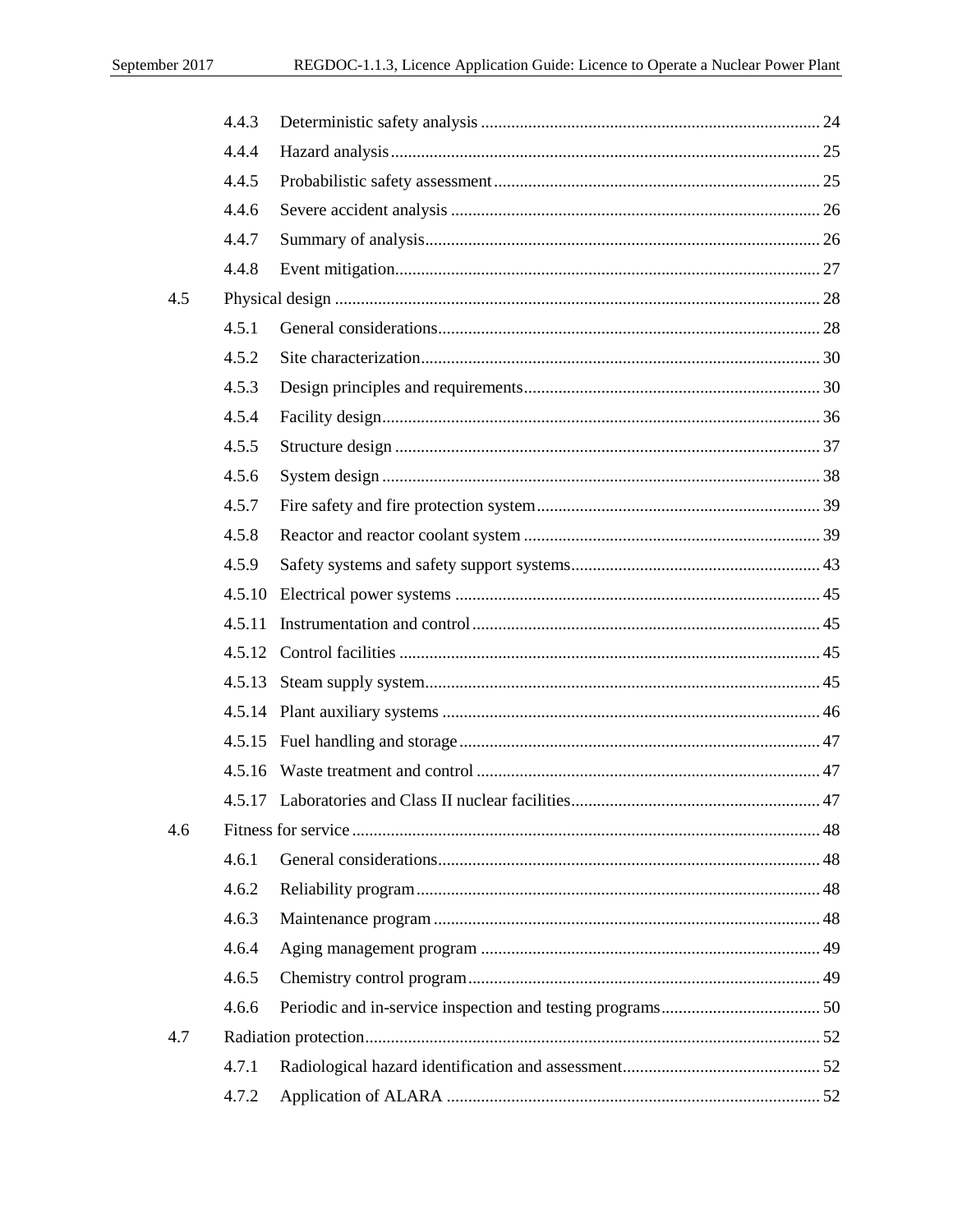| | | | |
|---|---|---|---|
| | 4.4.3 | Deterministic safety analysis | 24 |
| | 4.4.4 | Hazard analysis | 25 |
| | 4.4.5 | Probabilistic safety assessment | 25 |
| | 4.4.6 | Severe accident analysis | 26 |
| | 4.4.7 | Summary of analysis | 26 |
| | 4.4.8 | Event mitigation | 27 |
| 4.5 | Physical design | | 28 |
| | 4.5.1 | General considerations | 28 |
| | 4.5.2 | Site characterization | 30 |
| | 4.5.3 | Design principles and requirements | 30 |
| | 4.5.4 | Facility design | 36 |
| | 4.5.5 | Structure design | 37 |
| | 4.5.6 | System design | 38 |
| | 4.5.7 | Fire safety and fire protection system | 39 |
| | 4.5.8 | Reactor and reactor coolant system | 39 |
| | 4.5.9 | Safety systems and safety support systems | 43 |
| | 4.5.10 | Electrical power systems | 45 |
| | 4.5.11 | Instrumentation and control | 45 |
| | 4.5.12 | Control facilities | 45 |
| | 4.5.13 | Steam supply system | 45 |
| | 4.5.14 | Plant auxiliary systems | 46 |
| | 4.5.15 | Fuel handling and storage | 47 |
| | 4.5.16 | Waste treatment and control | 47 |
| | 4.5.17 | Laboratories and Class II nuclear facilities | 47 |
| 4.6 | Fitness for service | | 48 |
| | 4.6.1 | General considerations | 48 |
| | 4.6.2 | Reliability program | 48 |
| | 4.6.3 | Maintenance program | 48 |
| | 4.6.4 | Aging management program | 49 |
| | 4.6.5 | Chemistry control program | 49 |
| | 4.6.6 | Periodic and in-service inspection and testing programs | 50 |
| 4.7 | Radiation protection | | 52 |
| | 4.7.1 | Radiological hazard identification and assessment | 52 |
| | 4.7.2 | Application of ALARA | 52 |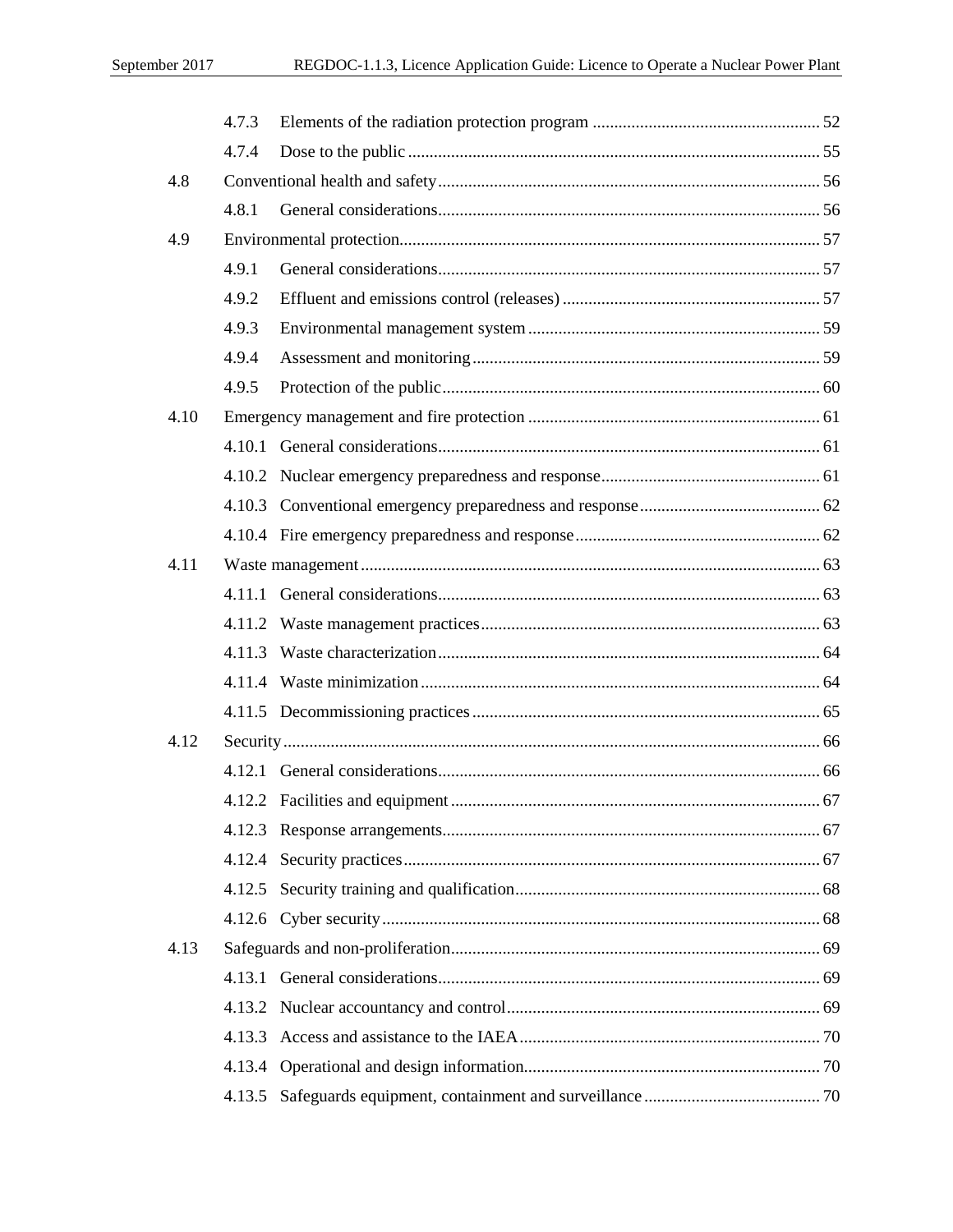- 4.7.3 Elements of the radiation protection program ..... 52
- 4.7.4 Dose to the public ..... 55

4.8 Conventional health and safety ..... 56

- 4.8.1 General considerations ..... 56

4.9 Environmental protection ..... 57

- 4.9.1 General considerations ..... 57
- 4.9.2 Effluent and emissions control (releases) ..... 57
- 4.9.3 Environmental management system ..... 59
- 4.9.4 Assessment and monitoring ..... 59
- 4.9.5 Protection of the public ..... 60

4.10 Emergency management and fire protection ..... 61

- 4.10.1 General considerations ..... 61
- 4.10.2 Nuclear emergency preparedness and response ..... 61
- 4.10.3 Conventional emergency preparedness and response ..... 62
- 4.10.4 Fire emergency preparedness and response ..... 62

4.11 Waste management ..... 63

- 4.11.1 General considerations ..... 63
- 4.11.2 Waste management practices ..... 63
- 4.11.3 Waste characterization ..... 64
- 4.11.4 Waste minimization ..... 64
- 4.11.5 Decommissioning practices ..... 65

4.12 Security ..... 66

- 4.12.1 General considerations ..... 66
- 4.12.2 Facilities and equipment ..... 67
- 4.12.3 Response arrangements ..... 67
- 4.12.4 Security practices ..... 67
- 4.12.5 Security training and qualification ..... 68
- 4.12.6 Cyber security ..... 68

4.13 Safeguards and non-proliferation ..... 69

- 4.13.1 General considerations ..... 69
- 4.13.2 Nuclear accountancy and control ..... 69
- 4.13.3 Access and assistance to the IAEA ..... 70
- 4.13.4 Operational and design information ..... 70
- 4.13.5 Safeguards equipment, containment and surveillance ..... 70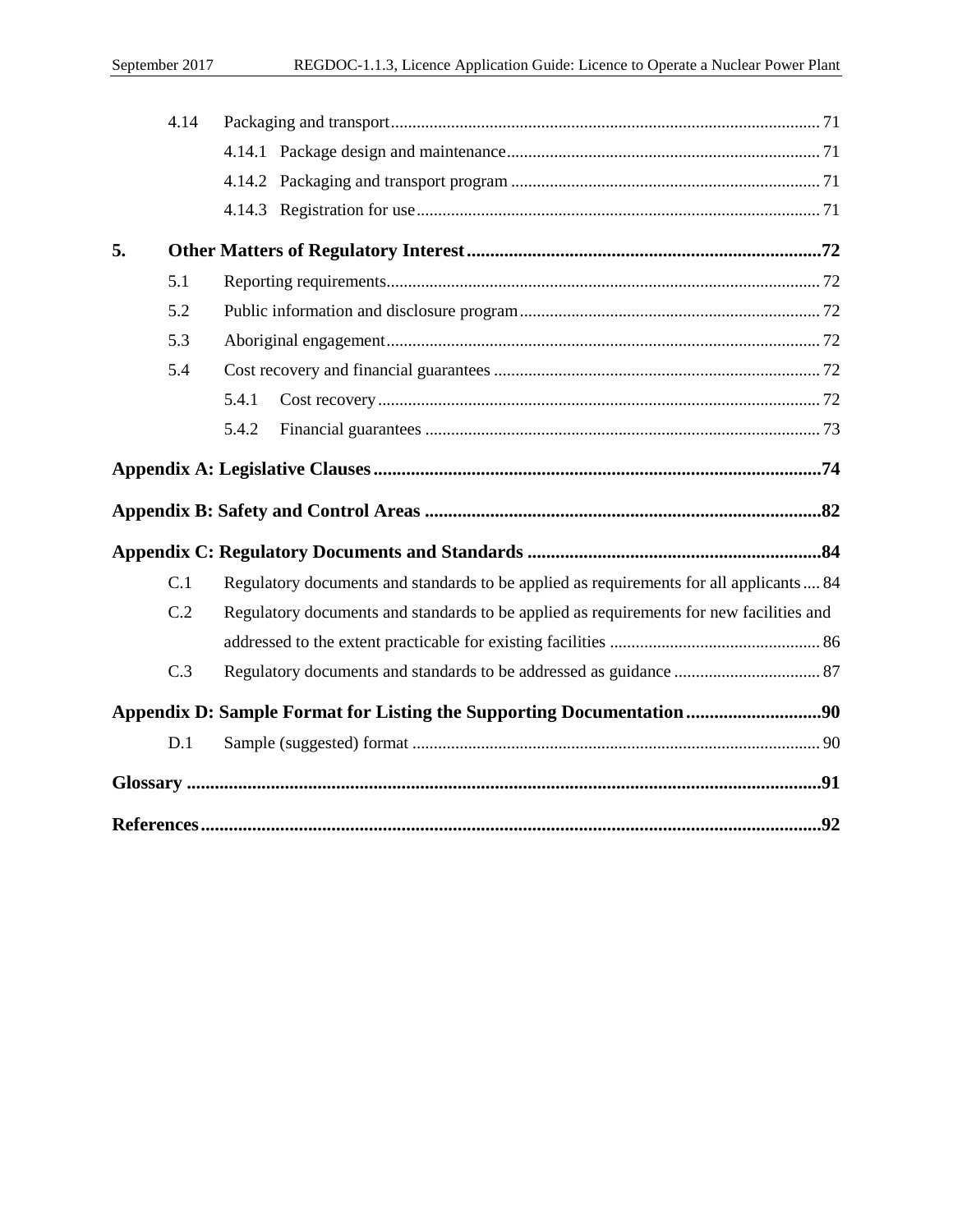- 4.14 Packaging and transport .... 71
  - 4.14.1 Package design and maintenance .... 71
  - 4.14.2 Packaging and transport program .... 71
  - 4.14.3 Registration for use .... 71

**5. Other Matters of Regulatory Interest .... 72**

- 5.1 Reporting requirements .... 72
- 5.2 Public information and disclosure program .... 72
- 5.3 Aboriginal engagement .... 72
- 5.4 Cost recovery and financial guarantees .... 72
  - 5.4.1 Cost recovery .... 72
  - 5.4.2 Financial guarantees .... 73

**Appendix A: Legislative Clauses .... 74**

**Appendix B: Safety and Control Areas .... 82**

**Appendix C: Regulatory Documents and Standards .... 84**

- C.1 Regulatory documents and standards to be applied as requirements for all applicants .... 84
- C.2 Regulatory documents and standards to be applied as requirements for new facilities and addressed to the extent practicable for existing facilities .... 86
- C.3 Regulatory documents and standards to be addressed as guidance .... 87

**Appendix D: Sample Format for Listing the Supporting Documentation .... 90**

- D.1 Sample (suggested) format .... 90

**Glossary .... 91**

**References .... 92**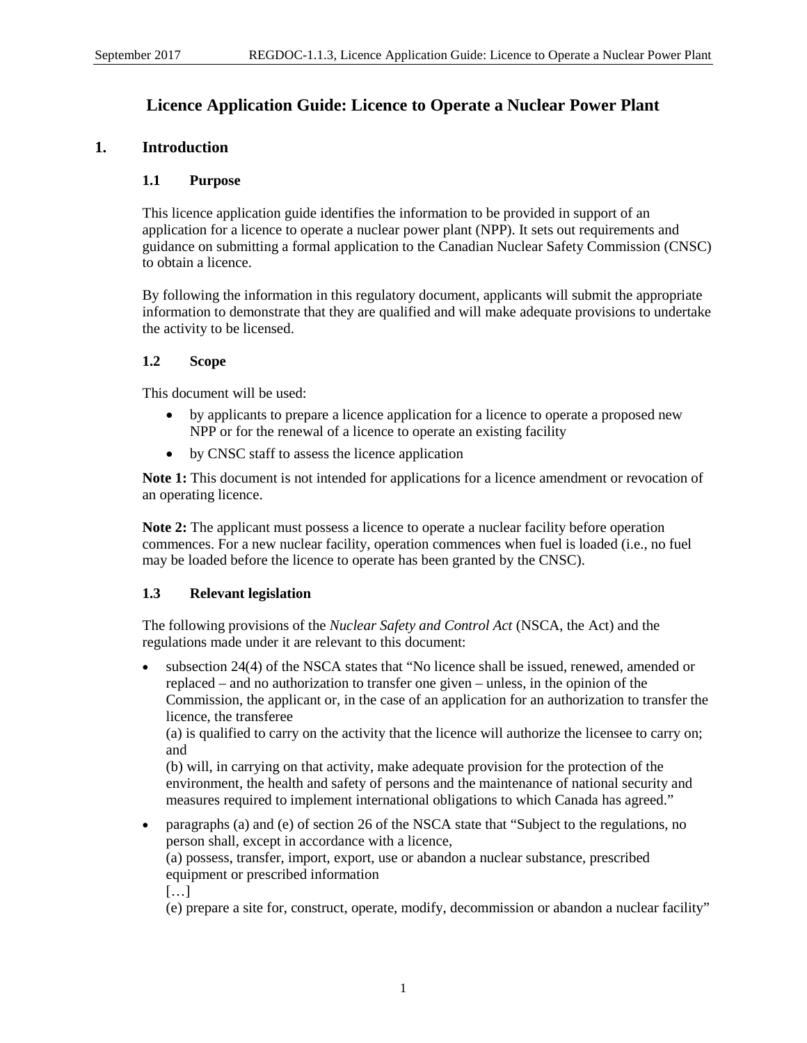# Licence Application Guide: Licence to Operate a Nuclear Power Plant

## 1. Introduction

### 1.1 Purpose

This licence application guide identifies the information to be provided in support of an application for a licence to operate a nuclear power plant (NPP). It sets out requirements and guidance on submitting a formal application to the Canadian Nuclear Safety Commission (CNSC) to obtain a licence.

By following the information in this regulatory document, applicants will submit the appropriate information to demonstrate that they are qualified and will make adequate provisions to undertake the activity to be licensed.

### 1.2 Scope

This document will be used:

- by applicants to prepare a licence application for a licence to operate a proposed new NPP or for the renewal of a licence to operate an existing facility
- by CNSC staff to assess the licence application

**Note 1:** This document is not intended for applications for a licence amendment or revocation of an operating licence.

**Note 2:** The applicant must possess a licence to operate a nuclear facility before operation commences. For a new nuclear facility, operation commences when fuel is loaded (i.e., no fuel may be loaded before the licence to operate has been granted by the CNSC).

### 1.3 Relevant legislation

The following provisions of the *Nuclear Safety and Control Act* (NSCA, the Act) and the regulations made under it are relevant to this document:

- subsection 24(4) of the NSCA states that "No licence shall be issued, renewed, amended or replaced – and no authorization to transfer one given – unless, in the opinion of the Commission, the applicant or, in the case of an application for an authorization to transfer the licence, the transferee
  (a) is qualified to carry on the activity that the licence will authorize the licensee to carry on; and
  (b) will, in carrying on that activity, make adequate provision for the protection of the environment, the health and safety of persons and the maintenance of national security and measures required to implement international obligations to which Canada has agreed."
- paragraphs (a) and (e) of section 26 of the NSCA state that "Subject to the regulations, no person shall, except in accordance with a licence,
  (a) possess, transfer, import, export, use or abandon a nuclear substance, prescribed equipment or prescribed information
  […]
  (e) prepare a site for, construct, operate, modify, decommission or abandon a nuclear facility"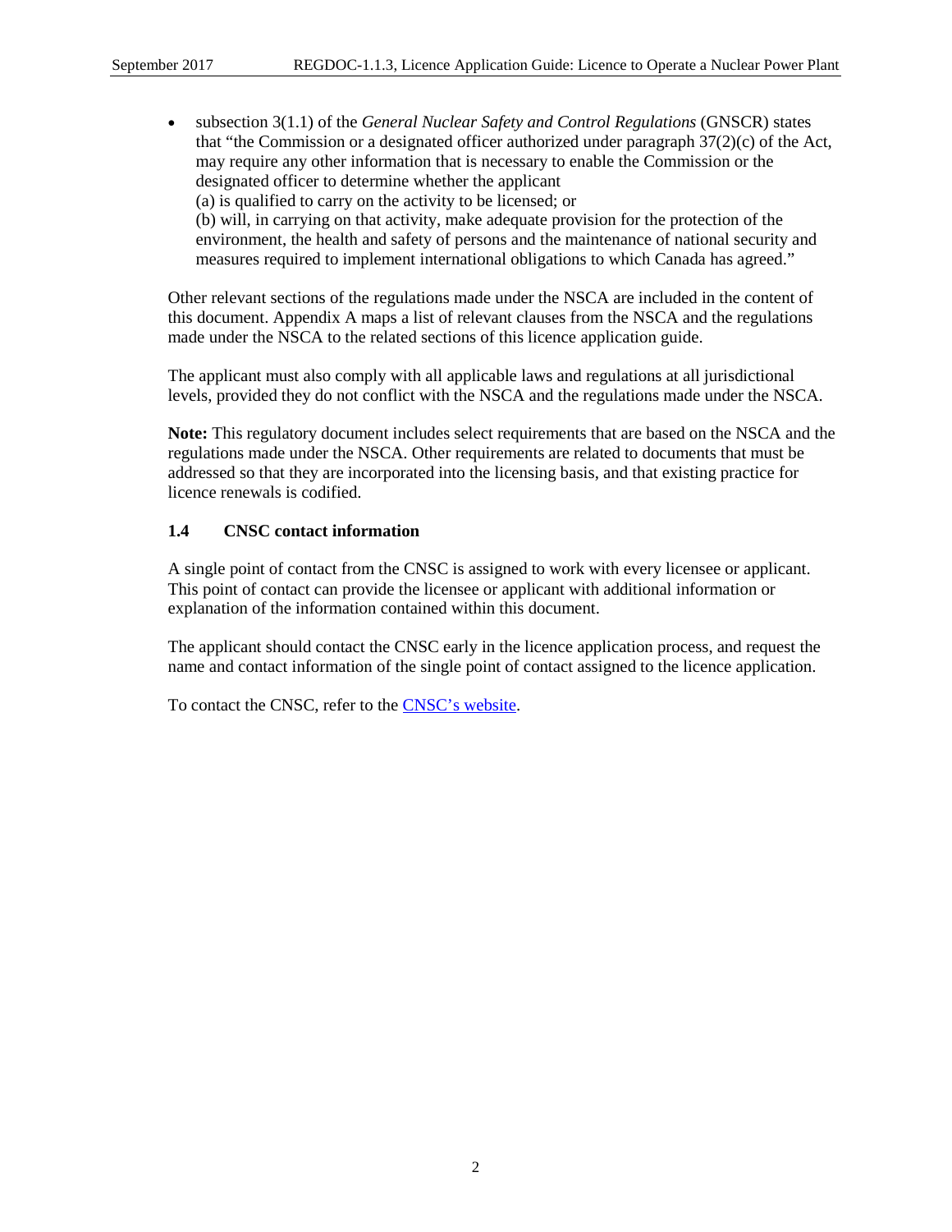- subsection 3(1.1) of the *General Nuclear Safety and Control Regulations* (GNSCR) states that "the Commission or a designated officer authorized under paragraph 37(2)(c) of the Act, may require any other information that is necessary to enable the Commission or the designated officer to determine whether the applicant
  (a) is qualified to carry on the activity to be licensed; or
  (b) will, in carrying on that activity, make adequate provision for the protection of the environment, the health and safety of persons and the maintenance of national security and measures required to implement international obligations to which Canada has agreed."

Other relevant sections of the regulations made under the NSCA are included in the content of this document. Appendix A maps a list of relevant clauses from the NSCA and the regulations made under the NSCA to the related sections of this licence application guide.

The applicant must also comply with all applicable laws and regulations at all jurisdictional levels, provided they do not conflict with the NSCA and the regulations made under the NSCA.

**Note:** This regulatory document includes select requirements that are based on the NSCA and the regulations made under the NSCA. Other requirements are related to documents that must be addressed so that they are incorporated into the licensing basis, and that existing practice for licence renewals is codified.

### 1.4 CNSC contact information

A single point of contact from the CNSC is assigned to work with every licensee or applicant. This point of contact can provide the licensee or applicant with additional information or explanation of the information contained within this document.

The applicant should contact the CNSC early in the licence application process, and request the name and contact information of the single point of contact assigned to the licence application.

To contact the CNSC, refer to the CNSC's website.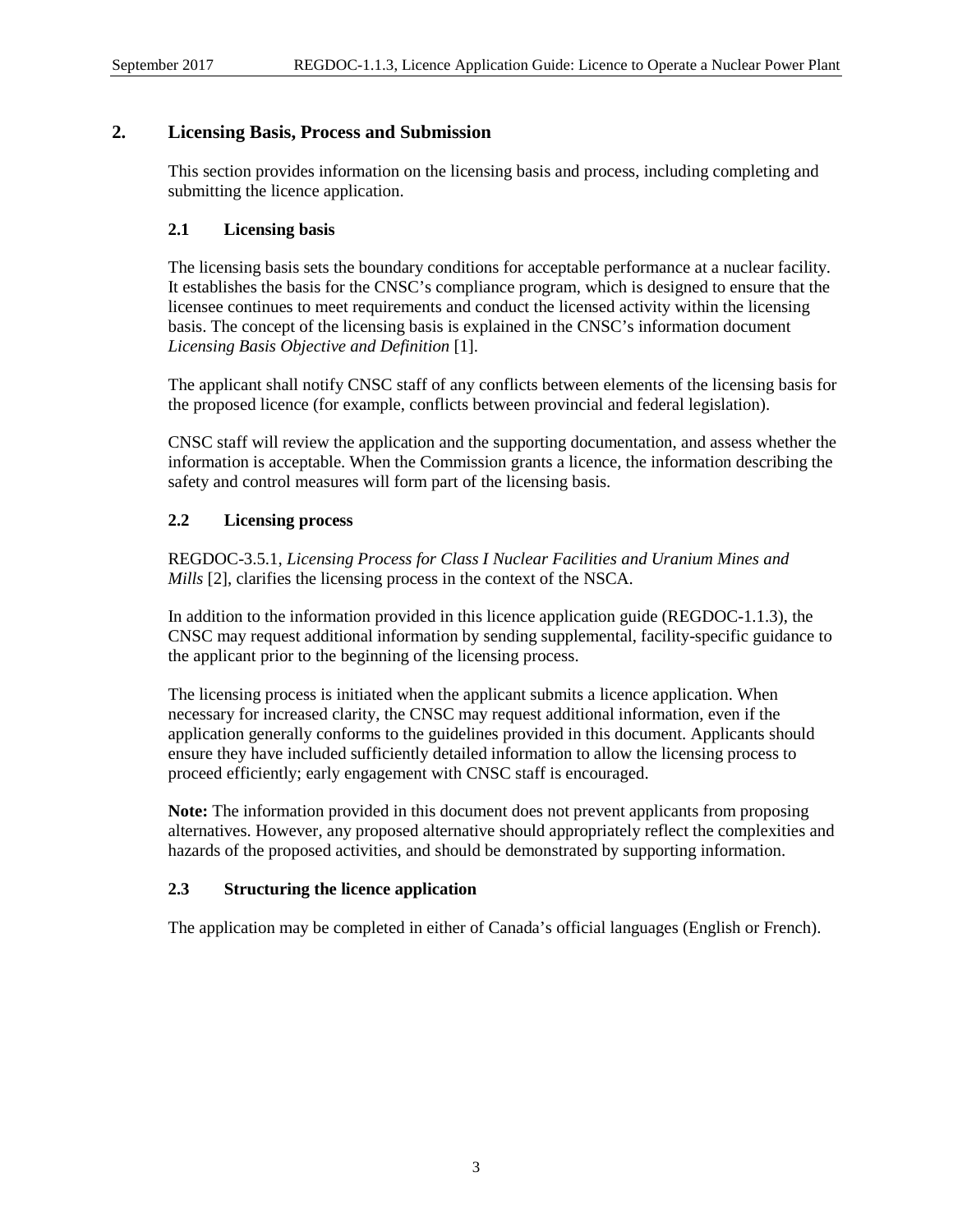# 2. Licensing Basis, Process and Submission

This section provides information on the licensing basis and process, including completing and submitting the licence application.

## 2.1 Licensing basis

The licensing basis sets the boundary conditions for acceptable performance at a nuclear facility. It establishes the basis for the CNSC's compliance program, which is designed to ensure that the licensee continues to meet requirements and conduct the licensed activity within the licensing basis. The concept of the licensing basis is explained in the CNSC's information document *Licensing Basis Objective and Definition* [1].

The applicant shall notify CNSC staff of any conflicts between elements of the licensing basis for the proposed licence (for example, conflicts between provincial and federal legislation).

CNSC staff will review the application and the supporting documentation, and assess whether the information is acceptable. When the Commission grants a licence, the information describing the safety and control measures will form part of the licensing basis.

## 2.2 Licensing process

REGDOC-3.5.1, *Licensing Process for Class I Nuclear Facilities and Uranium Mines and Mills* [2], clarifies the licensing process in the context of the NSCA.

In addition to the information provided in this licence application guide (REGDOC-1.1.3), the CNSC may request additional information by sending supplemental, facility-specific guidance to the applicant prior to the beginning of the licensing process.

The licensing process is initiated when the applicant submits a licence application. When necessary for increased clarity, the CNSC may request additional information, even if the application generally conforms to the guidelines provided in this document. Applicants should ensure they have included sufficiently detailed information to allow the licensing process to proceed efficiently; early engagement with CNSC staff is encouraged.

**Note:** The information provided in this document does not prevent applicants from proposing alternatives. However, any proposed alternative should appropriately reflect the complexities and hazards of the proposed activities, and should be demonstrated by supporting information.

## 2.3 Structuring the licence application

The application may be completed in either of Canada's official languages (English or French).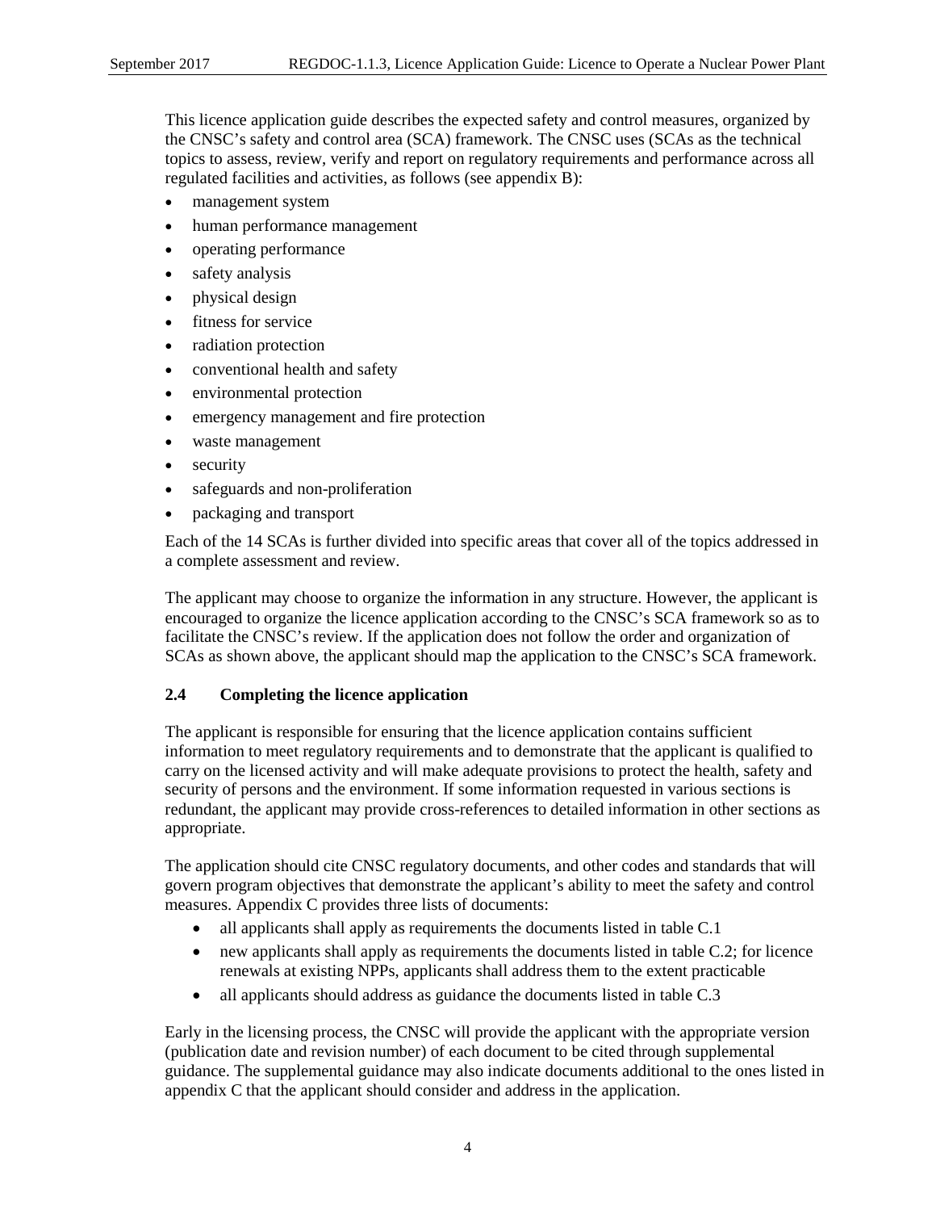This licence application guide describes the expected safety and control measures, organized by the CNSC's safety and control area (SCA) framework. The CNSC uses (SCAs as the technical topics to assess, review, verify and report on regulatory requirements and performance across all regulated facilities and activities, as follows (see appendix B):

- management system
- human performance management
- operating performance
- safety analysis
- physical design
- fitness for service
- radiation protection
- conventional health and safety
- environmental protection
- emergency management and fire protection
- waste management
- security
- safeguards and non-proliferation
- packaging and transport

Each of the 14 SCAs is further divided into specific areas that cover all of the topics addressed in a complete assessment and review.

The applicant may choose to organize the information in any structure. However, the applicant is encouraged to organize the licence application according to the CNSC's SCA framework so as to facilitate the CNSC's review. If the application does not follow the order and organization of SCAs as shown above, the applicant should map the application to the CNSC's SCA framework.

### 2.4 Completing the licence application

The applicant is responsible for ensuring that the licence application contains sufficient information to meet regulatory requirements and to demonstrate that the applicant is qualified to carry on the licensed activity and will make adequate provisions to protect the health, safety and security of persons and the environment. If some information requested in various sections is redundant, the applicant may provide cross-references to detailed information in other sections as appropriate.

The application should cite CNSC regulatory documents, and other codes and standards that will govern program objectives that demonstrate the applicant's ability to meet the safety and control measures. Appendix C provides three lists of documents:

- all applicants shall apply as requirements the documents listed in table C.1
- new applicants shall apply as requirements the documents listed in table C.2; for licence renewals at existing NPPs, applicants shall address them to the extent practicable
- all applicants should address as guidance the documents listed in table C.3

Early in the licensing process, the CNSC will provide the applicant with the appropriate version (publication date and revision number) of each document to be cited through supplemental guidance. The supplemental guidance may also indicate documents additional to the ones listed in appendix C that the applicant should consider and address in the application.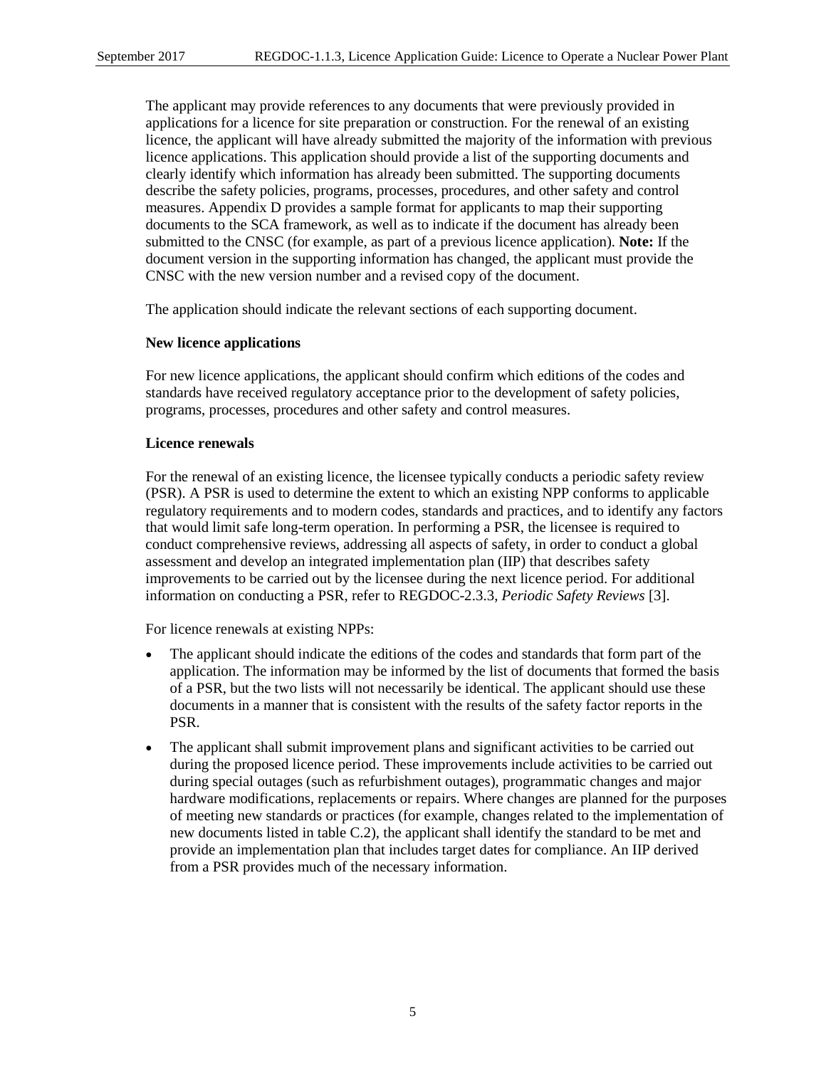The applicant may provide references to any documents that were previously provided in applications for a licence for site preparation or construction. For the renewal of an existing licence, the applicant will have already submitted the majority of the information with previous licence applications. This application should provide a list of the supporting documents and clearly identify which information has already been submitted. The supporting documents describe the safety policies, programs, processes, procedures, and other safety and control measures. Appendix D provides a sample format for applicants to map their supporting documents to the SCA framework, as well as to indicate if the document has already been submitted to the CNSC (for example, as part of a previous licence application). **Note:** If the document version in the supporting information has changed, the applicant must provide the CNSC with the new version number and a revised copy of the document.

The application should indicate the relevant sections of each supporting document.

**New licence applications**

For new licence applications, the applicant should confirm which editions of the codes and standards have received regulatory acceptance prior to the development of safety policies, programs, processes, procedures and other safety and control measures.

**Licence renewals**

For the renewal of an existing licence, the licensee typically conducts a periodic safety review (PSR). A PSR is used to determine the extent to which an existing NPP conforms to applicable regulatory requirements and to modern codes, standards and practices, and to identify any factors that would limit safe long-term operation. In performing a PSR, the licensee is required to conduct comprehensive reviews, addressing all aspects of safety, in order to conduct a global assessment and develop an integrated implementation plan (IIP) that describes safety improvements to be carried out by the licensee during the next licence period. For additional information on conducting a PSR, refer to REGDOC-2.3.3, *Periodic Safety Reviews* [3].

For licence renewals at existing NPPs:

- The applicant should indicate the editions of the codes and standards that form part of the application. The information may be informed by the list of documents that formed the basis of a PSR, but the two lists will not necessarily be identical. The applicant should use these documents in a manner that is consistent with the results of the safety factor reports in the PSR.
- The applicant shall submit improvement plans and significant activities to be carried out during the proposed licence period. These improvements include activities to be carried out during special outages (such as refurbishment outages), programmatic changes and major hardware modifications, replacements or repairs. Where changes are planned for the purposes of meeting new standards or practices (for example, changes related to the implementation of new documents listed in table C.2), the applicant shall identify the standard to be met and provide an implementation plan that includes target dates for compliance. An IIP derived from a PSR provides much of the necessary information.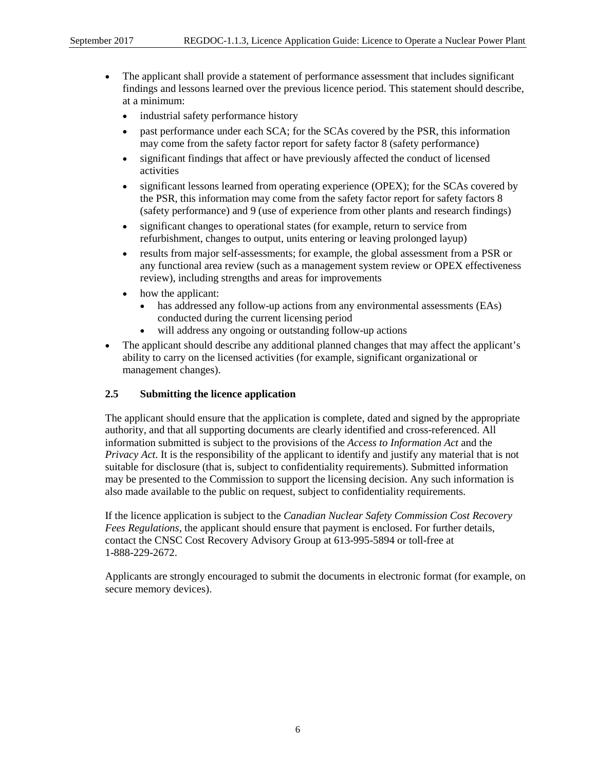- The applicant shall provide a statement of performance assessment that includes significant findings and lessons learned over the previous licence period. This statement should describe, at a minimum:
  - industrial safety performance history
  - past performance under each SCA; for the SCAs covered by the PSR, this information may come from the safety factor report for safety factor 8 (safety performance)
  - significant findings that affect or have previously affected the conduct of licensed activities
  - significant lessons learned from operating experience (OPEX); for the SCAs covered by the PSR, this information may come from the safety factor report for safety factors 8 (safety performance) and 9 (use of experience from other plants and research findings)
  - significant changes to operational states (for example, return to service from refurbishment, changes to output, units entering or leaving prolonged layup)
  - results from major self-assessments; for example, the global assessment from a PSR or any functional area review (such as a management system review or OPEX effectiveness review), including strengths and areas for improvements
  - how the applicant:
    - has addressed any follow-up actions from any environmental assessments (EAs) conducted during the current licensing period
    - will address any ongoing or outstanding follow-up actions
- The applicant should describe any additional planned changes that may affect the applicant's ability to carry on the licensed activities (for example, significant organizational or management changes).

### 2.5 Submitting the licence application

The applicant should ensure that the application is complete, dated and signed by the appropriate authority, and that all supporting documents are clearly identified and cross-referenced. All information submitted is subject to the provisions of the *Access to Information Act* and the *Privacy Act*. It is the responsibility of the applicant to identify and justify any material that is not suitable for disclosure (that is, subject to confidentiality requirements). Submitted information may be presented to the Commission to support the licensing decision. Any such information is also made available to the public on request, subject to confidentiality requirements.

If the licence application is subject to the *Canadian Nuclear Safety Commission Cost Recovery Fees Regulations*, the applicant should ensure that payment is enclosed. For further details, contact the CNSC Cost Recovery Advisory Group at 613-995-5894 or toll-free at 1-888-229-2672.

Applicants are strongly encouraged to submit the documents in electronic format (for example, on secure memory devices).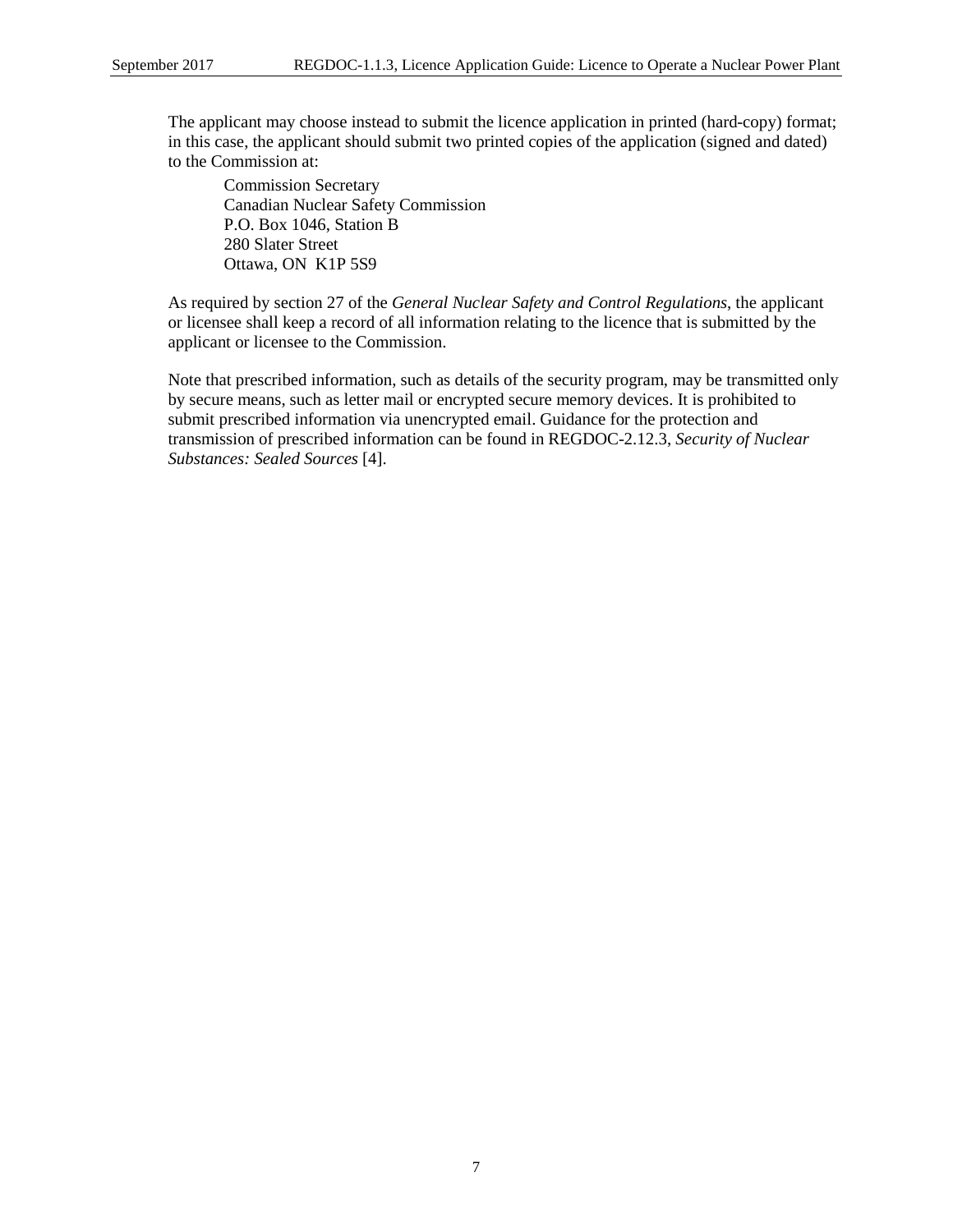The applicant may choose instead to submit the licence application in printed (hard-copy) format; in this case, the applicant should submit two printed copies of the application (signed and dated) to the Commission at:

Commission Secretary  
Canadian Nuclear Safety Commission  
P.O. Box 1046, Station B  
280 Slater Street  
Ottawa, ON  K1P 5S9

As required by section 27 of the *General Nuclear Safety and Control Regulations*, the applicant or licensee shall keep a record of all information relating to the licence that is submitted by the applicant or licensee to the Commission.

Note that prescribed information, such as details of the security program, may be transmitted only by secure means, such as letter mail or encrypted secure memory devices. It is prohibited to submit prescribed information via unencrypted email. Guidance for the protection and transmission of prescribed information can be found in REGDOC-2.12.3, *Security of Nuclear Substances: Sealed Sources* [4].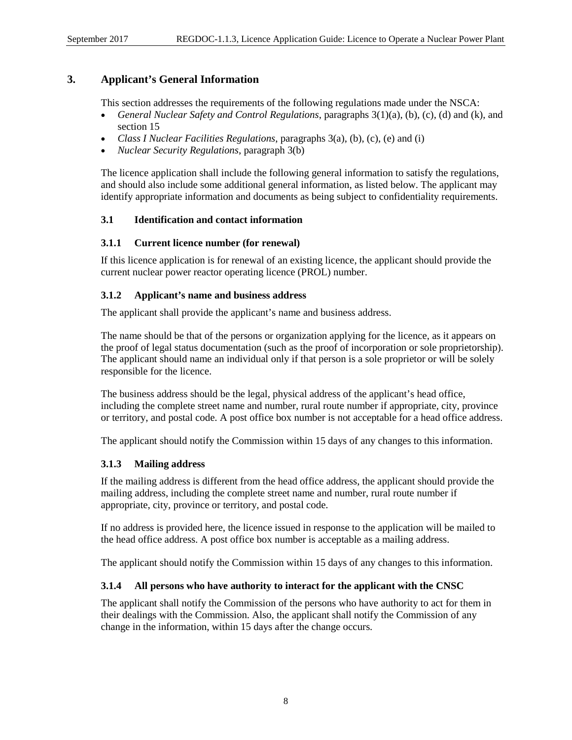# 3. Applicant's General Information

This section addresses the requirements of the following regulations made under the NSCA:

- *General Nuclear Safety and Control Regulations*, paragraphs 3(1)(a), (b), (c), (d) and (k), and section 15
- *Class I Nuclear Facilities Regulations*, paragraphs 3(a), (b), (c), (e) and (i)
- *Nuclear Security Regulations*, paragraph 3(b)

The licence application shall include the following general information to satisfy the regulations, and should also include some additional general information, as listed below. The applicant may identify appropriate information and documents as being subject to confidentiality requirements.

## 3.1 Identification and contact information

### 3.1.1 Current licence number (for renewal)

If this licence application is for renewal of an existing licence, the applicant should provide the current nuclear power reactor operating licence (PROL) number.

### 3.1.2 Applicant's name and business address

The applicant shall provide the applicant's name and business address.

The name should be that of the persons or organization applying for the licence, as it appears on the proof of legal status documentation (such as the proof of incorporation or sole proprietorship). The applicant should name an individual only if that person is a sole proprietor or will be solely responsible for the licence.

The business address should be the legal, physical address of the applicant's head office, including the complete street name and number, rural route number if appropriate, city, province or territory, and postal code. A post office box number is not acceptable for a head office address.

The applicant should notify the Commission within 15 days of any changes to this information.

### 3.1.3 Mailing address

If the mailing address is different from the head office address, the applicant should provide the mailing address, including the complete street name and number, rural route number if appropriate, city, province or territory, and postal code.

If no address is provided here, the licence issued in response to the application will be mailed to the head office address. A post office box number is acceptable as a mailing address.

The applicant should notify the Commission within 15 days of any changes to this information.

### 3.1.4 All persons who have authority to interact for the applicant with the CNSC

The applicant shall notify the Commission of the persons who have authority to act for them in their dealings with the Commission. Also, the applicant shall notify the Commission of any change in the information, within 15 days after the change occurs.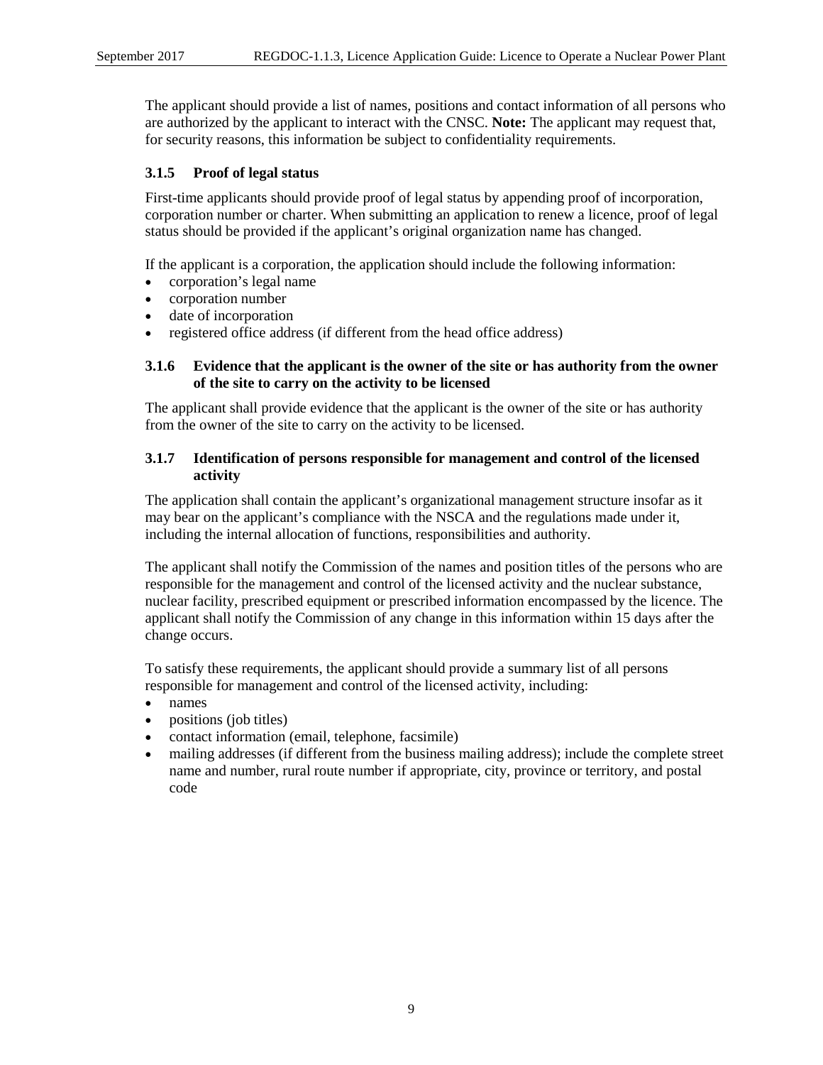The applicant should provide a list of names, positions and contact information of all persons who are authorized by the applicant to interact with the CNSC. **Note:** The applicant may request that, for security reasons, this information be subject to confidentiality requirements.

### 3.1.5 Proof of legal status

First-time applicants should provide proof of legal status by appending proof of incorporation, corporation number or charter. When submitting an application to renew a licence, proof of legal status should be provided if the applicant's original organization name has changed.

If the applicant is a corporation, the application should include the following information:

- corporation's legal name
- corporation number
- date of incorporation
- registered office address (if different from the head office address)

### 3.1.6 Evidence that the applicant is the owner of the site or has authority from the owner of the site to carry on the activity to be licensed

The applicant shall provide evidence that the applicant is the owner of the site or has authority from the owner of the site to carry on the activity to be licensed.

### 3.1.7 Identification of persons responsible for management and control of the licensed activity

The application shall contain the applicant's organizational management structure insofar as it may bear on the applicant's compliance with the NSCA and the regulations made under it, including the internal allocation of functions, responsibilities and authority.

The applicant shall notify the Commission of the names and position titles of the persons who are responsible for the management and control of the licensed activity and the nuclear substance, nuclear facility, prescribed equipment or prescribed information encompassed by the licence. The applicant shall notify the Commission of any change in this information within 15 days after the change occurs.

To satisfy these requirements, the applicant should provide a summary list of all persons responsible for management and control of the licensed activity, including:

- names
- positions (job titles)
- contact information (email, telephone, facsimile)
- mailing addresses (if different from the business mailing address); include the complete street name and number, rural route number if appropriate, city, province or territory, and postal code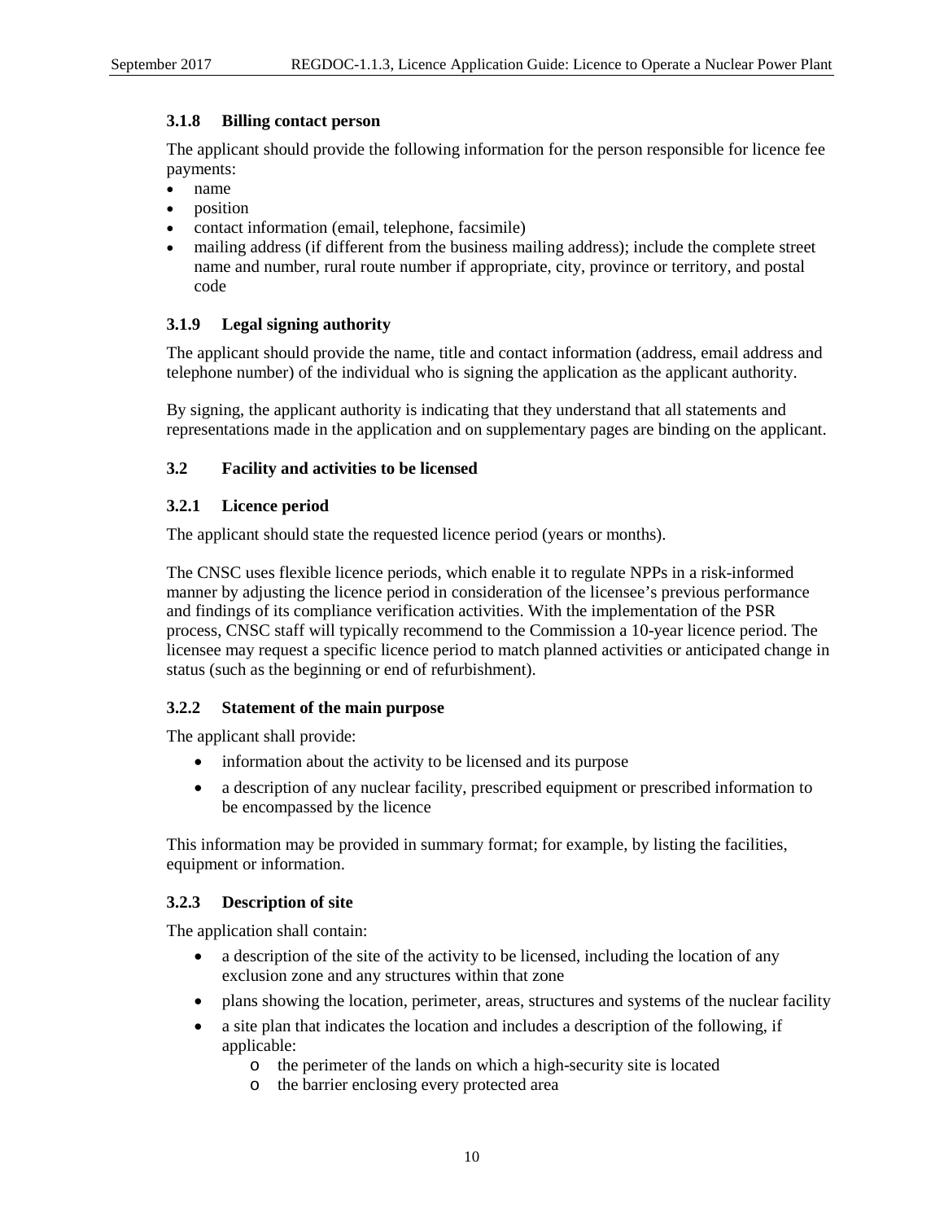### 3.1.8 Billing contact person

The applicant should provide the following information for the person responsible for licence fee payments:

- name
- position
- contact information (email, telephone, facsimile)
- mailing address (if different from the business mailing address); include the complete street name and number, rural route number if appropriate, city, province or territory, and postal code

### 3.1.9 Legal signing authority

The applicant should provide the name, title and contact information (address, email address and telephone number) of the individual who is signing the application as the applicant authority.

By signing, the applicant authority is indicating that they understand that all statements and representations made in the application and on supplementary pages are binding on the applicant.

## 3.2 Facility and activities to be licensed

### 3.2.1 Licence period

The applicant should state the requested licence period (years or months).

The CNSC uses flexible licence periods, which enable it to regulate NPPs in a risk-informed manner by adjusting the licence period in consideration of the licensee's previous performance and findings of its compliance verification activities. With the implementation of the PSR process, CNSC staff will typically recommend to the Commission a 10-year licence period. The licensee may request a specific licence period to match planned activities or anticipated change in status (such as the beginning or end of refurbishment).

### 3.2.2 Statement of the main purpose

The applicant shall provide:

- information about the activity to be licensed and its purpose
- a description of any nuclear facility, prescribed equipment or prescribed information to be encompassed by the licence

This information may be provided in summary format; for example, by listing the facilities, equipment or information.

### 3.2.3 Description of site

The application shall contain:

- a description of the site of the activity to be licensed, including the location of any exclusion zone and any structures within that zone
- plans showing the location, perimeter, areas, structures and systems of the nuclear facility
- a site plan that indicates the location and includes a description of the following, if applicable:
  - the perimeter of the lands on which a high-security site is located
  - the barrier enclosing every protected area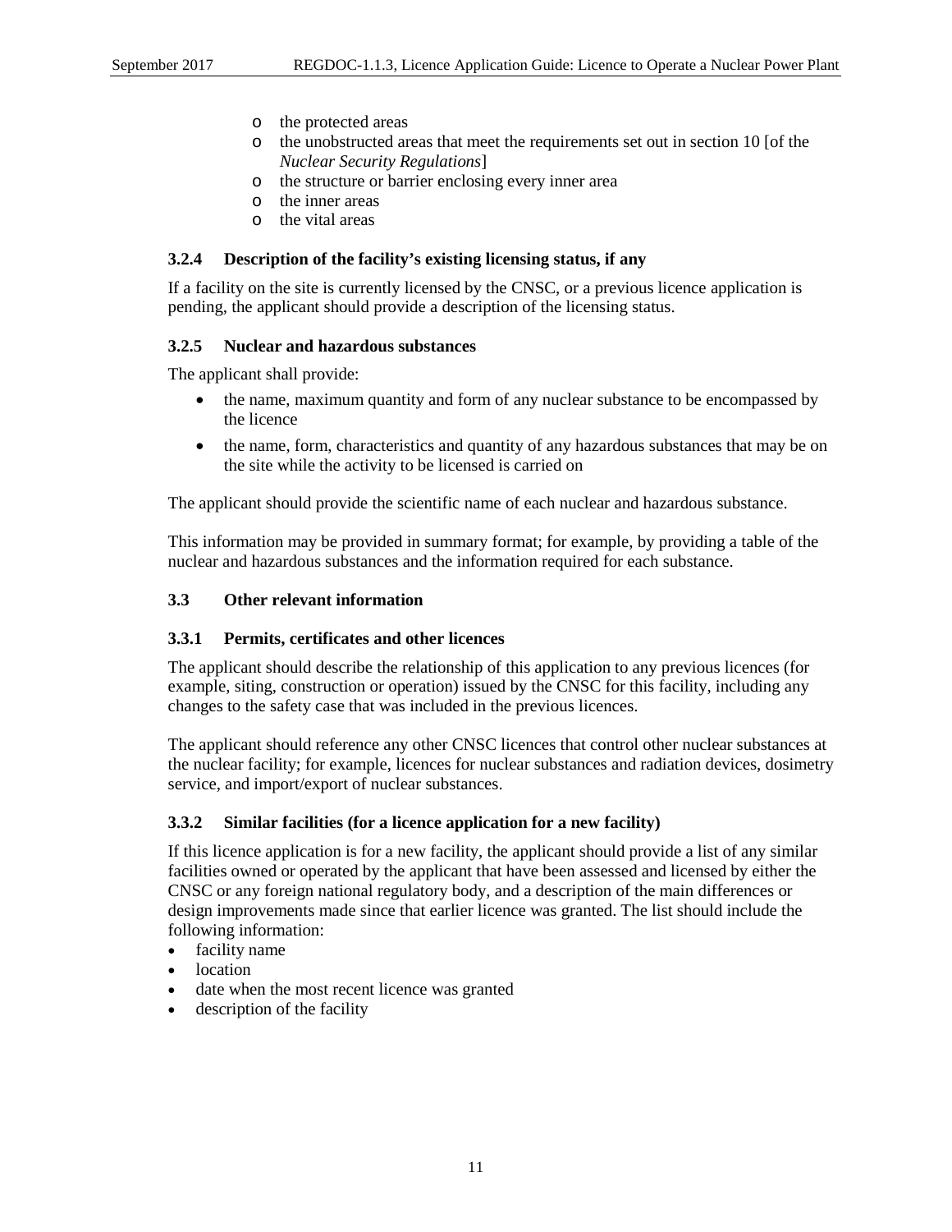- the protected areas
  - the unobstructed areas that meet the requirements set out in section 10 [of the *Nuclear Security Regulations*]
  - the structure or barrier enclosing every inner area
  - the inner areas
  - the vital areas

### 3.2.4 Description of the facility's existing licensing status, if any

If a facility on the site is currently licensed by the CNSC, or a previous licence application is pending, the applicant should provide a description of the licensing status.

### 3.2.5 Nuclear and hazardous substances

The applicant shall provide:

- the name, maximum quantity and form of any nuclear substance to be encompassed by the licence
- the name, form, characteristics and quantity of any hazardous substances that may be on the site while the activity to be licensed is carried on

The applicant should provide the scientific name of each nuclear and hazardous substance.

This information may be provided in summary format; for example, by providing a table of the nuclear and hazardous substances and the information required for each substance.

## 3.3 Other relevant information

### 3.3.1 Permits, certificates and other licences

The applicant should describe the relationship of this application to any previous licences (for example, siting, construction or operation) issued by the CNSC for this facility, including any changes to the safety case that was included in the previous licences.

The applicant should reference any other CNSC licences that control other nuclear substances at the nuclear facility; for example, licences for nuclear substances and radiation devices, dosimetry service, and import/export of nuclear substances.

### 3.3.2 Similar facilities (for a licence application for a new facility)

If this licence application is for a new facility, the applicant should provide a list of any similar facilities owned or operated by the applicant that have been assessed and licensed by either the CNSC or any foreign national regulatory body, and a description of the main differences or design improvements made since that earlier licence was granted. The list should include the following information:

- facility name
- location
- date when the most recent licence was granted
- description of the facility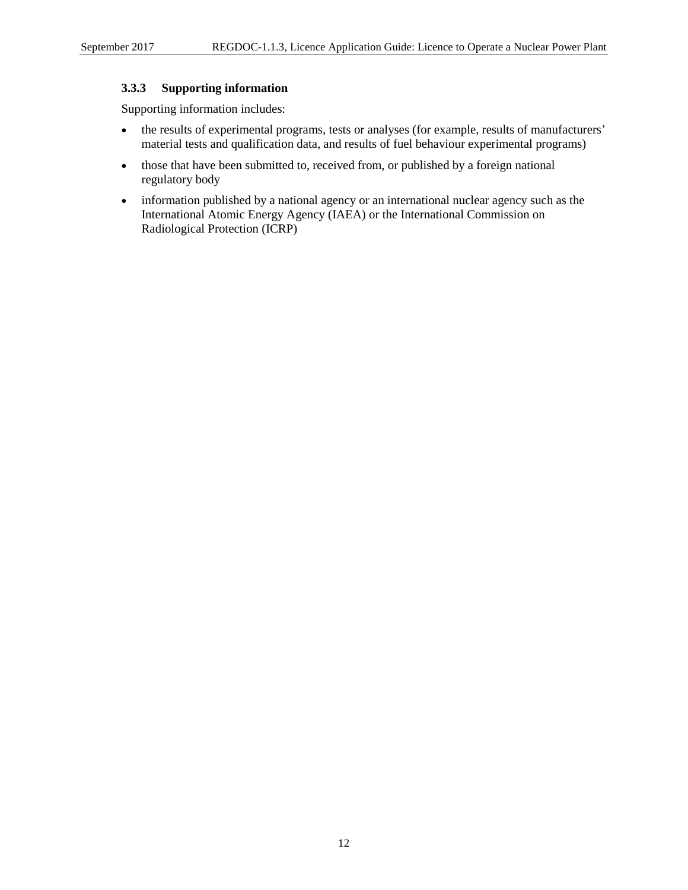### 3.3.3 Supporting information

Supporting information includes:

- the results of experimental programs, tests or analyses (for example, results of manufacturers' material tests and qualification data, and results of fuel behaviour experimental programs)
- those that have been submitted to, received from, or published by a foreign national regulatory body
- information published by a national agency or an international nuclear agency such as the International Atomic Energy Agency (IAEA) or the International Commission on Radiological Protection (ICRP)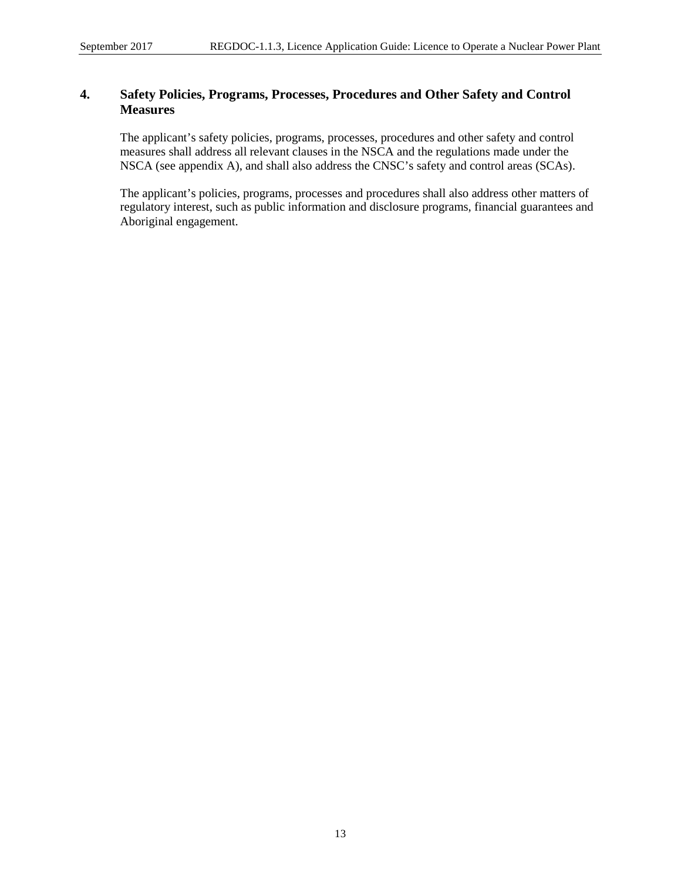# 4. Safety Policies, Programs, Processes, Procedures and Other Safety and Control Measures

The applicant's safety policies, programs, processes, procedures and other safety and control measures shall address all relevant clauses in the NSCA and the regulations made under the NSCA (see appendix A), and shall also address the CNSC's safety and control areas (SCAs).

The applicant's policies, programs, processes and procedures shall also address other matters of regulatory interest, such as public information and disclosure programs, financial guarantees and Aboriginal engagement.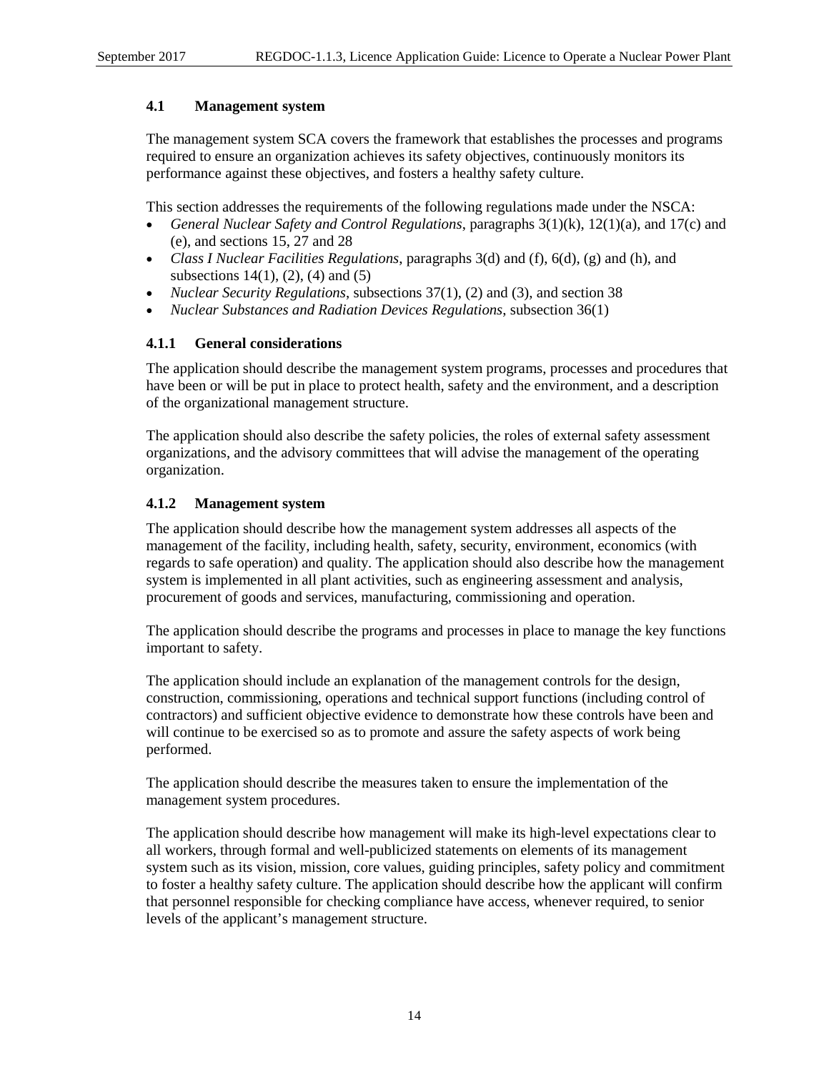### 4.1 Management system

The management system SCA covers the framework that establishes the processes and programs required to ensure an organization achieves its safety objectives, continuously monitors its performance against these objectives, and fosters a healthy safety culture.

This section addresses the requirements of the following regulations made under the NSCA:

- *General Nuclear Safety and Control Regulations*, paragraphs 3(1)(k), 12(1)(a), and 17(c) and (e), and sections 15, 27 and 28
- *Class I Nuclear Facilities Regulations*, paragraphs 3(d) and (f), 6(d), (g) and (h), and subsections 14(1), (2), (4) and (5)
- *Nuclear Security Regulations*, subsections 37(1), (2) and (3), and section 38
- *Nuclear Substances and Radiation Devices Regulations*, subsection 36(1)

#### 4.1.1 General considerations

The application should describe the management system programs, processes and procedures that have been or will be put in place to protect health, safety and the environment, and a description of the organizational management structure.

The application should also describe the safety policies, the roles of external safety assessment organizations, and the advisory committees that will advise the management of the operating organization.

#### 4.1.2 Management system

The application should describe how the management system addresses all aspects of the management of the facility, including health, safety, security, environment, economics (with regards to safe operation) and quality. The application should also describe how the management system is implemented in all plant activities, such as engineering assessment and analysis, procurement of goods and services, manufacturing, commissioning and operation.

The application should describe the programs and processes in place to manage the key functions important to safety.

The application should include an explanation of the management controls for the design, construction, commissioning, operations and technical support functions (including control of contractors) and sufficient objective evidence to demonstrate how these controls have been and will continue to be exercised so as to promote and assure the safety aspects of work being performed.

The application should describe the measures taken to ensure the implementation of the management system procedures.

The application should describe how management will make its high-level expectations clear to all workers, through formal and well-publicized statements on elements of its management system such as its vision, mission, core values, guiding principles, safety policy and commitment to foster a healthy safety culture. The application should describe how the applicant will confirm that personnel responsible for checking compliance have access, whenever required, to senior levels of the applicant's management structure.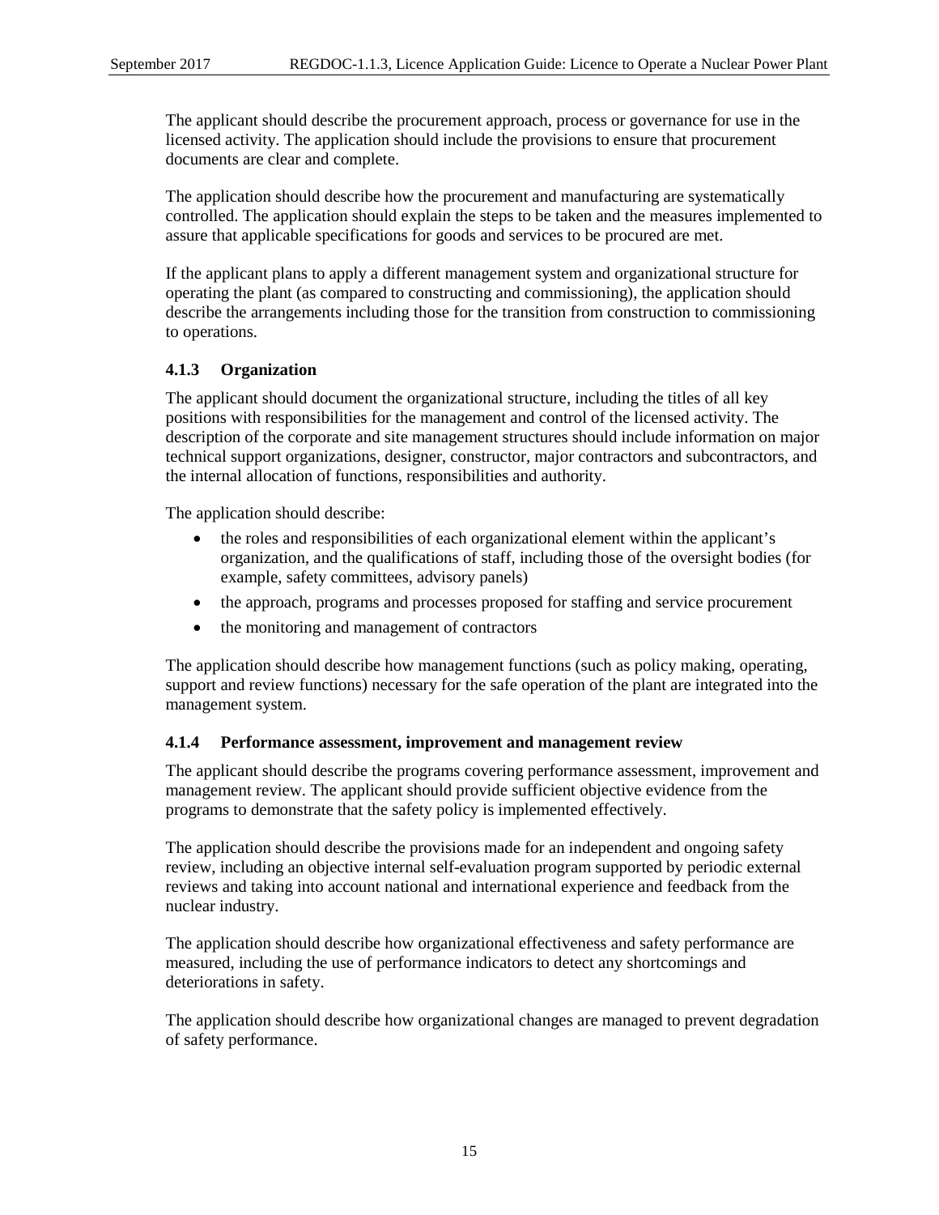The applicant should describe the procurement approach, process or governance for use in the licensed activity. The application should include the provisions to ensure that procurement documents are clear and complete.

The application should describe how the procurement and manufacturing are systematically controlled. The application should explain the steps to be taken and the measures implemented to assure that applicable specifications for goods and services to be procured are met.

If the applicant plans to apply a different management system and organizational structure for operating the plant (as compared to constructing and commissioning), the application should describe the arrangements including those for the transition from construction to commissioning to operations.

### 4.1.3 Organization

The applicant should document the organizational structure, including the titles of all key positions with responsibilities for the management and control of the licensed activity. The description of the corporate and site management structures should include information on major technical support organizations, designer, constructor, major contractors and subcontractors, and the internal allocation of functions, responsibilities and authority.

The application should describe:

- the roles and responsibilities of each organizational element within the applicant's organization, and the qualifications of staff, including those of the oversight bodies (for example, safety committees, advisory panels)
- the approach, programs and processes proposed for staffing and service procurement
- the monitoring and management of contractors

The application should describe how management functions (such as policy making, operating, support and review functions) necessary for the safe operation of the plant are integrated into the management system.

### 4.1.4 Performance assessment, improvement and management review

The applicant should describe the programs covering performance assessment, improvement and management review. The applicant should provide sufficient objective evidence from the programs to demonstrate that the safety policy is implemented effectively.

The application should describe the provisions made for an independent and ongoing safety review, including an objective internal self-evaluation program supported by periodic external reviews and taking into account national and international experience and feedback from the nuclear industry.

The application should describe how organizational effectiveness and safety performance are measured, including the use of performance indicators to detect any shortcomings and deteriorations in safety.

The application should describe how organizational changes are managed to prevent degradation of safety performance.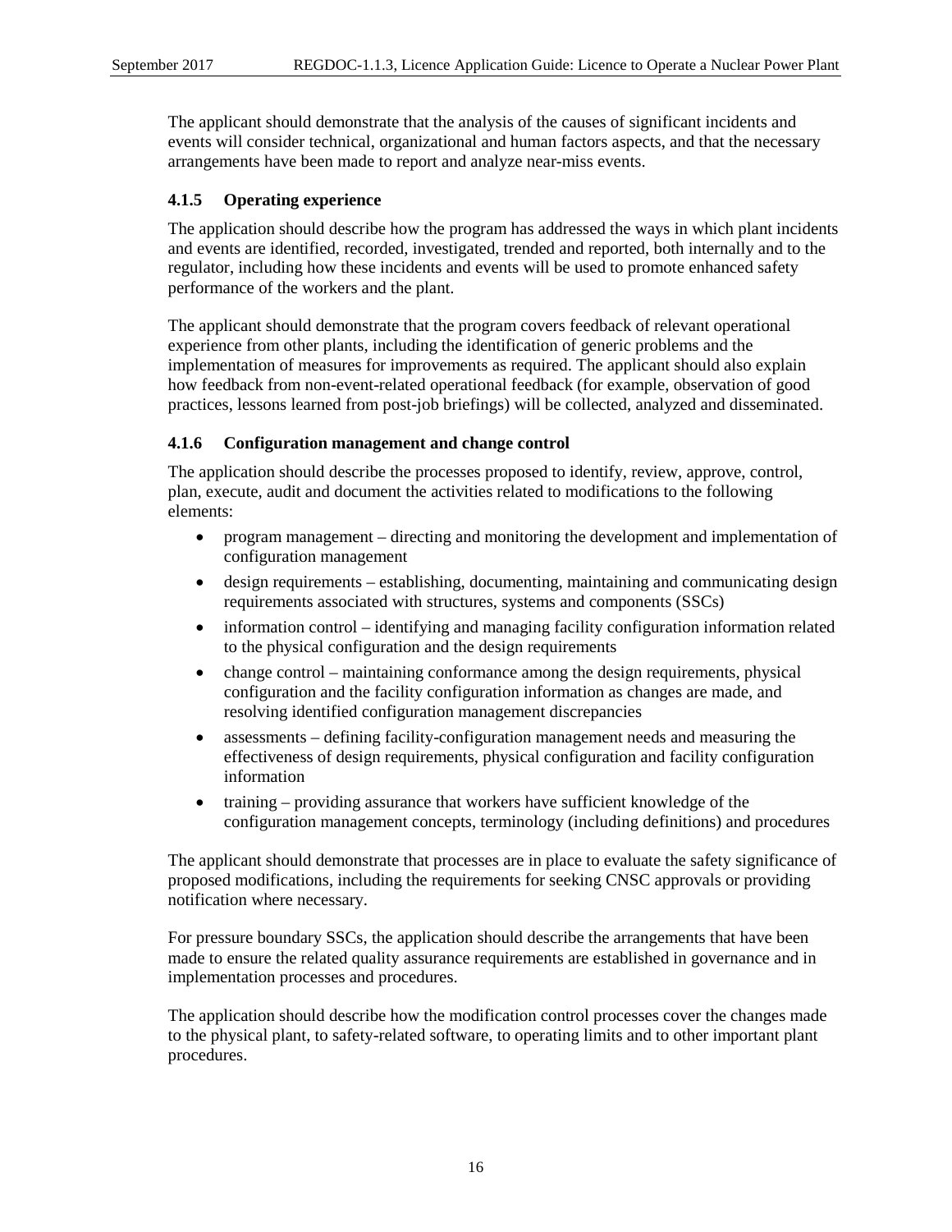The applicant should demonstrate that the analysis of the causes of significant incidents and events will consider technical, organizational and human factors aspects, and that the necessary arrangements have been made to report and analyze near-miss events.

### 4.1.5 Operating experience

The application should describe how the program has addressed the ways in which plant incidents and events are identified, recorded, investigated, trended and reported, both internally and to the regulator, including how these incidents and events will be used to promote enhanced safety performance of the workers and the plant.

The applicant should demonstrate that the program covers feedback of relevant operational experience from other plants, including the identification of generic problems and the implementation of measures for improvements as required. The applicant should also explain how feedback from non-event-related operational feedback (for example, observation of good practices, lessons learned from post-job briefings) will be collected, analyzed and disseminated.

### 4.1.6 Configuration management and change control

The application should describe the processes proposed to identify, review, approve, control, plan, execute, audit and document the activities related to modifications to the following elements:

- program management – directing and monitoring the development and implementation of configuration management
- design requirements – establishing, documenting, maintaining and communicating design requirements associated with structures, systems and components (SSCs)
- information control – identifying and managing facility configuration information related to the physical configuration and the design requirements
- change control – maintaining conformance among the design requirements, physical configuration and the facility configuration information as changes are made, and resolving identified configuration management discrepancies
- assessments – defining facility-configuration management needs and measuring the effectiveness of design requirements, physical configuration and facility configuration information
- training – providing assurance that workers have sufficient knowledge of the configuration management concepts, terminology (including definitions) and procedures

The applicant should demonstrate that processes are in place to evaluate the safety significance of proposed modifications, including the requirements for seeking CNSC approvals or providing notification where necessary.

For pressure boundary SSCs, the application should describe the arrangements that have been made to ensure the related quality assurance requirements are established in governance and in implementation processes and procedures.

The application should describe how the modification control processes cover the changes made to the physical plant, to safety-related software, to operating limits and to other important plant procedures.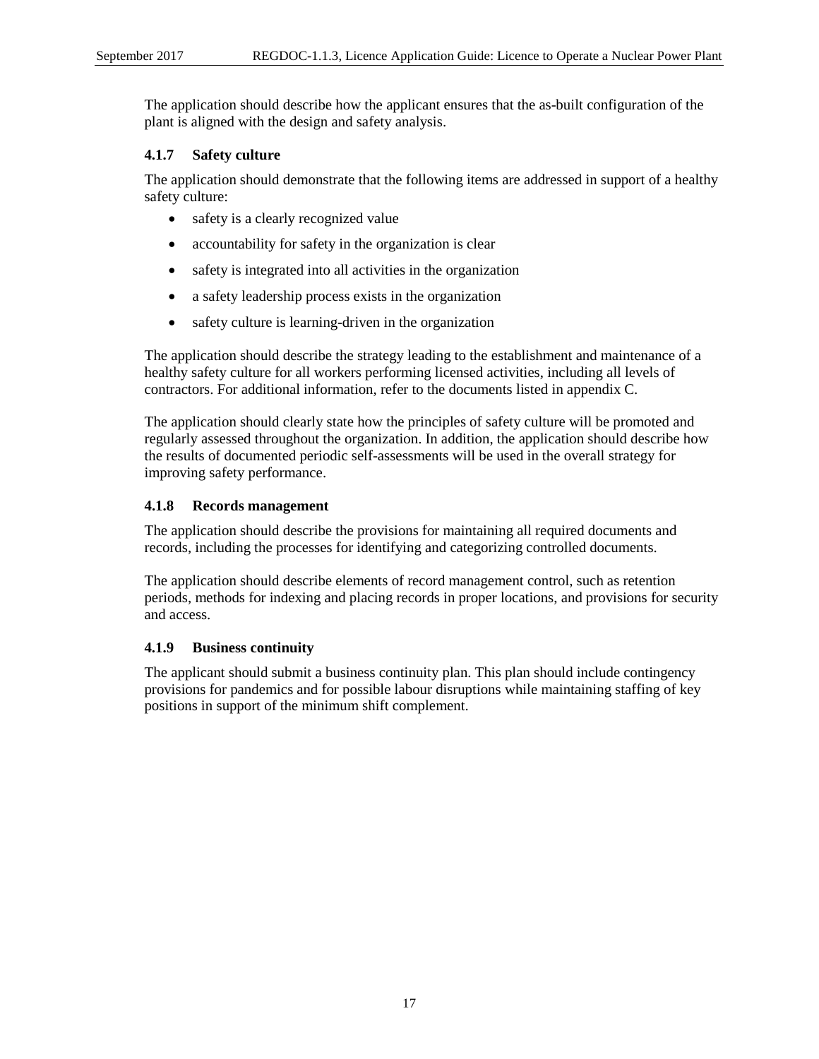The application should describe how the applicant ensures that the as-built configuration of the plant is aligned with the design and safety analysis.

### 4.1.7 Safety culture

The application should demonstrate that the following items are addressed in support of a healthy safety culture:

- safety is a clearly recognized value
- accountability for safety in the organization is clear
- safety is integrated into all activities in the organization
- a safety leadership process exists in the organization
- safety culture is learning-driven in the organization

The application should describe the strategy leading to the establishment and maintenance of a healthy safety culture for all workers performing licensed activities, including all levels of contractors. For additional information, refer to the documents listed in appendix C.

The application should clearly state how the principles of safety culture will be promoted and regularly assessed throughout the organization. In addition, the application should describe how the results of documented periodic self-assessments will be used in the overall strategy for improving safety performance.

### 4.1.8 Records management

The application should describe the provisions for maintaining all required documents and records, including the processes for identifying and categorizing controlled documents.

The application should describe elements of record management control, such as retention periods, methods for indexing and placing records in proper locations, and provisions for security and access.

### 4.1.9 Business continuity

The applicant should submit a business continuity plan. This plan should include contingency provisions for pandemics and for possible labour disruptions while maintaining staffing of key positions in support of the minimum shift complement.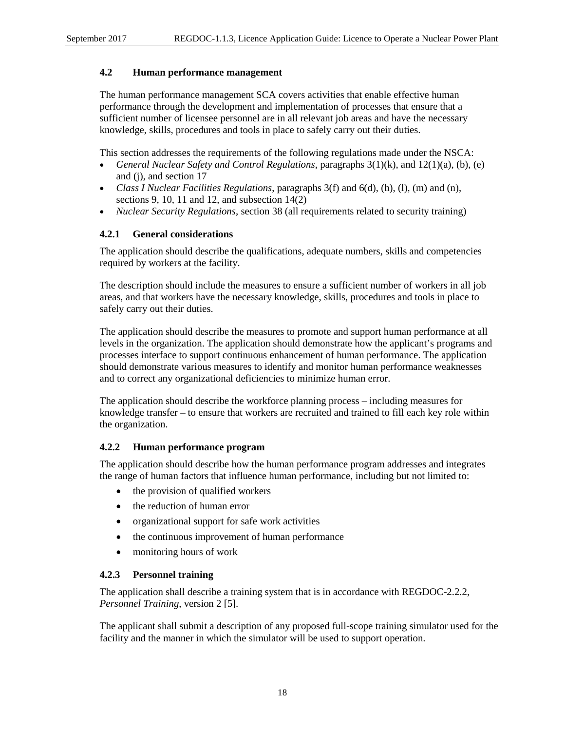### 4.2 Human performance management

The human performance management SCA covers activities that enable effective human performance through the development and implementation of processes that ensure that a sufficient number of licensee personnel are in all relevant job areas and have the necessary knowledge, skills, procedures and tools in place to safely carry out their duties.

This section addresses the requirements of the following regulations made under the NSCA:

- *General Nuclear Safety and Control Regulations*, paragraphs 3(1)(k), and 12(1)(a), (b), (e) and (j), and section 17
- *Class I Nuclear Facilities Regulations*, paragraphs 3(f) and 6(d), (h), (l), (m) and (n), sections 9, 10, 11 and 12, and subsection 14(2)
- *Nuclear Security Regulations*, section 38 (all requirements related to security training)

#### 4.2.1 General considerations

The application should describe the qualifications, adequate numbers, skills and competencies required by workers at the facility.

The description should include the measures to ensure a sufficient number of workers in all job areas, and that workers have the necessary knowledge, skills, procedures and tools in place to safely carry out their duties.

The application should describe the measures to promote and support human performance at all levels in the organization. The application should demonstrate how the applicant's programs and processes interface to support continuous enhancement of human performance. The application should demonstrate various measures to identify and monitor human performance weaknesses and to correct any organizational deficiencies to minimize human error.

The application should describe the workforce planning process – including measures for knowledge transfer – to ensure that workers are recruited and trained to fill each key role within the organization.

#### 4.2.2 Human performance program

The application should describe how the human performance program addresses and integrates the range of human factors that influence human performance, including but not limited to:

- the provision of qualified workers
- the reduction of human error
- organizational support for safe work activities
- the continuous improvement of human performance
- monitoring hours of work

#### 4.2.3 Personnel training

The application shall describe a training system that is in accordance with REGDOC-2.2.2, *Personnel Training*, version 2 [5].

The applicant shall submit a description of any proposed full-scope training simulator used for the facility and the manner in which the simulator will be used to support operation.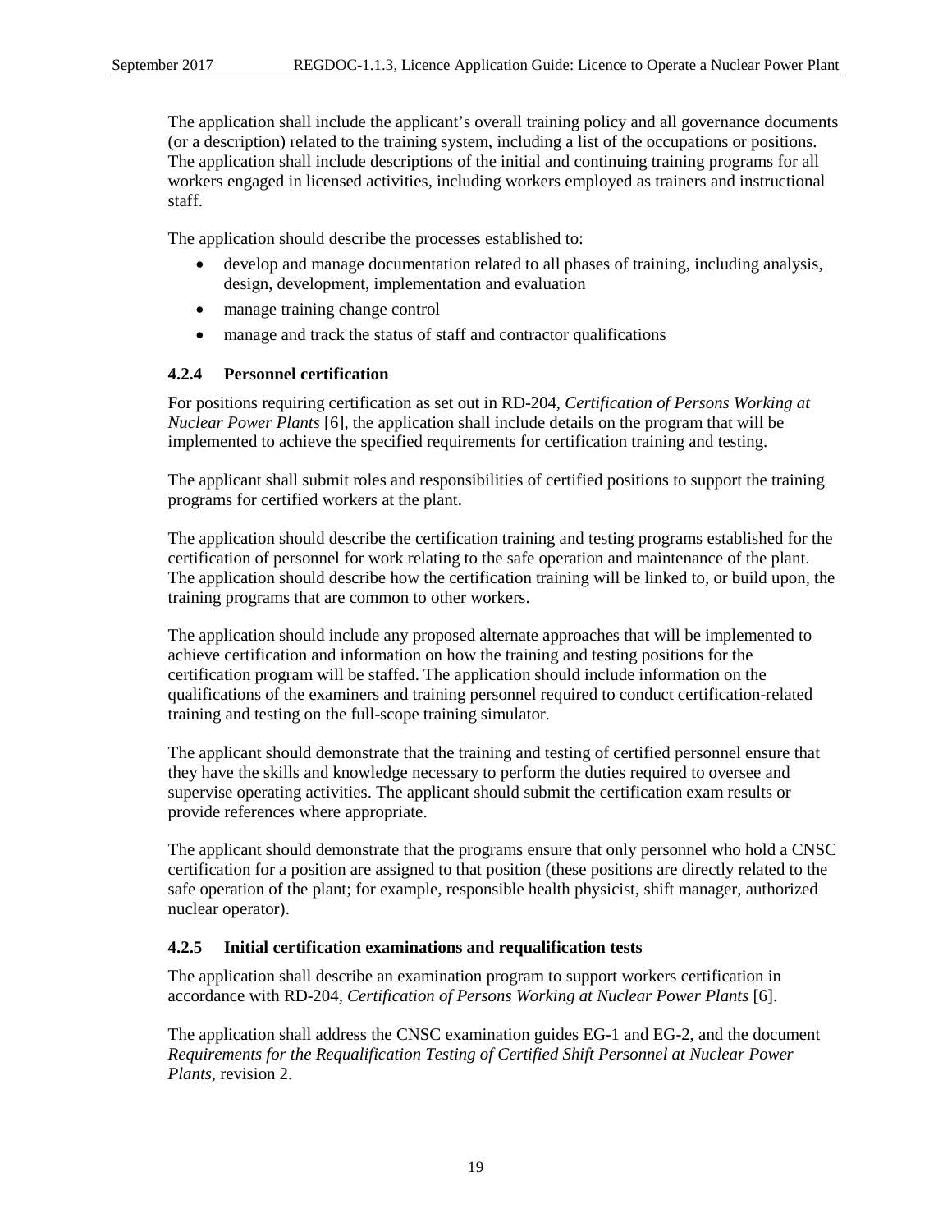The application shall include the applicant's overall training policy and all governance documents (or a description) related to the training system, including a list of the occupations or positions. The application shall include descriptions of the initial and continuing training programs for all workers engaged in licensed activities, including workers employed as trainers and instructional staff.

The application should describe the processes established to:

- develop and manage documentation related to all phases of training, including analysis, design, development, implementation and evaluation
- manage training change control
- manage and track the status of staff and contractor qualifications

### 4.2.4 Personnel certification

For positions requiring certification as set out in RD-204, *Certification of Persons Working at Nuclear Power Plants* [6], the application shall include details on the program that will be implemented to achieve the specified requirements for certification training and testing.

The applicant shall submit roles and responsibilities of certified positions to support the training programs for certified workers at the plant.

The application should describe the certification training and testing programs established for the certification of personnel for work relating to the safe operation and maintenance of the plant. The application should describe how the certification training will be linked to, or build upon, the training programs that are common to other workers.

The application should include any proposed alternate approaches that will be implemented to achieve certification and information on how the training and testing positions for the certification program will be staffed. The application should include information on the qualifications of the examiners and training personnel required to conduct certification-related training and testing on the full-scope training simulator.

The applicant should demonstrate that the training and testing of certified personnel ensure that they have the skills and knowledge necessary to perform the duties required to oversee and supervise operating activities. The applicant should submit the certification exam results or provide references where appropriate.

The applicant should demonstrate that the programs ensure that only personnel who hold a CNSC certification for a position are assigned to that position (these positions are directly related to the safe operation of the plant; for example, responsible health physicist, shift manager, authorized nuclear operator).

### 4.2.5 Initial certification examinations and requalification tests

The application shall describe an examination program to support workers certification in accordance with RD-204, *Certification of Persons Working at Nuclear Power Plants* [6].

The application shall address the CNSC examination guides EG-1 and EG-2, and the document *Requirements for the Requalification Testing of Certified Shift Personnel at Nuclear Power Plants*, revision 2.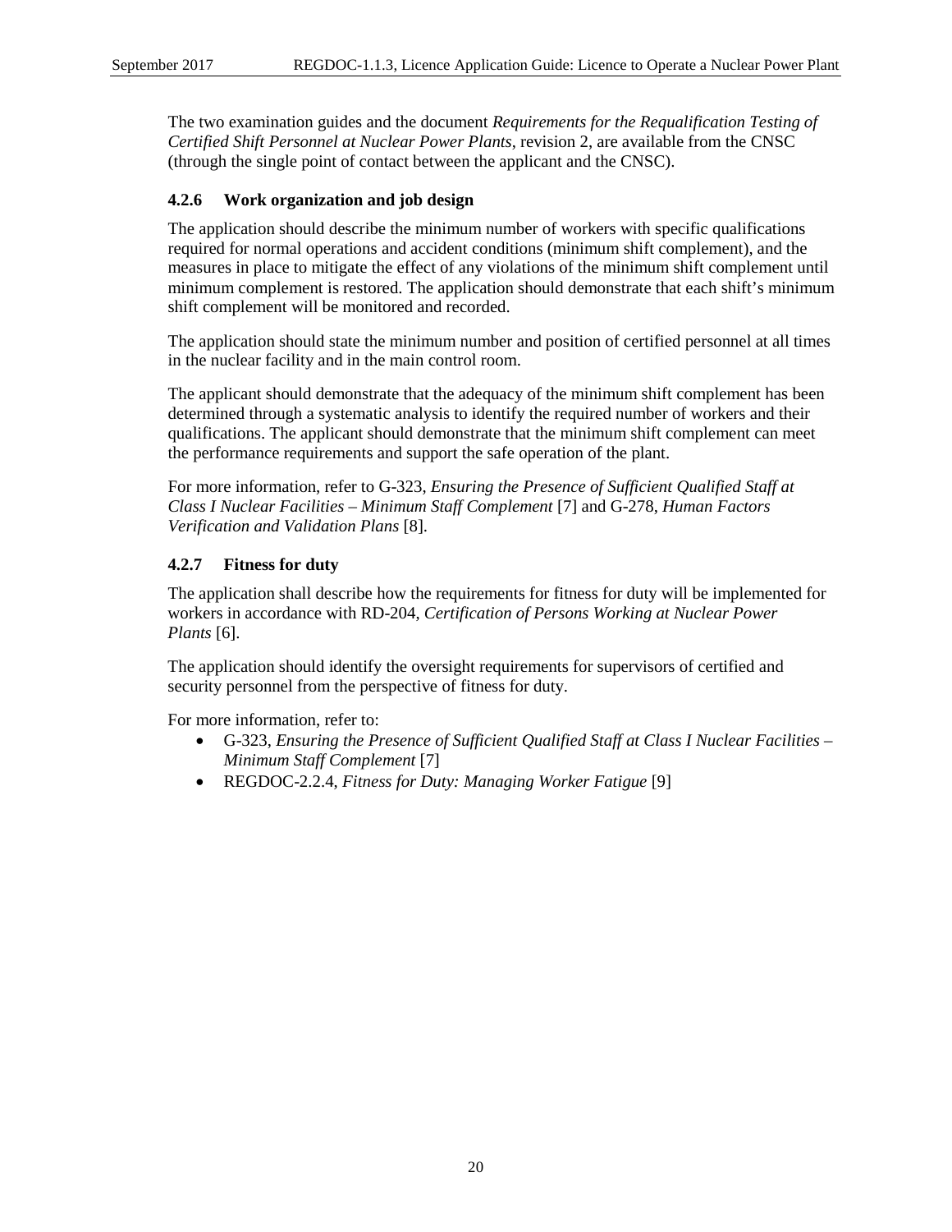The two examination guides and the document *Requirements for the Requalification Testing of Certified Shift Personnel at Nuclear Power Plants*, revision 2, are available from the CNSC (through the single point of contact between the applicant and the CNSC).

### 4.2.6 Work organization and job design

The application should describe the minimum number of workers with specific qualifications required for normal operations and accident conditions (minimum shift complement), and the measures in place to mitigate the effect of any violations of the minimum shift complement until minimum complement is restored. The application should demonstrate that each shift's minimum shift complement will be monitored and recorded.

The application should state the minimum number and position of certified personnel at all times in the nuclear facility and in the main control room.

The applicant should demonstrate that the adequacy of the minimum shift complement has been determined through a systematic analysis to identify the required number of workers and their qualifications. The applicant should demonstrate that the minimum shift complement can meet the performance requirements and support the safe operation of the plant.

For more information, refer to G-323, *Ensuring the Presence of Sufficient Qualified Staff at Class I Nuclear Facilities – Minimum Staff Complement* [7] and G-278, *Human Factors Verification and Validation Plans* [8].

### 4.2.7 Fitness for duty

The application shall describe how the requirements for fitness for duty will be implemented for workers in accordance with RD-204, *Certification of Persons Working at Nuclear Power Plants* [6].

The application should identify the oversight requirements for supervisors of certified and security personnel from the perspective of fitness for duty.

For more information, refer to:

- G-323, *Ensuring the Presence of Sufficient Qualified Staff at Class I Nuclear Facilities – Minimum Staff Complement* [7]
- REGDOC-2.2.4, *Fitness for Duty: Managing Worker Fatigue* [9]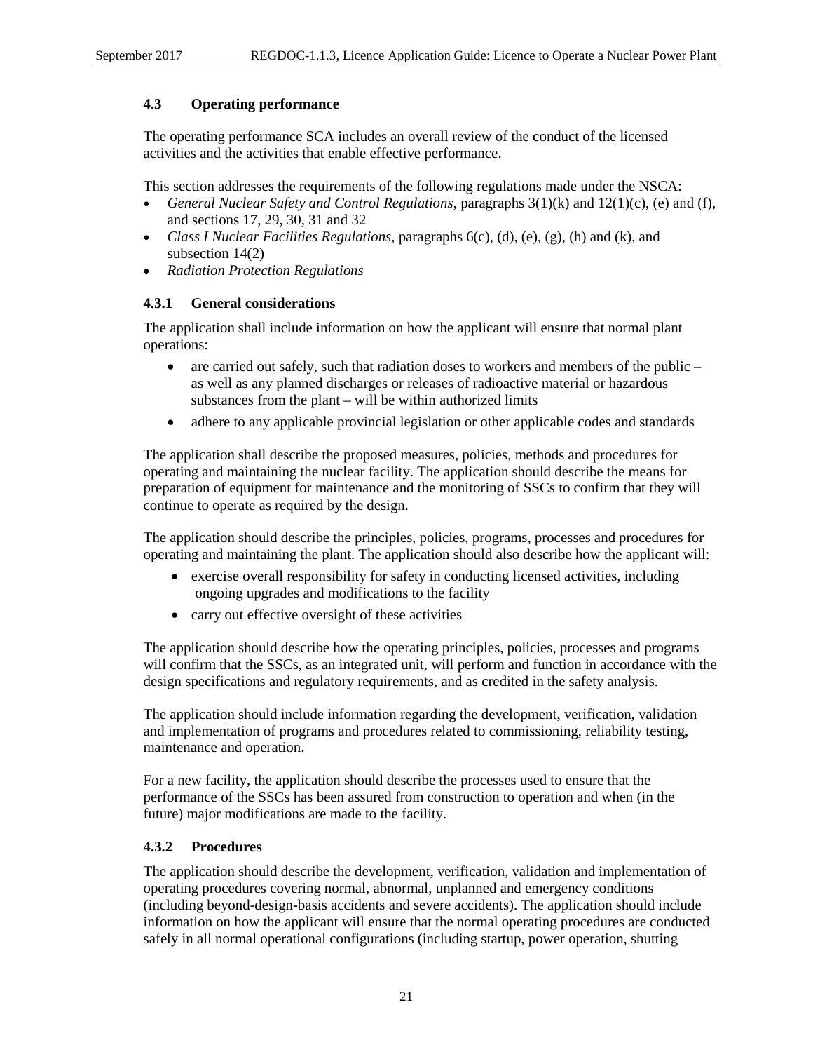### 4.3 Operating performance

The operating performance SCA includes an overall review of the conduct of the licensed activities and the activities that enable effective performance.

This section addresses the requirements of the following regulations made under the NSCA:

- *General Nuclear Safety and Control Regulations*, paragraphs 3(1)(k) and 12(1)(c), (e) and (f), and sections 17, 29, 30, 31 and 32
- *Class I Nuclear Facilities Regulations*, paragraphs 6(c), (d), (e), (g), (h) and (k), and subsection 14(2)
- *Radiation Protection Regulations*

#### 4.3.1 General considerations

The application shall include information on how the applicant will ensure that normal plant operations:

- are carried out safely, such that radiation doses to workers and members of the public – as well as any planned discharges or releases of radioactive material or hazardous substances from the plant – will be within authorized limits
- adhere to any applicable provincial legislation or other applicable codes and standards

The application shall describe the proposed measures, policies, methods and procedures for operating and maintaining the nuclear facility. The application should describe the means for preparation of equipment for maintenance and the monitoring of SSCs to confirm that they will continue to operate as required by the design.

The application should describe the principles, policies, programs, processes and procedures for operating and maintaining the plant. The application should also describe how the applicant will:

- exercise overall responsibility for safety in conducting licensed activities, including ongoing upgrades and modifications to the facility
- carry out effective oversight of these activities

The application should describe how the operating principles, policies, processes and programs will confirm that the SSCs, as an integrated unit, will perform and function in accordance with the design specifications and regulatory requirements, and as credited in the safety analysis.

The application should include information regarding the development, verification, validation and implementation of programs and procedures related to commissioning, reliability testing, maintenance and operation.

For a new facility, the application should describe the processes used to ensure that the performance of the SSCs has been assured from construction to operation and when (in the future) major modifications are made to the facility.

#### 4.3.2 Procedures

The application should describe the development, verification, validation and implementation of operating procedures covering normal, abnormal, unplanned and emergency conditions (including beyond-design-basis accidents and severe accidents). The application should include information on how the applicant will ensure that the normal operating procedures are conducted safely in all normal operational configurations (including startup, power operation, shutting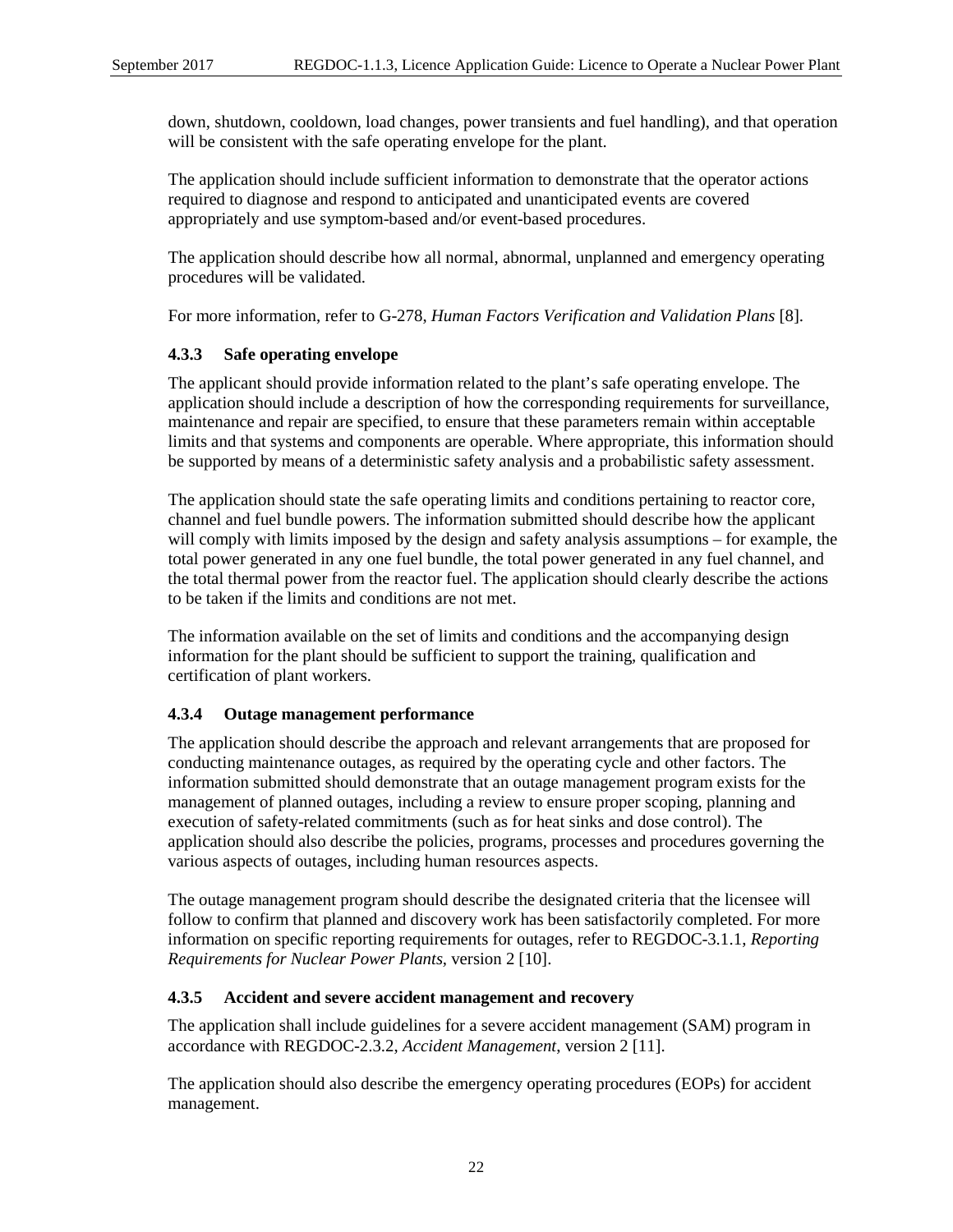down, shutdown, cooldown, load changes, power transients and fuel handling), and that operation will be consistent with the safe operating envelope for the plant.

The application should include sufficient information to demonstrate that the operator actions required to diagnose and respond to anticipated and unanticipated events are covered appropriately and use symptom-based and/or event-based procedures.

The application should describe how all normal, abnormal, unplanned and emergency operating procedures will be validated.

For more information, refer to G-278, *Human Factors Verification and Validation Plans* [8].

### 4.3.3 Safe operating envelope

The applicant should provide information related to the plant's safe operating envelope. The application should include a description of how the corresponding requirements for surveillance, maintenance and repair are specified, to ensure that these parameters remain within acceptable limits and that systems and components are operable. Where appropriate, this information should be supported by means of a deterministic safety analysis and a probabilistic safety assessment.

The application should state the safe operating limits and conditions pertaining to reactor core, channel and fuel bundle powers. The information submitted should describe how the applicant will comply with limits imposed by the design and safety analysis assumptions – for example, the total power generated in any one fuel bundle, the total power generated in any fuel channel, and the total thermal power from the reactor fuel. The application should clearly describe the actions to be taken if the limits and conditions are not met.

The information available on the set of limits and conditions and the accompanying design information for the plant should be sufficient to support the training, qualification and certification of plant workers.

### 4.3.4 Outage management performance

The application should describe the approach and relevant arrangements that are proposed for conducting maintenance outages, as required by the operating cycle and other factors. The information submitted should demonstrate that an outage management program exists for the management of planned outages, including a review to ensure proper scoping, planning and execution of safety-related commitments (such as for heat sinks and dose control). The application should also describe the policies, programs, processes and procedures governing the various aspects of outages, including human resources aspects.

The outage management program should describe the designated criteria that the licensee will follow to confirm that planned and discovery work has been satisfactorily completed. For more information on specific reporting requirements for outages, refer to REGDOC-3.1.1, *Reporting Requirements for Nuclear Power Plants*, version 2 [10].

### 4.3.5 Accident and severe accident management and recovery

The application shall include guidelines for a severe accident management (SAM) program in accordance with REGDOC-2.3.2, *Accident Management*, version 2 [11].

The application should also describe the emergency operating procedures (EOPs) for accident management.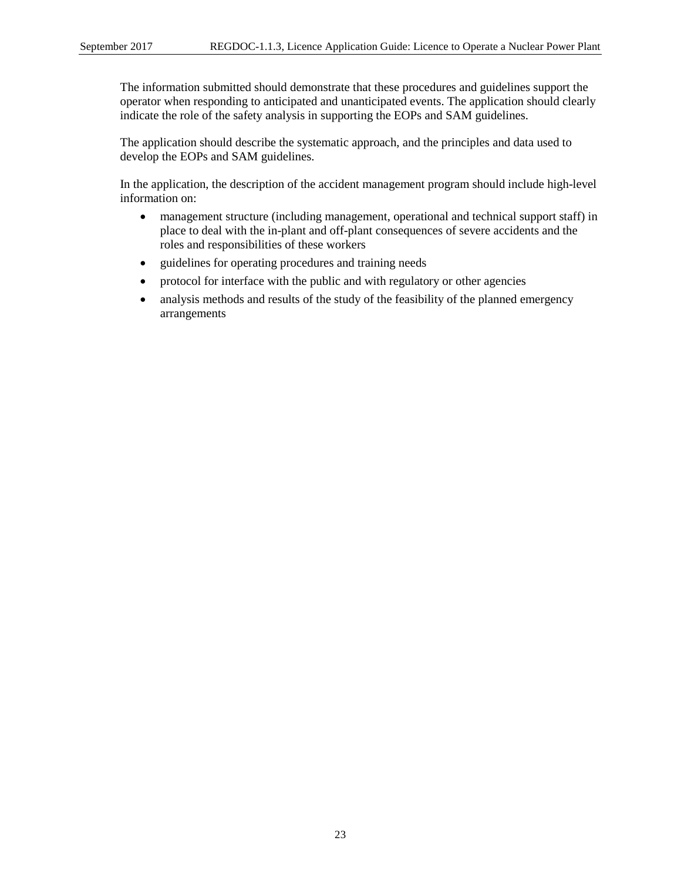The information submitted should demonstrate that these procedures and guidelines support the operator when responding to anticipated and unanticipated events. The application should clearly indicate the role of the safety analysis in supporting the EOPs and SAM guidelines.

The application should describe the systematic approach, and the principles and data used to develop the EOPs and SAM guidelines.

In the application, the description of the accident management program should include high-level information on:

- management structure (including management, operational and technical support staff) in place to deal with the in-plant and off-plant consequences of severe accidents and the roles and responsibilities of these workers
- guidelines for operating procedures and training needs
- protocol for interface with the public and with regulatory or other agencies
- analysis methods and results of the study of the feasibility of the planned emergency arrangements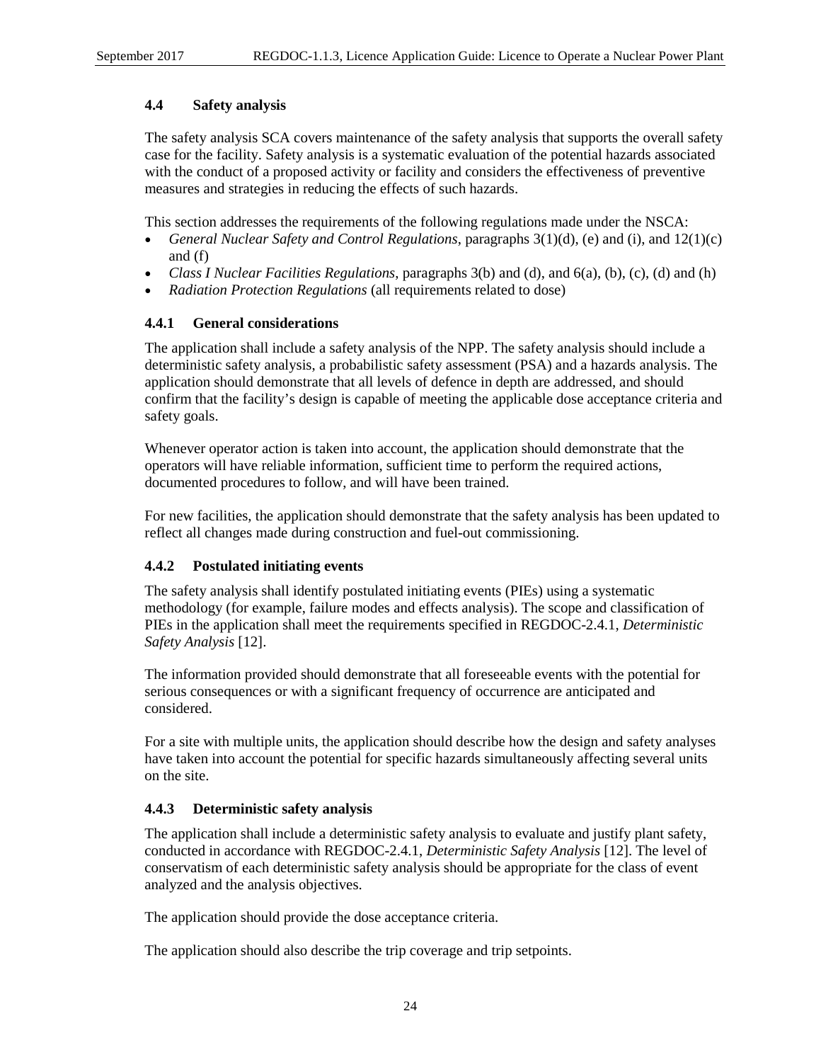### 4.4 Safety analysis

The safety analysis SCA covers maintenance of the safety analysis that supports the overall safety case for the facility. Safety analysis is a systematic evaluation of the potential hazards associated with the conduct of a proposed activity or facility and considers the effectiveness of preventive measures and strategies in reducing the effects of such hazards.

This section addresses the requirements of the following regulations made under the NSCA:

- *General Nuclear Safety and Control Regulations*, paragraphs 3(1)(d), (e) and (i), and 12(1)(c) and (f)
- *Class I Nuclear Facilities Regulations*, paragraphs 3(b) and (d), and 6(a), (b), (c), (d) and (h)
- *Radiation Protection Regulations* (all requirements related to dose)

#### 4.4.1 General considerations

The application shall include a safety analysis of the NPP. The safety analysis should include a deterministic safety analysis, a probabilistic safety assessment (PSA) and a hazards analysis. The application should demonstrate that all levels of defence in depth are addressed, and should confirm that the facility's design is capable of meeting the applicable dose acceptance criteria and safety goals.

Whenever operator action is taken into account, the application should demonstrate that the operators will have reliable information, sufficient time to perform the required actions, documented procedures to follow, and will have been trained.

For new facilities, the application should demonstrate that the safety analysis has been updated to reflect all changes made during construction and fuel-out commissioning.

#### 4.4.2 Postulated initiating events

The safety analysis shall identify postulated initiating events (PIEs) using a systematic methodology (for example, failure modes and effects analysis). The scope and classification of PIEs in the application shall meet the requirements specified in REGDOC-2.4.1, *Deterministic Safety Analysis* [12].

The information provided should demonstrate that all foreseeable events with the potential for serious consequences or with a significant frequency of occurrence are anticipated and considered.

For a site with multiple units, the application should describe how the design and safety analyses have taken into account the potential for specific hazards simultaneously affecting several units on the site.

#### 4.4.3 Deterministic safety analysis

The application shall include a deterministic safety analysis to evaluate and justify plant safety, conducted in accordance with REGDOC-2.4.1, *Deterministic Safety Analysis* [12]. The level of conservatism of each deterministic safety analysis should be appropriate for the class of event analyzed and the analysis objectives.

The application should provide the dose acceptance criteria.

The application should also describe the trip coverage and trip setpoints.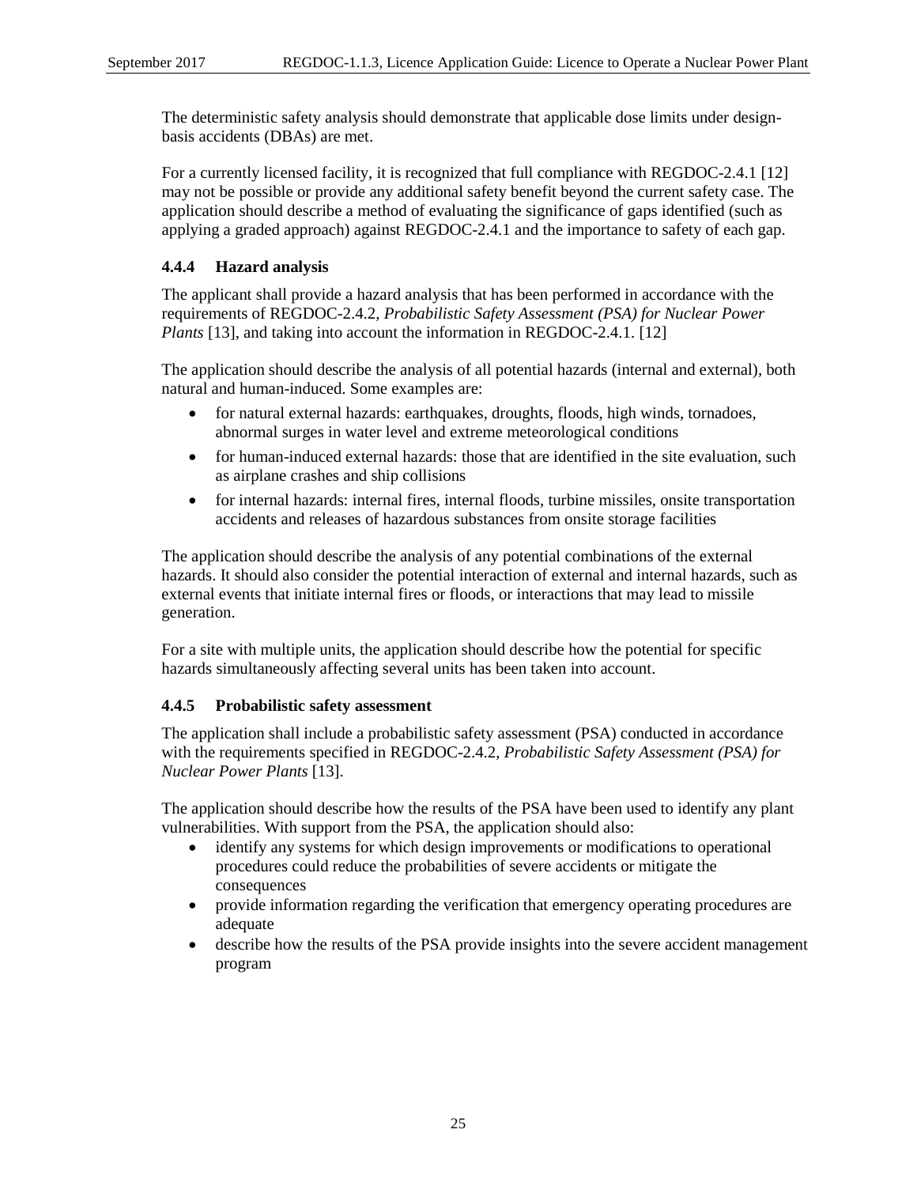The deterministic safety analysis should demonstrate that applicable dose limits under design-basis accidents (DBAs) are met.

For a currently licensed facility, it is recognized that full compliance with REGDOC-2.4.1 [12] may not be possible or provide any additional safety benefit beyond the current safety case. The application should describe a method of evaluating the significance of gaps identified (such as applying a graded approach) against REGDOC-2.4.1 and the importance to safety of each gap.

### 4.4.4 Hazard analysis

The applicant shall provide a hazard analysis that has been performed in accordance with the requirements of REGDOC-2.4.2, *Probabilistic Safety Assessment (PSA) for Nuclear Power Plants* [13], and taking into account the information in REGDOC-2.4.1. [12]

The application should describe the analysis of all potential hazards (internal and external), both natural and human-induced. Some examples are:

- for natural external hazards: earthquakes, droughts, floods, high winds, tornadoes, abnormal surges in water level and extreme meteorological conditions
- for human-induced external hazards: those that are identified in the site evaluation, such as airplane crashes and ship collisions
- for internal hazards: internal fires, internal floods, turbine missiles, onsite transportation accidents and releases of hazardous substances from onsite storage facilities

The application should describe the analysis of any potential combinations of the external hazards. It should also consider the potential interaction of external and internal hazards, such as external events that initiate internal fires or floods, or interactions that may lead to missile generation.

For a site with multiple units, the application should describe how the potential for specific hazards simultaneously affecting several units has been taken into account.

### 4.4.5 Probabilistic safety assessment

The application shall include a probabilistic safety assessment (PSA) conducted in accordance with the requirements specified in REGDOC-2.4.2, *Probabilistic Safety Assessment (PSA) for Nuclear Power Plants* [13].

The application should describe how the results of the PSA have been used to identify any plant vulnerabilities. With support from the PSA, the application should also:

- identify any systems for which design improvements or modifications to operational procedures could reduce the probabilities of severe accidents or mitigate the consequences
- provide information regarding the verification that emergency operating procedures are adequate
- describe how the results of the PSA provide insights into the severe accident management program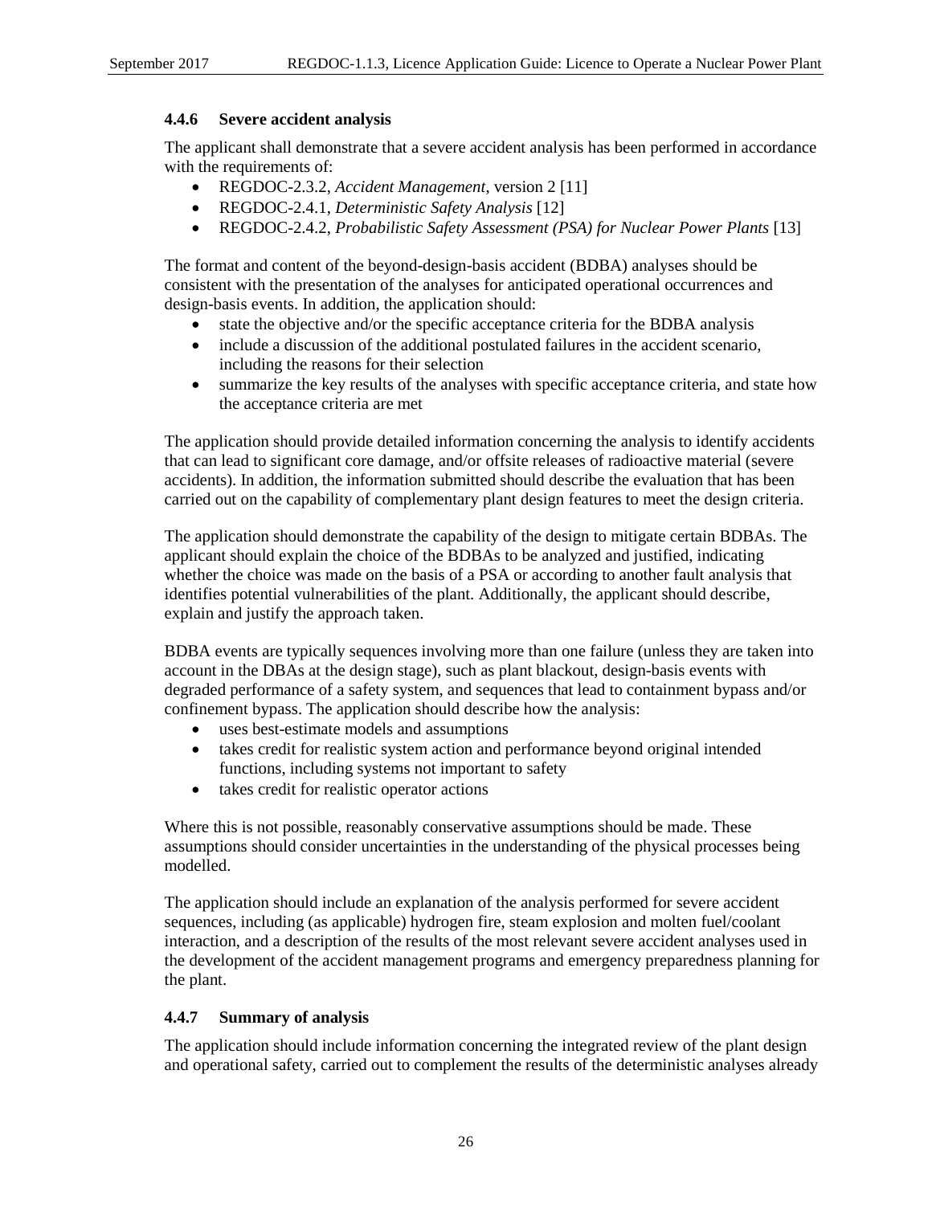### 4.4.6 Severe accident analysis

The applicant shall demonstrate that a severe accident analysis has been performed in accordance with the requirements of:

- REGDOC-2.3.2, *Accident Management*, version 2 [11]
- REGDOC-2.4.1, *Deterministic Safety Analysis* [12]
- REGDOC-2.4.2, *Probabilistic Safety Assessment (PSA) for Nuclear Power Plants* [13]

The format and content of the beyond-design-basis accident (BDBA) analyses should be consistent with the presentation of the analyses for anticipated operational occurrences and design-basis events. In addition, the application should:

- state the objective and/or the specific acceptance criteria for the BDBA analysis
- include a discussion of the additional postulated failures in the accident scenario, including the reasons for their selection
- summarize the key results of the analyses with specific acceptance criteria, and state how the acceptance criteria are met

The application should provide detailed information concerning the analysis to identify accidents that can lead to significant core damage, and/or offsite releases of radioactive material (severe accidents). In addition, the information submitted should describe the evaluation that has been carried out on the capability of complementary plant design features to meet the design criteria.

The application should demonstrate the capability of the design to mitigate certain BDBAs. The applicant should explain the choice of the BDBAs to be analyzed and justified, indicating whether the choice was made on the basis of a PSA or according to another fault analysis that identifies potential vulnerabilities of the plant. Additionally, the applicant should describe, explain and justify the approach taken.

BDBA events are typically sequences involving more than one failure (unless they are taken into account in the DBAs at the design stage), such as plant blackout, design-basis events with degraded performance of a safety system, and sequences that lead to containment bypass and/or confinement bypass. The application should describe how the analysis:

- uses best-estimate models and assumptions
- takes credit for realistic system action and performance beyond original intended functions, including systems not important to safety
- takes credit for realistic operator actions

Where this is not possible, reasonably conservative assumptions should be made. These assumptions should consider uncertainties in the understanding of the physical processes being modelled.

The application should include an explanation of the analysis performed for severe accident sequences, including (as applicable) hydrogen fire, steam explosion and molten fuel/coolant interaction, and a description of the results of the most relevant severe accident analyses used in the development of the accident management programs and emergency preparedness planning for the plant.

### 4.4.7 Summary of analysis

The application should include information concerning the integrated review of the plant design and operational safety, carried out to complement the results of the deterministic analyses already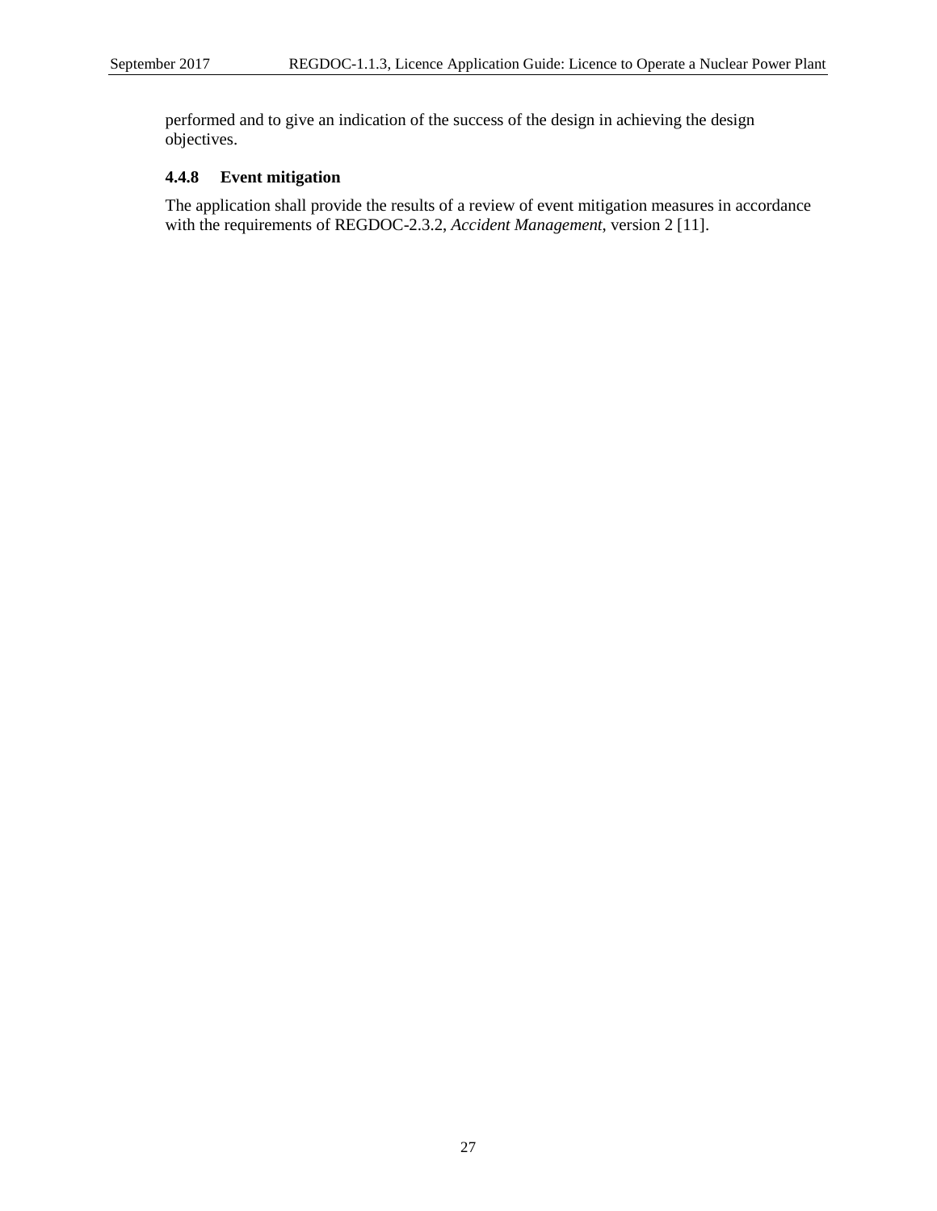performed and to give an indication of the success of the design in achieving the design objectives.

### 4.4.8 Event mitigation

The application shall provide the results of a review of event mitigation measures in accordance with the requirements of REGDOC-2.3.2, *Accident Management*, version 2 [11].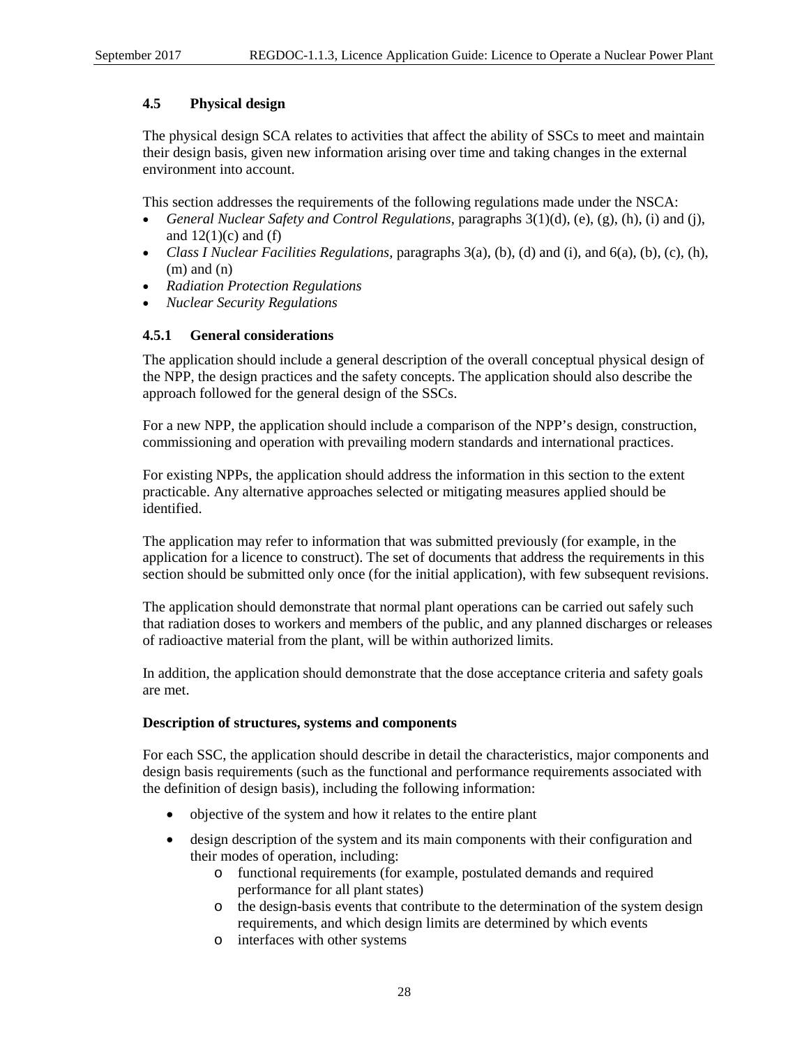### 4.5 Physical design

The physical design SCA relates to activities that affect the ability of SSCs to meet and maintain their design basis, given new information arising over time and taking changes in the external environment into account.

This section addresses the requirements of the following regulations made under the NSCA:

- *General Nuclear Safety and Control Regulations*, paragraphs 3(1)(d), (e), (g), (h), (i) and (j), and 12(1)(c) and (f)
- *Class I Nuclear Facilities Regulations*, paragraphs 3(a), (b), (d) and (i), and 6(a), (b), (c), (h), (m) and (n)
- *Radiation Protection Regulations*
- *Nuclear Security Regulations*

#### 4.5.1 General considerations

The application should include a general description of the overall conceptual physical design of the NPP, the design practices and the safety concepts. The application should also describe the approach followed for the general design of the SSCs.

For a new NPP, the application should include a comparison of the NPP's design, construction, commissioning and operation with prevailing modern standards and international practices.

For existing NPPs, the application should address the information in this section to the extent practicable. Any alternative approaches selected or mitigating measures applied should be identified.

The application may refer to information that was submitted previously (for example, in the application for a licence to construct). The set of documents that address the requirements in this section should be submitted only once (for the initial application), with few subsequent revisions.

The application should demonstrate that normal plant operations can be carried out safely such that radiation doses to workers and members of the public, and any planned discharges or releases of radioactive material from the plant, will be within authorized limits.

In addition, the application should demonstrate that the dose acceptance criteria and safety goals are met.

**Description of structures, systems and components**

For each SSC, the application should describe in detail the characteristics, major components and design basis requirements (such as the functional and performance requirements associated with the definition of design basis), including the following information:

- objective of the system and how it relates to the entire plant
- design description of the system and its main components with their configuration and their modes of operation, including:
  - functional requirements (for example, postulated demands and required performance for all plant states)
  - the design-basis events that contribute to the determination of the system design requirements, and which design limits are determined by which events
  - interfaces with other systems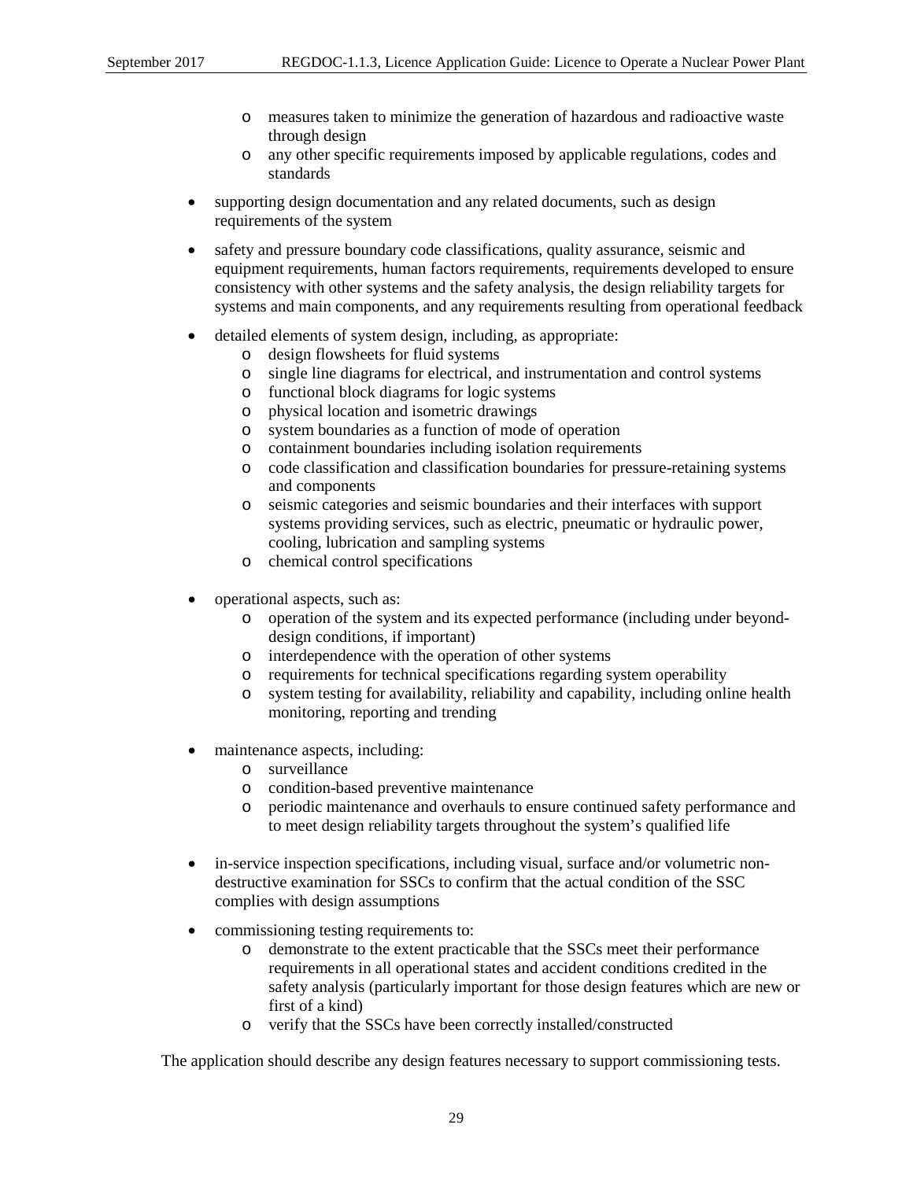- measures taken to minimize the generation of hazardous and radioactive waste through design
  - any other specific requirements imposed by applicable regulations, codes and standards

- supporting design documentation and any related documents, such as design requirements of the system

- safety and pressure boundary code classifications, quality assurance, seismic and equipment requirements, human factors requirements, requirements developed to ensure consistency with other systems and the safety analysis, the design reliability targets for systems and main components, and any requirements resulting from operational feedback

- detailed elements of system design, including, as appropriate:
  - design flowsheets for fluid systems
  - single line diagrams for electrical, and instrumentation and control systems
  - functional block diagrams for logic systems
  - physical location and isometric drawings
  - system boundaries as a function of mode of operation
  - containment boundaries including isolation requirements
  - code classification and classification boundaries for pressure-retaining systems and components
  - seismic categories and seismic boundaries and their interfaces with support systems providing services, such as electric, pneumatic or hydraulic power, cooling, lubrication and sampling systems
  - chemical control specifications

- operational aspects, such as:
  - operation of the system and its expected performance (including under beyond-design conditions, if important)
  - interdependence with the operation of other systems
  - requirements for technical specifications regarding system operability
  - system testing for availability, reliability and capability, including online health monitoring, reporting and trending

- maintenance aspects, including:
  - surveillance
  - condition-based preventive maintenance
  - periodic maintenance and overhauls to ensure continued safety performance and to meet design reliability targets throughout the system's qualified life

- in-service inspection specifications, including visual, surface and/or volumetric non-destructive examination for SSCs to confirm that the actual condition of the SSC complies with design assumptions

- commissioning testing requirements to:
  - demonstrate to the extent practicable that the SSCs meet their performance requirements in all operational states and accident conditions credited in the safety analysis (particularly important for those design features which are new or first of a kind)
  - verify that the SSCs have been correctly installed/constructed

The application should describe any design features necessary to support commissioning tests.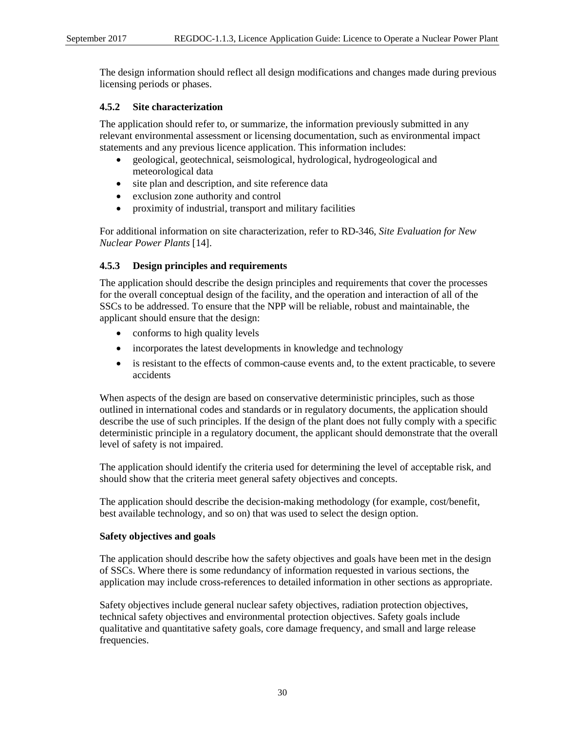The design information should reflect all design modifications and changes made during previous licensing periods or phases.

### 4.5.2 Site characterization

The application should refer to, or summarize, the information previously submitted in any relevant environmental assessment or licensing documentation, such as environmental impact statements and any previous licence application. This information includes:

- geological, geotechnical, seismological, hydrological, hydrogeological and meteorological data
- site plan and description, and site reference data
- exclusion zone authority and control
- proximity of industrial, transport and military facilities

For additional information on site characterization, refer to RD-346, *Site Evaluation for New Nuclear Power Plants* [14].

### 4.5.3 Design principles and requirements

The application should describe the design principles and requirements that cover the processes for the overall conceptual design of the facility, and the operation and interaction of all of the SSCs to be addressed. To ensure that the NPP will be reliable, robust and maintainable, the applicant should ensure that the design:

- conforms to high quality levels
- incorporates the latest developments in knowledge and technology
- is resistant to the effects of common-cause events and, to the extent practicable, to severe accidents

When aspects of the design are based on conservative deterministic principles, such as those outlined in international codes and standards or in regulatory documents, the application should describe the use of such principles. If the design of the plant does not fully comply with a specific deterministic principle in a regulatory document, the applicant should demonstrate that the overall level of safety is not impaired.

The application should identify the criteria used for determining the level of acceptable risk, and should show that the criteria meet general safety objectives and concepts.

The application should describe the decision-making methodology (for example, cost/benefit, best available technology, and so on) that was used to select the design option.

**Safety objectives and goals**

The application should describe how the safety objectives and goals have been met in the design of SSCs. Where there is some redundancy of information requested in various sections, the application may include cross-references to detailed information in other sections as appropriate.

Safety objectives include general nuclear safety objectives, radiation protection objectives, technical safety objectives and environmental protection objectives. Safety goals include qualitative and quantitative safety goals, core damage frequency, and small and large release frequencies.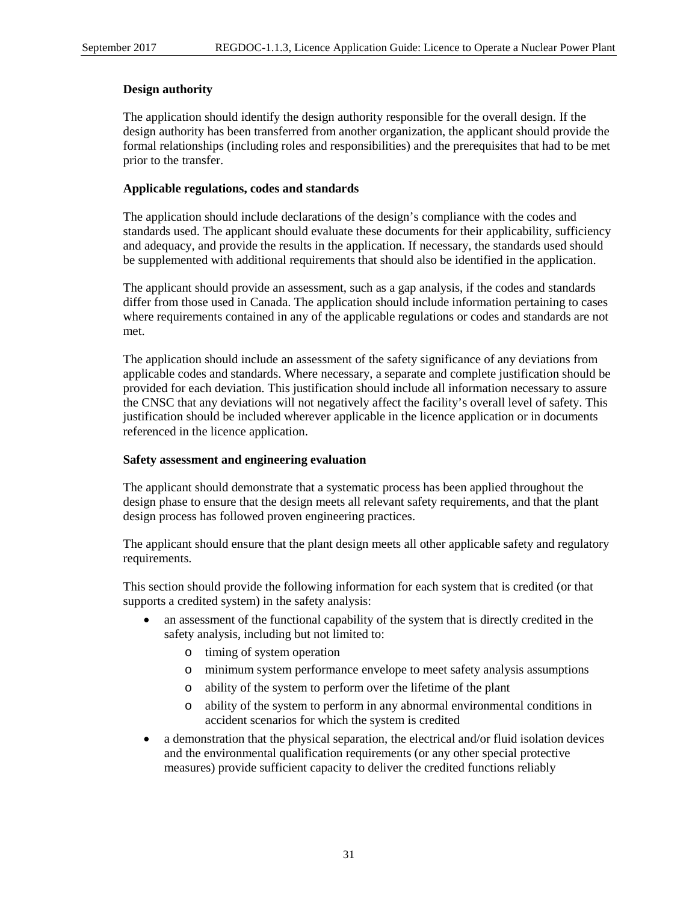**Design authority**

The application should identify the design authority responsible for the overall design. If the design authority has been transferred from another organization, the applicant should provide the formal relationships (including roles and responsibilities) and the prerequisites that had to be met prior to the transfer.

**Applicable regulations, codes and standards**

The application should include declarations of the design's compliance with the codes and standards used. The applicant should evaluate these documents for their applicability, sufficiency and adequacy, and provide the results in the application. If necessary, the standards used should be supplemented with additional requirements that should also be identified in the application.

The applicant should provide an assessment, such as a gap analysis, if the codes and standards differ from those used in Canada. The application should include information pertaining to cases where requirements contained in any of the applicable regulations or codes and standards are not met.

The application should include an assessment of the safety significance of any deviations from applicable codes and standards. Where necessary, a separate and complete justification should be provided for each deviation. This justification should include all information necessary to assure the CNSC that any deviations will not negatively affect the facility's overall level of safety. This justification should be included wherever applicable in the licence application or in documents referenced in the licence application.

**Safety assessment and engineering evaluation**

The applicant should demonstrate that a systematic process has been applied throughout the design phase to ensure that the design meets all relevant safety requirements, and that the plant design process has followed proven engineering practices.

The applicant should ensure that the plant design meets all other applicable safety and regulatory requirements.

This section should provide the following information for each system that is credited (or that supports a credited system) in the safety analysis:

- an assessment of the functional capability of the system that is directly credited in the safety analysis, including but not limited to:
  - timing of system operation
  - minimum system performance envelope to meet safety analysis assumptions
  - ability of the system to perform over the lifetime of the plant
  - ability of the system to perform in any abnormal environmental conditions in accident scenarios for which the system is credited
- a demonstration that the physical separation, the electrical and/or fluid isolation devices and the environmental qualification requirements (or any other special protective measures) provide sufficient capacity to deliver the credited functions reliably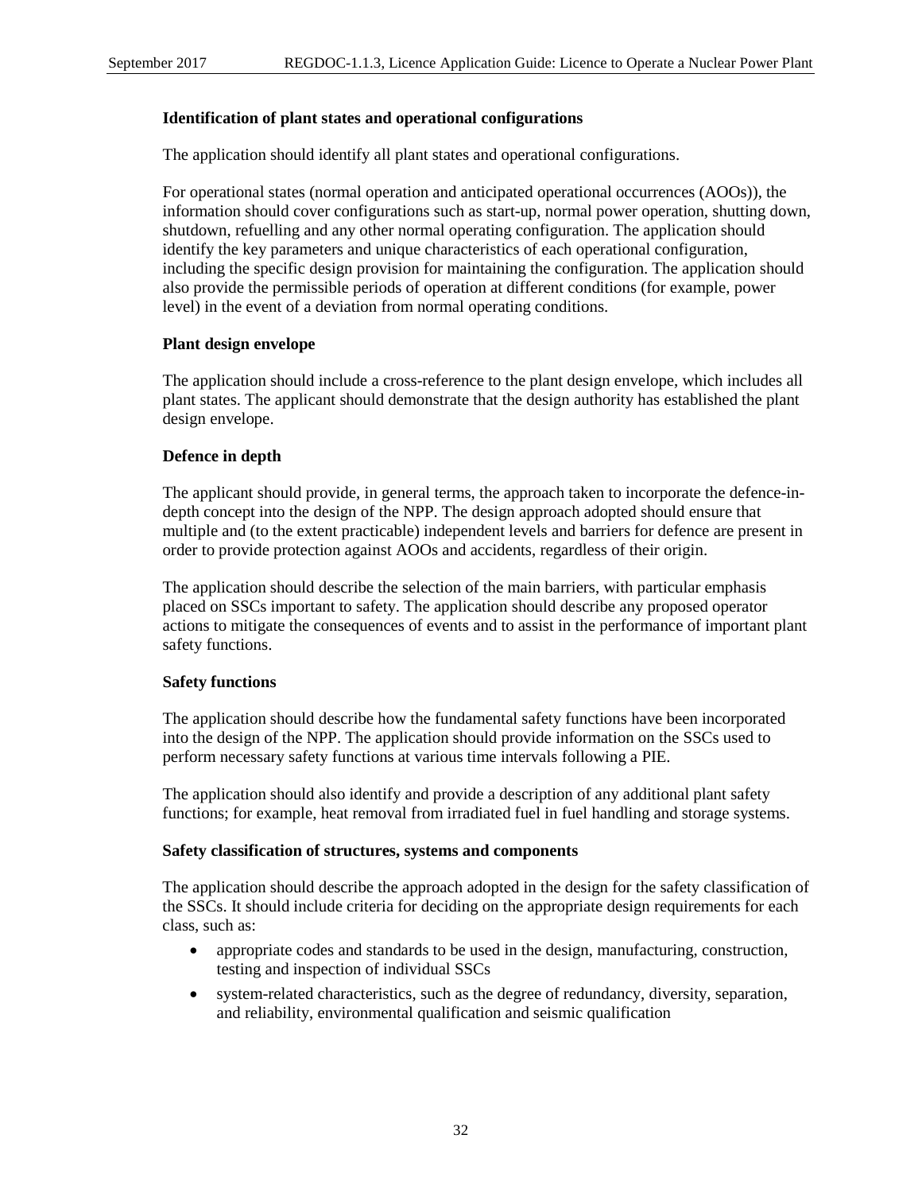#### Identification of plant states and operational configurations

The application should identify all plant states and operational configurations.

For operational states (normal operation and anticipated operational occurrences (AOOs)), the information should cover configurations such as start-up, normal power operation, shutting down, shutdown, refuelling and any other normal operating configuration. The application should identify the key parameters and unique characteristics of each operational configuration, including the specific design provision for maintaining the configuration. The application should also provide the permissible periods of operation at different conditions (for example, power level) in the event of a deviation from normal operating conditions.

#### Plant design envelope

The application should include a cross-reference to the plant design envelope, which includes all plant states. The applicant should demonstrate that the design authority has established the plant design envelope.

#### Defence in depth

The applicant should provide, in general terms, the approach taken to incorporate the defence-in-depth concept into the design of the NPP. The design approach adopted should ensure that multiple and (to the extent practicable) independent levels and barriers for defence are present in order to provide protection against AOOs and accidents, regardless of their origin.

The application should describe the selection of the main barriers, with particular emphasis placed on SSCs important to safety. The application should describe any proposed operator actions to mitigate the consequences of events and to assist in the performance of important plant safety functions.

#### Safety functions

The application should describe how the fundamental safety functions have been incorporated into the design of the NPP. The application should provide information on the SSCs used to perform necessary safety functions at various time intervals following a PIE.

The application should also identify and provide a description of any additional plant safety functions; for example, heat removal from irradiated fuel in fuel handling and storage systems.

#### Safety classification of structures, systems and components

The application should describe the approach adopted in the design for the safety classification of the SSCs. It should include criteria for deciding on the appropriate design requirements for each class, such as:

- appropriate codes and standards to be used in the design, manufacturing, construction, testing and inspection of individual SSCs
- system-related characteristics, such as the degree of redundancy, diversity, separation, and reliability, environmental qualification and seismic qualification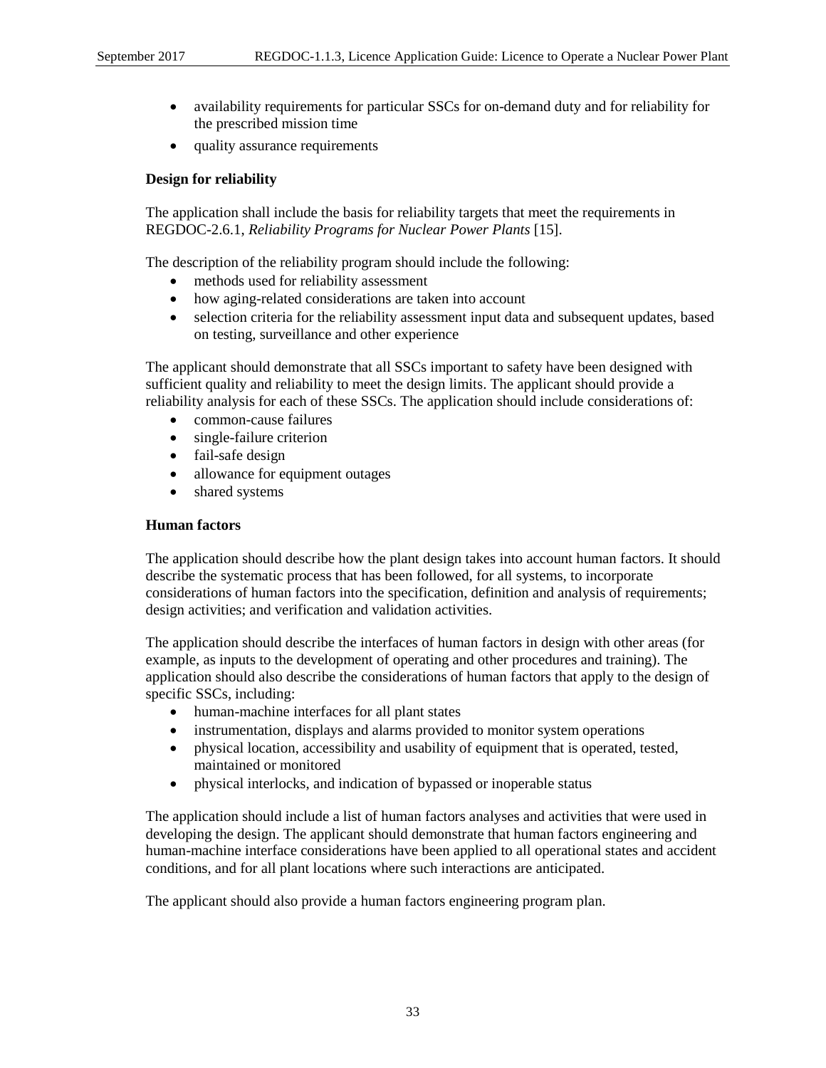- availability requirements for particular SSCs for on-demand duty and for reliability for the prescribed mission time
- quality assurance requirements

**Design for reliability**

The application shall include the basis for reliability targets that meet the requirements in REGDOC-2.6.1, *Reliability Programs for Nuclear Power Plants* [15].

The description of the reliability program should include the following:

- methods used for reliability assessment
- how aging-related considerations are taken into account
- selection criteria for the reliability assessment input data and subsequent updates, based on testing, surveillance and other experience

The applicant should demonstrate that all SSCs important to safety have been designed with sufficient quality and reliability to meet the design limits. The applicant should provide a reliability analysis for each of these SSCs. The application should include considerations of:

- common-cause failures
- single-failure criterion
- fail-safe design
- allowance for equipment outages
- shared systems

**Human factors**

The application should describe how the plant design takes into account human factors. It should describe the systematic process that has been followed, for all systems, to incorporate considerations of human factors into the specification, definition and analysis of requirements; design activities; and verification and validation activities.

The application should describe the interfaces of human factors in design with other areas (for example, as inputs to the development of operating and other procedures and training). The application should also describe the considerations of human factors that apply to the design of specific SSCs, including:

- human-machine interfaces for all plant states
- instrumentation, displays and alarms provided to monitor system operations
- physical location, accessibility and usability of equipment that is operated, tested, maintained or monitored
- physical interlocks, and indication of bypassed or inoperable status

The application should include a list of human factors analyses and activities that were used in developing the design. The applicant should demonstrate that human factors engineering and human-machine interface considerations have been applied to all operational states and accident conditions, and for all plant locations where such interactions are anticipated.

The applicant should also provide a human factors engineering program plan.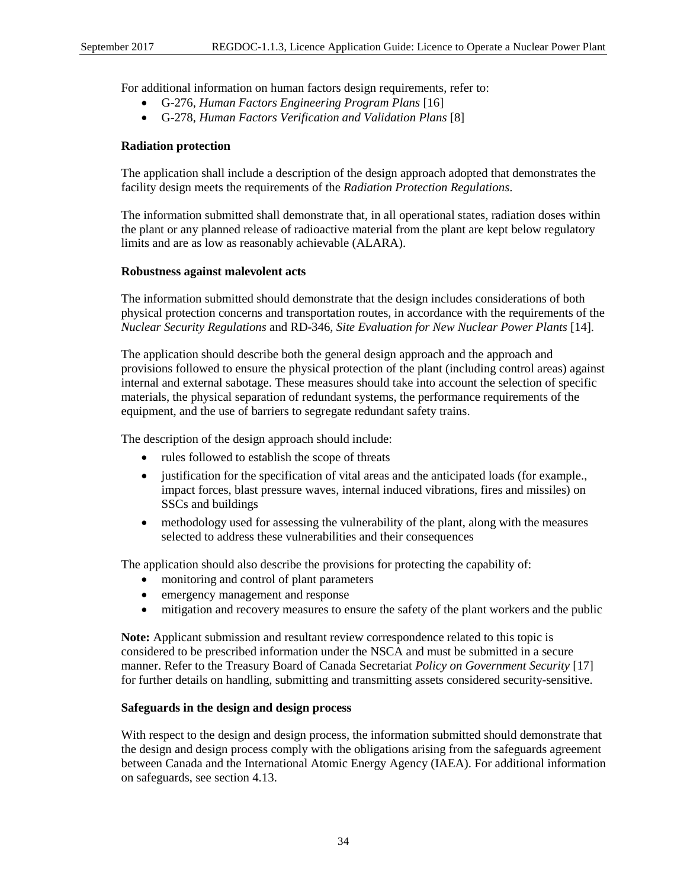For additional information on human factors design requirements, refer to:

- G-276, *Human Factors Engineering Program Plans* [16]
- G-278, *Human Factors Verification and Validation Plans* [8]

**Radiation protection**

The application shall include a description of the design approach adopted that demonstrates the facility design meets the requirements of the *Radiation Protection Regulations*.

The information submitted shall demonstrate that, in all operational states, radiation doses within the plant or any planned release of radioactive material from the plant are kept below regulatory limits and are as low as reasonably achievable (ALARA).

**Robustness against malevolent acts**

The information submitted should demonstrate that the design includes considerations of both physical protection concerns and transportation routes, in accordance with the requirements of the *Nuclear Security Regulations* and RD-346, *Site Evaluation for New Nuclear Power Plants* [14].

The application should describe both the general design approach and the approach and provisions followed to ensure the physical protection of the plant (including control areas) against internal and external sabotage. These measures should take into account the selection of specific materials, the physical separation of redundant systems, the performance requirements of the equipment, and the use of barriers to segregate redundant safety trains.

The description of the design approach should include:

- rules followed to establish the scope of threats
- justification for the specification of vital areas and the anticipated loads (for example., impact forces, blast pressure waves, internal induced vibrations, fires and missiles) on SSCs and buildings
- methodology used for assessing the vulnerability of the plant, along with the measures selected to address these vulnerabilities and their consequences

The application should also describe the provisions for protecting the capability of:

- monitoring and control of plant parameters
- emergency management and response
- mitigation and recovery measures to ensure the safety of the plant workers and the public

**Note:** Applicant submission and resultant review correspondence related to this topic is considered to be prescribed information under the NSCA and must be submitted in a secure manner. Refer to the Treasury Board of Canada Secretariat *Policy on Government Security* [17] for further details on handling, submitting and transmitting assets considered security-sensitive.

**Safeguards in the design and design process**

With respect to the design and design process, the information submitted should demonstrate that the design and design process comply with the obligations arising from the safeguards agreement between Canada and the International Atomic Energy Agency (IAEA). For additional information on safeguards, see section 4.13.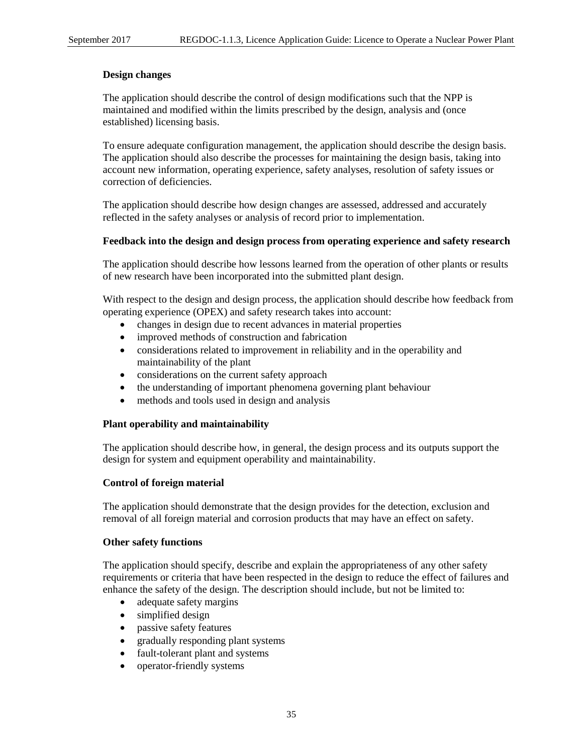**Design changes**

The application should describe the control of design modifications such that the NPP is maintained and modified within the limits prescribed by the design, analysis and (once established) licensing basis.

To ensure adequate configuration management, the application should describe the design basis. The application should also describe the processes for maintaining the design basis, taking into account new information, operating experience, safety analyses, resolution of safety issues or correction of deficiencies.

The application should describe how design changes are assessed, addressed and accurately reflected in the safety analyses or analysis of record prior to implementation.

**Feedback into the design and design process from operating experience and safety research**

The application should describe how lessons learned from the operation of other plants or results of new research have been incorporated into the submitted plant design.

With respect to the design and design process, the application should describe how feedback from operating experience (OPEX) and safety research takes into account:

- changes in design due to recent advances in material properties
- improved methods of construction and fabrication
- considerations related to improvement in reliability and in the operability and maintainability of the plant
- considerations on the current safety approach
- the understanding of important phenomena governing plant behaviour
- methods and tools used in design and analysis

**Plant operability and maintainability**

The application should describe how, in general, the design process and its outputs support the design for system and equipment operability and maintainability.

**Control of foreign material**

The application should demonstrate that the design provides for the detection, exclusion and removal of all foreign material and corrosion products that may have an effect on safety.

**Other safety functions**

The application should specify, describe and explain the appropriateness of any other safety requirements or criteria that have been respected in the design to reduce the effect of failures and enhance the safety of the design. The description should include, but not be limited to:

- adequate safety margins
- simplified design
- passive safety features
- gradually responding plant systems
- fault-tolerant plant and systems
- operator-friendly systems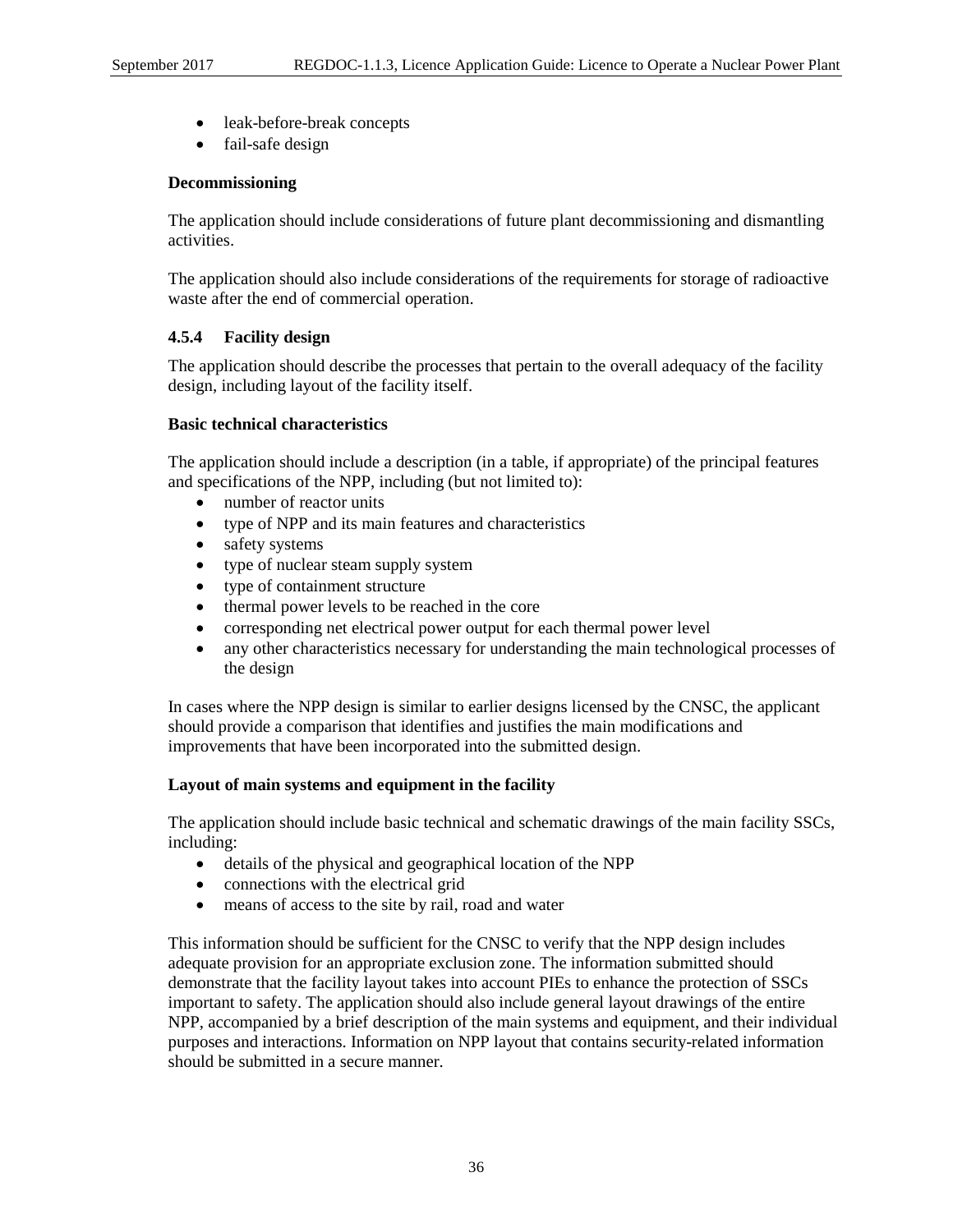- leak-before-break concepts
- fail-safe design

**Decommissioning**

The application should include considerations of future plant decommissioning and dismantling activities.

The application should also include considerations of the requirements for storage of radioactive waste after the end of commercial operation.

### 4.5.4 Facility design

The application should describe the processes that pertain to the overall adequacy of the facility design, including layout of the facility itself.

**Basic technical characteristics**

The application should include a description (in a table, if appropriate) of the principal features and specifications of the NPP, including (but not limited to):

- number of reactor units
- type of NPP and its main features and characteristics
- safety systems
- type of nuclear steam supply system
- type of containment structure
- thermal power levels to be reached in the core
- corresponding net electrical power output for each thermal power level
- any other characteristics necessary for understanding the main technological processes of the design

In cases where the NPP design is similar to earlier designs licensed by the CNSC, the applicant should provide a comparison that identifies and justifies the main modifications and improvements that have been incorporated into the submitted design.

**Layout of main systems and equipment in the facility**

The application should include basic technical and schematic drawings of the main facility SSCs, including:

- details of the physical and geographical location of the NPP
- connections with the electrical grid
- means of access to the site by rail, road and water

This information should be sufficient for the CNSC to verify that the NPP design includes adequate provision for an appropriate exclusion zone. The information submitted should demonstrate that the facility layout takes into account PIEs to enhance the protection of SSCs important to safety. The application should also include general layout drawings of the entire NPP, accompanied by a brief description of the main systems and equipment, and their individual purposes and interactions. Information on NPP layout that contains security-related information should be submitted in a secure manner.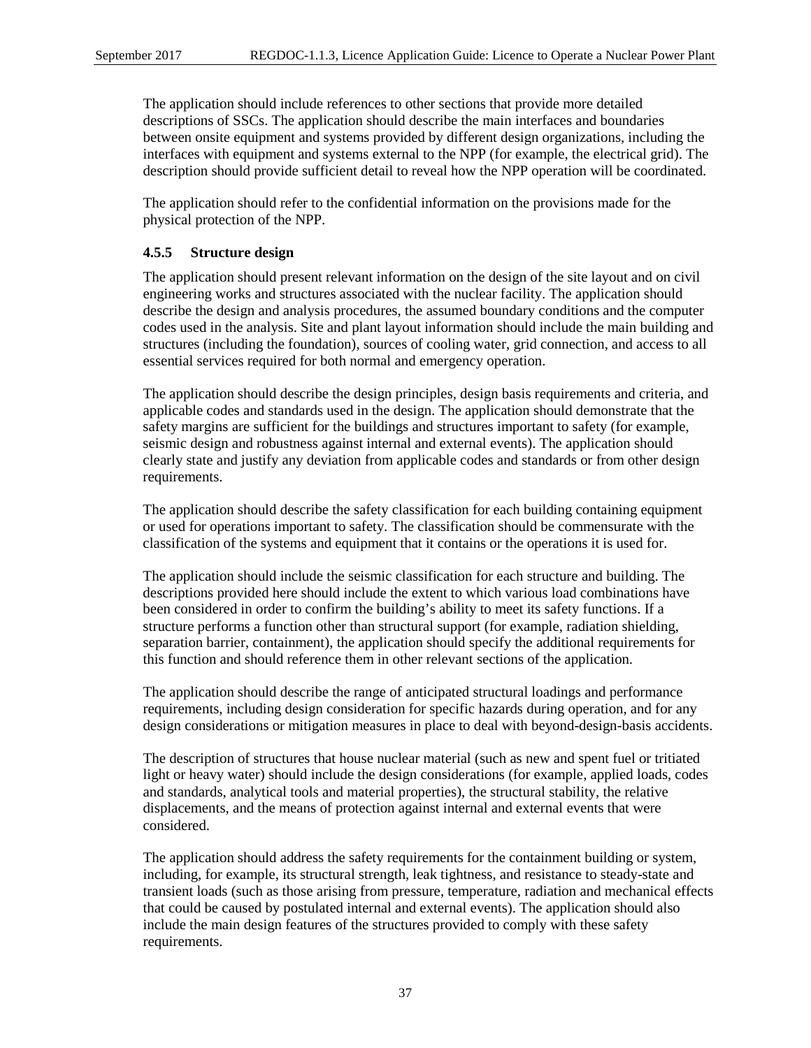The application should include references to other sections that provide more detailed descriptions of SSCs. The application should describe the main interfaces and boundaries between onsite equipment and systems provided by different design organizations, including the interfaces with equipment and systems external to the NPP (for example, the electrical grid). The description should provide sufficient detail to reveal how the NPP operation will be coordinated.

The application should refer to the confidential information on the provisions made for the physical protection of the NPP.

### 4.5.5 Structure design

The application should present relevant information on the design of the site layout and on civil engineering works and structures associated with the nuclear facility. The application should describe the design and analysis procedures, the assumed boundary conditions and the computer codes used in the analysis. Site and plant layout information should include the main building and structures (including the foundation), sources of cooling water, grid connection, and access to all essential services required for both normal and emergency operation.

The application should describe the design principles, design basis requirements and criteria, and applicable codes and standards used in the design. The application should demonstrate that the safety margins are sufficient for the buildings and structures important to safety (for example, seismic design and robustness against internal and external events). The application should clearly state and justify any deviation from applicable codes and standards or from other design requirements.

The application should describe the safety classification for each building containing equipment or used for operations important to safety. The classification should be commensurate with the classification of the systems and equipment that it contains or the operations it is used for.

The application should include the seismic classification for each structure and building. The descriptions provided here should include the extent to which various load combinations have been considered in order to confirm the building's ability to meet its safety functions. If a structure performs a function other than structural support (for example, radiation shielding, separation barrier, containment), the application should specify the additional requirements for this function and should reference them in other relevant sections of the application.

The application should describe the range of anticipated structural loadings and performance requirements, including design consideration for specific hazards during operation, and for any design considerations or mitigation measures in place to deal with beyond-design-basis accidents.

The description of structures that house nuclear material (such as new and spent fuel or tritiated light or heavy water) should include the design considerations (for example, applied loads, codes and standards, analytical tools and material properties), the structural stability, the relative displacements, and the means of protection against internal and external events that were considered.

The application should address the safety requirements for the containment building or system, including, for example, its structural strength, leak tightness, and resistance to steady-state and transient loads (such as those arising from pressure, temperature, radiation and mechanical effects that could be caused by postulated internal and external events). The application should also include the main design features of the structures provided to comply with these safety requirements.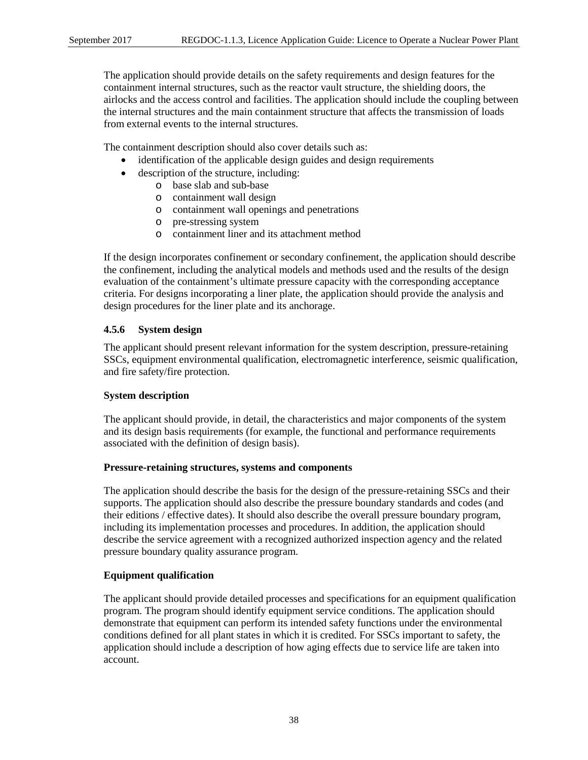The application should provide details on the safety requirements and design features for the containment internal structures, such as the reactor vault structure, the shielding doors, the airlocks and the access control and facilities. The application should include the coupling between the internal structures and the main containment structure that affects the transmission of loads from external events to the internal structures.

The containment description should also cover details such as:

- identification of the applicable design guides and design requirements
- description of the structure, including:
  - base slab and sub-base
  - containment wall design
  - containment wall openings and penetrations
  - pre-stressing system
  - containment liner and its attachment method

If the design incorporates confinement or secondary confinement, the application should describe the confinement, including the analytical models and methods used and the results of the design evaluation of the containment's ultimate pressure capacity with the corresponding acceptance criteria. For designs incorporating a liner plate, the application should provide the analysis and design procedures for the liner plate and its anchorage.

### 4.5.6 System design

The applicant should present relevant information for the system description, pressure-retaining SSCs, equipment environmental qualification, electromagnetic interference, seismic qualification, and fire safety/fire protection.

**System description**

The applicant should provide, in detail, the characteristics and major components of the system and its design basis requirements (for example, the functional and performance requirements associated with the definition of design basis).

**Pressure-retaining structures, systems and components**

The application should describe the basis for the design of the pressure-retaining SSCs and their supports. The application should also describe the pressure boundary standards and codes (and their editions / effective dates). It should also describe the overall pressure boundary program, including its implementation processes and procedures. In addition, the application should describe the service agreement with a recognized authorized inspection agency and the related pressure boundary quality assurance program.

**Equipment qualification**

The applicant should provide detailed processes and specifications for an equipment qualification program. The program should identify equipment service conditions. The application should demonstrate that equipment can perform its intended safety functions under the environmental conditions defined for all plant states in which it is credited. For SSCs important to safety, the application should include a description of how aging effects due to service life are taken into account.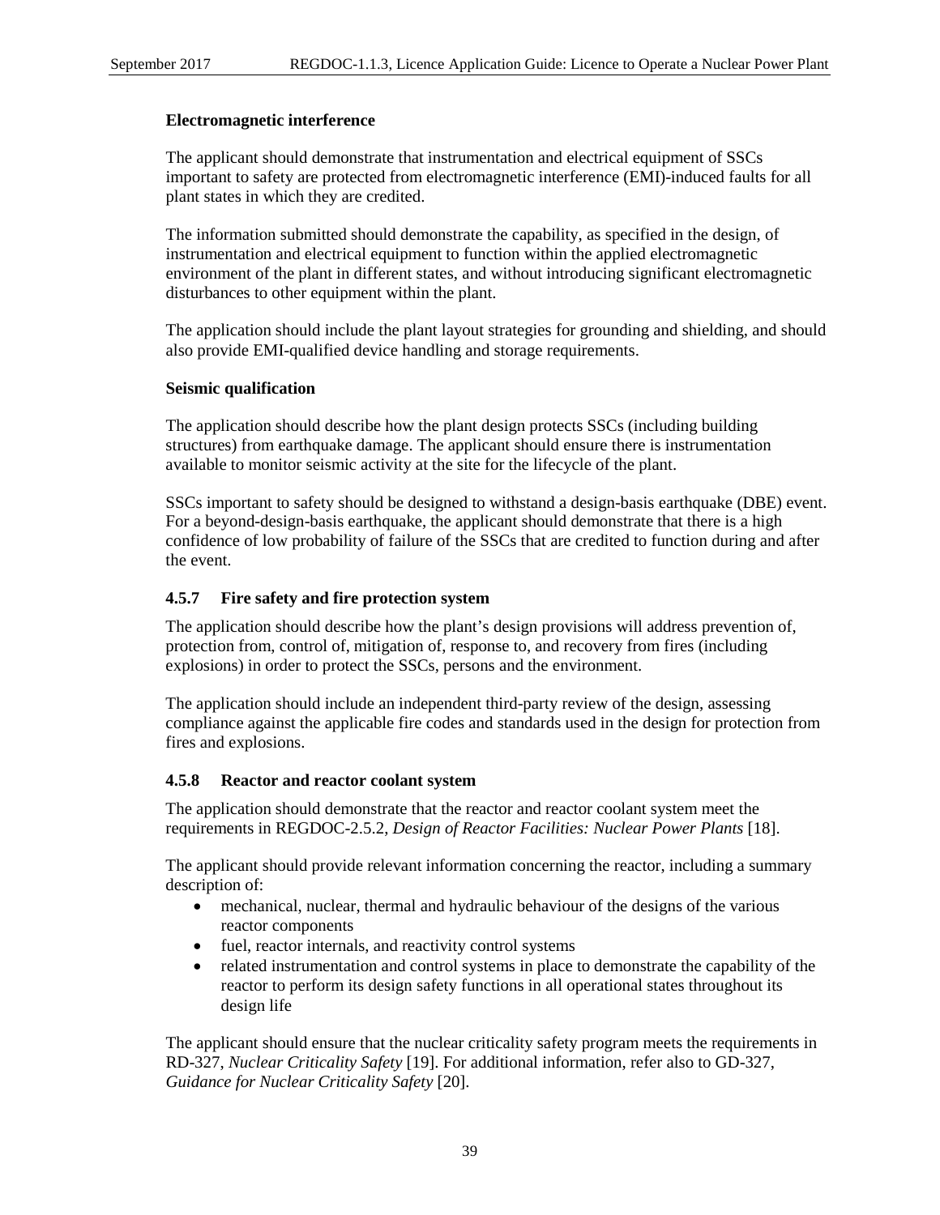**Electromagnetic interference**

The applicant should demonstrate that instrumentation and electrical equipment of SSCs important to safety are protected from electromagnetic interference (EMI)-induced faults for all plant states in which they are credited.

The information submitted should demonstrate the capability, as specified in the design, of instrumentation and electrical equipment to function within the applied electromagnetic environment of the plant in different states, and without introducing significant electromagnetic disturbances to other equipment within the plant.

The application should include the plant layout strategies for grounding and shielding, and should also provide EMI-qualified device handling and storage requirements.

**Seismic qualification**

The application should describe how the plant design protects SSCs (including building structures) from earthquake damage. The applicant should ensure there is instrumentation available to monitor seismic activity at the site for the lifecycle of the plant.

SSCs important to safety should be designed to withstand a design-basis earthquake (DBE) event. For a beyond-design-basis earthquake, the applicant should demonstrate that there is a high confidence of low probability of failure of the SSCs that are credited to function during and after the event.

### 4.5.7 Fire safety and fire protection system

The application should describe how the plant's design provisions will address prevention of, protection from, control of, mitigation of, response to, and recovery from fires (including explosions) in order to protect the SSCs, persons and the environment.

The application should include an independent third-party review of the design, assessing compliance against the applicable fire codes and standards used in the design for protection from fires and explosions.

### 4.5.8 Reactor and reactor coolant system

The application should demonstrate that the reactor and reactor coolant system meet the requirements in REGDOC-2.5.2, *Design of Reactor Facilities: Nuclear Power Plants* [18].

The applicant should provide relevant information concerning the reactor, including a summary description of:

- mechanical, nuclear, thermal and hydraulic behaviour of the designs of the various reactor components
- fuel, reactor internals, and reactivity control systems
- related instrumentation and control systems in place to demonstrate the capability of the reactor to perform its design safety functions in all operational states throughout its design life

The applicant should ensure that the nuclear criticality safety program meets the requirements in RD-327, *Nuclear Criticality Safety* [19]. For additional information, refer also to GD-327, *Guidance for Nuclear Criticality Safety* [20].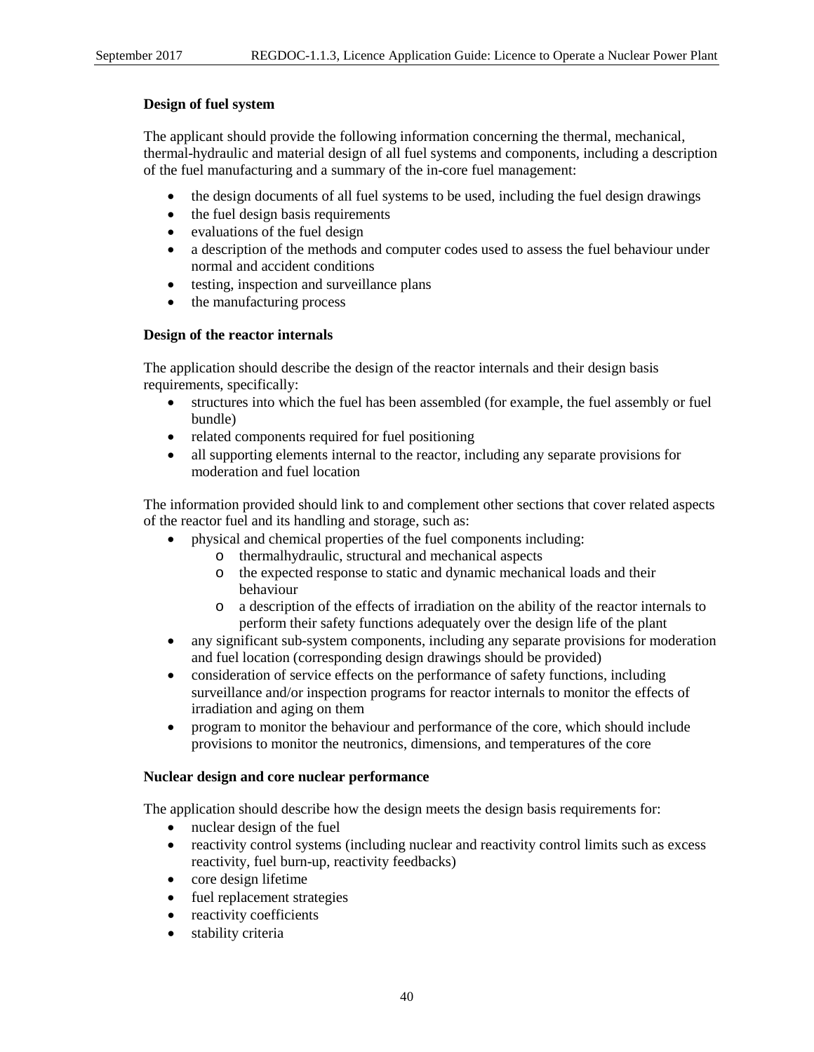**Design of fuel system**

The applicant should provide the following information concerning the thermal, mechanical, thermal-hydraulic and material design of all fuel systems and components, including a description of the fuel manufacturing and a summary of the in-core fuel management:

- the design documents of all fuel systems to be used, including the fuel design drawings
- the fuel design basis requirements
- evaluations of the fuel design
- a description of the methods and computer codes used to assess the fuel behaviour under normal and accident conditions
- testing, inspection and surveillance plans
- the manufacturing process

**Design of the reactor internals**

The application should describe the design of the reactor internals and their design basis requirements, specifically:

- structures into which the fuel has been assembled (for example, the fuel assembly or fuel bundle)
- related components required for fuel positioning
- all supporting elements internal to the reactor, including any separate provisions for moderation and fuel location

The information provided should link to and complement other sections that cover related aspects of the reactor fuel and its handling and storage, such as:

- physical and chemical properties of the fuel components including:
    - thermalhydraulic, structural and mechanical aspects
    - the expected response to static and dynamic mechanical loads and their behaviour
    - a description of the effects of irradiation on the ability of the reactor internals to perform their safety functions adequately over the design life of the plant
- any significant sub-system components, including any separate provisions for moderation and fuel location (corresponding design drawings should be provided)
- consideration of service effects on the performance of safety functions, including surveillance and/or inspection programs for reactor internals to monitor the effects of irradiation and aging on them
- program to monitor the behaviour and performance of the core, which should include provisions to monitor the neutronics, dimensions, and temperatures of the core

**Nuclear design and core nuclear performance**

The application should describe how the design meets the design basis requirements for:

- nuclear design of the fuel
- reactivity control systems (including nuclear and reactivity control limits such as excess reactivity, fuel burn-up, reactivity feedbacks)
- core design lifetime
- fuel replacement strategies
- reactivity coefficients
- stability criteria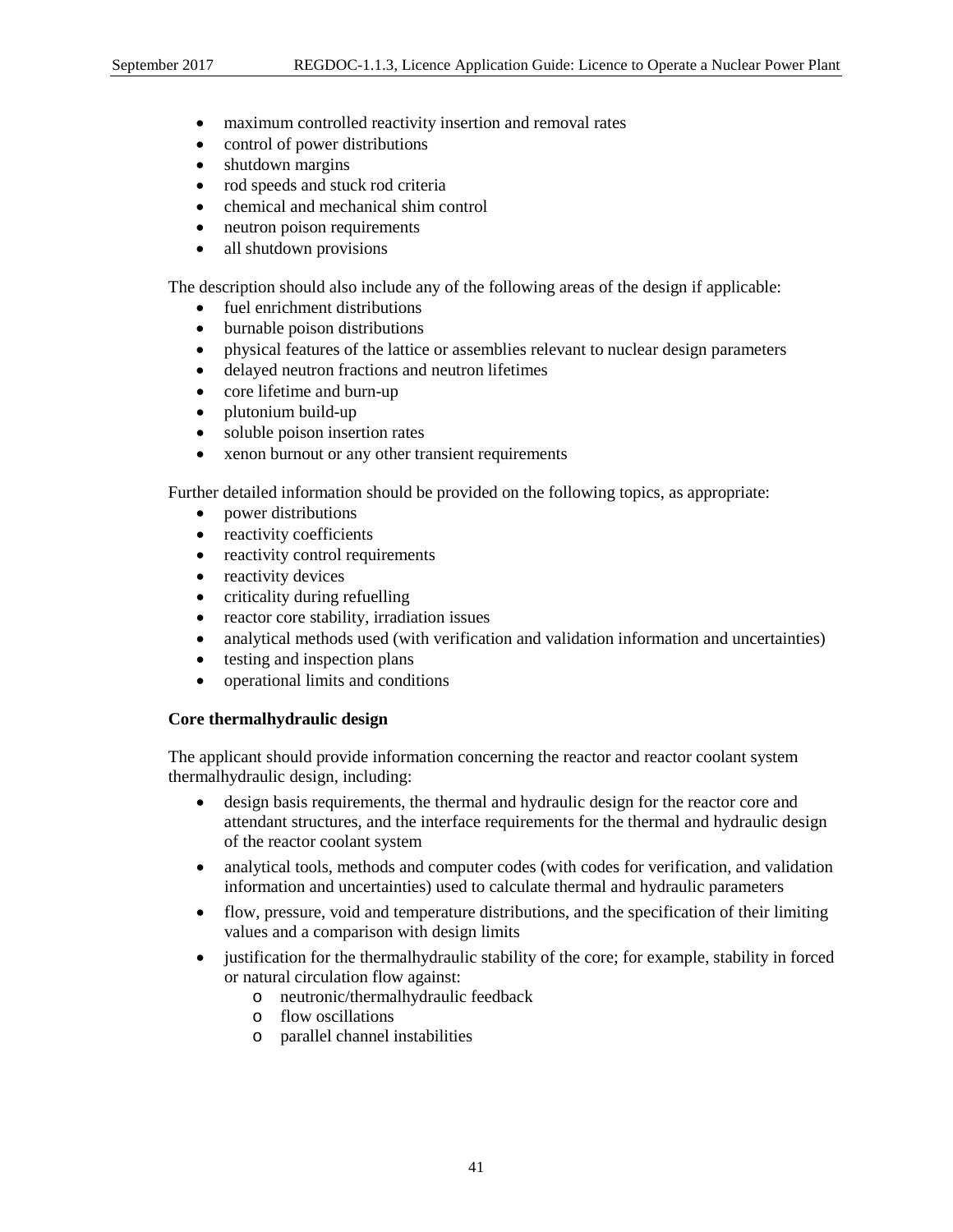- maximum controlled reactivity insertion and removal rates
- control of power distributions
- shutdown margins
- rod speeds and stuck rod criteria
- chemical and mechanical shim control
- neutron poison requirements
- all shutdown provisions

The description should also include any of the following areas of the design if applicable:

- fuel enrichment distributions
- burnable poison distributions
- physical features of the lattice or assemblies relevant to nuclear design parameters
- delayed neutron fractions and neutron lifetimes
- core lifetime and burn-up
- plutonium build-up
- soluble poison insertion rates
- xenon burnout or any other transient requirements

Further detailed information should be provided on the following topics, as appropriate:

- power distributions
- reactivity coefficients
- reactivity control requirements
- reactivity devices
- criticality during refuelling
- reactor core stability, irradiation issues
- analytical methods used (with verification and validation information and uncertainties)
- testing and inspection plans
- operational limits and conditions

**Core thermalhydraulic design**

The applicant should provide information concerning the reactor and reactor coolant system thermalhydraulic design, including:

- design basis requirements, the thermal and hydraulic design for the reactor core and attendant structures, and the interface requirements for the thermal and hydraulic design of the reactor coolant system
- analytical tools, methods and computer codes (with codes for verification, and validation information and uncertainties) used to calculate thermal and hydraulic parameters
- flow, pressure, void and temperature distributions, and the specification of their limiting values and a comparison with design limits
- justification for the thermalhydraulic stability of the core; for example, stability in forced or natural circulation flow against:
  - neutronic/thermalhydraulic feedback
  - flow oscillations
  - parallel channel instabilities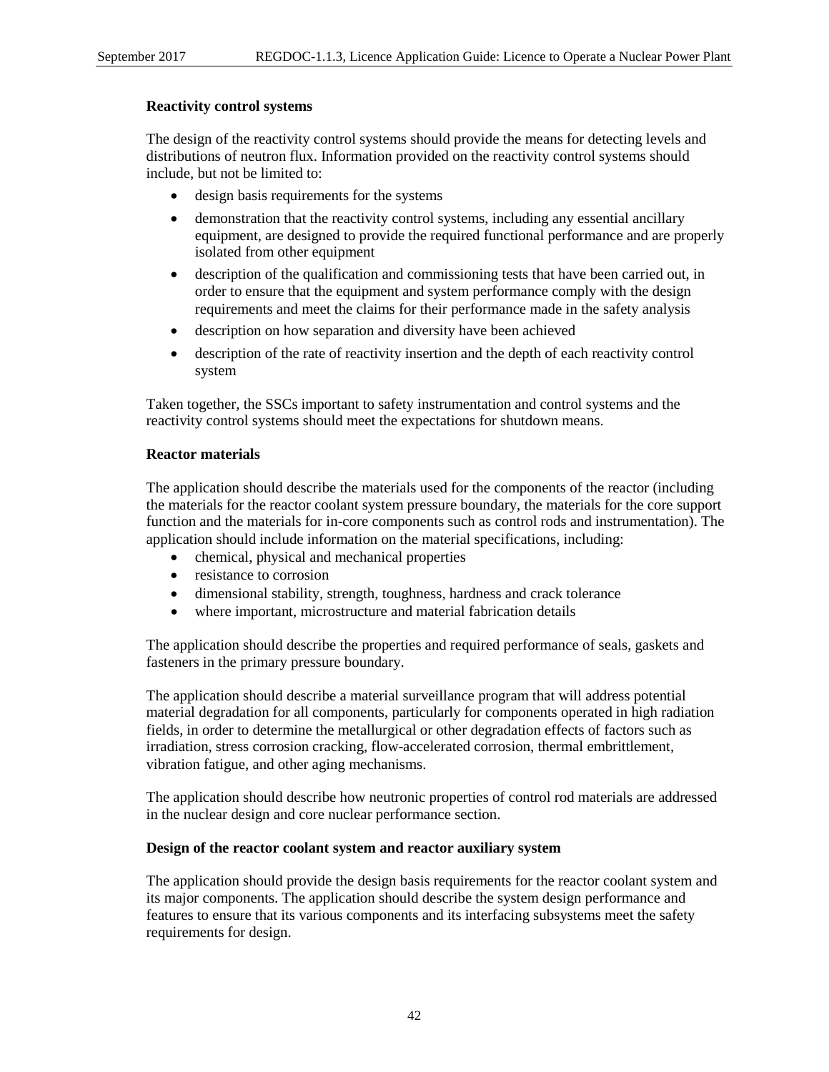**Reactivity control systems**

The design of the reactivity control systems should provide the means for detecting levels and distributions of neutron flux. Information provided on the reactivity control systems should include, but not be limited to:

- design basis requirements for the systems
- demonstration that the reactivity control systems, including any essential ancillary equipment, are designed to provide the required functional performance and are properly isolated from other equipment
- description of the qualification and commissioning tests that have been carried out, in order to ensure that the equipment and system performance comply with the design requirements and meet the claims for their performance made in the safety analysis
- description on how separation and diversity have been achieved
- description of the rate of reactivity insertion and the depth of each reactivity control system

Taken together, the SSCs important to safety instrumentation and control systems and the reactivity control systems should meet the expectations for shutdown means.

**Reactor materials**

The application should describe the materials used for the components of the reactor (including the materials for the reactor coolant system pressure boundary, the materials for the core support function and the materials for in-core components such as control rods and instrumentation). The application should include information on the material specifications, including:

- chemical, physical and mechanical properties
- resistance to corrosion
- dimensional stability, strength, toughness, hardness and crack tolerance
- where important, microstructure and material fabrication details

The application should describe the properties and required performance of seals, gaskets and fasteners in the primary pressure boundary.

The application should describe a material surveillance program that will address potential material degradation for all components, particularly for components operated in high radiation fields, in order to determine the metallurgical or other degradation effects of factors such as irradiation, stress corrosion cracking, flow-accelerated corrosion, thermal embrittlement, vibration fatigue, and other aging mechanisms.

The application should describe how neutronic properties of control rod materials are addressed in the nuclear design and core nuclear performance section.

**Design of the reactor coolant system and reactor auxiliary system**

The application should provide the design basis requirements for the reactor coolant system and its major components. The application should describe the system design performance and features to ensure that its various components and its interfacing subsystems meet the safety requirements for design.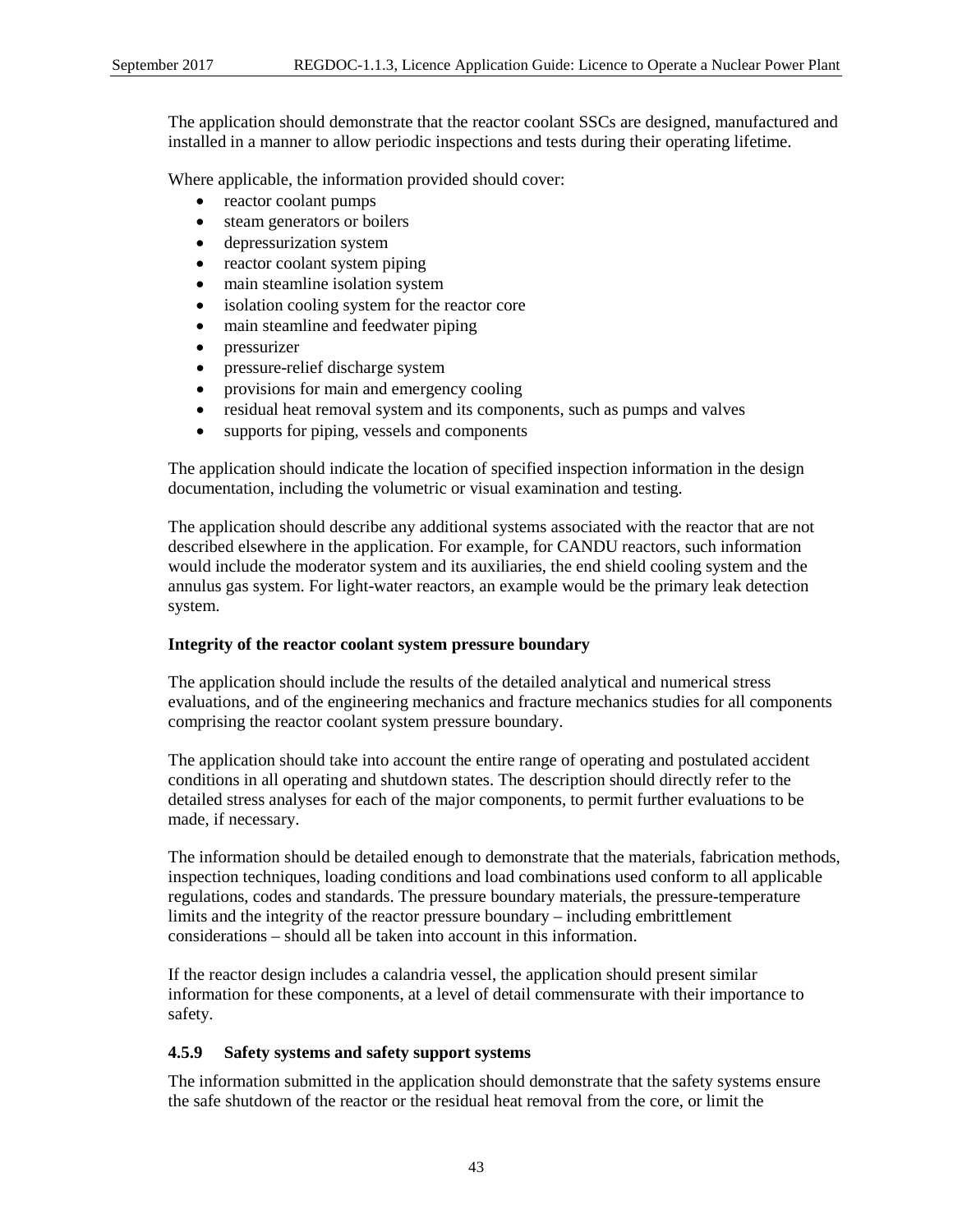The application should demonstrate that the reactor coolant SSCs are designed, manufactured and installed in a manner to allow periodic inspections and tests during their operating lifetime.

Where applicable, the information provided should cover:

- reactor coolant pumps
- steam generators or boilers
- depressurization system
- reactor coolant system piping
- main steamline isolation system
- isolation cooling system for the reactor core
- main steamline and feedwater piping
- pressurizer
- pressure-relief discharge system
- provisions for main and emergency cooling
- residual heat removal system and its components, such as pumps and valves
- supports for piping, vessels and components

The application should indicate the location of specified inspection information in the design documentation, including the volumetric or visual examination and testing.

The application should describe any additional systems associated with the reactor that are not described elsewhere in the application. For example, for CANDU reactors, such information would include the moderator system and its auxiliaries, the end shield cooling system and the annulus gas system. For light-water reactors, an example would be the primary leak detection system.

**Integrity of the reactor coolant system pressure boundary**

The application should include the results of the detailed analytical and numerical stress evaluations, and of the engineering mechanics and fracture mechanics studies for all components comprising the reactor coolant system pressure boundary.

The application should take into account the entire range of operating and postulated accident conditions in all operating and shutdown states. The description should directly refer to the detailed stress analyses for each of the major components, to permit further evaluations to be made, if necessary.

The information should be detailed enough to demonstrate that the materials, fabrication methods, inspection techniques, loading conditions and load combinations used conform to all applicable regulations, codes and standards. The pressure boundary materials, the pressure-temperature limits and the integrity of the reactor pressure boundary – including embrittlement considerations – should all be taken into account in this information.

If the reactor design includes a calandria vessel, the application should present similar information for these components, at a level of detail commensurate with their importance to safety.

### 4.5.9 Safety systems and safety support systems

The information submitted in the application should demonstrate that the safety systems ensure the safe shutdown of the reactor or the residual heat removal from the core, or limit the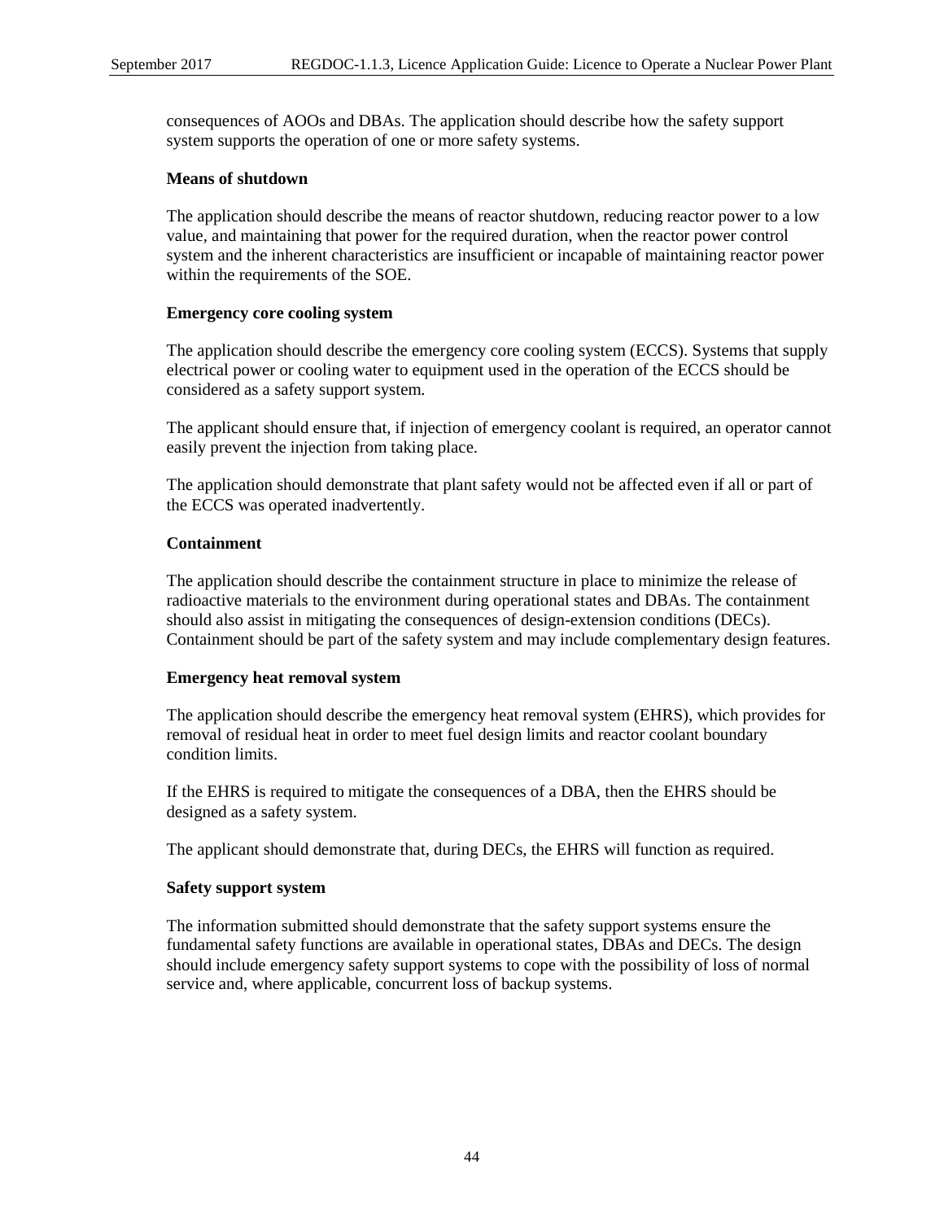consequences of AOOs and DBAs. The application should describe how the safety support system supports the operation of one or more safety systems.

**Means of shutdown**

The application should describe the means of reactor shutdown, reducing reactor power to a low value, and maintaining that power for the required duration, when the reactor power control system and the inherent characteristics are insufficient or incapable of maintaining reactor power within the requirements of the SOE.

**Emergency core cooling system**

The application should describe the emergency core cooling system (ECCS). Systems that supply electrical power or cooling water to equipment used in the operation of the ECCS should be considered as a safety support system.

The applicant should ensure that, if injection of emergency coolant is required, an operator cannot easily prevent the injection from taking place.

The application should demonstrate that plant safety would not be affected even if all or part of the ECCS was operated inadvertently.

**Containment**

The application should describe the containment structure in place to minimize the release of radioactive materials to the environment during operational states and DBAs. The containment should also assist in mitigating the consequences of design-extension conditions (DECs). Containment should be part of the safety system and may include complementary design features.

**Emergency heat removal system**

The application should describe the emergency heat removal system (EHRS), which provides for removal of residual heat in order to meet fuel design limits and reactor coolant boundary condition limits.

If the EHRS is required to mitigate the consequences of a DBA, then the EHRS should be designed as a safety system.

The applicant should demonstrate that, during DECs, the EHRS will function as required.

**Safety support system**

The information submitted should demonstrate that the safety support systems ensure the fundamental safety functions are available in operational states, DBAs and DECs. The design should include emergency safety support systems to cope with the possibility of loss of normal service and, where applicable, concurrent loss of backup systems.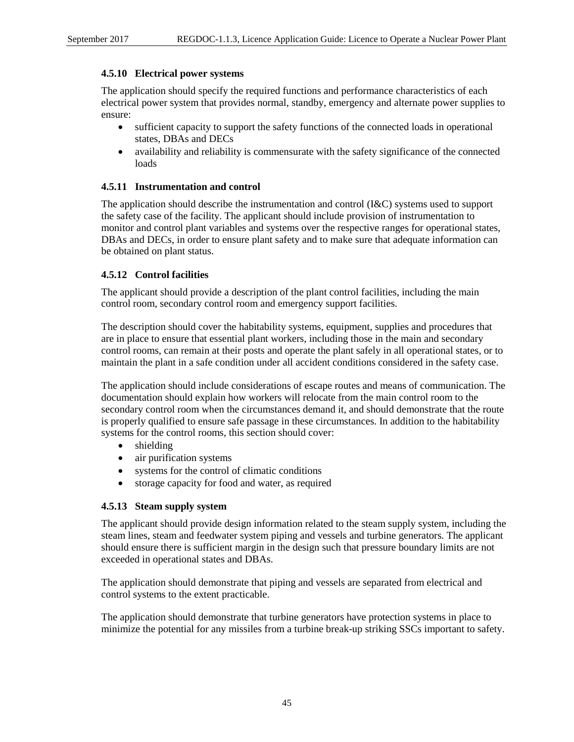#### 4.5.10 Electrical power systems

The application should specify the required functions and performance characteristics of each electrical power system that provides normal, standby, emergency and alternate power supplies to ensure:

- sufficient capacity to support the safety functions of the connected loads in operational states, DBAs and DECs
- availability and reliability is commensurate with the safety significance of the connected loads

#### 4.5.11 Instrumentation and control

The application should describe the instrumentation and control (I&C) systems used to support the safety case of the facility. The applicant should include provision of instrumentation to monitor and control plant variables and systems over the respective ranges for operational states, DBAs and DECs, in order to ensure plant safety and to make sure that adequate information can be obtained on plant status.

#### 4.5.12 Control facilities

The applicant should provide a description of the plant control facilities, including the main control room, secondary control room and emergency support facilities.

The description should cover the habitability systems, equipment, supplies and procedures that are in place to ensure that essential plant workers, including those in the main and secondary control rooms, can remain at their posts and operate the plant safely in all operational states, or to maintain the plant in a safe condition under all accident conditions considered in the safety case.

The application should include considerations of escape routes and means of communication. The documentation should explain how workers will relocate from the main control room to the secondary control room when the circumstances demand it, and should demonstrate that the route is properly qualified to ensure safe passage in these circumstances. In addition to the habitability systems for the control rooms, this section should cover:

- shielding
- air purification systems
- systems for the control of climatic conditions
- storage capacity for food and water, as required

#### 4.5.13 Steam supply system

The applicant should provide design information related to the steam supply system, including the steam lines, steam and feedwater system piping and vessels and turbine generators. The applicant should ensure there is sufficient margin in the design such that pressure boundary limits are not exceeded in operational states and DBAs.

The application should demonstrate that piping and vessels are separated from electrical and control systems to the extent practicable.

The application should demonstrate that turbine generators have protection systems in place to minimize the potential for any missiles from a turbine break-up striking SSCs important to safety.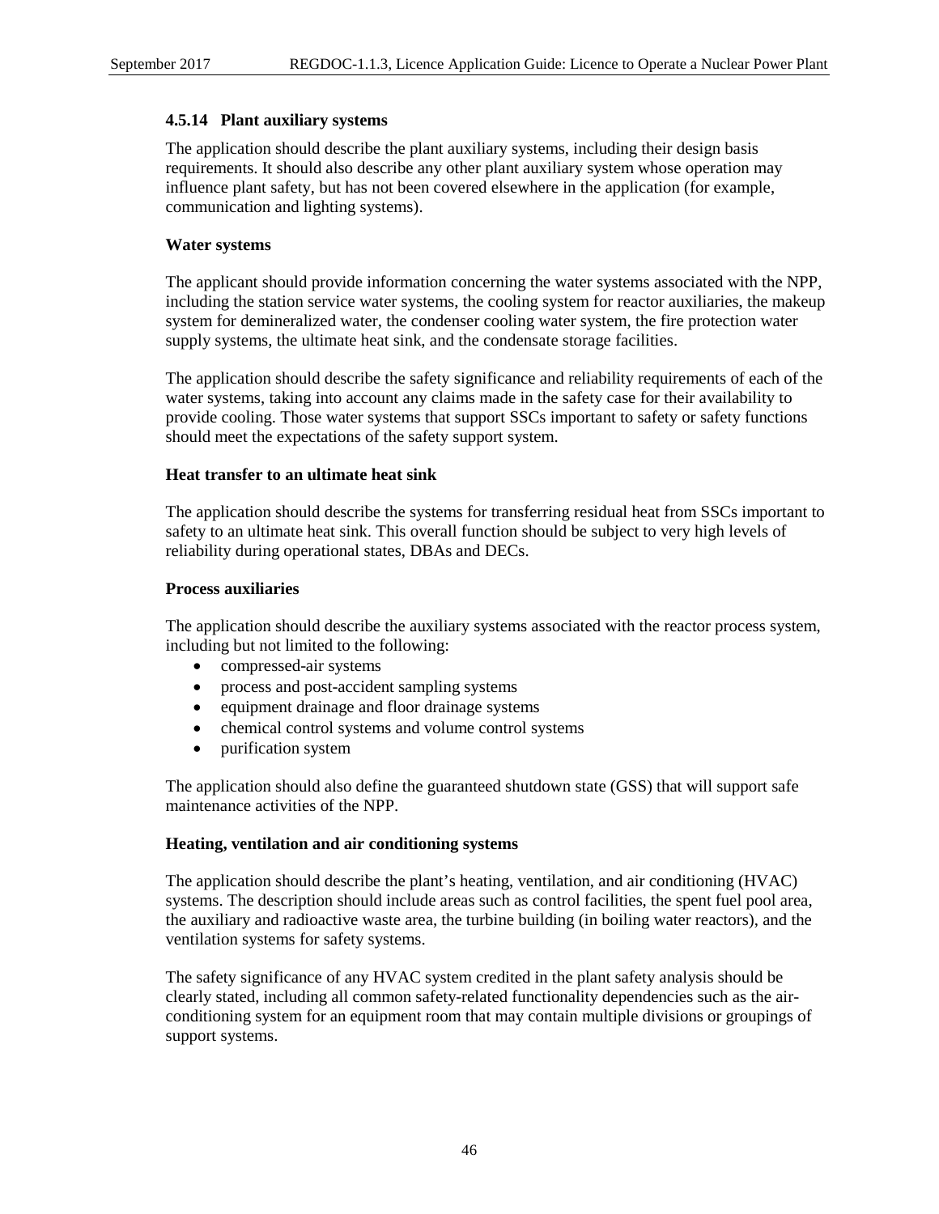### 4.5.14 Plant auxiliary systems

The application should describe the plant auxiliary systems, including their design basis requirements. It should also describe any other plant auxiliary system whose operation may influence plant safety, but has not been covered elsewhere in the application (for example, communication and lighting systems).

**Water systems**

The applicant should provide information concerning the water systems associated with the NPP, including the station service water systems, the cooling system for reactor auxiliaries, the makeup system for demineralized water, the condenser cooling water system, the fire protection water supply systems, the ultimate heat sink, and the condensate storage facilities.

The application should describe the safety significance and reliability requirements of each of the water systems, taking into account any claims made in the safety case for their availability to provide cooling. Those water systems that support SSCs important to safety or safety functions should meet the expectations of the safety support system.

**Heat transfer to an ultimate heat sink**

The application should describe the systems for transferring residual heat from SSCs important to safety to an ultimate heat sink. This overall function should be subject to very high levels of reliability during operational states, DBAs and DECs.

**Process auxiliaries**

The application should describe the auxiliary systems associated with the reactor process system, including but not limited to the following:

- compressed-air systems
- process and post-accident sampling systems
- equipment drainage and floor drainage systems
- chemical control systems and volume control systems
- purification system

The application should also define the guaranteed shutdown state (GSS) that will support safe maintenance activities of the NPP.

**Heating, ventilation and air conditioning systems**

The application should describe the plant's heating, ventilation, and air conditioning (HVAC) systems. The description should include areas such as control facilities, the spent fuel pool area, the auxiliary and radioactive waste area, the turbine building (in boiling water reactors), and the ventilation systems for safety systems.

The safety significance of any HVAC system credited in the plant safety analysis should be clearly stated, including all common safety-related functionality dependencies such as the air-conditioning system for an equipment room that may contain multiple divisions or groupings of support systems.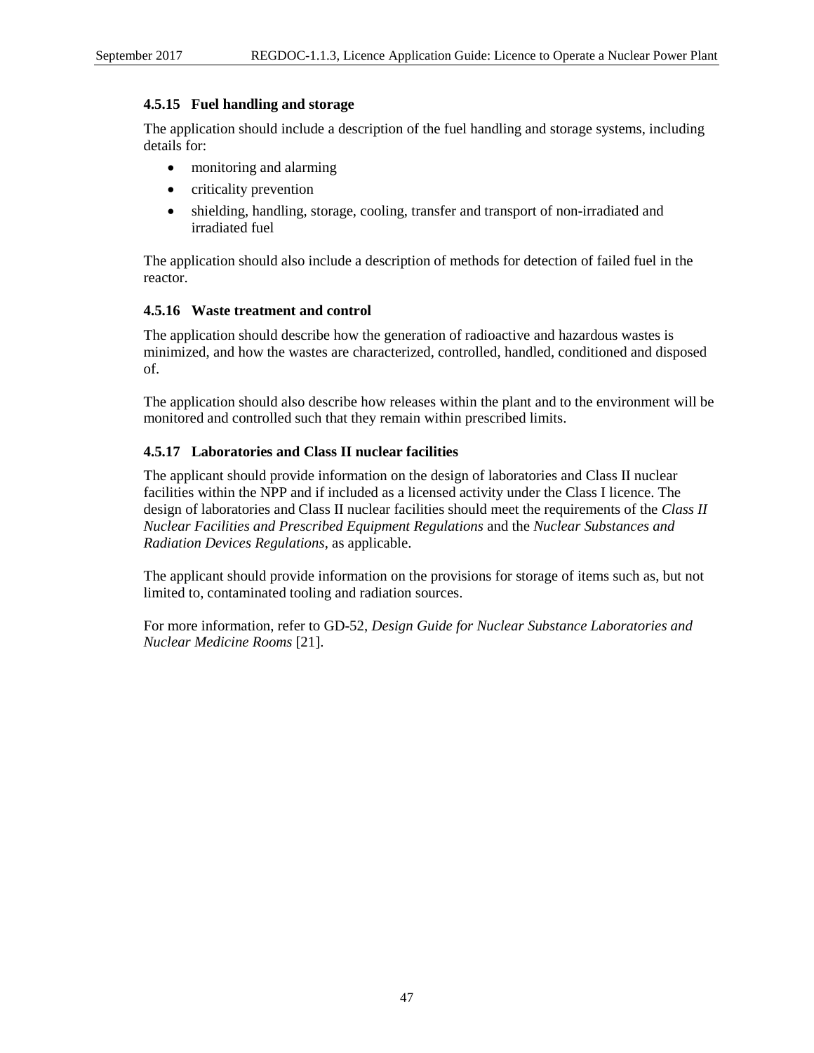#### 4.5.15 Fuel handling and storage

The application should include a description of the fuel handling and storage systems, including details for:

- monitoring and alarming
- criticality prevention
- shielding, handling, storage, cooling, transfer and transport of non-irradiated and irradiated fuel

The application should also include a description of methods for detection of failed fuel in the reactor.

#### 4.5.16 Waste treatment and control

The application should describe how the generation of radioactive and hazardous wastes is minimized, and how the wastes are characterized, controlled, handled, conditioned and disposed of.

The application should also describe how releases within the plant and to the environment will be monitored and controlled such that they remain within prescribed limits.

#### 4.5.17 Laboratories and Class II nuclear facilities

The applicant should provide information on the design of laboratories and Class II nuclear facilities within the NPP and if included as a licensed activity under the Class I licence. The design of laboratories and Class II nuclear facilities should meet the requirements of the *Class II Nuclear Facilities and Prescribed Equipment Regulations* and the *Nuclear Substances and Radiation Devices Regulations*, as applicable.

The applicant should provide information on the provisions for storage of items such as, but not limited to, contaminated tooling and radiation sources.

For more information, refer to GD-52, *Design Guide for Nuclear Substance Laboratories and Nuclear Medicine Rooms* [21].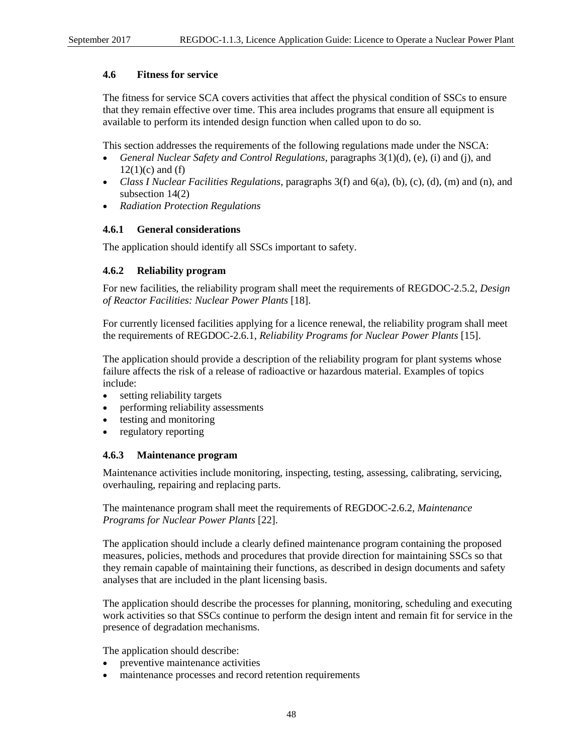### 4.6 Fitness for service

The fitness for service SCA covers activities that affect the physical condition of SSCs to ensure that they remain effective over time. This area includes programs that ensure all equipment is available to perform its intended design function when called upon to do so.

This section addresses the requirements of the following regulations made under the NSCA:

- *General Nuclear Safety and Control Regulations*, paragraphs 3(1)(d), (e), (i) and (j), and 12(1)(c) and (f)
- *Class I Nuclear Facilities Regulations*, paragraphs 3(f) and 6(a), (b), (c), (d), (m) and (n), and subsection 14(2)
- *Radiation Protection Regulations*

#### 4.6.1 General considerations

The application should identify all SSCs important to safety.

#### 4.6.2 Reliability program

For new facilities, the reliability program shall meet the requirements of REGDOC-2.5.2, *Design of Reactor Facilities: Nuclear Power Plants* [18].

For currently licensed facilities applying for a licence renewal, the reliability program shall meet the requirements of REGDOC-2.6.1, *Reliability Programs for Nuclear Power Plants* [15].

The application should provide a description of the reliability program for plant systems whose failure affects the risk of a release of radioactive or hazardous material. Examples of topics include:

- setting reliability targets
- performing reliability assessments
- testing and monitoring
- regulatory reporting

#### 4.6.3 Maintenance program

Maintenance activities include monitoring, inspecting, testing, assessing, calibrating, servicing, overhauling, repairing and replacing parts.

The maintenance program shall meet the requirements of REGDOC-2.6.2, *Maintenance Programs for Nuclear Power Plants* [22].

The application should include a clearly defined maintenance program containing the proposed measures, policies, methods and procedures that provide direction for maintaining SSCs so that they remain capable of maintaining their functions, as described in design documents and safety analyses that are included in the plant licensing basis.

The application should describe the processes for planning, monitoring, scheduling and executing work activities so that SSCs continue to perform the design intent and remain fit for service in the presence of degradation mechanisms.

The application should describe:

- preventive maintenance activities
- maintenance processes and record retention requirements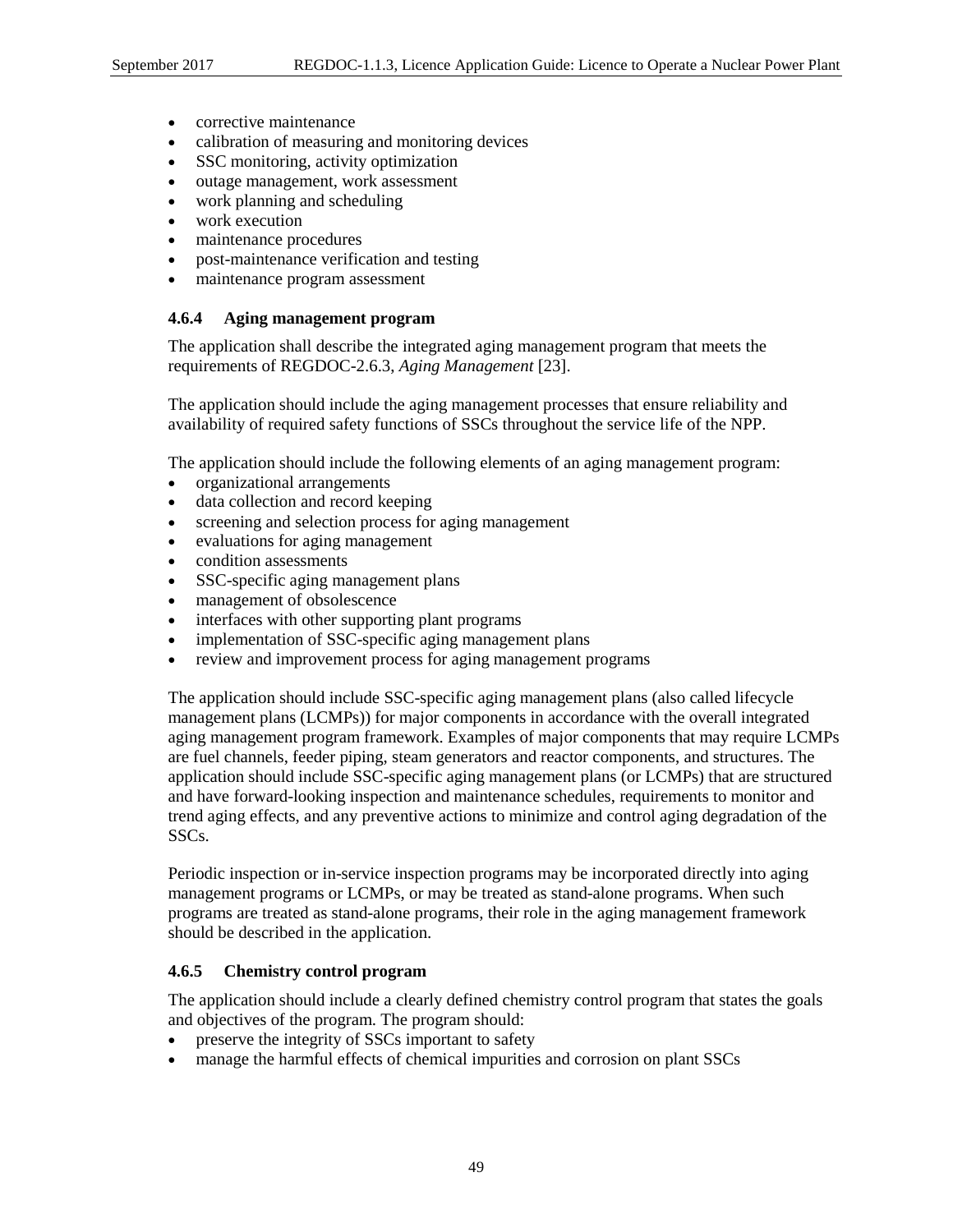- corrective maintenance
- calibration of measuring and monitoring devices
- SSC monitoring, activity optimization
- outage management, work assessment
- work planning and scheduling
- work execution
- maintenance procedures
- post-maintenance verification and testing
- maintenance program assessment

### 4.6.4 Aging management program

The application shall describe the integrated aging management program that meets the requirements of REGDOC-2.6.3, *Aging Management* [23].

The application should include the aging management processes that ensure reliability and availability of required safety functions of SSCs throughout the service life of the NPP.

The application should include the following elements of an aging management program:

- organizational arrangements
- data collection and record keeping
- screening and selection process for aging management
- evaluations for aging management
- condition assessments
- SSC-specific aging management plans
- management of obsolescence
- interfaces with other supporting plant programs
- implementation of SSC-specific aging management plans
- review and improvement process for aging management programs

The application should include SSC-specific aging management plans (also called lifecycle management plans (LCMPs)) for major components in accordance with the overall integrated aging management program framework. Examples of major components that may require LCMPs are fuel channels, feeder piping, steam generators and reactor components, and structures. The application should include SSC-specific aging management plans (or LCMPs) that are structured and have forward-looking inspection and maintenance schedules, requirements to monitor and trend aging effects, and any preventive actions to minimize and control aging degradation of the SSCs.

Periodic inspection or in-service inspection programs may be incorporated directly into aging management programs or LCMPs, or may be treated as stand-alone programs. When such programs are treated as stand-alone programs, their role in the aging management framework should be described in the application.

### 4.6.5 Chemistry control program

The application should include a clearly defined chemistry control program that states the goals and objectives of the program. The program should:

- preserve the integrity of SSCs important to safety
- manage the harmful effects of chemical impurities and corrosion on plant SSCs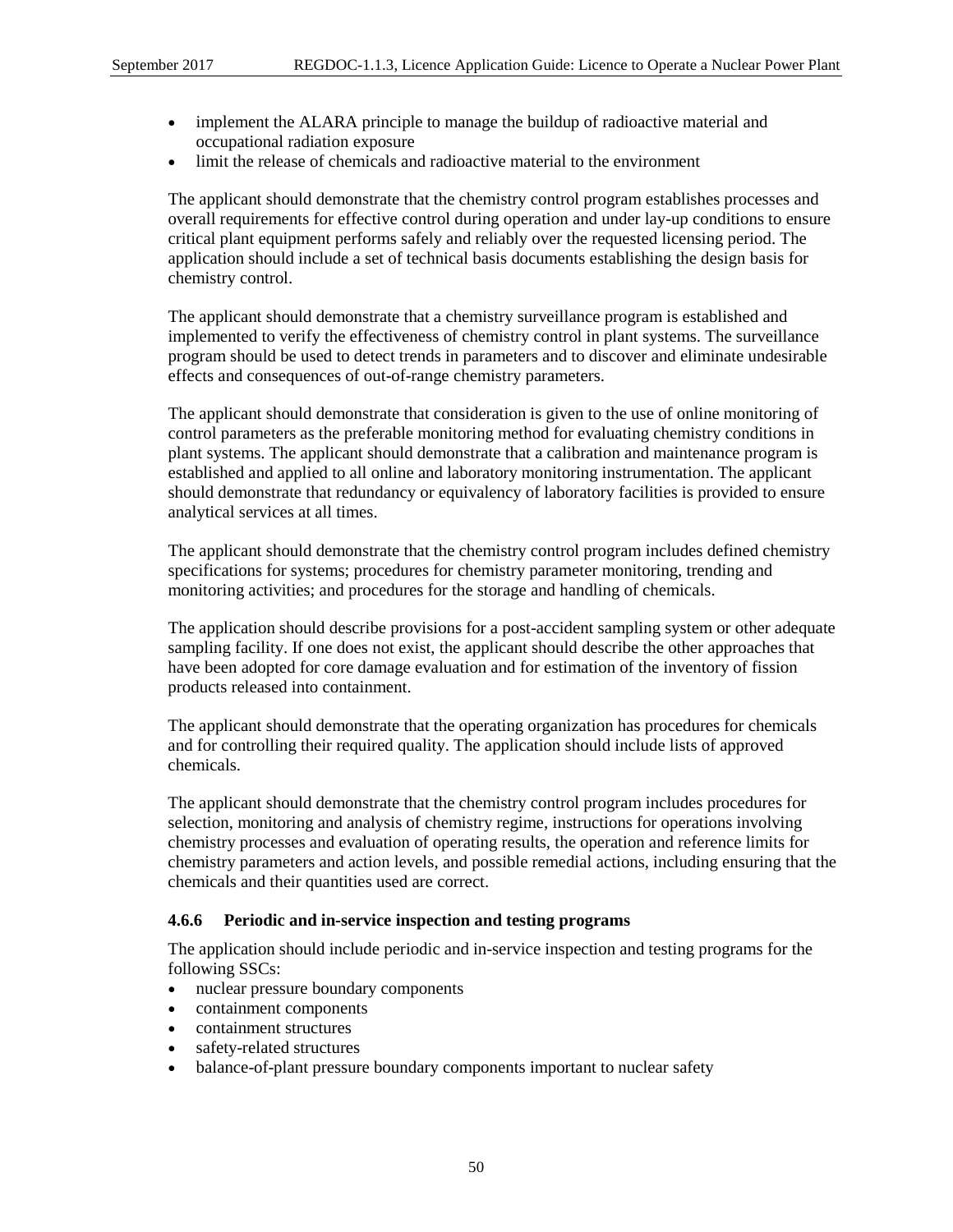- implement the ALARA principle to manage the buildup of radioactive material and occupational radiation exposure
- limit the release of chemicals and radioactive material to the environment

The applicant should demonstrate that the chemistry control program establishes processes and overall requirements for effective control during operation and under lay-up conditions to ensure critical plant equipment performs safely and reliably over the requested licensing period. The application should include a set of technical basis documents establishing the design basis for chemistry control.

The applicant should demonstrate that a chemistry surveillance program is established and implemented to verify the effectiveness of chemistry control in plant systems. The surveillance program should be used to detect trends in parameters and to discover and eliminate undesirable effects and consequences of out-of-range chemistry parameters.

The applicant should demonstrate that consideration is given to the use of online monitoring of control parameters as the preferable monitoring method for evaluating chemistry conditions in plant systems. The applicant should demonstrate that a calibration and maintenance program is established and applied to all online and laboratory monitoring instrumentation. The applicant should demonstrate that redundancy or equivalency of laboratory facilities is provided to ensure analytical services at all times.

The applicant should demonstrate that the chemistry control program includes defined chemistry specifications for systems; procedures for chemistry parameter monitoring, trending and monitoring activities; and procedures for the storage and handling of chemicals.

The application should describe provisions for a post-accident sampling system or other adequate sampling facility. If one does not exist, the applicant should describe the other approaches that have been adopted for core damage evaluation and for estimation of the inventory of fission products released into containment.

The applicant should demonstrate that the operating organization has procedures for chemicals and for controlling their required quality. The application should include lists of approved chemicals.

The applicant should demonstrate that the chemistry control program includes procedures for selection, monitoring and analysis of chemistry regime, instructions for operations involving chemistry processes and evaluation of operating results, the operation and reference limits for chemistry parameters and action levels, and possible remedial actions, including ensuring that the chemicals and their quantities used are correct.

### 4.6.6 Periodic and in-service inspection and testing programs

The application should include periodic and in-service inspection and testing programs for the following SSCs:

- nuclear pressure boundary components
- containment components
- containment structures
- safety-related structures
- balance-of-plant pressure boundary components important to nuclear safety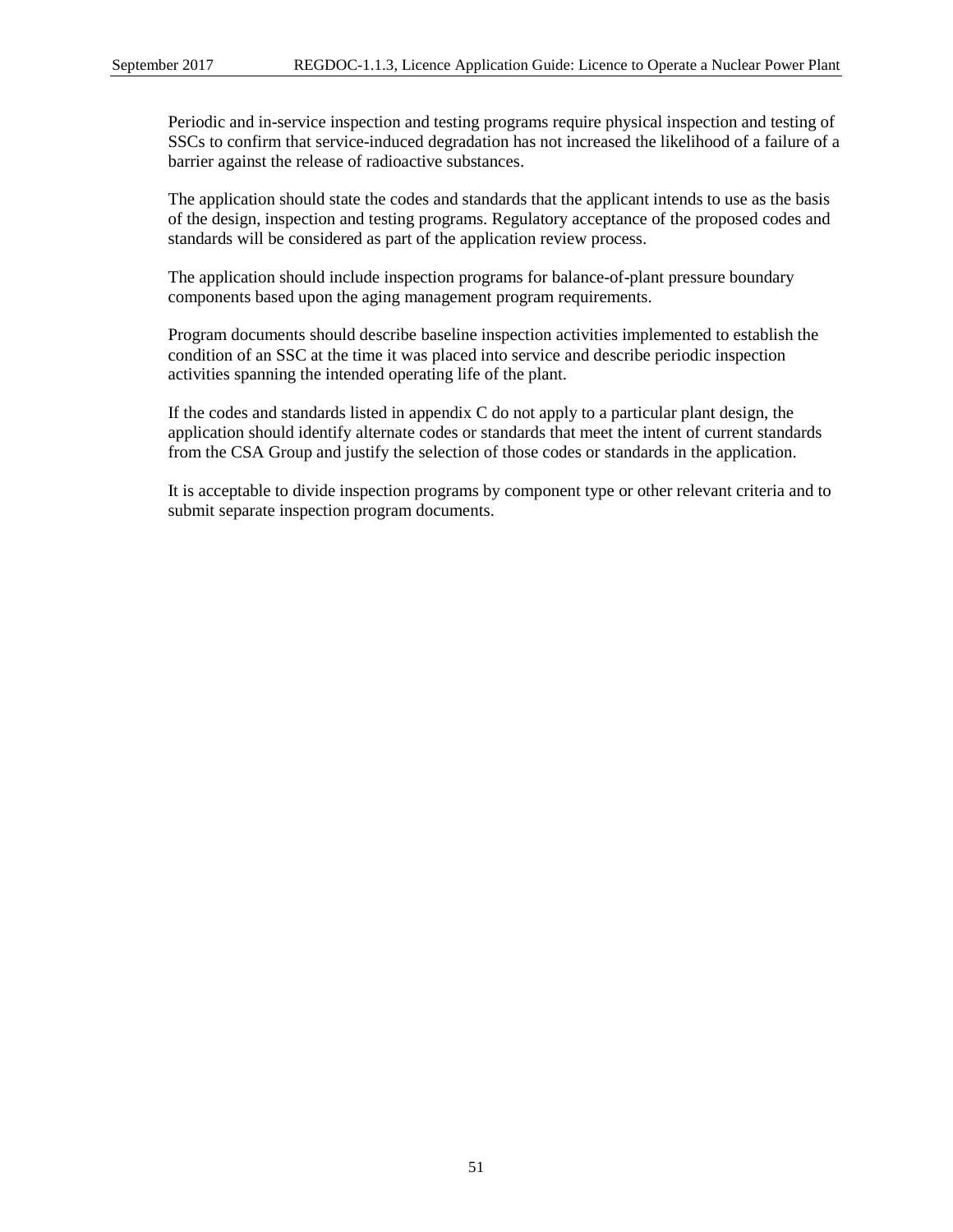Periodic and in-service inspection and testing programs require physical inspection and testing of SSCs to confirm that service-induced degradation has not increased the likelihood of a failure of a barrier against the release of radioactive substances.

The application should state the codes and standards that the applicant intends to use as the basis of the design, inspection and testing programs. Regulatory acceptance of the proposed codes and standards will be considered as part of the application review process.

The application should include inspection programs for balance-of-plant pressure boundary components based upon the aging management program requirements.

Program documents should describe baseline inspection activities implemented to establish the condition of an SSC at the time it was placed into service and describe periodic inspection activities spanning the intended operating life of the plant.

If the codes and standards listed in appendix C do not apply to a particular plant design, the application should identify alternate codes or standards that meet the intent of current standards from the CSA Group and justify the selection of those codes or standards in the application.

It is acceptable to divide inspection programs by component type or other relevant criteria and to submit separate inspection program documents.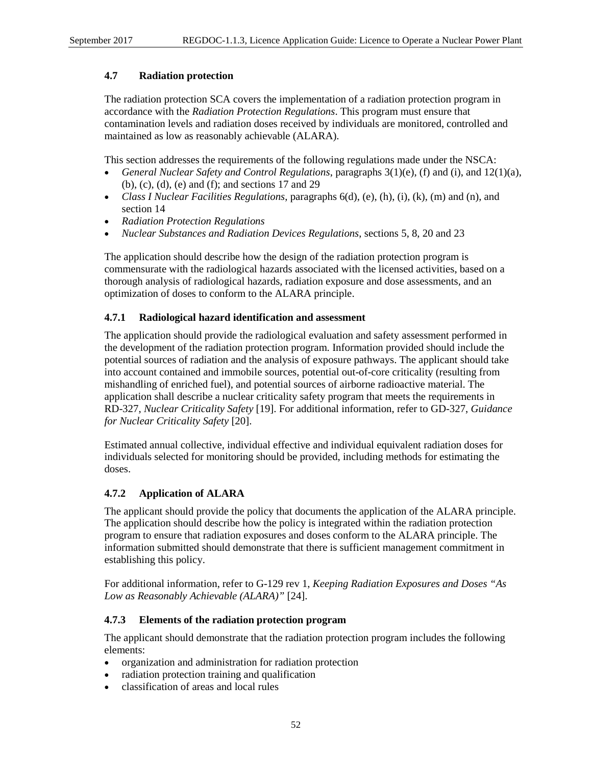### 4.7 Radiation protection

The radiation protection SCA covers the implementation of a radiation protection program in accordance with the *Radiation Protection Regulations*. This program must ensure that contamination levels and radiation doses received by individuals are monitored, controlled and maintained as low as reasonably achievable (ALARA).

This section addresses the requirements of the following regulations made under the NSCA:

- *General Nuclear Safety and Control Regulations*, paragraphs 3(1)(e), (f) and (i), and 12(1)(a), (b), (c), (d), (e) and (f); and sections 17 and 29
- *Class I Nuclear Facilities Regulations*, paragraphs 6(d), (e), (h), (i), (k), (m) and (n), and section 14
- *Radiation Protection Regulations*
- *Nuclear Substances and Radiation Devices Regulations*, sections 5, 8, 20 and 23

The application should describe how the design of the radiation protection program is commensurate with the radiological hazards associated with the licensed activities, based on a thorough analysis of radiological hazards, radiation exposure and dose assessments, and an optimization of doses to conform to the ALARA principle.

#### 4.7.1 Radiological hazard identification and assessment

The application should provide the radiological evaluation and safety assessment performed in the development of the radiation protection program. Information provided should include the potential sources of radiation and the analysis of exposure pathways. The applicant should take into account contained and immobile sources, potential out-of-core criticality (resulting from mishandling of enriched fuel), and potential sources of airborne radioactive material. The application shall describe a nuclear criticality safety program that meets the requirements in RD-327, *Nuclear Criticality Safety* [19]. For additional information, refer to GD-327, *Guidance for Nuclear Criticality Safety* [20].

Estimated annual collective, individual effective and individual equivalent radiation doses for individuals selected for monitoring should be provided, including methods for estimating the doses.

#### 4.7.2 Application of ALARA

The applicant should provide the policy that documents the application of the ALARA principle. The application should describe how the policy is integrated within the radiation protection program to ensure that radiation exposures and doses conform to the ALARA principle. The information submitted should demonstrate that there is sufficient management commitment in establishing this policy.

For additional information, refer to G-129 rev 1, *Keeping Radiation Exposures and Doses "As Low as Reasonably Achievable (ALARA)"* [24].

#### 4.7.3 Elements of the radiation protection program

The applicant should demonstrate that the radiation protection program includes the following elements:

- organization and administration for radiation protection
- radiation protection training and qualification
- classification of areas and local rules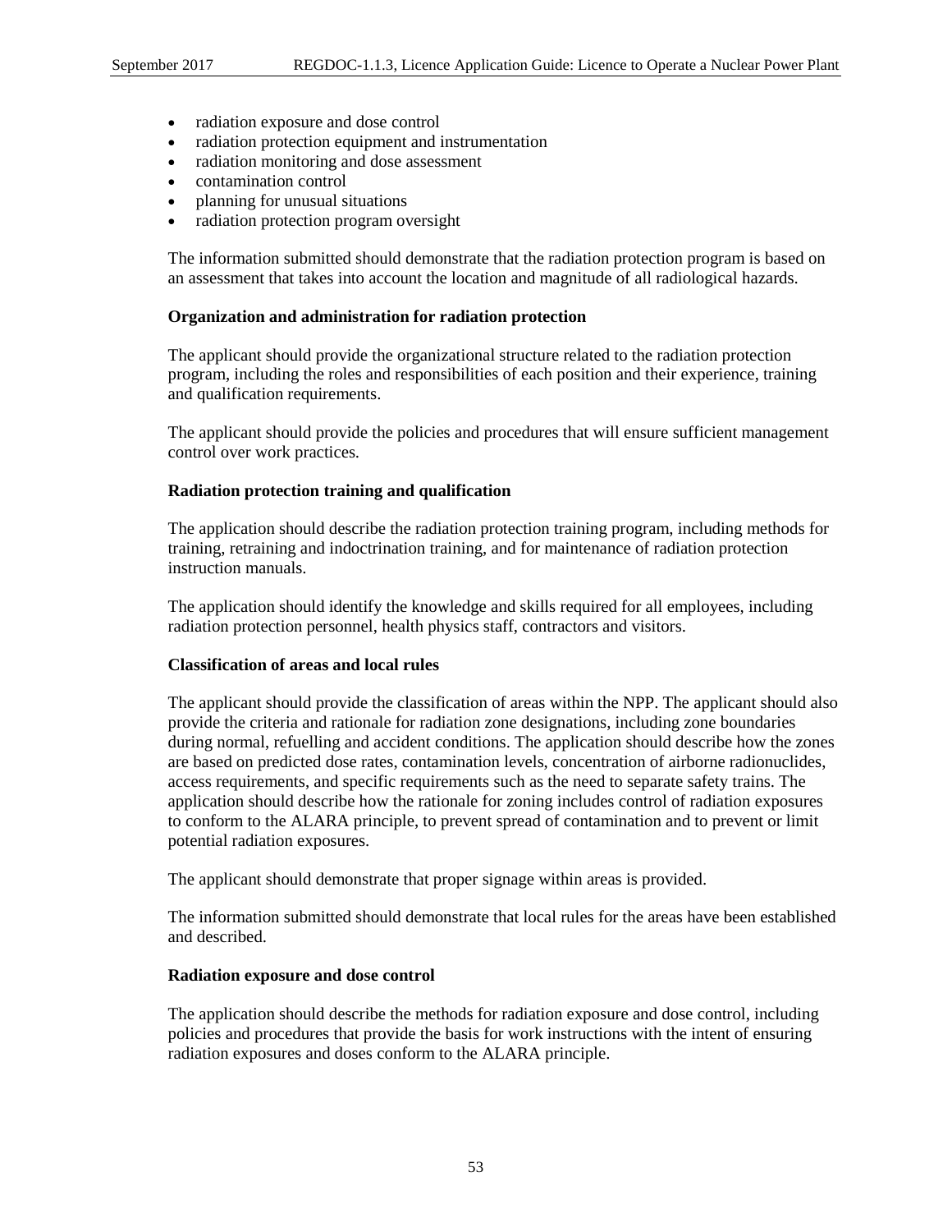- radiation exposure and dose control
- radiation protection equipment and instrumentation
- radiation monitoring and dose assessment
- contamination control
- planning for unusual situations
- radiation protection program oversight

The information submitted should demonstrate that the radiation protection program is based on an assessment that takes into account the location and magnitude of all radiological hazards.

**Organization and administration for radiation protection**

The applicant should provide the organizational structure related to the radiation protection program, including the roles and responsibilities of each position and their experience, training and qualification requirements.

The applicant should provide the policies and procedures that will ensure sufficient management control over work practices.

**Radiation protection training and qualification**

The application should describe the radiation protection training program, including methods for training, retraining and indoctrination training, and for maintenance of radiation protection instruction manuals.

The application should identify the knowledge and skills required for all employees, including radiation protection personnel, health physics staff, contractors and visitors.

**Classification of areas and local rules**

The applicant should provide the classification of areas within the NPP. The applicant should also provide the criteria and rationale for radiation zone designations, including zone boundaries during normal, refuelling and accident conditions. The application should describe how the zones are based on predicted dose rates, contamination levels, concentration of airborne radionuclides, access requirements, and specific requirements such as the need to separate safety trains. The application should describe how the rationale for zoning includes control of radiation exposures to conform to the ALARA principle, to prevent spread of contamination and to prevent or limit potential radiation exposures.

The applicant should demonstrate that proper signage within areas is provided.

The information submitted should demonstrate that local rules for the areas have been established and described.

**Radiation exposure and dose control**

The application should describe the methods for radiation exposure and dose control, including policies and procedures that provide the basis for work instructions with the intent of ensuring radiation exposures and doses conform to the ALARA principle.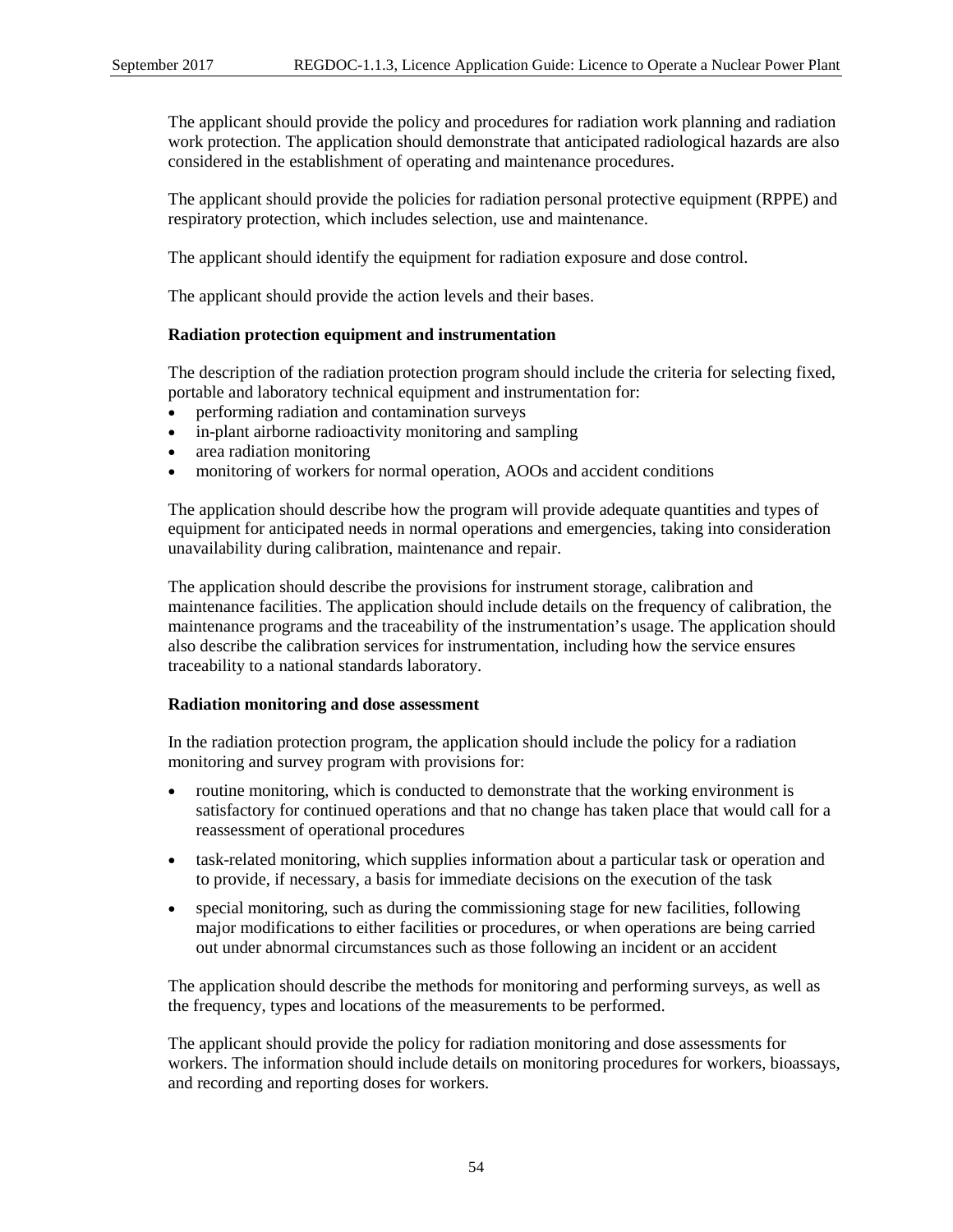The applicant should provide the policy and procedures for radiation work planning and radiation work protection. The application should demonstrate that anticipated radiological hazards are also considered in the establishment of operating and maintenance procedures.

The applicant should provide the policies for radiation personal protective equipment (RPPE) and respiratory protection, which includes selection, use and maintenance.

The applicant should identify the equipment for radiation exposure and dose control.

The applicant should provide the action levels and their bases.

**Radiation protection equipment and instrumentation**

The description of the radiation protection program should include the criteria for selecting fixed, portable and laboratory technical equipment and instrumentation for:

- performing radiation and contamination surveys
- in-plant airborne radioactivity monitoring and sampling
- area radiation monitoring
- monitoring of workers for normal operation, AOOs and accident conditions

The application should describe how the program will provide adequate quantities and types of equipment for anticipated needs in normal operations and emergencies, taking into consideration unavailability during calibration, maintenance and repair.

The application should describe the provisions for instrument storage, calibration and maintenance facilities. The application should include details on the frequency of calibration, the maintenance programs and the traceability of the instrumentation's usage. The application should also describe the calibration services for instrumentation, including how the service ensures traceability to a national standards laboratory.

**Radiation monitoring and dose assessment**

In the radiation protection program, the application should include the policy for a radiation monitoring and survey program with provisions for:

- routine monitoring, which is conducted to demonstrate that the working environment is satisfactory for continued operations and that no change has taken place that would call for a reassessment of operational procedures
- task-related monitoring, which supplies information about a particular task or operation and to provide, if necessary, a basis for immediate decisions on the execution of the task
- special monitoring, such as during the commissioning stage for new facilities, following major modifications to either facilities or procedures, or when operations are being carried out under abnormal circumstances such as those following an incident or an accident

The application should describe the methods for monitoring and performing surveys, as well as the frequency, types and locations of the measurements to be performed.

The applicant should provide the policy for radiation monitoring and dose assessments for workers. The information should include details on monitoring procedures for workers, bioassays, and recording and reporting doses for workers.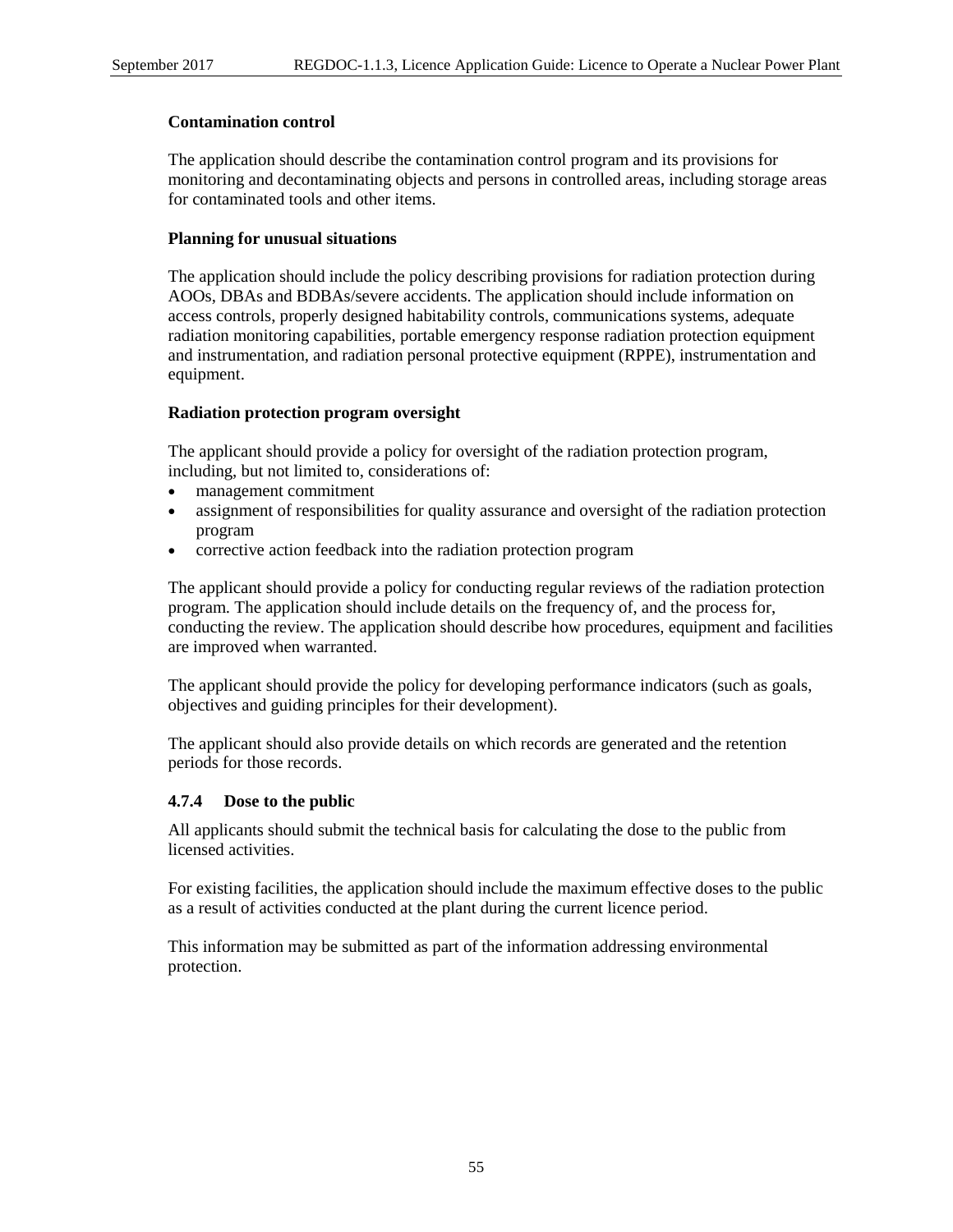**Contamination control**

The application should describe the contamination control program and its provisions for monitoring and decontaminating objects and persons in controlled areas, including storage areas for contaminated tools and other items.

**Planning for unusual situations**

The application should include the policy describing provisions for radiation protection during AOOs, DBAs and BDBAs/severe accidents. The application should include information on access controls, properly designed habitability controls, communications systems, adequate radiation monitoring capabilities, portable emergency response radiation protection equipment and instrumentation, and radiation personal protective equipment (RPPE), instrumentation and equipment.

**Radiation protection program oversight**

The applicant should provide a policy for oversight of the radiation protection program, including, but not limited to, considerations of:

- management commitment
- assignment of responsibilities for quality assurance and oversight of the radiation protection program
- corrective action feedback into the radiation protection program

The applicant should provide a policy for conducting regular reviews of the radiation protection program. The application should include details on the frequency of, and the process for, conducting the review. The application should describe how procedures, equipment and facilities are improved when warranted.

The applicant should provide the policy for developing performance indicators (such as goals, objectives and guiding principles for their development).

The applicant should also provide details on which records are generated and the retention periods for those records.

### 4.7.4 Dose to the public

All applicants should submit the technical basis for calculating the dose to the public from licensed activities.

For existing facilities, the application should include the maximum effective doses to the public as a result of activities conducted at the plant during the current licence period.

This information may be submitted as part of the information addressing environmental protection.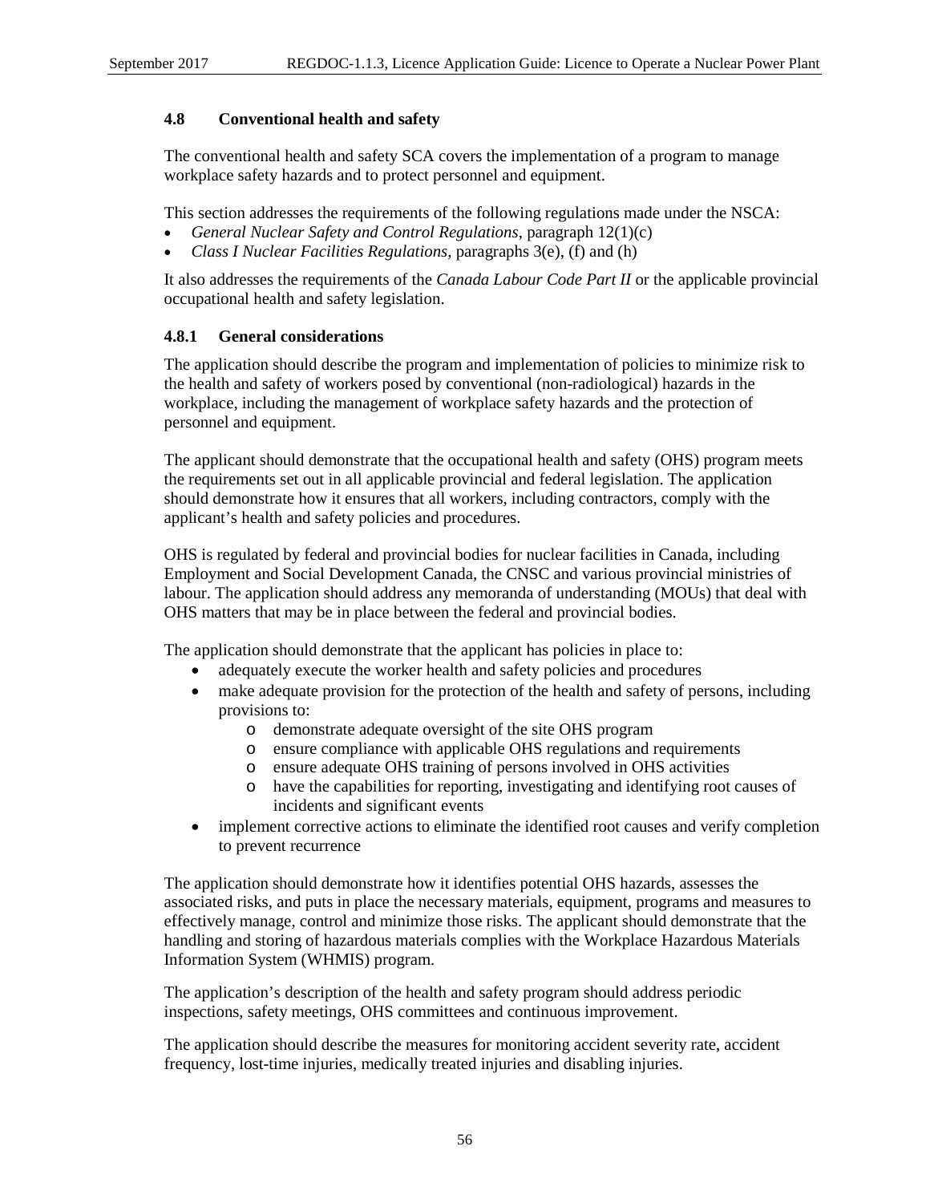### 4.8 Conventional health and safety

The conventional health and safety SCA covers the implementation of a program to manage workplace safety hazards and to protect personnel and equipment.

This section addresses the requirements of the following regulations made under the NSCA:

- *General Nuclear Safety and Control Regulations*, paragraph 12(1)(c)
- *Class I Nuclear Facilities Regulations*, paragraphs 3(e), (f) and (h)

It also addresses the requirements of the *Canada Labour Code Part II* or the applicable provincial occupational health and safety legislation.

#### 4.8.1 General considerations

The application should describe the program and implementation of policies to minimize risk to the health and safety of workers posed by conventional (non-radiological) hazards in the workplace, including the management of workplace safety hazards and the protection of personnel and equipment.

The applicant should demonstrate that the occupational health and safety (OHS) program meets the requirements set out in all applicable provincial and federal legislation. The application should demonstrate how it ensures that all workers, including contractors, comply with the applicant's health and safety policies and procedures.

OHS is regulated by federal and provincial bodies for nuclear facilities in Canada, including Employment and Social Development Canada, the CNSC and various provincial ministries of labour. The application should address any memoranda of understanding (MOUs) that deal with OHS matters that may be in place between the federal and provincial bodies.

The application should demonstrate that the applicant has policies in place to:

- adequately execute the worker health and safety policies and procedures
- make adequate provision for the protection of the health and safety of persons, including provisions to:
  - demonstrate adequate oversight of the site OHS program
  - ensure compliance with applicable OHS regulations and requirements
  - ensure adequate OHS training of persons involved in OHS activities
  - have the capabilities for reporting, investigating and identifying root causes of incidents and significant events
- implement corrective actions to eliminate the identified root causes and verify completion to prevent recurrence

The application should demonstrate how it identifies potential OHS hazards, assesses the associated risks, and puts in place the necessary materials, equipment, programs and measures to effectively manage, control and minimize those risks. The applicant should demonstrate that the handling and storing of hazardous materials complies with the Workplace Hazardous Materials Information System (WHMIS) program.

The application's description of the health and safety program should address periodic inspections, safety meetings, OHS committees and continuous improvement.

The application should describe the measures for monitoring accident severity rate, accident frequency, lost-time injuries, medically treated injuries and disabling injuries.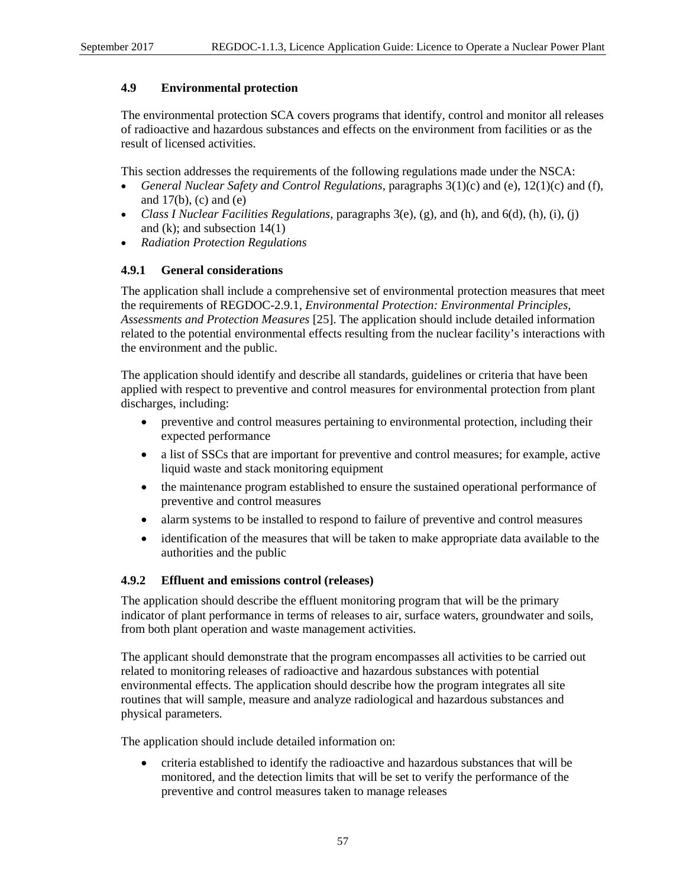### 4.9 Environmental protection

The environmental protection SCA covers programs that identify, control and monitor all releases of radioactive and hazardous substances and effects on the environment from facilities or as the result of licensed activities.

This section addresses the requirements of the following regulations made under the NSCA:

- *General Nuclear Safety and Control Regulations*, paragraphs 3(1)(c) and (e), 12(1)(c) and (f), and 17(b), (c) and (e)
- *Class I Nuclear Facilities Regulations*, paragraphs 3(e), (g), and (h), and 6(d), (h), (i), (j) and (k); and subsection 14(1)
- *Radiation Protection Regulations*

#### 4.9.1 General considerations

The application shall include a comprehensive set of environmental protection measures that meet the requirements of REGDOC-2.9.1, *Environmental Protection: Environmental Principles, Assessments and Protection Measures* [25]. The application should include detailed information related to the potential environmental effects resulting from the nuclear facility's interactions with the environment and the public.

The application should identify and describe all standards, guidelines or criteria that have been applied with respect to preventive and control measures for environmental protection from plant discharges, including:

- preventive and control measures pertaining to environmental protection, including their expected performance
- a list of SSCs that are important for preventive and control measures; for example, active liquid waste and stack monitoring equipment
- the maintenance program established to ensure the sustained operational performance of preventive and control measures
- alarm systems to be installed to respond to failure of preventive and control measures
- identification of the measures that will be taken to make appropriate data available to the authorities and the public

#### 4.9.2 Effluent and emissions control (releases)

The application should describe the effluent monitoring program that will be the primary indicator of plant performance in terms of releases to air, surface waters, groundwater and soils, from both plant operation and waste management activities.

The applicant should demonstrate that the program encompasses all activities to be carried out related to monitoring releases of radioactive and hazardous substances with potential environmental effects. The application should describe how the program integrates all site routines that will sample, measure and analyze radiological and hazardous substances and physical parameters.

The application should include detailed information on:

- criteria established to identify the radioactive and hazardous substances that will be monitored, and the detection limits that will be set to verify the performance of the preventive and control measures taken to manage releases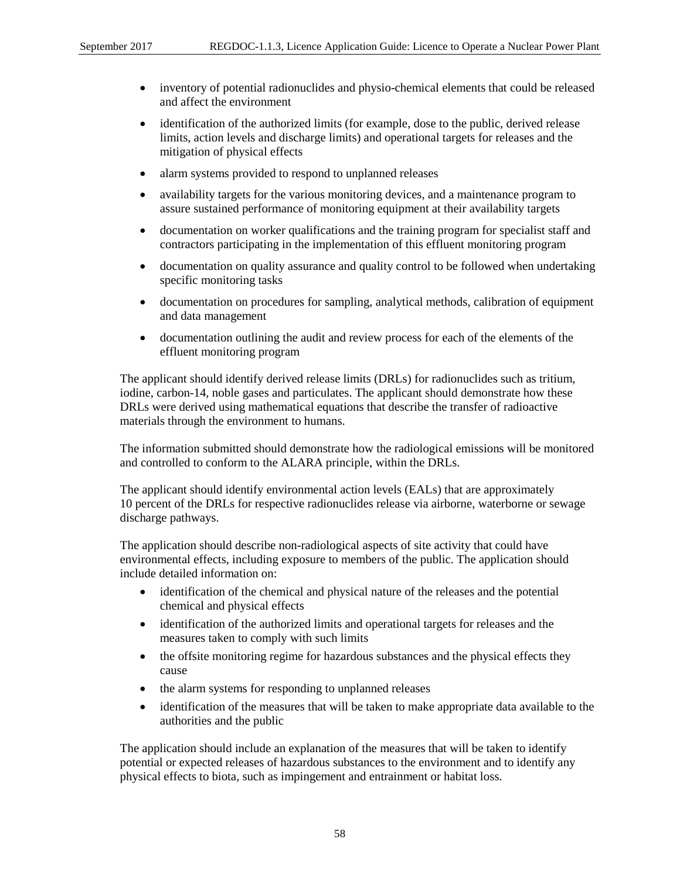- inventory of potential radionuclides and physio-chemical elements that could be released and affect the environment
- identification of the authorized limits (for example, dose to the public, derived release limits, action levels and discharge limits) and operational targets for releases and the mitigation of physical effects
- alarm systems provided to respond to unplanned releases
- availability targets for the various monitoring devices, and a maintenance program to assure sustained performance of monitoring equipment at their availability targets
- documentation on worker qualifications and the training program for specialist staff and contractors participating in the implementation of this effluent monitoring program
- documentation on quality assurance and quality control to be followed when undertaking specific monitoring tasks
- documentation on procedures for sampling, analytical methods, calibration of equipment and data management
- documentation outlining the audit and review process for each of the elements of the effluent monitoring program

The applicant should identify derived release limits (DRLs) for radionuclides such as tritium, iodine, carbon-14, noble gases and particulates. The applicant should demonstrate how these DRLs were derived using mathematical equations that describe the transfer of radioactive materials through the environment to humans.

The information submitted should demonstrate how the radiological emissions will be monitored and controlled to conform to the ALARA principle, within the DRLs.

The applicant should identify environmental action levels (EALs) that are approximately 10 percent of the DRLs for respective radionuclides release via airborne, waterborne or sewage discharge pathways.

The application should describe non-radiological aspects of site activity that could have environmental effects, including exposure to members of the public. The application should include detailed information on:

- identification of the chemical and physical nature of the releases and the potential chemical and physical effects
- identification of the authorized limits and operational targets for releases and the measures taken to comply with such limits
- the offsite monitoring regime for hazardous substances and the physical effects they cause
- the alarm systems for responding to unplanned releases
- identification of the measures that will be taken to make appropriate data available to the authorities and the public

The application should include an explanation of the measures that will be taken to identify potential or expected releases of hazardous substances to the environment and to identify any physical effects to biota, such as impingement and entrainment or habitat loss.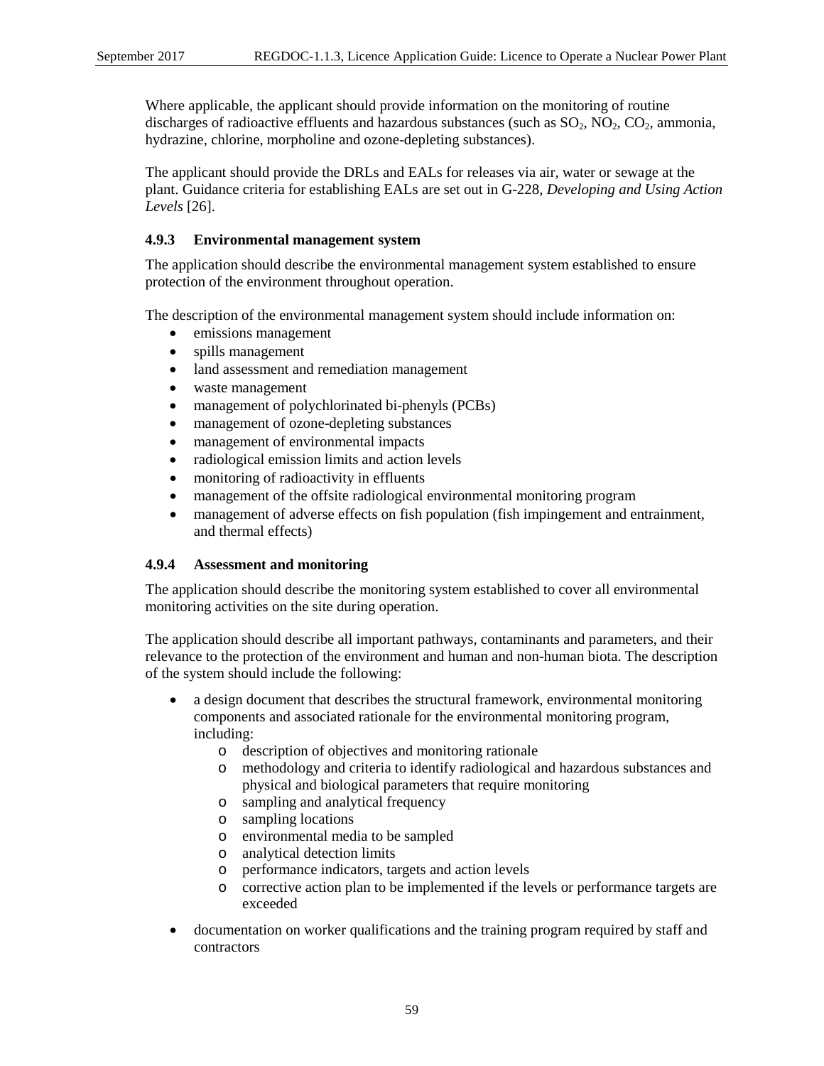Where applicable, the applicant should provide information on the monitoring of routine discharges of radioactive effluents and hazardous substances (such as $SO_2$, $NO_2$, $CO_2$, ammonia, hydrazine, chlorine, morpholine and ozone-depleting substances).

The applicant should provide the DRLs and EALs for releases via air, water or sewage at the plant. Guidance criteria for establishing EALs are set out in G-228, *Developing and Using Action Levels* [26].

### 4.9.3 Environmental management system

The application should describe the environmental management system established to ensure protection of the environment throughout operation.

The description of the environmental management system should include information on:

- emissions management
- spills management
- land assessment and remediation management
- waste management
- management of polychlorinated bi-phenyls (PCBs)
- management of ozone-depleting substances
- management of environmental impacts
- radiological emission limits and action levels
- monitoring of radioactivity in effluents
- management of the offsite radiological environmental monitoring program
- management of adverse effects on fish population (fish impingement and entrainment, and thermal effects)

### 4.9.4 Assessment and monitoring

The application should describe the monitoring system established to cover all environmental monitoring activities on the site during operation.

The application should describe all important pathways, contaminants and parameters, and their relevance to the protection of the environment and human and non-human biota. The description of the system should include the following:

- a design document that describes the structural framework, environmental monitoring components and associated rationale for the environmental monitoring program, including:
  - description of objectives and monitoring rationale
  - methodology and criteria to identify radiological and hazardous substances and physical and biological parameters that require monitoring
  - sampling and analytical frequency
  - sampling locations
  - environmental media to be sampled
  - analytical detection limits
  - performance indicators, targets and action levels
  - corrective action plan to be implemented if the levels or performance targets are exceeded
- documentation on worker qualifications and the training program required by staff and contractors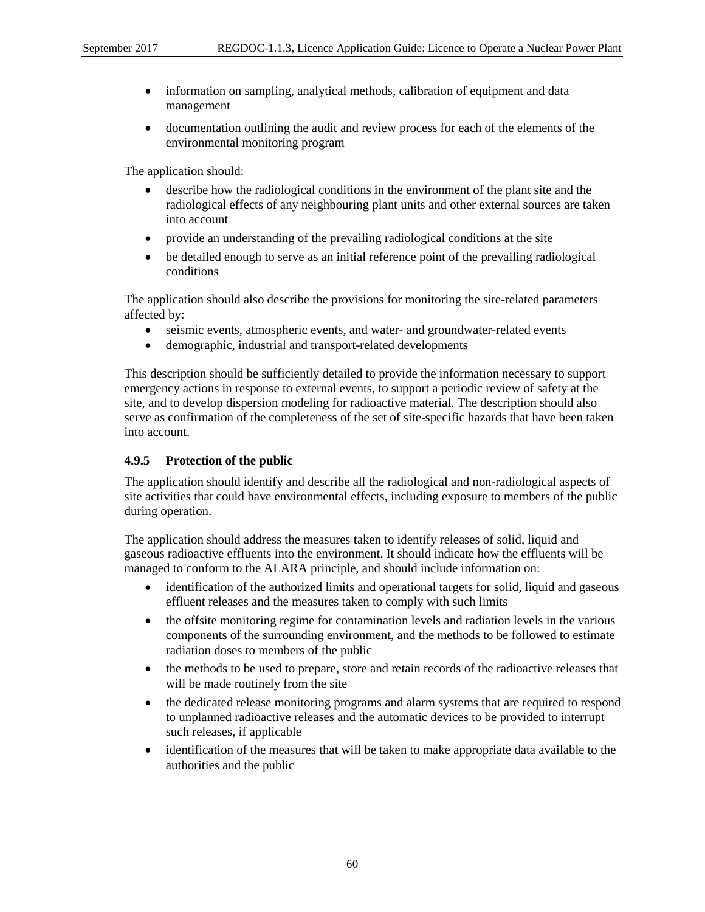- information on sampling, analytical methods, calibration of equipment and data management
- documentation outlining the audit and review process for each of the elements of the environmental monitoring program

The application should:

- describe how the radiological conditions in the environment of the plant site and the radiological effects of any neighbouring plant units and other external sources are taken into account
- provide an understanding of the prevailing radiological conditions at the site
- be detailed enough to serve as an initial reference point of the prevailing radiological conditions

The application should also describe the provisions for monitoring the site-related parameters affected by:

- seismic events, atmospheric events, and water- and groundwater-related events
- demographic, industrial and transport-related developments

This description should be sufficiently detailed to provide the information necessary to support emergency actions in response to external events, to support a periodic review of safety at the site, and to develop dispersion modeling for radioactive material. The description should also serve as confirmation of the completeness of the set of site-specific hazards that have been taken into account.

### 4.9.5 Protection of the public

The application should identify and describe all the radiological and non-radiological aspects of site activities that could have environmental effects, including exposure to members of the public during operation.

The application should address the measures taken to identify releases of solid, liquid and gaseous radioactive effluents into the environment. It should indicate how the effluents will be managed to conform to the ALARA principle, and should include information on:

- identification of the authorized limits and operational targets for solid, liquid and gaseous effluent releases and the measures taken to comply with such limits
- the offsite monitoring regime for contamination levels and radiation levels in the various components of the surrounding environment, and the methods to be followed to estimate radiation doses to members of the public
- the methods to be used to prepare, store and retain records of the radioactive releases that will be made routinely from the site
- the dedicated release monitoring programs and alarm systems that are required to respond to unplanned radioactive releases and the automatic devices to be provided to interrupt such releases, if applicable
- identification of the measures that will be taken to make appropriate data available to the authorities and the public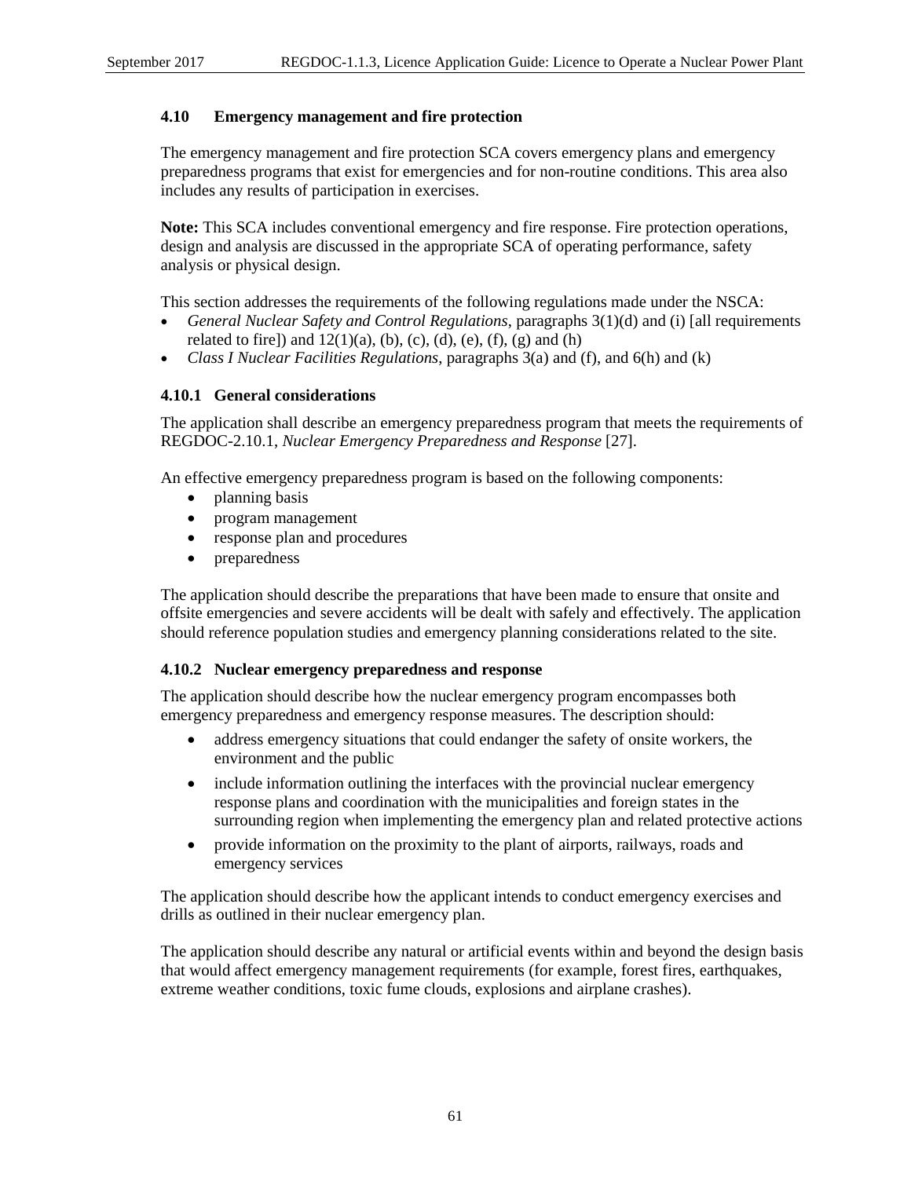### 4.10 Emergency management and fire protection

The emergency management and fire protection SCA covers emergency plans and emergency preparedness programs that exist for emergencies and for non-routine conditions. This area also includes any results of participation in exercises.

**Note:** This SCA includes conventional emergency and fire response. Fire protection operations, design and analysis are discussed in the appropriate SCA of operating performance, safety analysis or physical design.

This section addresses the requirements of the following regulations made under the NSCA:

- *General Nuclear Safety and Control Regulations*, paragraphs 3(1)(d) and (i) [all requirements related to fire]) and 12(1)(a), (b), (c), (d), (e), (f), (g) and (h)
- *Class I Nuclear Facilities Regulations*, paragraphs 3(a) and (f), and 6(h) and (k)

#### 4.10.1 General considerations

The application shall describe an emergency preparedness program that meets the requirements of REGDOC-2.10.1, *Nuclear Emergency Preparedness and Response* [27].

An effective emergency preparedness program is based on the following components:

- planning basis
- program management
- response plan and procedures
- preparedness

The application should describe the preparations that have been made to ensure that onsite and offsite emergencies and severe accidents will be dealt with safely and effectively. The application should reference population studies and emergency planning considerations related to the site.

#### 4.10.2 Nuclear emergency preparedness and response

The application should describe how the nuclear emergency program encompasses both emergency preparedness and emergency response measures. The description should:

- address emergency situations that could endanger the safety of onsite workers, the environment and the public
- include information outlining the interfaces with the provincial nuclear emergency response plans and coordination with the municipalities and foreign states in the surrounding region when implementing the emergency plan and related protective actions
- provide information on the proximity to the plant of airports, railways, roads and emergency services

The application should describe how the applicant intends to conduct emergency exercises and drills as outlined in their nuclear emergency plan.

The application should describe any natural or artificial events within and beyond the design basis that would affect emergency management requirements (for example, forest fires, earthquakes, extreme weather conditions, toxic fume clouds, explosions and airplane crashes).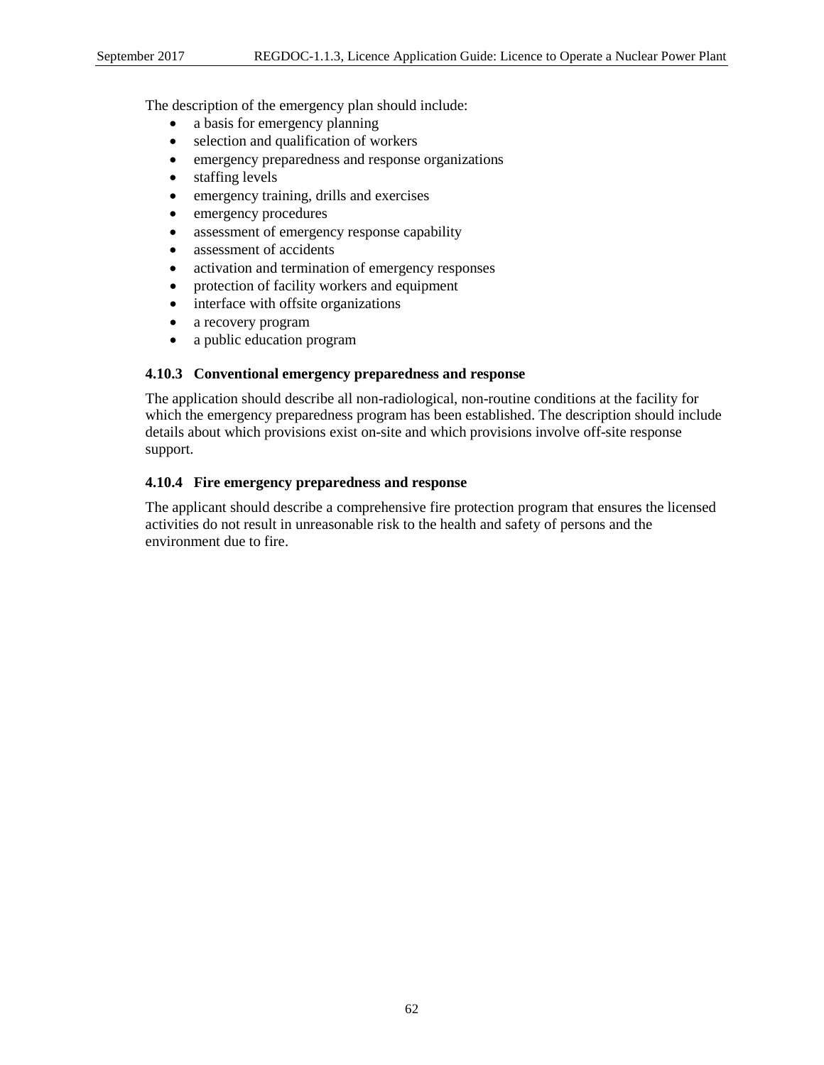The description of the emergency plan should include:

- a basis for emergency planning
- selection and qualification of workers
- emergency preparedness and response organizations
- staffing levels
- emergency training, drills and exercises
- emergency procedures
- assessment of emergency response capability
- assessment of accidents
- activation and termination of emergency responses
- protection of facility workers and equipment
- interface with offsite organizations
- a recovery program
- a public education program

#### 4.10.3 Conventional emergency preparedness and response

The application should describe all non-radiological, non-routine conditions at the facility for which the emergency preparedness program has been established. The description should include details about which provisions exist on-site and which provisions involve off-site response support.

#### 4.10.4 Fire emergency preparedness and response

The applicant should describe a comprehensive fire protection program that ensures the licensed activities do not result in unreasonable risk to the health and safety of persons and the environment due to fire.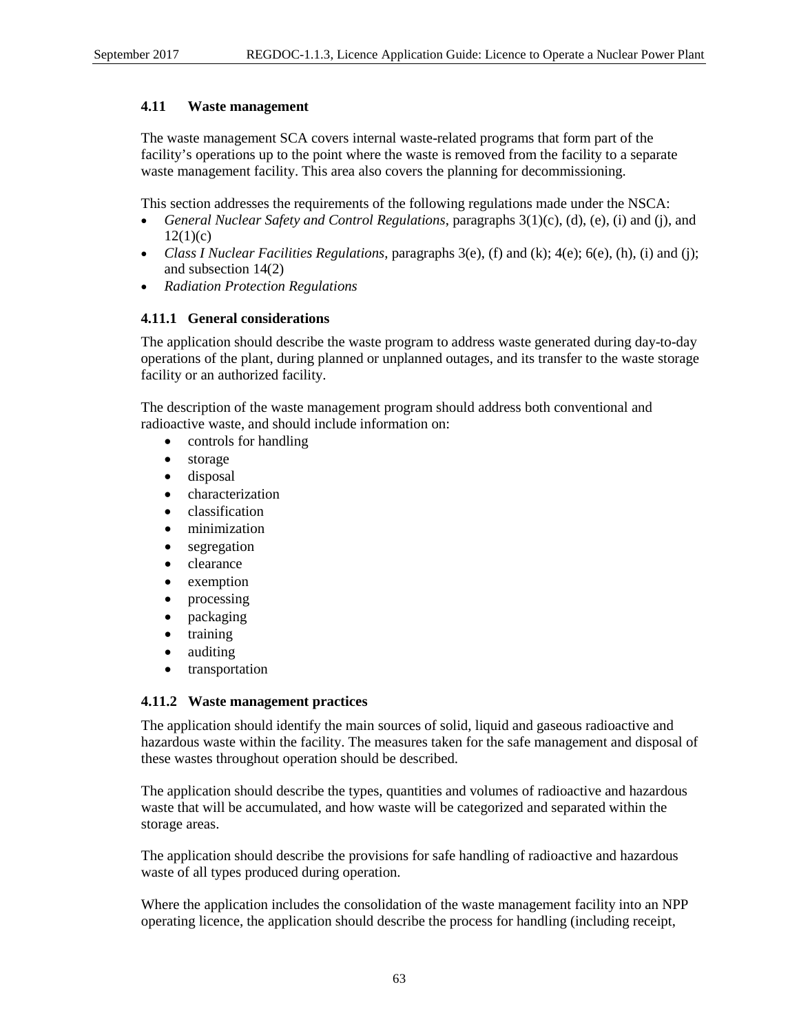### 4.11 Waste management

The waste management SCA covers internal waste-related programs that form part of the facility's operations up to the point where the waste is removed from the facility to a separate waste management facility. This area also covers the planning for decommissioning.

This section addresses the requirements of the following regulations made under the NSCA:

- *General Nuclear Safety and Control Regulations*, paragraphs 3(1)(c), (d), (e), (i) and (j), and 12(1)(c)
- *Class I Nuclear Facilities Regulations*, paragraphs 3(e), (f) and (k); 4(e); 6(e), (h), (i) and (j); and subsection 14(2)
- *Radiation Protection Regulations*

#### 4.11.1 General considerations

The application should describe the waste program to address waste generated during day-to-day operations of the plant, during planned or unplanned outages, and its transfer to the waste storage facility or an authorized facility.

The description of the waste management program should address both conventional and radioactive waste, and should include information on:

- controls for handling
- storage
- disposal
- characterization
- classification
- minimization
- segregation
- clearance
- exemption
- processing
- packaging
- training
- auditing
- transportation

#### 4.11.2 Waste management practices

The application should identify the main sources of solid, liquid and gaseous radioactive and hazardous waste within the facility. The measures taken for the safe management and disposal of these wastes throughout operation should be described.

The application should describe the types, quantities and volumes of radioactive and hazardous waste that will be accumulated, and how waste will be categorized and separated within the storage areas.

The application should describe the provisions for safe handling of radioactive and hazardous waste of all types produced during operation.

Where the application includes the consolidation of the waste management facility into an NPP operating licence, the application should describe the process for handling (including receipt,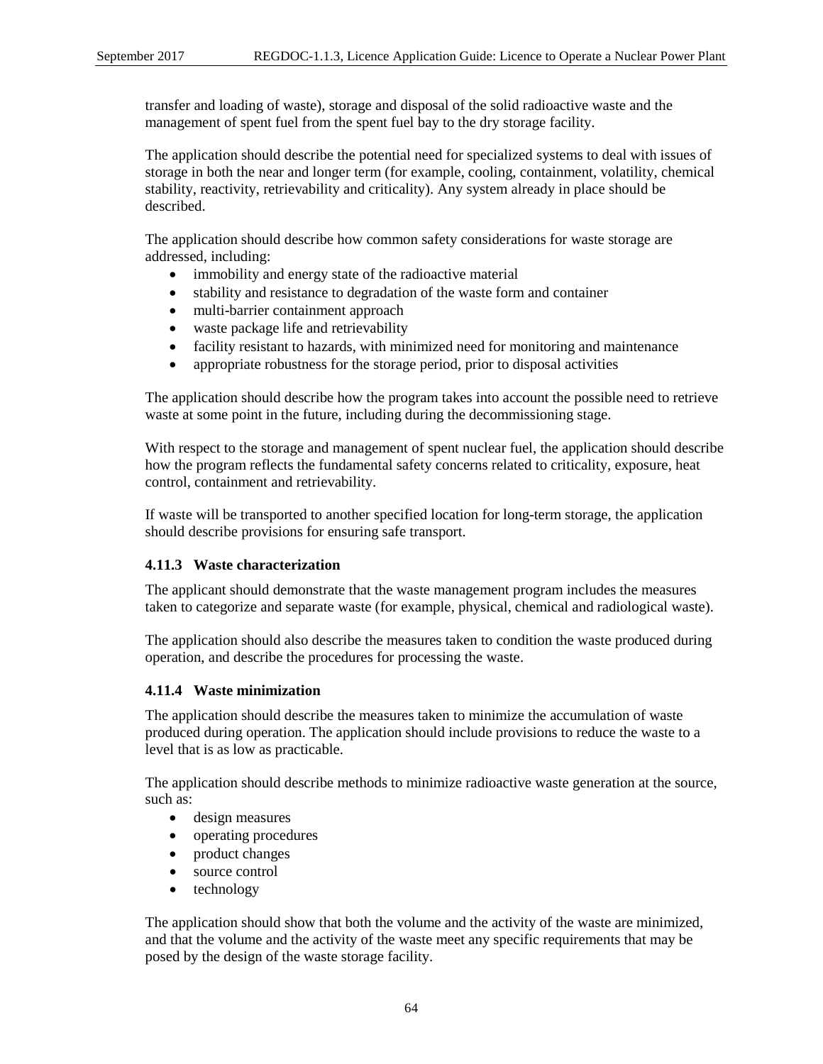transfer and loading of waste), storage and disposal of the solid radioactive waste and the management of spent fuel from the spent fuel bay to the dry storage facility.

The application should describe the potential need for specialized systems to deal with issues of storage in both the near and longer term (for example, cooling, containment, volatility, chemical stability, reactivity, retrievability and criticality). Any system already in place should be described.

The application should describe how common safety considerations for waste storage are addressed, including:

- immobility and energy state of the radioactive material
- stability and resistance to degradation of the waste form and container
- multi-barrier containment approach
- waste package life and retrievability
- facility resistant to hazards, with minimized need for monitoring and maintenance
- appropriate robustness for the storage period, prior to disposal activities

The application should describe how the program takes into account the possible need to retrieve waste at some point in the future, including during the decommissioning stage.

With respect to the storage and management of spent nuclear fuel, the application should describe how the program reflects the fundamental safety concerns related to criticality, exposure, heat control, containment and retrievability.

If waste will be transported to another specified location for long-term storage, the application should describe provisions for ensuring safe transport.

### 4.11.3 Waste characterization

The applicant should demonstrate that the waste management program includes the measures taken to categorize and separate waste (for example, physical, chemical and radiological waste).

The application should also describe the measures taken to condition the waste produced during operation, and describe the procedures for processing the waste.

### 4.11.4 Waste minimization

The application should describe the measures taken to minimize the accumulation of waste produced during operation. The application should include provisions to reduce the waste to a level that is as low as practicable.

The application should describe methods to minimize radioactive waste generation at the source, such as:

- design measures
- operating procedures
- product changes
- source control
- technology

The application should show that both the volume and the activity of the waste are minimized, and that the volume and the activity of the waste meet any specific requirements that may be posed by the design of the waste storage facility.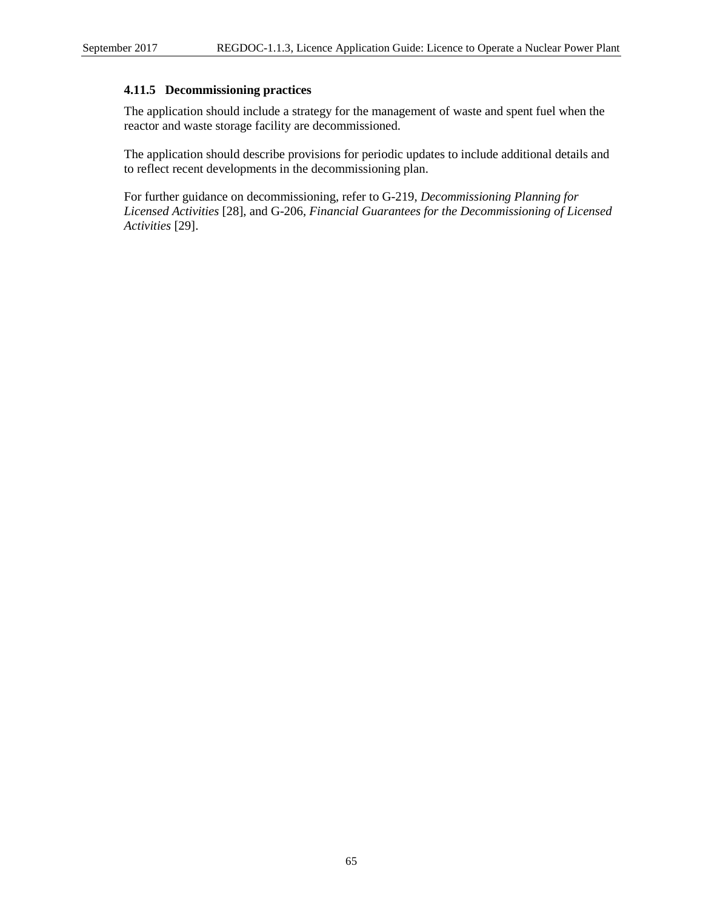#### 4.11.5 Decommissioning practices

The application should include a strategy for the management of waste and spent fuel when the reactor and waste storage facility are decommissioned.

The application should describe provisions for periodic updates to include additional details and to reflect recent developments in the decommissioning plan.

For further guidance on decommissioning, refer to G-219, *Decommissioning Planning for Licensed Activities* [28], and G-206, *Financial Guarantees for the Decommissioning of Licensed Activities* [29].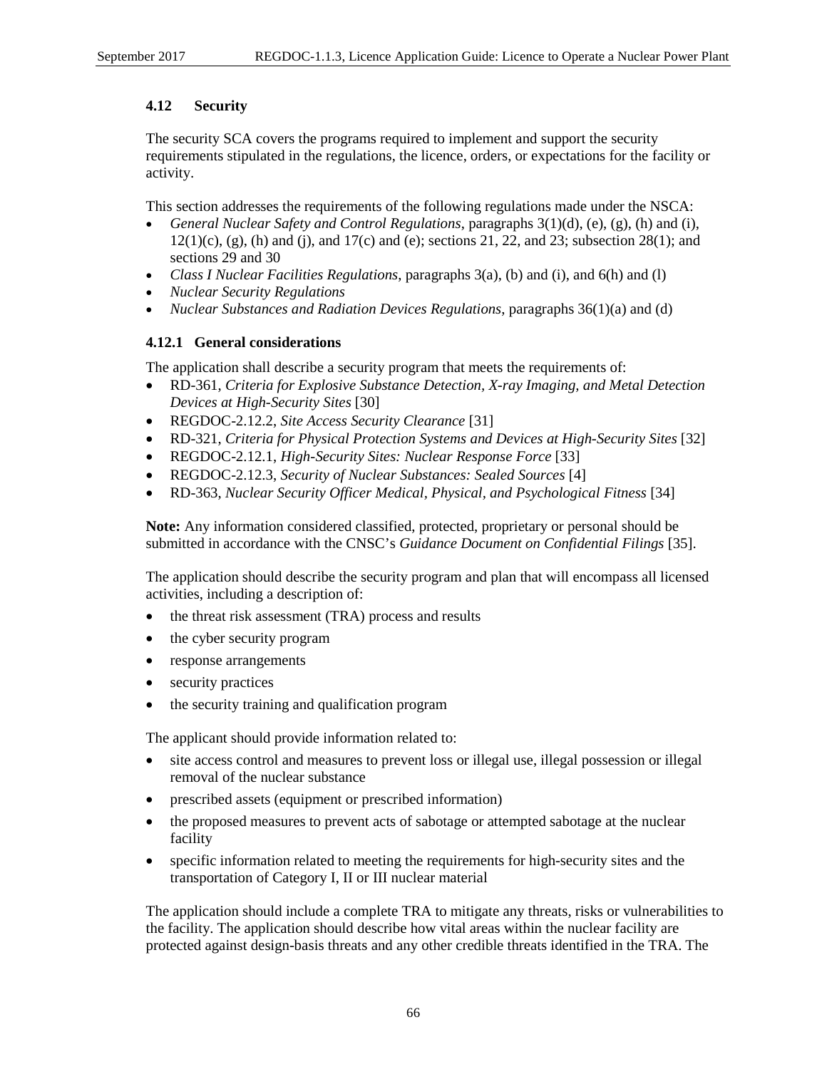### 4.12 Security

The security SCA covers the programs required to implement and support the security requirements stipulated in the regulations, the licence, orders, or expectations for the facility or activity.

This section addresses the requirements of the following regulations made under the NSCA:

- *General Nuclear Safety and Control Regulations*, paragraphs 3(1)(d), (e), (g), (h) and (i), 12(1)(c), (g), (h) and (j), and 17(c) and (e); sections 21, 22, and 23; subsection 28(1); and sections 29 and 30
- *Class I Nuclear Facilities Regulations*, paragraphs 3(a), (b) and (i), and 6(h) and (l)
- *Nuclear Security Regulations*
- *Nuclear Substances and Radiation Devices Regulations*, paragraphs 36(1)(a) and (d)

#### 4.12.1 General considerations

The application shall describe a security program that meets the requirements of:

- RD-361, *Criteria for Explosive Substance Detection, X-ray Imaging, and Metal Detection Devices at High-Security Sites* [30]
- REGDOC-2.12.2, *Site Access Security Clearance* [31]
- RD-321, *Criteria for Physical Protection Systems and Devices at High-Security Sites* [32]
- REGDOC-2.12.1, *High-Security Sites: Nuclear Response Force* [33]
- REGDOC-2.12.3, *Security of Nuclear Substances: Sealed Sources* [4]
- RD-363, *Nuclear Security Officer Medical, Physical, and Psychological Fitness* [34]

**Note:** Any information considered classified, protected, proprietary or personal should be submitted in accordance with the CNSC's *Guidance Document on Confidential Filings* [35].

The application should describe the security program and plan that will encompass all licensed activities, including a description of:

- the threat risk assessment (TRA) process and results
- the cyber security program
- response arrangements
- security practices
- the security training and qualification program

The applicant should provide information related to:

- site access control and measures to prevent loss or illegal use, illegal possession or illegal removal of the nuclear substance
- prescribed assets (equipment or prescribed information)
- the proposed measures to prevent acts of sabotage or attempted sabotage at the nuclear facility
- specific information related to meeting the requirements for high-security sites and the transportation of Category I, II or III nuclear material

The application should include a complete TRA to mitigate any threats, risks or vulnerabilities to the facility. The application should describe how vital areas within the nuclear facility are protected against design-basis threats and any other credible threats identified in the TRA. The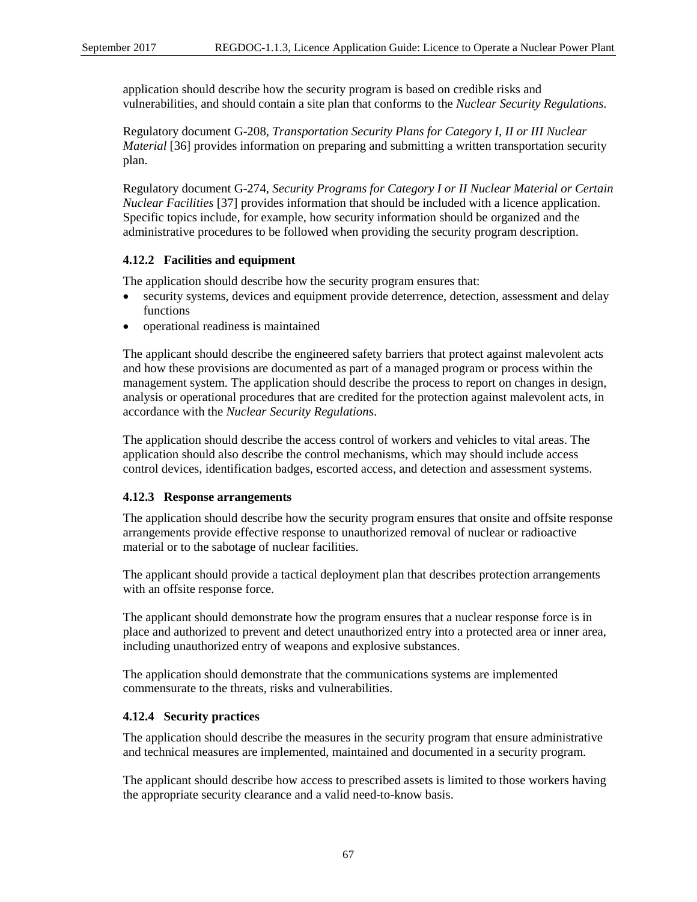application should describe how the security program is based on credible risks and vulnerabilities, and should contain a site plan that conforms to the *Nuclear Security Regulations*.

Regulatory document G-208, *Transportation Security Plans for Category I, II or III Nuclear Material* [36] provides information on preparing and submitting a written transportation security plan.

Regulatory document G-274, *Security Programs for Category I or II Nuclear Material or Certain Nuclear Facilities* [37] provides information that should be included with a licence application. Specific topics include, for example, how security information should be organized and the administrative procedures to be followed when providing the security program description.

### 4.12.2 Facilities and equipment

The application should describe how the security program ensures that:

- security systems, devices and equipment provide deterrence, detection, assessment and delay functions
- operational readiness is maintained

The applicant should describe the engineered safety barriers that protect against malevolent acts and how these provisions are documented as part of a managed program or process within the management system. The application should describe the process to report on changes in design, analysis or operational procedures that are credited for the protection against malevolent acts, in accordance with the *Nuclear Security Regulations*.

The application should describe the access control of workers and vehicles to vital areas. The application should also describe the control mechanisms, which may should include access control devices, identification badges, escorted access, and detection and assessment systems.

### 4.12.3 Response arrangements

The application should describe how the security program ensures that onsite and offsite response arrangements provide effective response to unauthorized removal of nuclear or radioactive material or to the sabotage of nuclear facilities.

The applicant should provide a tactical deployment plan that describes protection arrangements with an offsite response force.

The applicant should demonstrate how the program ensures that a nuclear response force is in place and authorized to prevent and detect unauthorized entry into a protected area or inner area, including unauthorized entry of weapons and explosive substances.

The application should demonstrate that the communications systems are implemented commensurate to the threats, risks and vulnerabilities.

### 4.12.4 Security practices

The application should describe the measures in the security program that ensure administrative and technical measures are implemented, maintained and documented in a security program.

The applicant should describe how access to prescribed assets is limited to those workers having the appropriate security clearance and a valid need-to-know basis.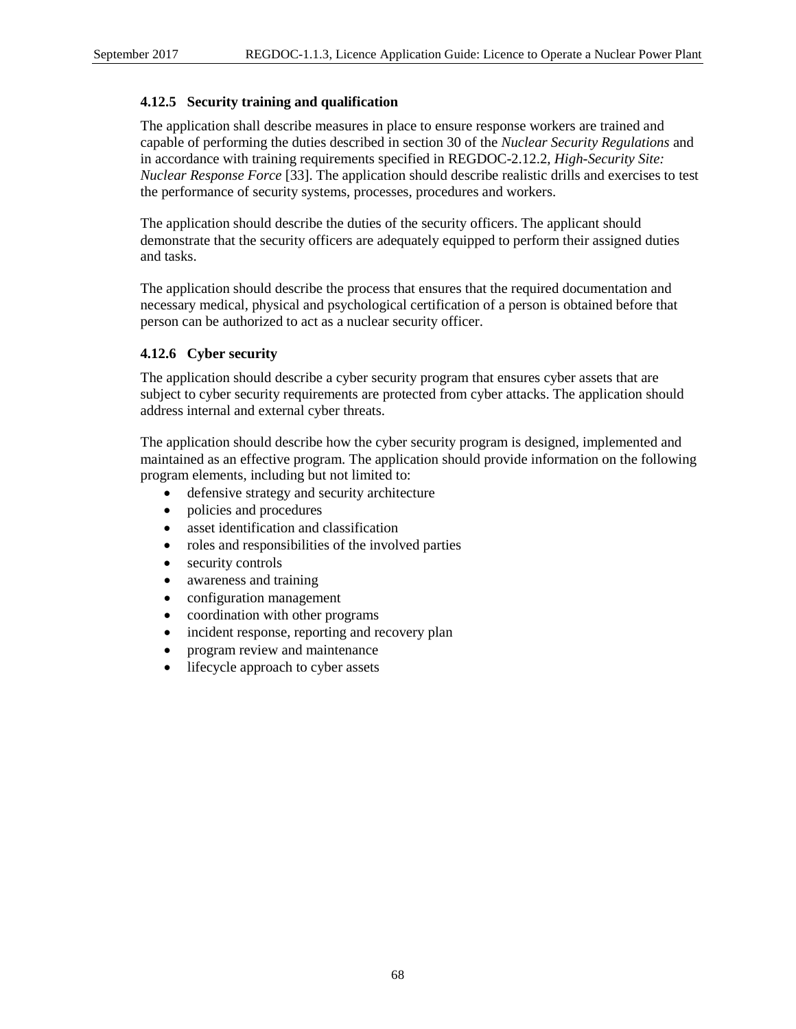#### 4.12.5 Security training and qualification

The application shall describe measures in place to ensure response workers are trained and capable of performing the duties described in section 30 of the *Nuclear Security Regulations* and in accordance with training requirements specified in REGDOC-2.12.2, *High-Security Site: Nuclear Response Force* [33]. The application should describe realistic drills and exercises to test the performance of security systems, processes, procedures and workers.

The application should describe the duties of the security officers. The applicant should demonstrate that the security officers are adequately equipped to perform their assigned duties and tasks.

The application should describe the process that ensures that the required documentation and necessary medical, physical and psychological certification of a person is obtained before that person can be authorized to act as a nuclear security officer.

#### 4.12.6 Cyber security

The application should describe a cyber security program that ensures cyber assets that are subject to cyber security requirements are protected from cyber attacks. The application should address internal and external cyber threats.

The application should describe how the cyber security program is designed, implemented and maintained as an effective program. The application should provide information on the following program elements, including but not limited to:

- defensive strategy and security architecture
- policies and procedures
- asset identification and classification
- roles and responsibilities of the involved parties
- security controls
- awareness and training
- configuration management
- coordination with other programs
- incident response, reporting and recovery plan
- program review and maintenance
- lifecycle approach to cyber assets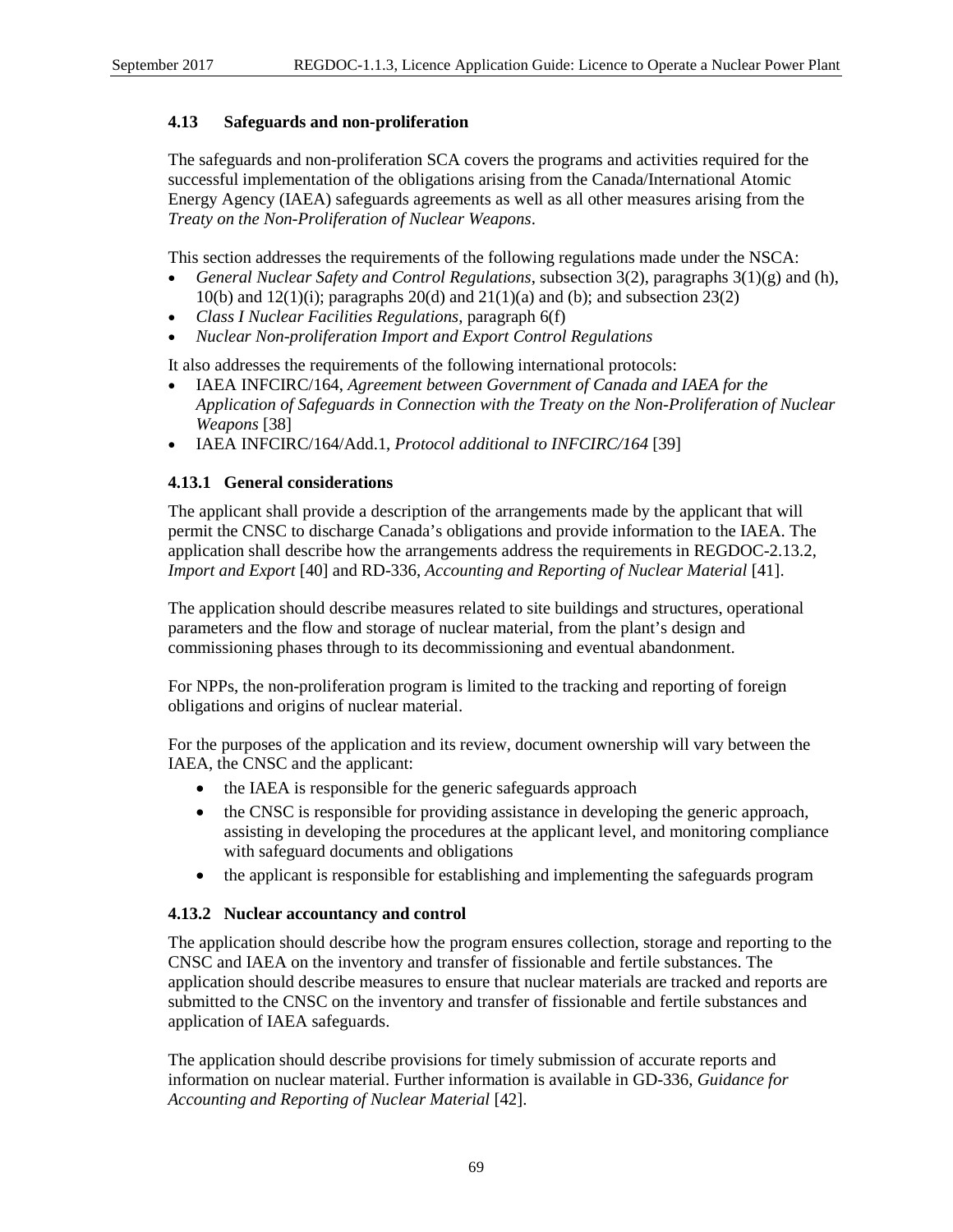### 4.13 Safeguards and non-proliferation

The safeguards and non-proliferation SCA covers the programs and activities required for the successful implementation of the obligations arising from the Canada/International Atomic Energy Agency (IAEA) safeguards agreements as well as all other measures arising from the *Treaty on the Non-Proliferation of Nuclear Weapons*.

This section addresses the requirements of the following regulations made under the NSCA:

- *General Nuclear Safety and Control Regulations*, subsection 3(2), paragraphs 3(1)(g) and (h), 10(b) and 12(1)(i); paragraphs 20(d) and 21(1)(a) and (b); and subsection 23(2)
- *Class I Nuclear Facilities Regulations*, paragraph 6(f)
- *Nuclear Non-proliferation Import and Export Control Regulations*

It also addresses the requirements of the following international protocols:

- IAEA INFCIRC/164, *Agreement between Government of Canada and IAEA for the Application of Safeguards in Connection with the Treaty on the Non-Proliferation of Nuclear Weapons* [38]
- IAEA INFCIRC/164/Add.1, *Protocol additional to INFCIRC/164* [39]

#### 4.13.1 General considerations

The applicant shall provide a description of the arrangements made by the applicant that will permit the CNSC to discharge Canada's obligations and provide information to the IAEA. The application shall describe how the arrangements address the requirements in REGDOC-2.13.2, *Import and Export* [40] and RD-336, *Accounting and Reporting of Nuclear Material* [41].

The application should describe measures related to site buildings and structures, operational parameters and the flow and storage of nuclear material, from the plant's design and commissioning phases through to its decommissioning and eventual abandonment.

For NPPs, the non-proliferation program is limited to the tracking and reporting of foreign obligations and origins of nuclear material.

For the purposes of the application and its review, document ownership will vary between the IAEA, the CNSC and the applicant:

- the IAEA is responsible for the generic safeguards approach
- the CNSC is responsible for providing assistance in developing the generic approach, assisting in developing the procedures at the applicant level, and monitoring compliance with safeguard documents and obligations
- the applicant is responsible for establishing and implementing the safeguards program

#### 4.13.2 Nuclear accountancy and control

The application should describe how the program ensures collection, storage and reporting to the CNSC and IAEA on the inventory and transfer of fissionable and fertile substances. The application should describe measures to ensure that nuclear materials are tracked and reports are submitted to the CNSC on the inventory and transfer of fissionable and fertile substances and application of IAEA safeguards.

The application should describe provisions for timely submission of accurate reports and information on nuclear material. Further information is available in GD-336, *Guidance for Accounting and Reporting of Nuclear Material* [42].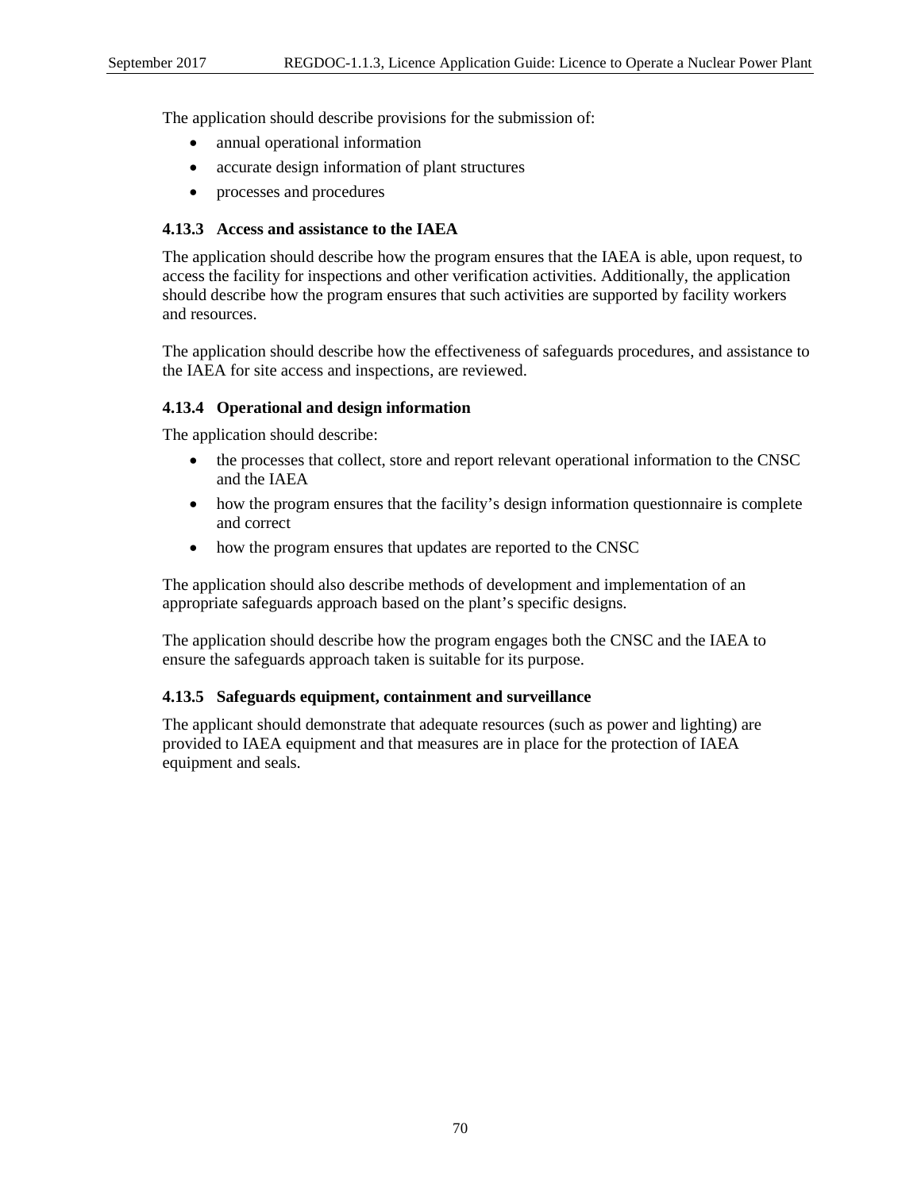The application should describe provisions for the submission of:

- annual operational information
- accurate design information of plant structures
- processes and procedures

### 4.13.3 Access and assistance to the IAEA

The application should describe how the program ensures that the IAEA is able, upon request, to access the facility for inspections and other verification activities. Additionally, the application should describe how the program ensures that such activities are supported by facility workers and resources.

The application should describe how the effectiveness of safeguards procedures, and assistance to the IAEA for site access and inspections, are reviewed.

### 4.13.4 Operational and design information

The application should describe:

- the processes that collect, store and report relevant operational information to the CNSC and the IAEA
- how the program ensures that the facility's design information questionnaire is complete and correct
- how the program ensures that updates are reported to the CNSC

The application should also describe methods of development and implementation of an appropriate safeguards approach based on the plant's specific designs.

The application should describe how the program engages both the CNSC and the IAEA to ensure the safeguards approach taken is suitable for its purpose.

### 4.13.5 Safeguards equipment, containment and surveillance

The applicant should demonstrate that adequate resources (such as power and lighting) are provided to IAEA equipment and that measures are in place for the protection of IAEA equipment and seals.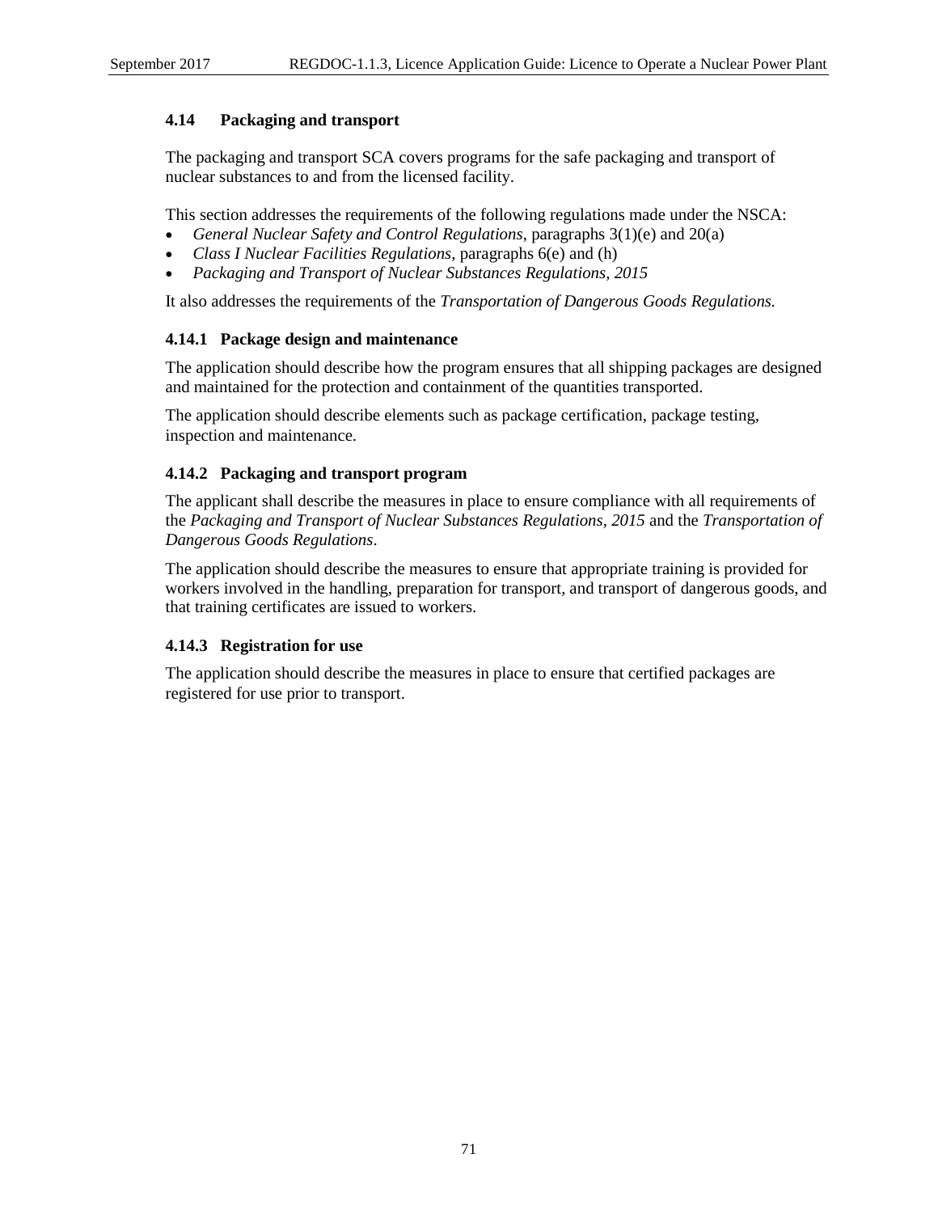### 4.14 Packaging and transport

The packaging and transport SCA covers programs for the safe packaging and transport of nuclear substances to and from the licensed facility.

This section addresses the requirements of the following regulations made under the NSCA:

- *General Nuclear Safety and Control Regulations*, paragraphs 3(1)(e) and 20(a)
- *Class I Nuclear Facilities Regulations*, paragraphs 6(e) and (h)
- *Packaging and Transport of Nuclear Substances Regulations, 2015*

It also addresses the requirements of the *Transportation of Dangerous Goods Regulations.*

#### 4.14.1 Package design and maintenance

The application should describe how the program ensures that all shipping packages are designed and maintained for the protection and containment of the quantities transported.

The application should describe elements such as package certification, package testing, inspection and maintenance.

#### 4.14.2 Packaging and transport program

The applicant shall describe the measures in place to ensure compliance with all requirements of the *Packaging and Transport of Nuclear Substances Regulations, 2015* and the *Transportation of Dangerous Goods Regulations*.

The application should describe the measures to ensure that appropriate training is provided for workers involved in the handling, preparation for transport, and transport of dangerous goods, and that training certificates are issued to workers.

#### 4.14.3 Registration for use

The application should describe the measures in place to ensure that certified packages are registered for use prior to transport.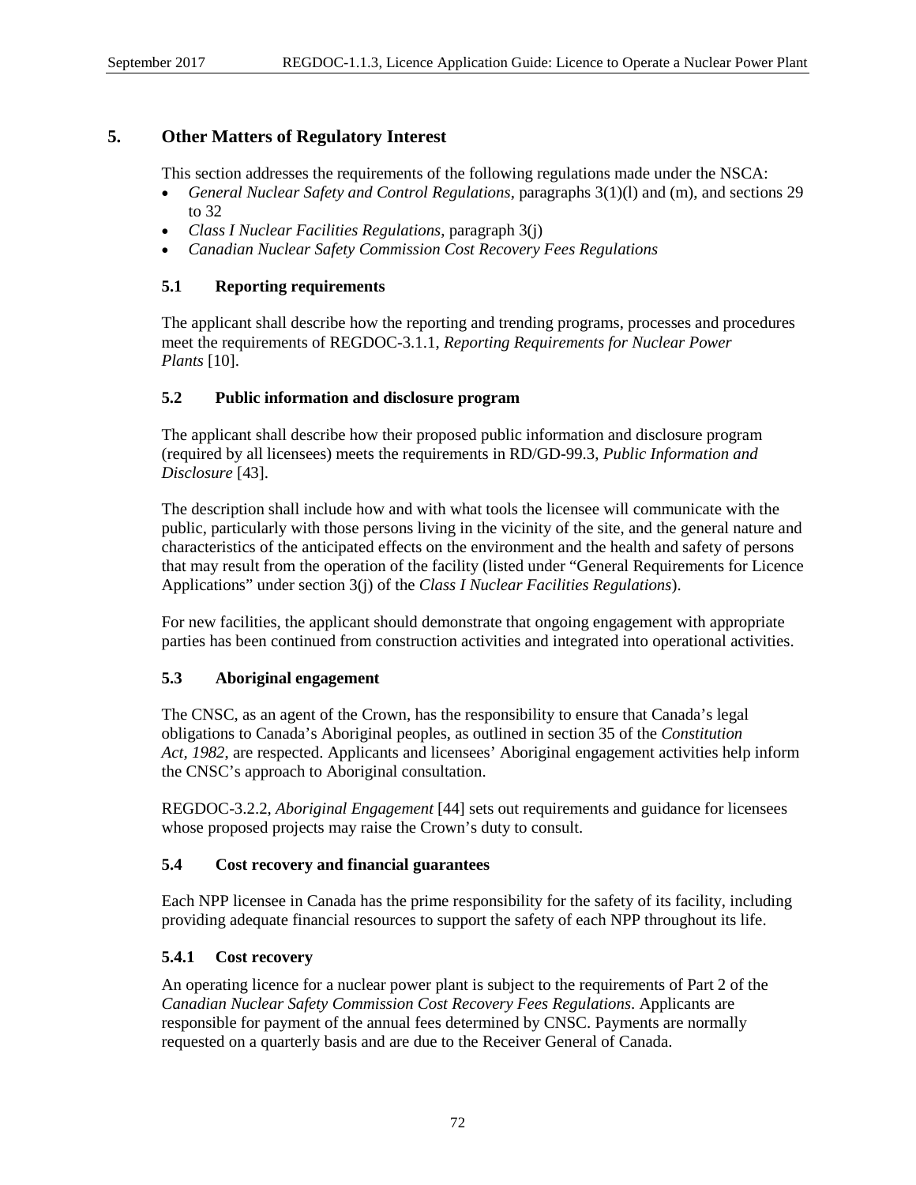# 5. Other Matters of Regulatory Interest

This section addresses the requirements of the following regulations made under the NSCA:

- *General Nuclear Safety and Control Regulations*, paragraphs 3(1)(l) and (m), and sections 29 to 32
- *Class I Nuclear Facilities Regulations*, paragraph 3(j)
- *Canadian Nuclear Safety Commission Cost Recovery Fees Regulations*

## 5.1 Reporting requirements

The applicant shall describe how the reporting and trending programs, processes and procedures meet the requirements of REGDOC-3.1.1, *Reporting Requirements for Nuclear Power Plants* [10].

## 5.2 Public information and disclosure program

The applicant shall describe how their proposed public information and disclosure program (required by all licensees) meets the requirements in RD/GD-99.3, *Public Information and Disclosure* [43].

The description shall include how and with what tools the licensee will communicate with the public, particularly with those persons living in the vicinity of the site, and the general nature and characteristics of the anticipated effects on the environment and the health and safety of persons that may result from the operation of the facility (listed under "General Requirements for Licence Applications" under section 3(j) of the *Class I Nuclear Facilities Regulations*).

For new facilities, the applicant should demonstrate that ongoing engagement with appropriate parties has been continued from construction activities and integrated into operational activities.

## 5.3 Aboriginal engagement

The CNSC, as an agent of the Crown, has the responsibility to ensure that Canada's legal obligations to Canada's Aboriginal peoples, as outlined in section 35 of the *Constitution Act, 1982*, are respected. Applicants and licensees' Aboriginal engagement activities help inform the CNSC's approach to Aboriginal consultation.

REGDOC-3.2.2, *Aboriginal Engagement* [44] sets out requirements and guidance for licensees whose proposed projects may raise the Crown's duty to consult.

## 5.4 Cost recovery and financial guarantees

Each NPP licensee in Canada has the prime responsibility for the safety of its facility, including providing adequate financial resources to support the safety of each NPP throughout its life.

### 5.4.1 Cost recovery

An operating licence for a nuclear power plant is subject to the requirements of Part 2 of the *Canadian Nuclear Safety Commission Cost Recovery Fees Regulations*. Applicants are responsible for payment of the annual fees determined by CNSC. Payments are normally requested on a quarterly basis and are due to the Receiver General of Canada.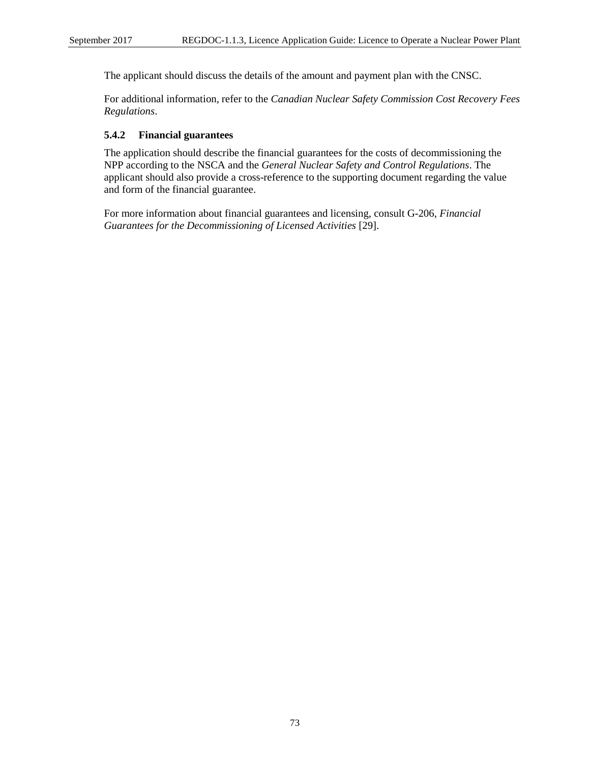The applicant should discuss the details of the amount and payment plan with the CNSC.

For additional information, refer to the *Canadian Nuclear Safety Commission Cost Recovery Fees Regulations*.

### 5.4.2 Financial guarantees

The application should describe the financial guarantees for the costs of decommissioning the NPP according to the NSCA and the *General Nuclear Safety and Control Regulations*. The applicant should also provide a cross-reference to the supporting document regarding the value and form of the financial guarantee.

For more information about financial guarantees and licensing, consult G-206, *Financial Guarantees for the Decommissioning of Licensed Activities* [29].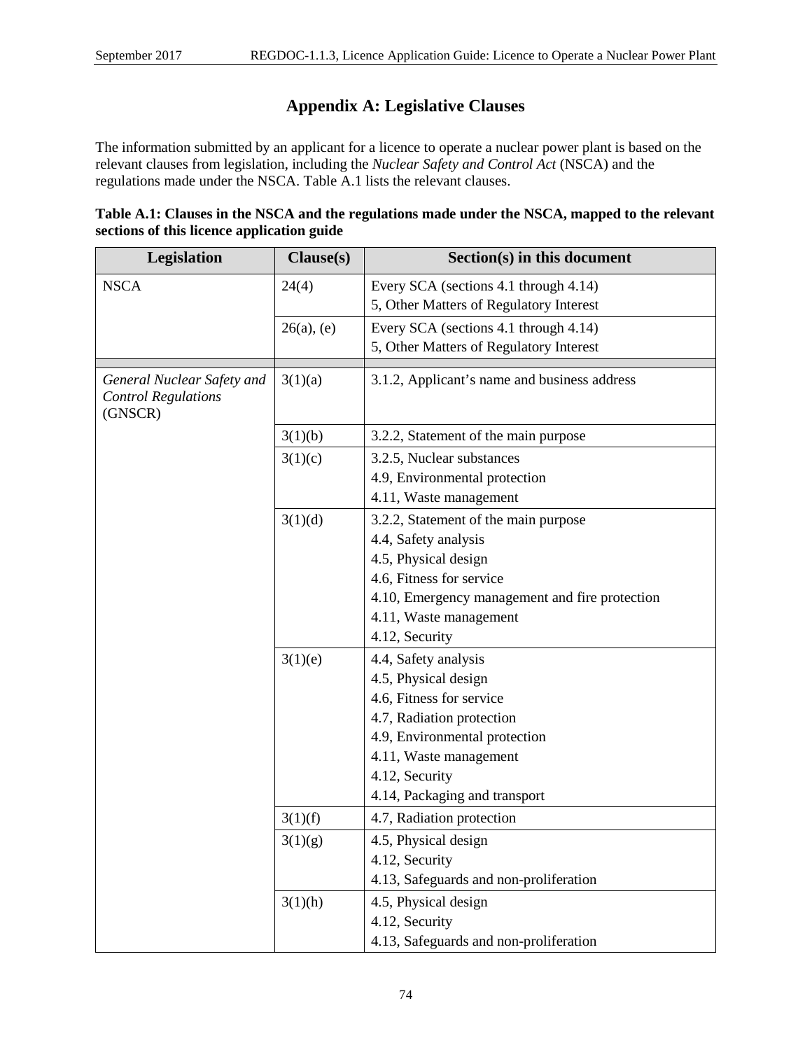# Appendix A: Legislative Clauses

The information submitted by an applicant for a licence to operate a nuclear power plant is based on the relevant clauses from legislation, including the *Nuclear Safety and Control Act* (NSCA) and the regulations made under the NSCA. Table A.1 lists the relevant clauses.

**Table A.1: Clauses in the NSCA and the regulations made under the NSCA, mapped to the relevant sections of this licence application guide**

| Legislation | Clause(s) | Section(s) in this document |
|---|---|---|
| NSCA | 24(4) | Every SCA (sections 4.1 through 4.14)<br>5, Other Matters of Regulatory Interest |
| | 26(a), (e) | Every SCA (sections 4.1 through 4.14)<br>5, Other Matters of Regulatory Interest |
| | | |
| *General Nuclear Safety and Control Regulations* (GNSCR) | 3(1)(a) | 3.1.2, Applicant's name and business address |
| | 3(1)(b) | 3.2.2, Statement of the main purpose |
| | 3(1)(c) | 3.2.5, Nuclear substances<br>4.9, Environmental protection<br>4.11, Waste management |
| | 3(1)(d) | 3.2.2, Statement of the main purpose<br>4.4, Safety analysis<br>4.5, Physical design<br>4.6, Fitness for service<br>4.10, Emergency management and fire protection<br>4.11, Waste management<br>4.12, Security |
| | 3(1)(e) | 4.4, Safety analysis<br>4.5, Physical design<br>4.6, Fitness for service<br>4.7, Radiation protection<br>4.9, Environmental protection<br>4.11, Waste management<br>4.12, Security<br>4.14, Packaging and transport |
| | 3(1)(f) | 4.7, Radiation protection |
| | 3(1)(g) | 4.5, Physical design<br>4.12, Security<br>4.13, Safeguards and non-proliferation |
| | 3(1)(h) | 4.5, Physical design<br>4.12, Security<br>4.13, Safeguards and non-proliferation |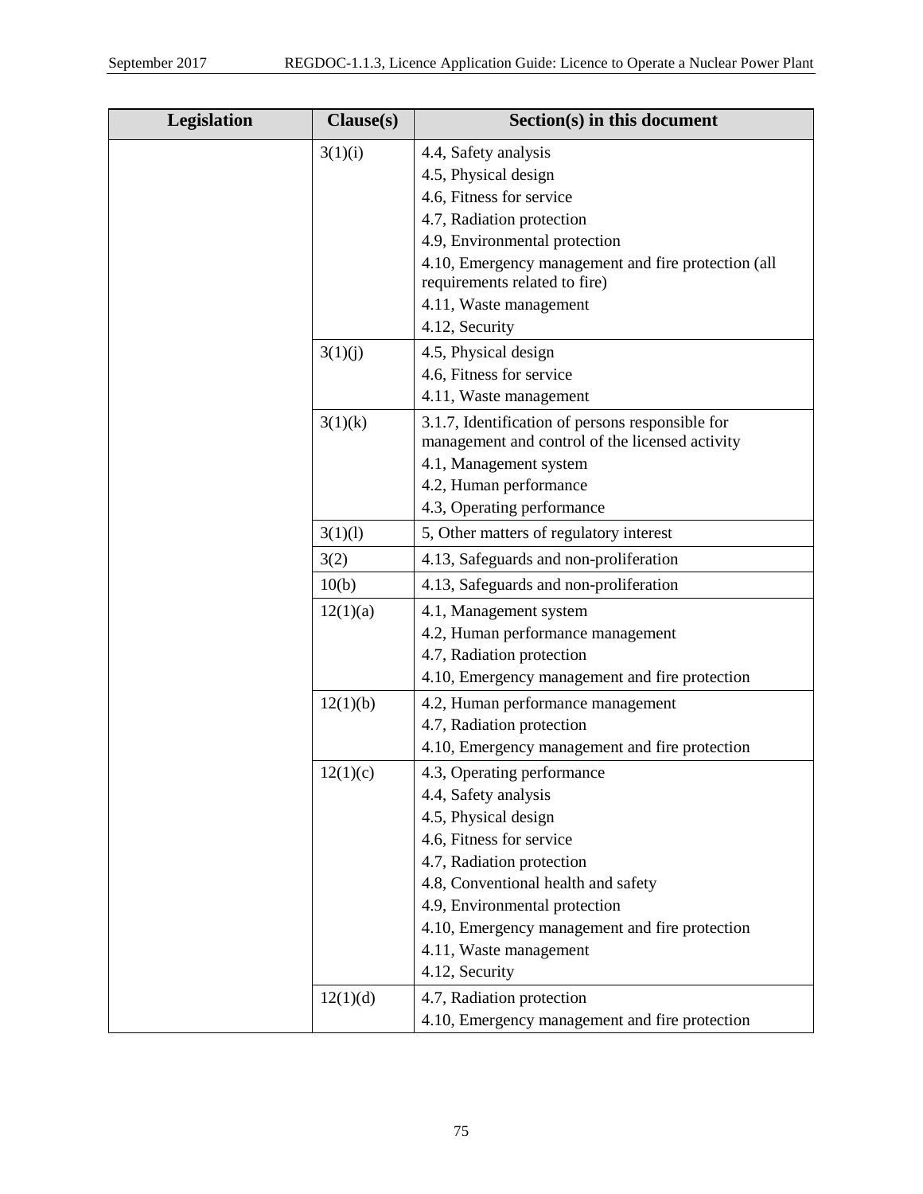| Legislation | Clause(s) | Section(s) in this document |
| --- | --- | --- |
| | 3(1)(i) | 4.4, Safety analysis<br>4.5, Physical design<br>4.6, Fitness for service<br>4.7, Radiation protection<br>4.9, Environmental protection<br>4.10, Emergency management and fire protection (all requirements related to fire)<br>4.11, Waste management<br>4.12, Security |
| | 3(1)(j) | 4.5, Physical design<br>4.6, Fitness for service<br>4.11, Waste management |
| | 3(1)(k) | 3.1.7, Identification of persons responsible for management and control of the licensed activity<br>4.1, Management system<br>4.2, Human performance<br>4.3, Operating performance |
| | 3(1)(l) | 5, Other matters of regulatory interest |
| | 3(2) | 4.13, Safeguards and non-proliferation |
| | 10(b) | 4.13, Safeguards and non-proliferation |
| | 12(1)(a) | 4.1, Management system<br>4.2, Human performance management<br>4.7, Radiation protection<br>4.10, Emergency management and fire protection |
| | 12(1)(b) | 4.2, Human performance management<br>4.7, Radiation protection<br>4.10, Emergency management and fire protection |
| | 12(1)(c) | 4.3, Operating performance<br>4.4, Safety analysis<br>4.5, Physical design<br>4.6, Fitness for service<br>4.7, Radiation protection<br>4.8, Conventional health and safety<br>4.9, Environmental protection<br>4.10, Emergency management and fire protection<br>4.11, Waste management<br>4.12, Security |
| | 12(1)(d) | 4.7, Radiation protection<br>4.10, Emergency management and fire protection |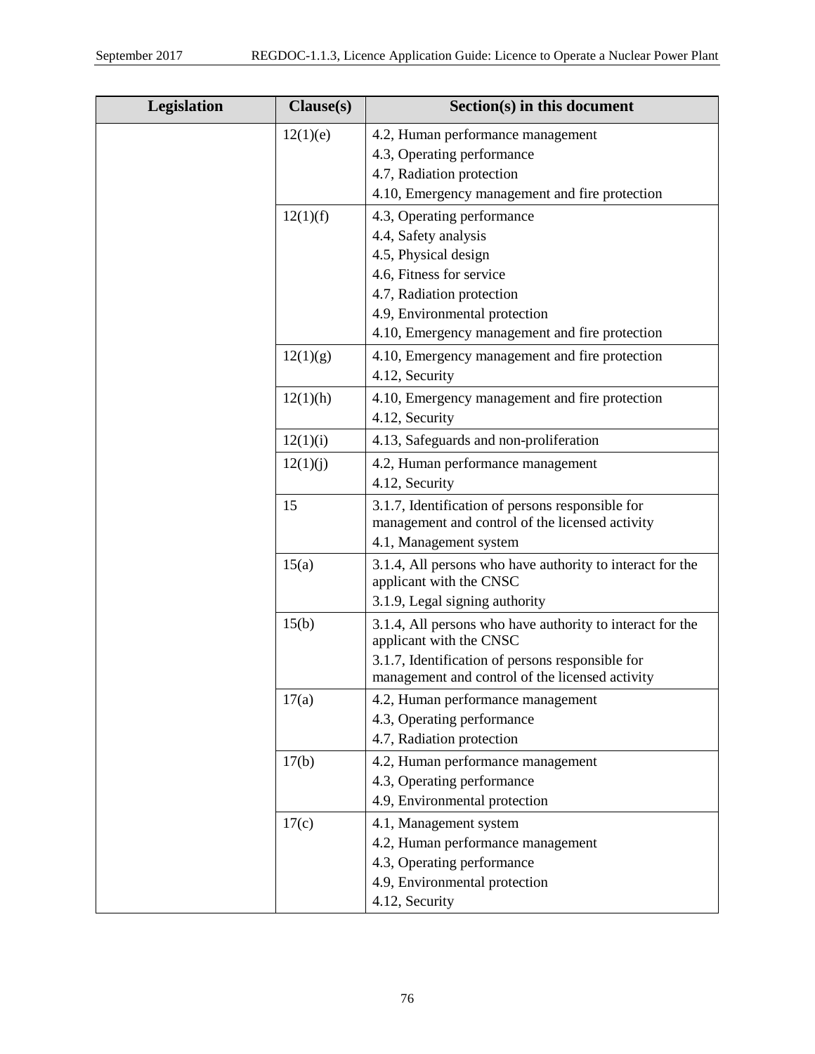| Legislation | Clause(s) | Section(s) in this document |
|---|---|---|
| | 12(1)(e) | 4.2, Human performance management<br>4.3, Operating performance<br>4.7, Radiation protection<br>4.10, Emergency management and fire protection |
| | 12(1)(f) | 4.3, Operating performance<br>4.4, Safety analysis<br>4.5, Physical design<br>4.6, Fitness for service<br>4.7, Radiation protection<br>4.9, Environmental protection<br>4.10, Emergency management and fire protection |
| | 12(1)(g) | 4.10, Emergency management and fire protection<br>4.12, Security |
| | 12(1)(h) | 4.10, Emergency management and fire protection<br>4.12, Security |
| | 12(1)(i) | 4.13, Safeguards and non-proliferation |
| | 12(1)(j) | 4.2, Human performance management<br>4.12, Security |
| | 15 | 3.1.7, Identification of persons responsible for management and control of the licensed activity<br>4.1, Management system |
| | 15(a) | 3.1.4, All persons who have authority to interact for the applicant with the CNSC<br>3.1.9, Legal signing authority |
| | 15(b) | 3.1.4, All persons who have authority to interact for the applicant with the CNSC<br>3.1.7, Identification of persons responsible for management and control of the licensed activity |
| | 17(a) | 4.2, Human performance management<br>4.3, Operating performance<br>4.7, Radiation protection |
| | 17(b) | 4.2, Human performance management<br>4.3, Operating performance<br>4.9, Environmental protection |
| | 17(c) | 4.1, Management system<br>4.2, Human performance management<br>4.3, Operating performance<br>4.9, Environmental protection<br>4.12, Security |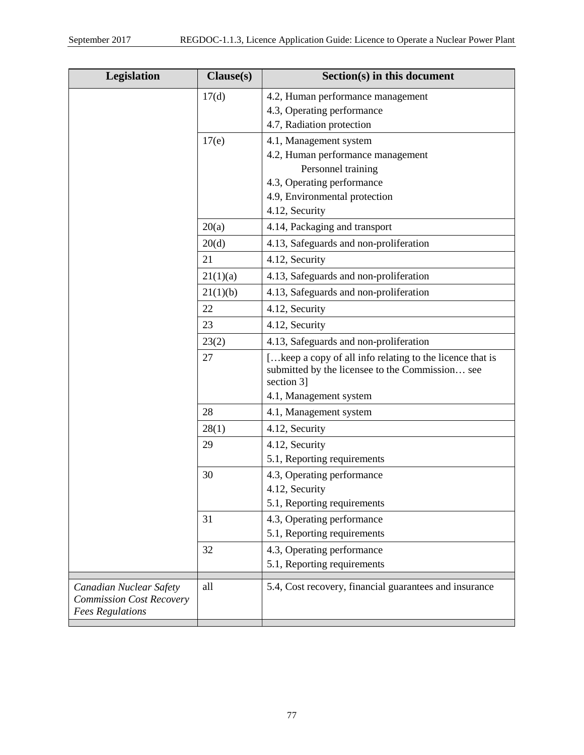| Legislation | Clause(s) | Section(s) in this document |
|---|---|---|
| | 17(d) | 4.2, Human performance management<br>4.3, Operating performance<br>4.7, Radiation protection |
| | 17(e) | 4.1, Management system<br>4.2, Human performance management<br>Personnel training<br>4.3, Operating performance<br>4.9, Environmental protection<br>4.12, Security |
| | 20(a) | 4.14, Packaging and transport |
| | 20(d) | 4.13, Safeguards and non-proliferation |
| | 21 | 4.12, Security |
| | 21(1)(a) | 4.13, Safeguards and non-proliferation |
| | 21(1)(b) | 4.13, Safeguards and non-proliferation |
| | 22 | 4.12, Security |
| | 23 | 4.12, Security |
| | 23(2) | 4.13, Safeguards and non-proliferation |
| | 27 | […keep a copy of all info relating to the licence that is submitted by the licensee to the Commission… see section 3]<br>4.1, Management system |
| | 28 | 4.1, Management system |
| | 28(1) | 4.12, Security |
| | 29 | 4.12, Security<br>5.1, Reporting requirements |
| | 30 | 4.3, Operating performance<br>4.12, Security<br>5.1, Reporting requirements |
| | 31 | 4.3, Operating performance<br>5.1, Reporting requirements |
| | 32 | 4.3, Operating performance<br>5.1, Reporting requirements |
| | | |
| *Canadian Nuclear Safety Commission Cost Recovery Fees Regulations* | all | 5.4, Cost recovery, financial guarantees and insurance |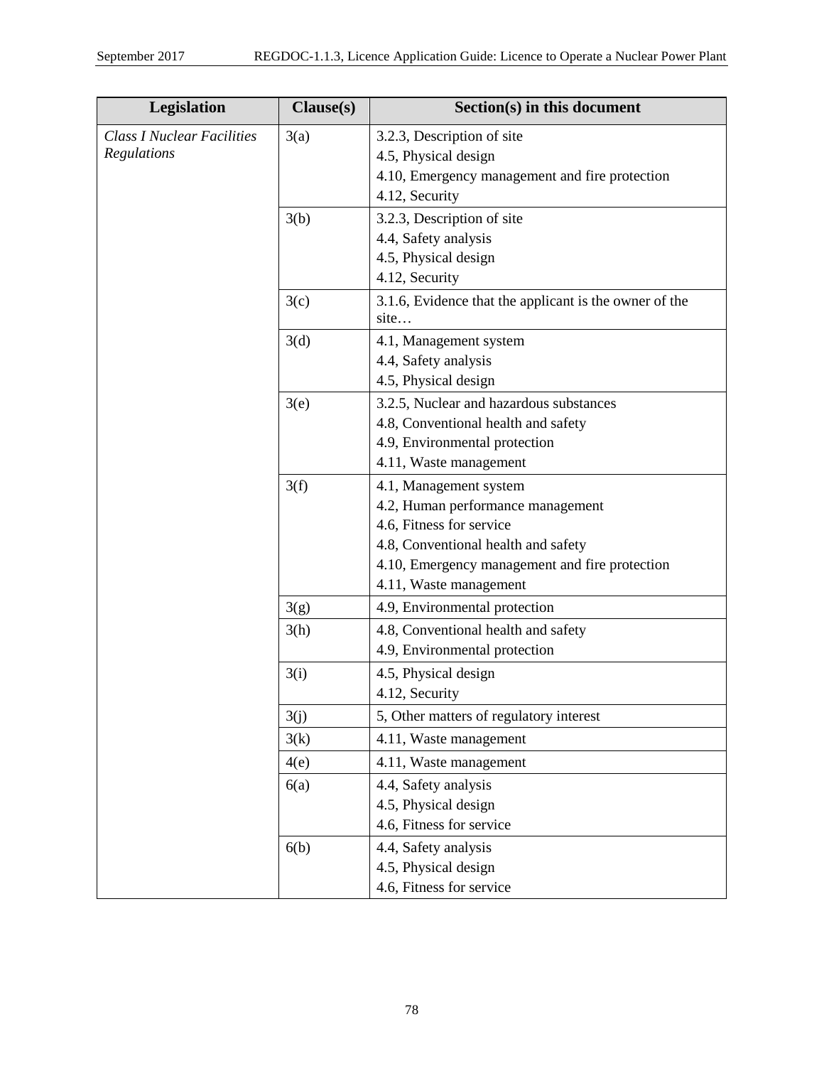| Legislation | Clause(s) | Section(s) in this document |
|---|---|---|
| *Class I Nuclear Facilities Regulations* | 3(a) | 3.2.3, Description of site<br>4.5, Physical design<br>4.10, Emergency management and fire protection<br>4.12, Security |
| | 3(b) | 3.2.3, Description of site<br>4.4, Safety analysis<br>4.5, Physical design<br>4.12, Security |
| | 3(c) | 3.1.6, Evidence that the applicant is the owner of the site… |
| | 3(d) | 4.1, Management system<br>4.4, Safety analysis<br>4.5, Physical design |
| | 3(e) | 3.2.5, Nuclear and hazardous substances<br>4.8, Conventional health and safety<br>4.9, Environmental protection<br>4.11, Waste management |
| | 3(f) | 4.1, Management system<br>4.2, Human performance management<br>4.6, Fitness for service<br>4.8, Conventional health and safety<br>4.10, Emergency management and fire protection<br>4.11, Waste management |
| | 3(g) | 4.9, Environmental protection |
| | 3(h) | 4.8, Conventional health and safety<br>4.9, Environmental protection |
| | 3(i) | 4.5, Physical design<br>4.12, Security |
| | 3(j) | 5, Other matters of regulatory interest |
| | 3(k) | 4.11, Waste management |
| | 4(e) | 4.11, Waste management |
| | 6(a) | 4.4, Safety analysis<br>4.5, Physical design<br>4.6, Fitness for service |
| | 6(b) | 4.4, Safety analysis<br>4.5, Physical design<br>4.6, Fitness for service |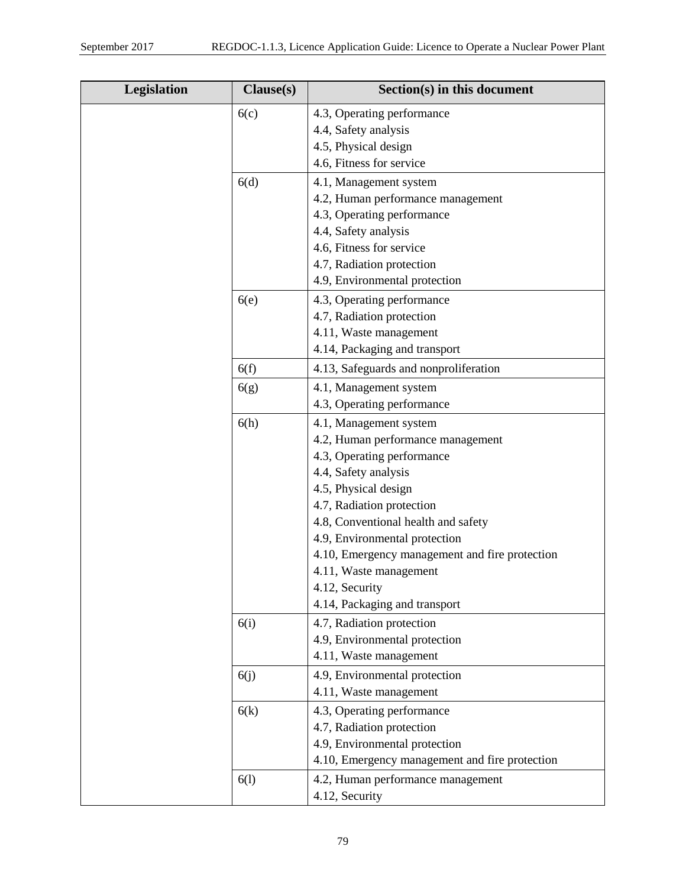| Legislation | Clause(s) | Section(s) in this document |
|---|---|---|
| | 6(c) | 4.3, Operating performance<br>4.4, Safety analysis<br>4.5, Physical design<br>4.6, Fitness for service |
| | 6(d) | 4.1, Management system<br>4.2, Human performance management<br>4.3, Operating performance<br>4.4, Safety analysis<br>4.6, Fitness for service<br>4.7, Radiation protection<br>4.9, Environmental protection |
| | 6(e) | 4.3, Operating performance<br>4.7, Radiation protection<br>4.11, Waste management<br>4.14, Packaging and transport |
| | 6(f) | 4.13, Safeguards and nonproliferation |
| | 6(g) | 4.1, Management system<br>4.3, Operating performance |
| | 6(h) | 4.1, Management system<br>4.2, Human performance management<br>4.3, Operating performance<br>4.4, Safety analysis<br>4.5, Physical design<br>4.7, Radiation protection<br>4.8, Conventional health and safety<br>4.9, Environmental protection<br>4.10, Emergency management and fire protection<br>4.11, Waste management<br>4.12, Security<br>4.14, Packaging and transport |
| | 6(i) | 4.7, Radiation protection<br>4.9, Environmental protection<br>4.11, Waste management |
| | 6(j) | 4.9, Environmental protection<br>4.11, Waste management |
| | 6(k) | 4.3, Operating performance<br>4.7, Radiation protection<br>4.9, Environmental protection<br>4.10, Emergency management and fire protection |
| | 6(l) | 4.2, Human performance management<br>4.12, Security |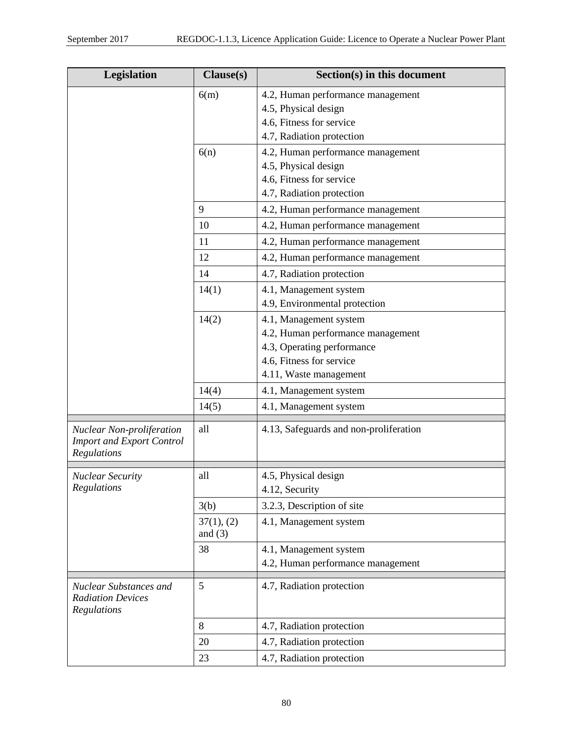| Legislation | Clause(s) | Section(s) in this document |
|---|---|---|
| | 6(m) | 4.2, Human performance management<br>4.5, Physical design<br>4.6, Fitness for service<br>4.7, Radiation protection |
| | 6(n) | 4.2, Human performance management<br>4.5, Physical design<br>4.6, Fitness for service<br>4.7, Radiation protection |
| | 9 | 4.2, Human performance management |
| | 10 | 4.2, Human performance management |
| | 11 | 4.2, Human performance management |
| | 12 | 4.2, Human performance management |
| | 14 | 4.7, Radiation protection |
| | 14(1) | 4.1, Management system<br>4.9, Environmental protection |
| | 14(2) | 4.1, Management system<br>4.2, Human performance management<br>4.3, Operating performance<br>4.6, Fitness for service<br>4.11, Waste management |
| | 14(4) | 4.1, Management system |
| | 14(5) | 4.1, Management system |
| *Nuclear Non-proliferation Import and Export Control Regulations* | all | 4.13, Safeguards and non-proliferation |
| *Nuclear Security Regulations* | all | 4.5, Physical design<br>4.12, Security |
| | 3(b) | 3.2.3, Description of site |
| | 37(1), (2) and (3) | 4.1, Management system |
| | 38 | 4.1, Management system<br>4.2, Human performance management |
| *Nuclear Substances and Radiation Devices Regulations* | 5 | 4.7, Radiation protection |
| | 8 | 4.7, Radiation protection |
| | 20 | 4.7, Radiation protection |
| | 23 | 4.7, Radiation protection |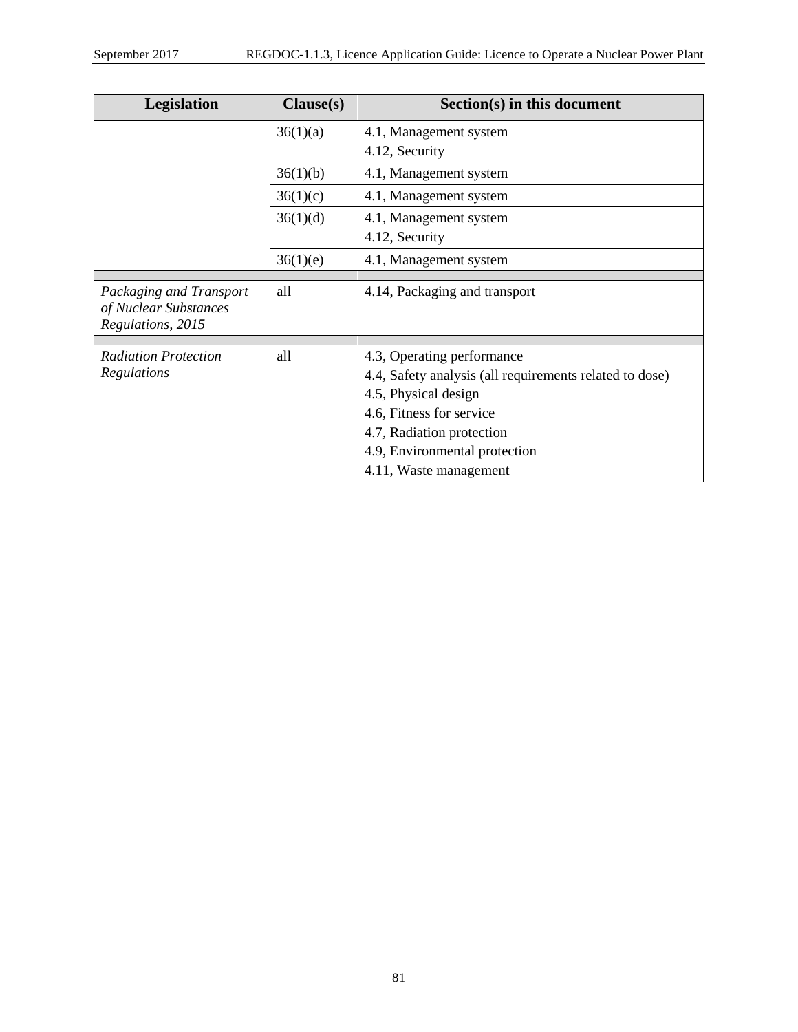| Legislation | Clause(s) | Section(s) in this document |
|---|---|---|
| | 36(1)(a) | 4.1, Management system<br>4.12, Security |
| | 36(1)(b) | 4.1, Management system |
| | 36(1)(c) | 4.1, Management system |
| | 36(1)(d) | 4.1, Management system<br>4.12, Security |
| | 36(1)(e) | 4.1, Management system |
| | | |
| *Packaging and Transport of Nuclear Substances Regulations, 2015* | all | 4.14, Packaging and transport |
| | | |
| *Radiation Protection Regulations* | all | 4.3, Operating performance<br>4.4, Safety analysis (all requirements related to dose)<br>4.5, Physical design<br>4.6, Fitness for service<br>4.7, Radiation protection<br>4.9, Environmental protection<br>4.11, Waste management |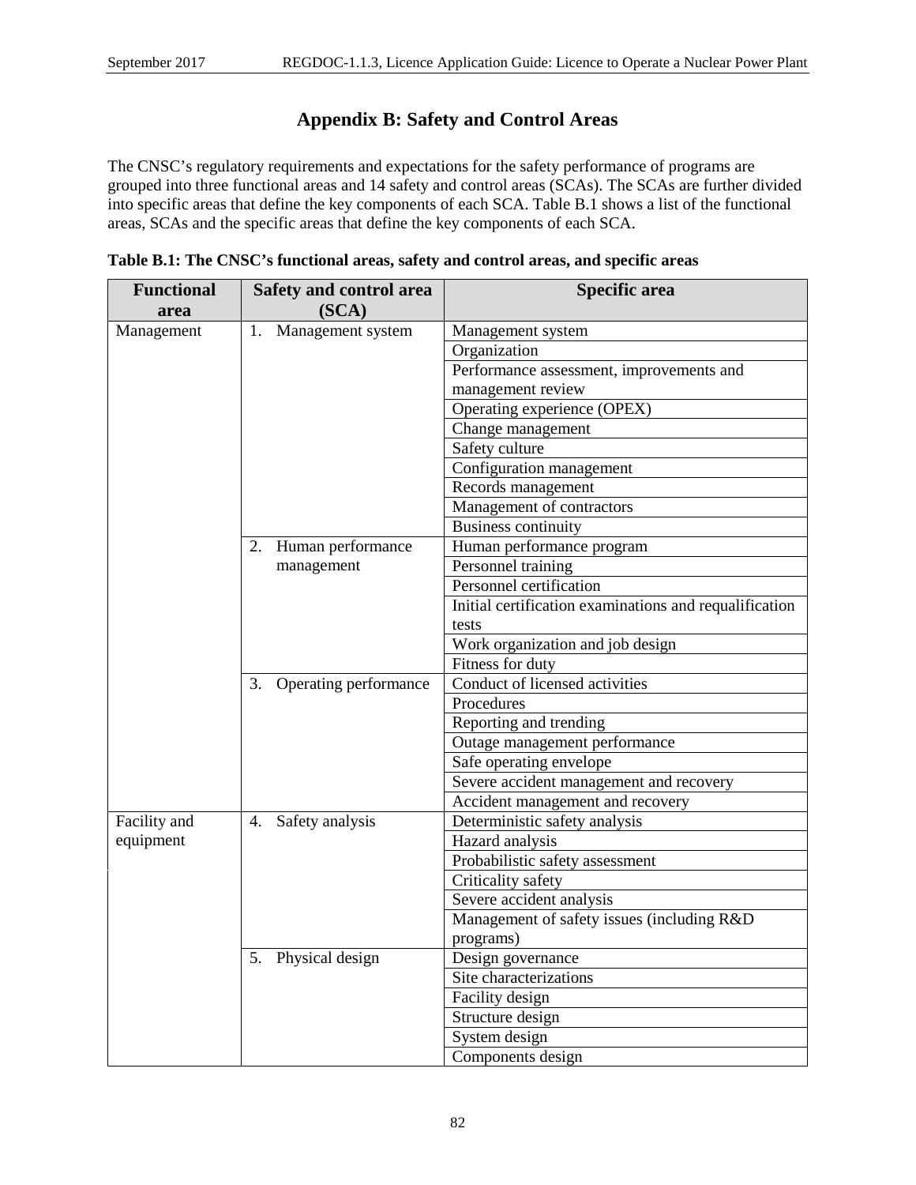# Appendix B: Safety and Control Areas

The CNSC's regulatory requirements and expectations for the safety performance of programs are grouped into three functional areas and 14 safety and control areas (SCAs). The SCAs are further divided into specific areas that define the key components of each SCA. Table B.1 shows a list of the functional areas, SCAs and the specific areas that define the key components of each SCA.

**Table B.1: The CNSC's functional areas, safety and control areas, and specific areas**

| Functional area | Safety and control area (SCA) | Specific area |
|---|---|---|
| Management | 1. Management system | Management system |
| | | Organization |
| | | Performance assessment, improvements and management review |
| | | Operating experience (OPEX) |
| | | Change management |
| | | Safety culture |
| | | Configuration management |
| | | Records management |
| | | Management of contractors |
| | | Business continuity |
| | 2. Human performance management | Human performance program |
| | | Personnel training |
| | | Personnel certification |
| | | Initial certification examinations and requalification tests |
| | | Work organization and job design |
| | | Fitness for duty |
| | 3. Operating performance | Conduct of licensed activities |
| | | Procedures |
| | | Reporting and trending |
| | | Outage management performance |
| | | Safe operating envelope |
| | | Severe accident management and recovery |
| | | Accident management and recovery |
| Facility and equipment | 4. Safety analysis | Deterministic safety analysis |
| | | Hazard analysis |
| | | Probabilistic safety assessment |
| | | Criticality safety |
| | | Severe accident analysis |
| | | Management of safety issues (including R&D programs) |
| | 5. Physical design | Design governance |
| | | Site characterizations |
| | | Facility design |
| | | Structure design |
| | | System design |
| | | Components design |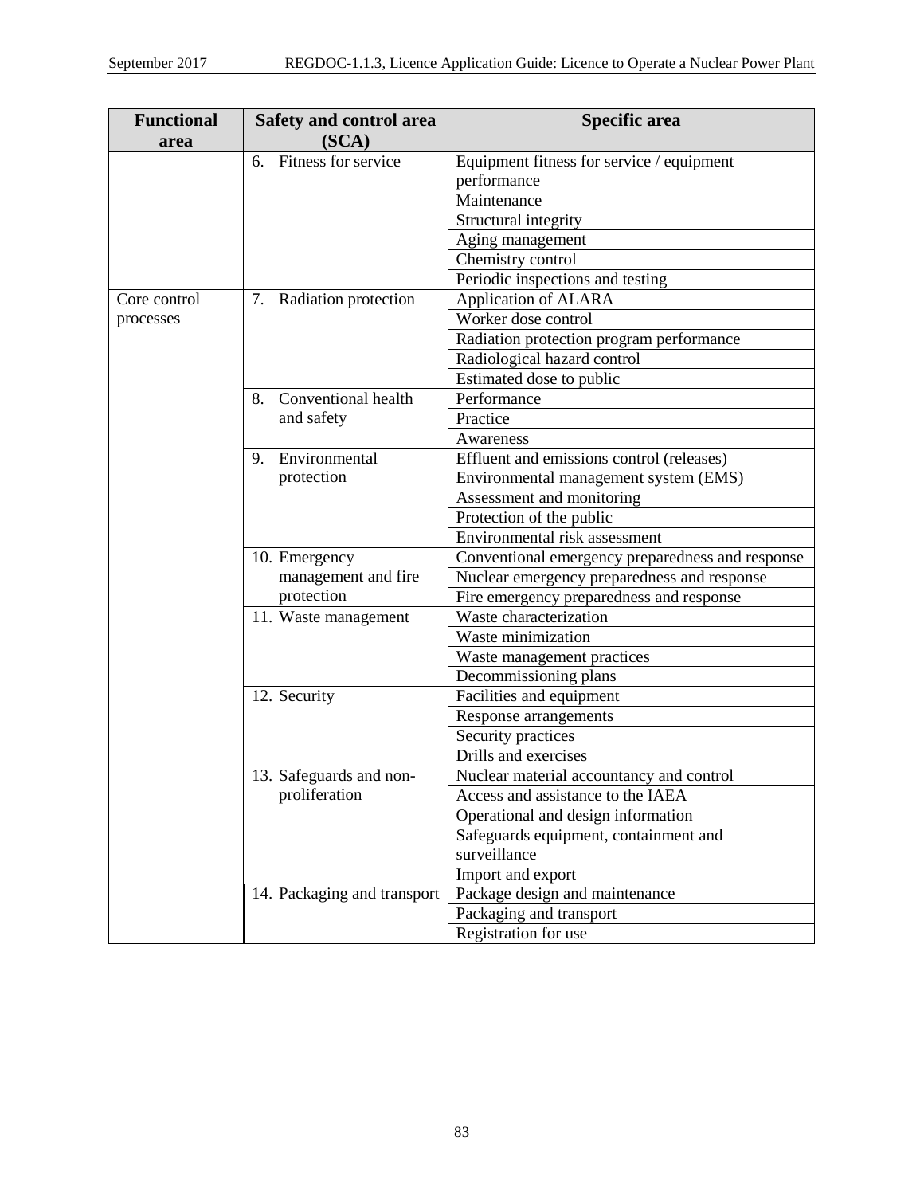| Functional area | Safety and control area (SCA) | Specific area |
|---|---|---|
| | 6. Fitness for service | Equipment fitness for service / equipment performance |
| | | Maintenance |
| | | Structural integrity |
| | | Aging management |
| | | Chemistry control |
| | | Periodic inspections and testing |
| Core control processes | 7. Radiation protection | Application of ALARA |
| | | Worker dose control |
| | | Radiation protection program performance |
| | | Radiological hazard control |
| | | Estimated dose to public |
| | 8. Conventional health and safety | Performance |
| | | Practice |
| | | Awareness |
| | 9. Environmental protection | Effluent and emissions control (releases) |
| | | Environmental management system (EMS) |
| | | Assessment and monitoring |
| | | Protection of the public |
| | | Environmental risk assessment |
| | 10. Emergency management and fire protection | Conventional emergency preparedness and response |
| | | Nuclear emergency preparedness and response |
| | | Fire emergency preparedness and response |
| | 11. Waste management | Waste characterization |
| | | Waste minimization |
| | | Waste management practices |
| | | Decommissioning plans |
| | 12. Security | Facilities and equipment |
| | | Response arrangements |
| | | Security practices |
| | | Drills and exercises |
| | 13. Safeguards and non-proliferation | Nuclear material accountancy and control |
| | | Access and assistance to the IAEA |
| | | Operational and design information |
| | | Safeguards equipment, containment and surveillance |
| | | Import and export |
| | 14. Packaging and transport | Package design and maintenance |
| | | Packaging and transport |
| | | Registration for use |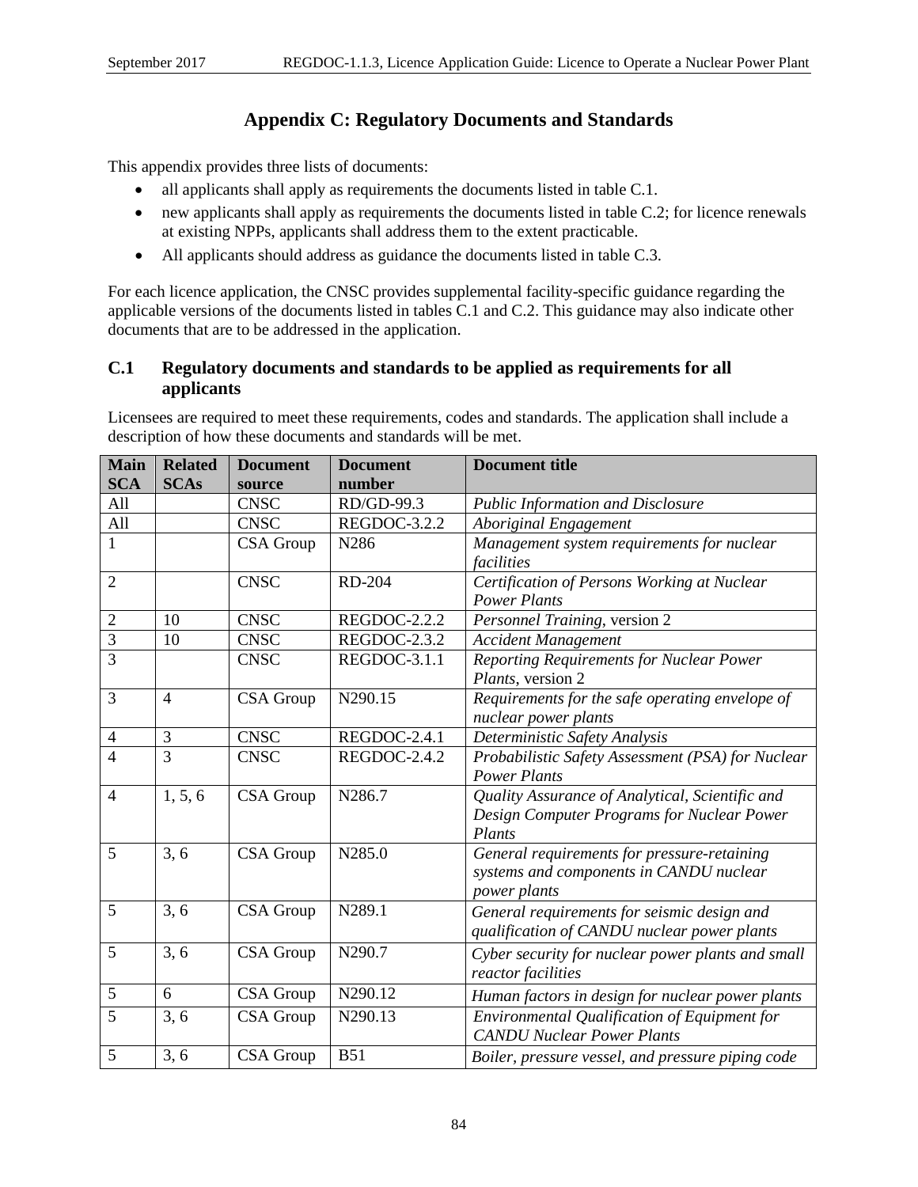# Appendix C: Regulatory Documents and Standards

This appendix provides three lists of documents:

- all applicants shall apply as requirements the documents listed in table C.1.
- new applicants shall apply as requirements the documents listed in table C.2; for licence renewals at existing NPPs, applicants shall address them to the extent practicable.
- All applicants should address as guidance the documents listed in table C.3.

For each licence application, the CNSC provides supplemental facility-specific guidance regarding the applicable versions of the documents listed in tables C.1 and C.2. This guidance may also indicate other documents that are to be addressed in the application.

## C.1 Regulatory documents and standards to be applied as requirements for all applicants

Licensees are required to meet these requirements, codes and standards. The application shall include a description of how these documents and standards will be met.

| Main SCA | Related SCAs | Document source | Document number | Document title |
|---|---|---|---|---|
| All | | CNSC | RD/GD-99.3 | *Public Information and Disclosure* |
| All | | CNSC | REGDOC-3.2.2 | *Aboriginal Engagement* |
| 1 | | CSA Group | N286 | *Management system requirements for nuclear facilities* |
| 2 | | CNSC | RD-204 | *Certification of Persons Working at Nuclear Power Plants* |
| 2 | 10 | CNSC | REGDOC-2.2.2 | *Personnel Training*, version 2 |
| 3 | 10 | CNSC | REGDOC-2.3.2 | *Accident Management* |
| 3 | | CNSC | REGDOC-3.1.1 | *Reporting Requirements for Nuclear Power Plants*, version 2 |
| 3 | 4 | CSA Group | N290.15 | *Requirements for the safe operating envelope of nuclear power plants* |
| 4 | 3 | CNSC | REGDOC-2.4.1 | *Deterministic Safety Analysis* |
| 4 | 3 | CNSC | REGDOC-2.4.2 | *Probabilistic Safety Assessment (PSA) for Nuclear Power Plants* |
| 4 | 1, 5, 6 | CSA Group | N286.7 | *Quality Assurance of Analytical, Scientific and Design Computer Programs for Nuclear Power Plants* |
| 5 | 3, 6 | CSA Group | N285.0 | *General requirements for pressure-retaining systems and components in CANDU nuclear power plants* |
| 5 | 3, 6 | CSA Group | N289.1 | *General requirements for seismic design and qualification of CANDU nuclear power plants* |
| 5 | 3, 6 | CSA Group | N290.7 | *Cyber security for nuclear power plants and small reactor facilities* |
| 5 | 6 | CSA Group | N290.12 | *Human factors in design for nuclear power plants* |
| 5 | 3, 6 | CSA Group | N290.13 | *Environmental Qualification of Equipment for CANDU Nuclear Power Plants* |
| 5 | 3, 6 | CSA Group | B51 | *Boiler, pressure vessel, and pressure piping code* |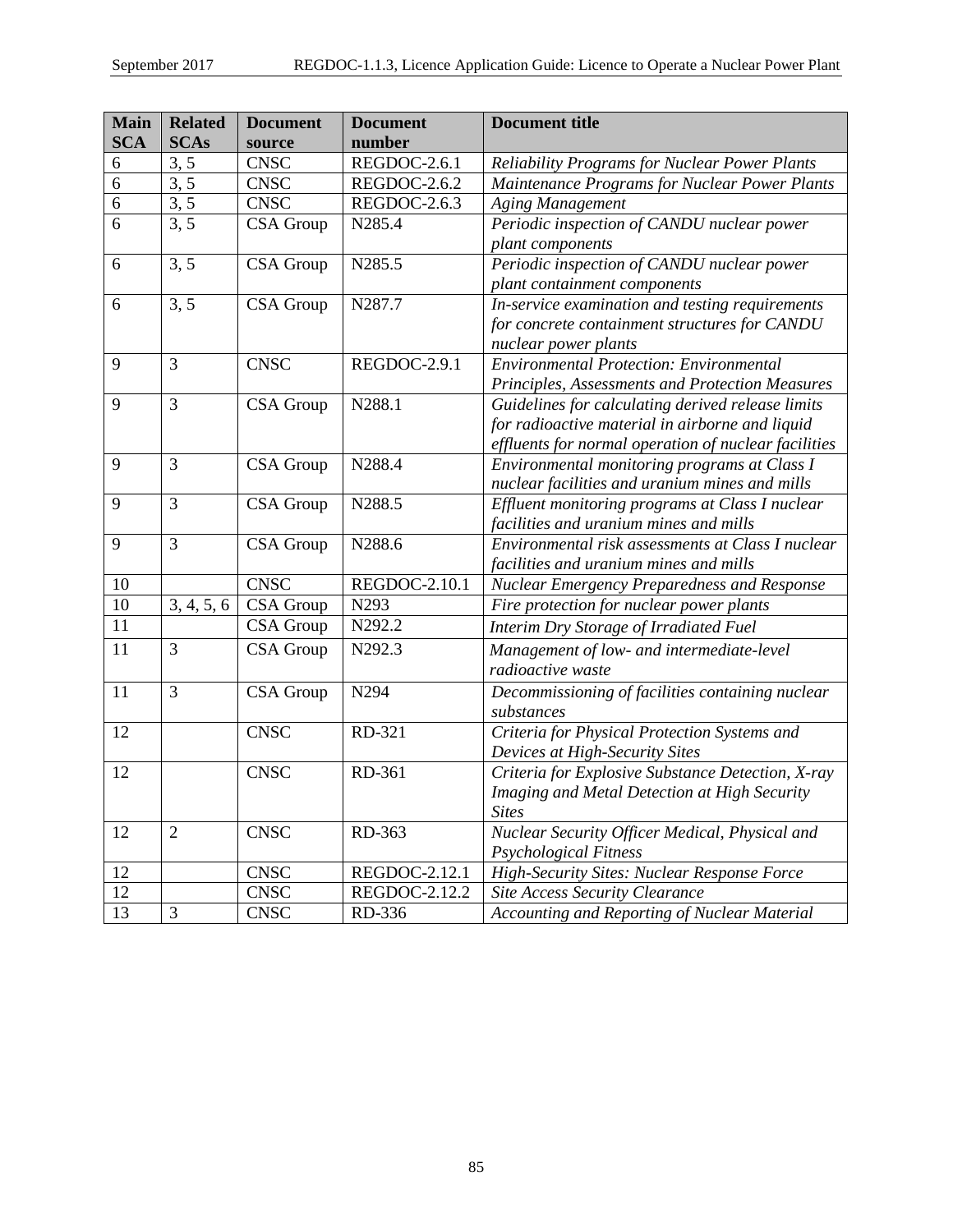| Main SCA | Related SCAs | Document source | Document number | Document title |
|---|---|---|---|---|
| 6 | 3, 5 | CNSC | REGDOC-2.6.1 | *Reliability Programs for Nuclear Power Plants* |
| 6 | 3, 5 | CNSC | REGDOC-2.6.2 | *Maintenance Programs for Nuclear Power Plants* |
| 6 | 3, 5 | CNSC | REGDOC-2.6.3 | *Aging Management* |
| 6 | 3, 5 | CSA Group | N285.4 | *Periodic inspection of CANDU nuclear power plant components* |
| 6 | 3, 5 | CSA Group | N285.5 | *Periodic inspection of CANDU nuclear power plant containment components* |
| 6 | 3, 5 | CSA Group | N287.7 | *In-service examination and testing requirements for concrete containment structures for CANDU nuclear power plants* |
| 9 | 3 | CNSC | REGDOC-2.9.1 | *Environmental Protection: Environmental Principles, Assessments and Protection Measures* |
| 9 | 3 | CSA Group | N288.1 | *Guidelines for calculating derived release limits for radioactive material in airborne and liquid effluents for normal operation of nuclear facilities* |
| 9 | 3 | CSA Group | N288.4 | *Environmental monitoring programs at Class I nuclear facilities and uranium mines and mills* |
| 9 | 3 | CSA Group | N288.5 | *Effluent monitoring programs at Class I nuclear facilities and uranium mines and mills* |
| 9 | 3 | CSA Group | N288.6 | *Environmental risk assessments at Class I nuclear facilities and uranium mines and mills* |
| 10 | | CNSC | REGDOC-2.10.1 | *Nuclear Emergency Preparedness and Response* |
| 10 | 3, 4, 5, 6 | CSA Group | N293 | *Fire protection for nuclear power plants* |
| 11 | | CSA Group | N292.2 | *Interim Dry Storage of Irradiated Fuel* |
| 11 | 3 | CSA Group | N292.3 | *Management of low- and intermediate-level radioactive waste* |
| 11 | 3 | CSA Group | N294 | *Decommissioning of facilities containing nuclear substances* |
| 12 | | CNSC | RD-321 | *Criteria for Physical Protection Systems and Devices at High-Security Sites* |
| 12 | | CNSC | RD-361 | *Criteria for Explosive Substance Detection, X-ray Imaging and Metal Detection at High Security Sites* |
| 12 | 2 | CNSC | RD-363 | *Nuclear Security Officer Medical, Physical and Psychological Fitness* |
| 12 | | CNSC | REGDOC-2.12.1 | *High-Security Sites: Nuclear Response Force* |
| 12 | | CNSC | REGDOC-2.12.2 | *Site Access Security Clearance* |
| 13 | 3 | CNSC | RD-336 | *Accounting and Reporting of Nuclear Material* |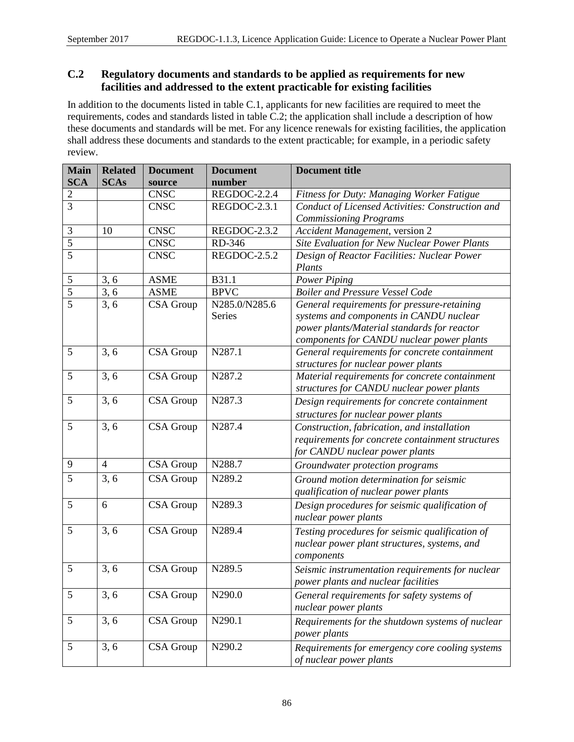### C.2 Regulatory documents and standards to be applied as requirements for new facilities and addressed to the extent practicable for existing facilities

In addition to the documents listed in table C.1, applicants for new facilities are required to meet the requirements, codes and standards listed in table C.2; the application shall include a description of how these documents and standards will be met. For any licence renewals for existing facilities, the application shall address these documents and standards to the extent practicable; for example, in a periodic safety review.

| Main SCA | Related SCAs | Document source | Document number | Document title |
|---|---|---|---|---|
| 2 | | CNSC | REGDOC-2.2.4 | *Fitness for Duty: Managing Worker Fatigue* |
| 3 | | CNSC | REGDOC-2.3.1 | *Conduct of Licensed Activities: Construction and Commissioning Programs* |
| 3 | 10 | CNSC | REGDOC-2.3.2 | *Accident Management*, version 2 |
| 5 | | CNSC | RD-346 | *Site Evaluation for New Nuclear Power Plants* |
| 5 | | CNSC | REGDOC-2.5.2 | *Design of Reactor Facilities: Nuclear Power Plants* |
| 5 | 3, 6 | ASME | B31.1 | *Power Piping* |
| 5 | 3, 6 | ASME | BPVC | *Boiler and Pressure Vessel Code* |
| 5 | 3, 6 | CSA Group | N285.0/N285.6 Series | *General requirements for pressure-retaining systems and components in CANDU nuclear power plants/Material standards for reactor components for CANDU nuclear power plants* |
| 5 | 3, 6 | CSA Group | N287.1 | *General requirements for concrete containment structures for nuclear power plants* |
| 5 | 3, 6 | CSA Group | N287.2 | *Material requirements for concrete containment structures for CANDU nuclear power plants* |
| 5 | 3, 6 | CSA Group | N287.3 | *Design requirements for concrete containment structures for nuclear power plants* |
| 5 | 3, 6 | CSA Group | N287.4 | *Construction, fabrication, and installation requirements for concrete containment structures for CANDU nuclear power plants* |
| 9 | 4 | CSA Group | N288.7 | *Groundwater protection programs* |
| 5 | 3, 6 | CSA Group | N289.2 | *Ground motion determination for seismic qualification of nuclear power plants* |
| 5 | 6 | CSA Group | N289.3 | *Design procedures for seismic qualification of nuclear power plants* |
| 5 | 3, 6 | CSA Group | N289.4 | *Testing procedures for seismic qualification of nuclear power plant structures, systems, and components* |
| 5 | 3, 6 | CSA Group | N289.5 | *Seismic instrumentation requirements for nuclear power plants and nuclear facilities* |
| 5 | 3, 6 | CSA Group | N290.0 | *General requirements for safety systems of nuclear power plants* |
| 5 | 3, 6 | CSA Group | N290.1 | *Requirements for the shutdown systems of nuclear power plants* |
| 5 | 3, 6 | CSA Group | N290.2 | *Requirements for emergency core cooling systems of nuclear power plants* |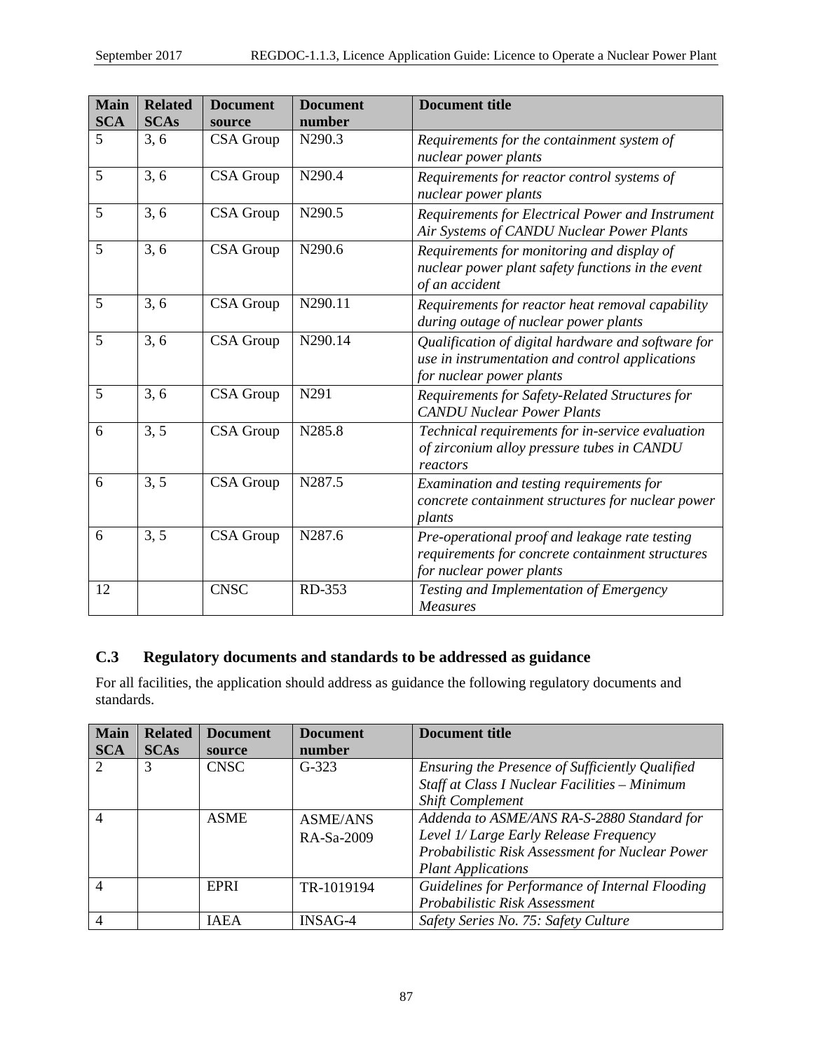| Main SCA | Related SCAs | Document source | Document number | Document title |
|---|---|---|---|---|
| 5 | 3, 6 | CSA Group | N290.3 | *Requirements for the containment system of nuclear power plants* |
| 5 | 3, 6 | CSA Group | N290.4 | *Requirements for reactor control systems of nuclear power plants* |
| 5 | 3, 6 | CSA Group | N290.5 | *Requirements for Electrical Power and Instrument Air Systems of CANDU Nuclear Power Plants* |
| 5 | 3, 6 | CSA Group | N290.6 | *Requirements for monitoring and display of nuclear power plant safety functions in the event of an accident* |
| 5 | 3, 6 | CSA Group | N290.11 | *Requirements for reactor heat removal capability during outage of nuclear power plants* |
| 5 | 3, 6 | CSA Group | N290.14 | *Qualification of digital hardware and software for use in instrumentation and control applications for nuclear power plants* |
| 5 | 3, 6 | CSA Group | N291 | *Requirements for Safety-Related Structures for CANDU Nuclear Power Plants* |
| 6 | 3, 5 | CSA Group | N285.8 | *Technical requirements for in-service evaluation of zirconium alloy pressure tubes in CANDU reactors* |
| 6 | 3, 5 | CSA Group | N287.5 | *Examination and testing requirements for concrete containment structures for nuclear power plants* |
| 6 | 3, 5 | CSA Group | N287.6 | *Pre-operational proof and leakage rate testing requirements for concrete containment structures for nuclear power plants* |
| 12 | | CNSC | RD-353 | *Testing and Implementation of Emergency Measures* |

## C.3 Regulatory documents and standards to be addressed as guidance

For all facilities, the application should address as guidance the following regulatory documents and standards.

| Main SCA | Related SCAs | Document source | Document number | Document title |
|---|---|---|---|---|
| 2 | 3 | CNSC | G-323 | *Ensuring the Presence of Sufficiently Qualified Staff at Class I Nuclear Facilities – Minimum Shift Complement* |
| 4 | | ASME | ASME/ANS RA-Sa-2009 | *Addenda to ASME/ANS RA-S-2880 Standard for Level 1/ Large Early Release Frequency Probabilistic Risk Assessment for Nuclear Power Plant Applications* |
| 4 | | EPRI | TR-1019194 | *Guidelines for Performance of Internal Flooding Probabilistic Risk Assessment* |
| 4 | | IAEA | INSAG-4 | *Safety Series No. 75: Safety Culture* |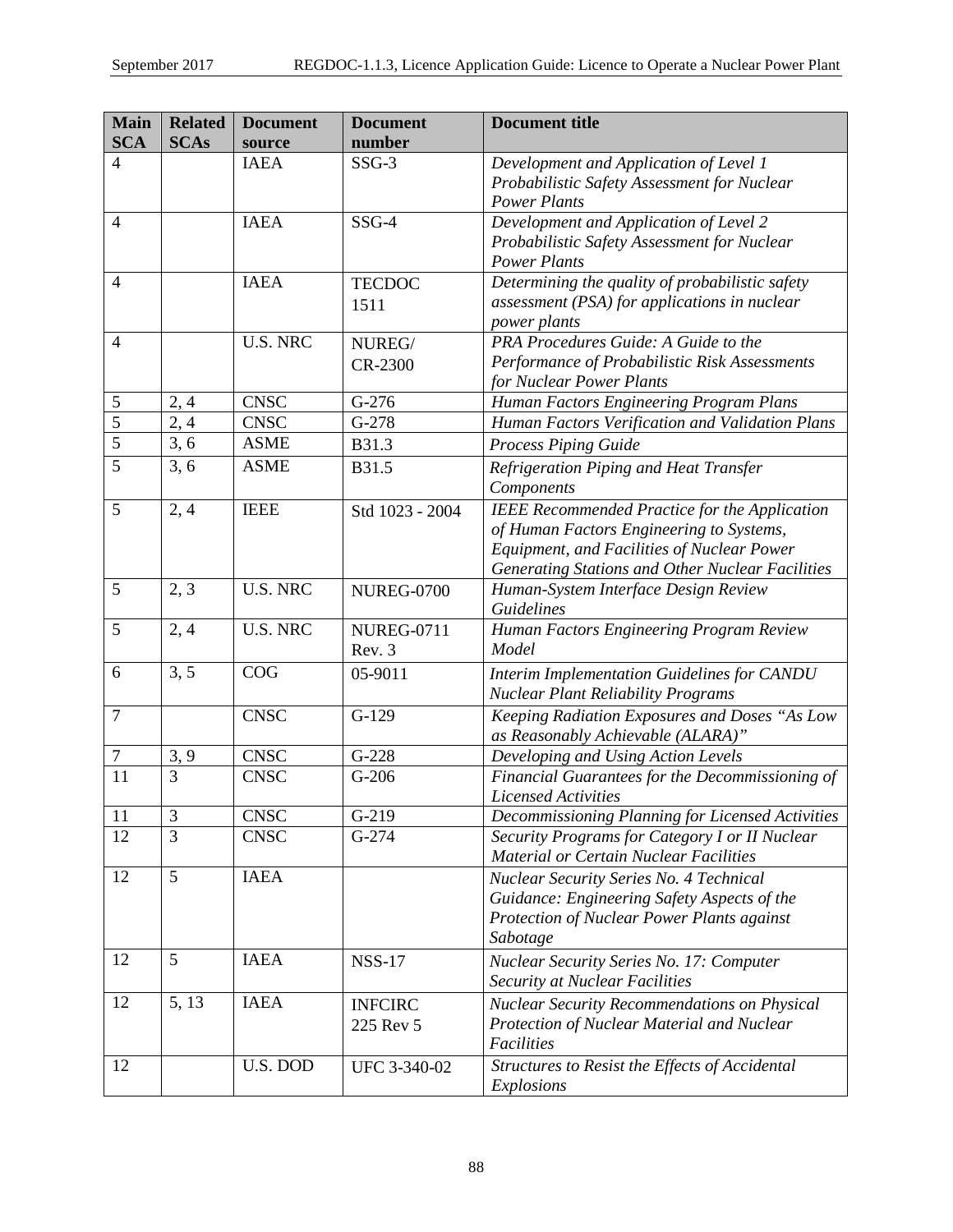| Main SCA | Related SCAs | Document source | Document number | Document title |
|---|---|---|---|---|
| 4 | | IAEA | SSG-3 | *Development and Application of Level 1 Probabilistic Safety Assessment for Nuclear Power Plants* |
| 4 | | IAEA | SSG-4 | *Development and Application of Level 2 Probabilistic Safety Assessment for Nuclear Power Plants* |
| 4 | | IAEA | TECDOC 1511 | *Determining the quality of probabilistic safety assessment (PSA) for applications in nuclear power plants* |
| 4 | | U.S. NRC | NUREG/ CR-2300 | *PRA Procedures Guide: A Guide to the Performance of Probabilistic Risk Assessments for Nuclear Power Plants* |
| 5 | 2, 4 | CNSC | G-276 | *Human Factors Engineering Program Plans* |
| 5 | 2, 4 | CNSC | G-278 | *Human Factors Verification and Validation Plans* |
| 5 | 3, 6 | ASME | B31.3 | *Process Piping Guide* |
| 5 | 3, 6 | ASME | B31.5 | *Refrigeration Piping and Heat Transfer Components* |
| 5 | 2, 4 | IEEE | Std 1023 - 2004 | *IEEE Recommended Practice for the Application of Human Factors Engineering to Systems, Equipment, and Facilities of Nuclear Power Generating Stations and Other Nuclear Facilities* |
| 5 | 2, 3 | U.S. NRC | NUREG-0700 | *Human-System Interface Design Review Guidelines* |
| 5 | 2, 4 | U.S. NRC | NUREG-0711 Rev. 3 | *Human Factors Engineering Program Review Model* |
| 6 | 3, 5 | COG | 05-9011 | *Interim Implementation Guidelines for CANDU Nuclear Plant Reliability Programs* |
| 7 | | CNSC | G-129 | *Keeping Radiation Exposures and Doses "As Low as Reasonably Achievable (ALARA)"* |
| 7 | 3, 9 | CNSC | G-228 | *Developing and Using Action Levels* |
| 11 | 3 | CNSC | G-206 | *Financial Guarantees for the Decommissioning of Licensed Activities* |
| 11 | 3 | CNSC | G-219 | *Decommissioning Planning for Licensed Activities* |
| 12 | 3 | CNSC | G-274 | *Security Programs for Category I or II Nuclear Material or Certain Nuclear Facilities* |
| 12 | 5 | IAEA | | *Nuclear Security Series No. 4 Technical Guidance: Engineering Safety Aspects of the Protection of Nuclear Power Plants against Sabotage* |
| 12 | 5 | IAEA | NSS-17 | *Nuclear Security Series No. 17: Computer Security at Nuclear Facilities* |
| 12 | 5, 13 | IAEA | INFCIRC 225 Rev 5 | *Nuclear Security Recommendations on Physical Protection of Nuclear Material and Nuclear Facilities* |
| 12 | | U.S. DOD | UFC 3-340-02 | *Structures to Resist the Effects of Accidental Explosions* |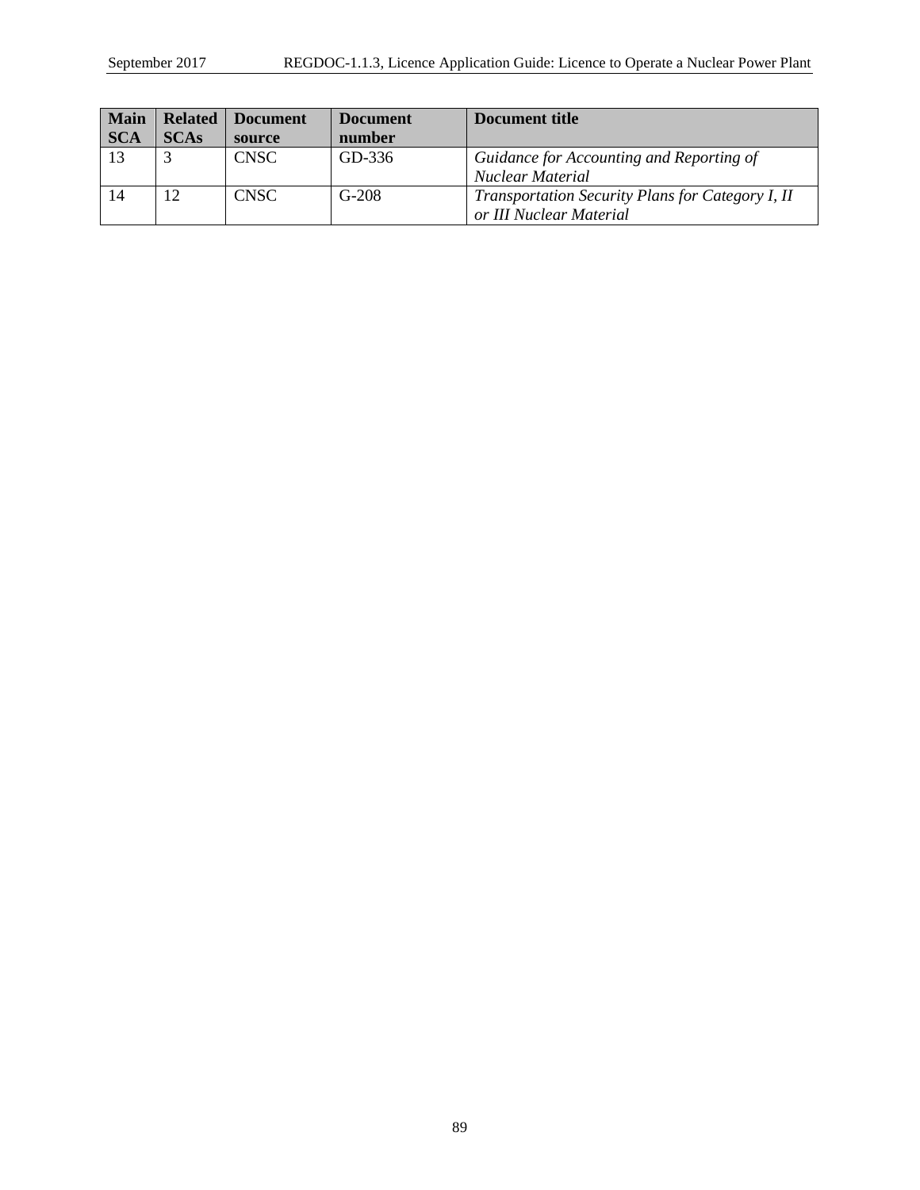| Main SCA | Related SCAs | Document source | Document number | Document title |
| --- | --- | --- | --- | --- |
| 13 | 3 | CNSC | GD-336 | *Guidance for Accounting and Reporting of Nuclear Material* |
| 14 | 12 | CNSC | G-208 | *Transportation Security Plans for Category I, II or III Nuclear Material* |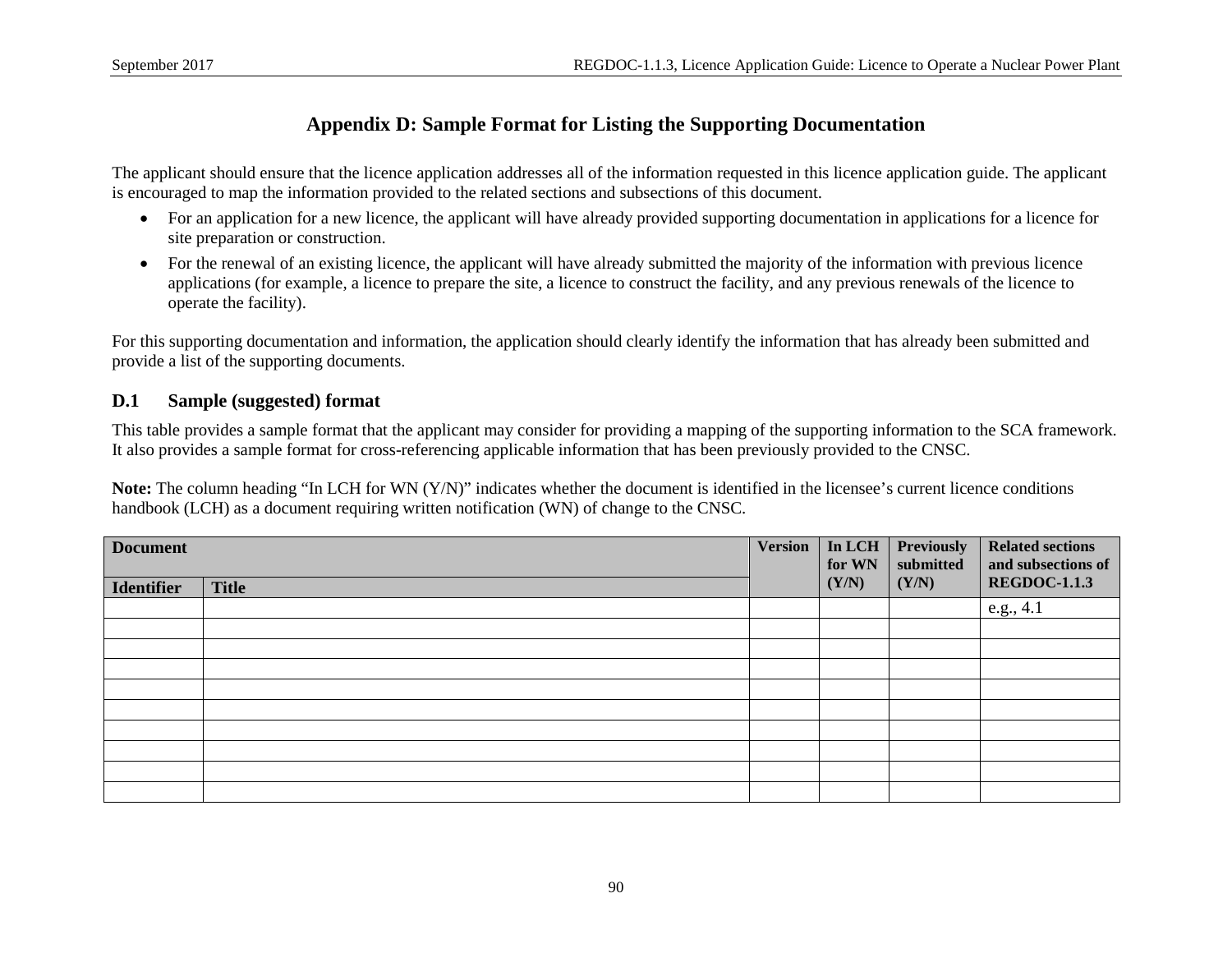# Appendix D: Sample Format for Listing the Supporting Documentation

The applicant should ensure that the licence application addresses all of the information requested in this licence application guide. The applicant is encouraged to map the information provided to the related sections and subsections of this document.

- For an application for a new licence, the applicant will have already provided supporting documentation in applications for a licence for site preparation or construction.
- For the renewal of an existing licence, the applicant will have already submitted the majority of the information with previous licence applications (for example, a licence to prepare the site, a licence to construct the facility, and any previous renewals of the licence to operate the facility).

For this supporting documentation and information, the application should clearly identify the information that has already been submitted and provide a list of the supporting documents.

## D.1 Sample (suggested) format

This table provides a sample format that the applicant may consider for providing a mapping of the supporting information to the SCA framework. It also provides a sample format for cross-referencing applicable information that has been previously provided to the CNSC.

**Note:** The column heading "In LCH for WN (Y/N)" indicates whether the document is identified in the licensee's current licence conditions handbook (LCH) as a document requiring written notification (WN) of change to the CNSC.

| **Document** | | **Version** | **In LCH for WN (Y/N)** | **Previously submitted (Y/N)** | **Related sections and subsections of REGDOC-1.1.3** |
|---|---|---|---|---|---|
| **Identifier** | **Title** | | | | |
| | | | | | e.g., 4.1 |
| | | | | | |
| | | | | | |
| | | | | | |
| | | | | | |
| | | | | | |
| | | | | | |
| | | | | | |
| | | | | | |
| | | | | | |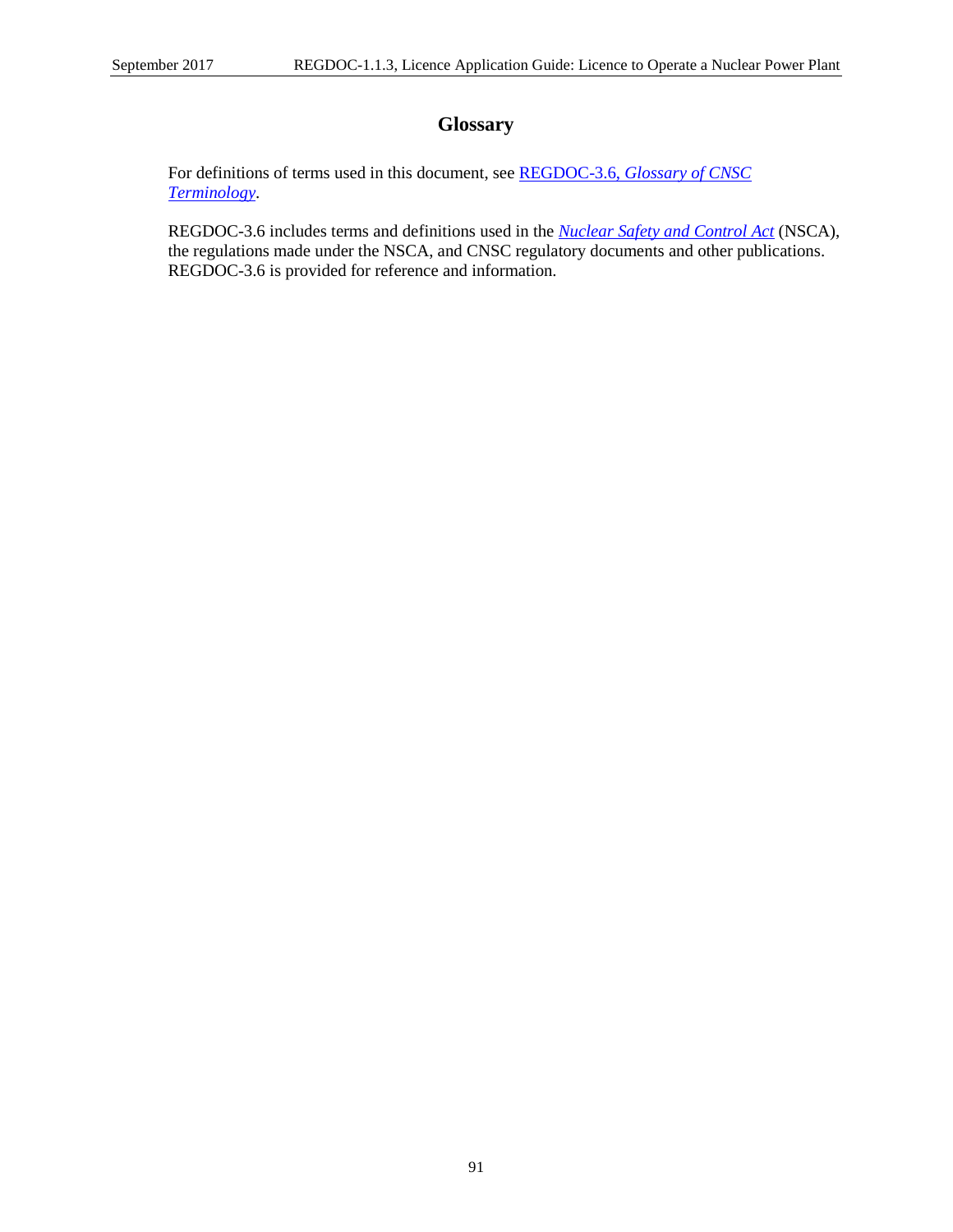# Glossary

For definitions of terms used in this document, see REGDOC-3.6, *Glossary of CNSC Terminology*.

REGDOC-3.6 includes terms and definitions used in the *Nuclear Safety and Control Act* (NSCA), the regulations made under the NSCA, and CNSC regulatory documents and other publications. REGDOC-3.6 is provided for reference and information.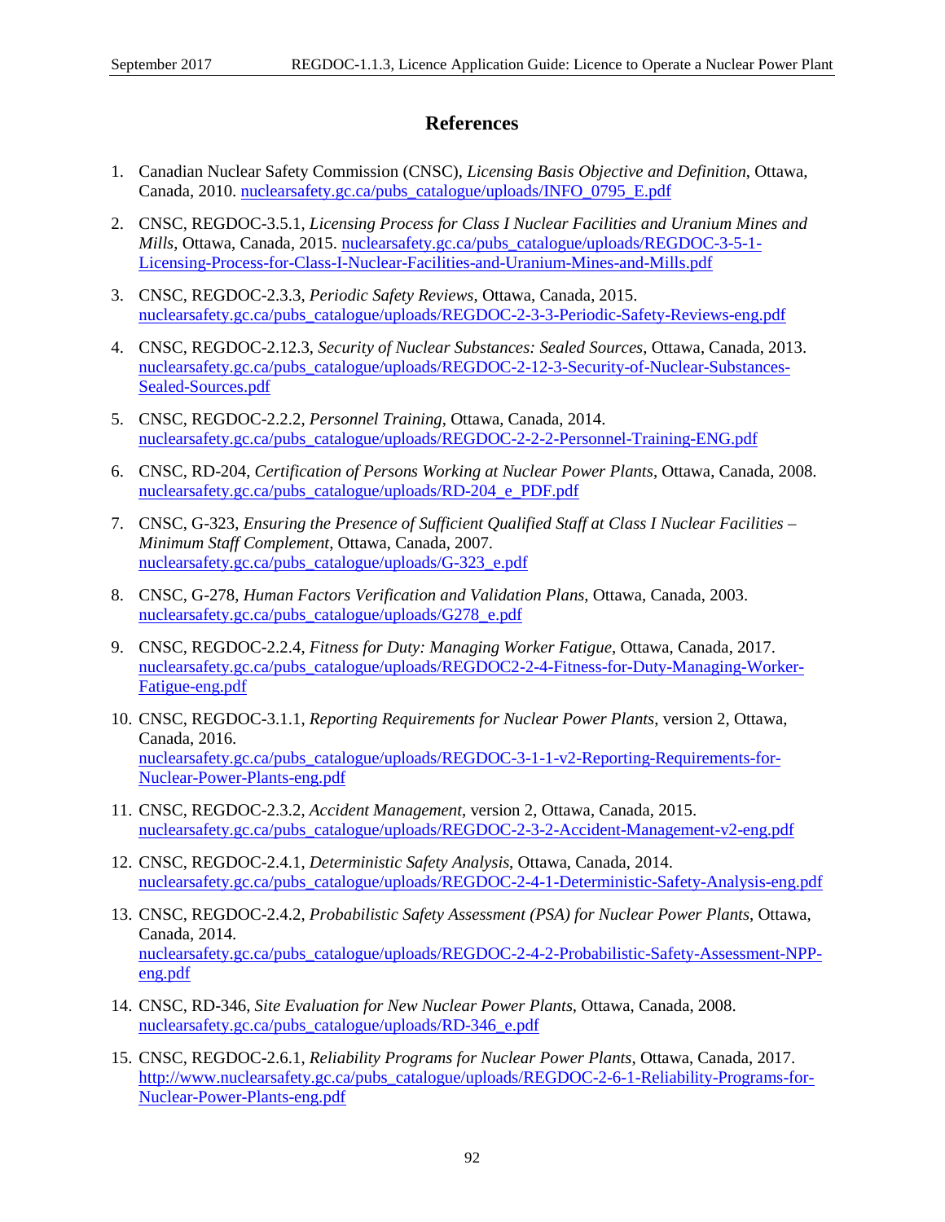## References

1. Canadian Nuclear Safety Commission (CNSC), *Licensing Basis Objective and Definition*, Ottawa, Canada, 2010. nuclearsafety.gc.ca/pubs_catalogue/uploads/INFO_0795_E.pdf

2. CNSC, REGDOC-3.5.1, *Licensing Process for Class I Nuclear Facilities and Uranium Mines and Mills*, Ottawa, Canada, 2015. nuclearsafety.gc.ca/pubs_catalogue/uploads/REGDOC-3-5-1-Licensing-Process-for-Class-I-Nuclear-Facilities-and-Uranium-Mines-and-Mills.pdf

3. CNSC, REGDOC-2.3.3, *Periodic Safety Reviews*, Ottawa, Canada, 2015. nuclearsafety.gc.ca/pubs_catalogue/uploads/REGDOC-2-3-3-Periodic-Safety-Reviews-eng.pdf

4. CNSC, REGDOC-2.12.3, *Security of Nuclear Substances: Sealed Sources*, Ottawa, Canada, 2013. nuclearsafety.gc.ca/pubs_catalogue/uploads/REGDOC-2-12-3-Security-of-Nuclear-Substances-Sealed-Sources.pdf

5. CNSC, REGDOC-2.2.2, *Personnel Training*, Ottawa, Canada, 2014. nuclearsafety.gc.ca/pubs_catalogue/uploads/REGDOC-2-2-2-Personnel-Training-ENG.pdf

6. CNSC, RD-204, *Certification of Persons Working at Nuclear Power Plants*, Ottawa, Canada, 2008. nuclearsafety.gc.ca/pubs_catalogue/uploads/RD-204_e_PDF.pdf

7. CNSC, G-323, *Ensuring the Presence of Sufficient Qualified Staff at Class I Nuclear Facilities – Minimum Staff Complement*, Ottawa, Canada, 2007. nuclearsafety.gc.ca/pubs_catalogue/uploads/G-323_e.pdf

8. CNSC, G-278, *Human Factors Verification and Validation Plans*, Ottawa, Canada, 2003. nuclearsafety.gc.ca/pubs_catalogue/uploads/G278_e.pdf

9. CNSC, REGDOC-2.2.4, *Fitness for Duty: Managing Worker Fatigue*, Ottawa, Canada, 2017. nuclearsafety.gc.ca/pubs_catalogue/uploads/REGDOC2-2-4-Fitness-for-Duty-Managing-Worker-Fatigue-eng.pdf

10. CNSC, REGDOC-3.1.1, *Reporting Requirements for Nuclear Power Plants*, version 2, Ottawa, Canada, 2016. nuclearsafety.gc.ca/pubs_catalogue/uploads/REGDOC-3-1-1-v2-Reporting-Requirements-for-Nuclear-Power-Plants-eng.pdf

11. CNSC, REGDOC-2.3.2, *Accident Management*, version 2, Ottawa, Canada, 2015. nuclearsafety.gc.ca/pubs_catalogue/uploads/REGDOC-2-3-2-Accident-Management-v2-eng.pdf

12. CNSC, REGDOC-2.4.1, *Deterministic Safety Analysis*, Ottawa, Canada, 2014. nuclearsafety.gc.ca/pubs_catalogue/uploads/REGDOC-2-4-1-Deterministic-Safety-Analysis-eng.pdf

13. CNSC, REGDOC-2.4.2, *Probabilistic Safety Assessment (PSA) for Nuclear Power Plants*, Ottawa, Canada, 2014. nuclearsafety.gc.ca/pubs_catalogue/uploads/REGDOC-2-4-2-Probabilistic-Safety-Assessment-NPP-eng.pdf

14. CNSC, RD-346, *Site Evaluation for New Nuclear Power Plants*, Ottawa, Canada, 2008. nuclearsafety.gc.ca/pubs_catalogue/uploads/RD-346_e.pdf

15. CNSC, REGDOC-2.6.1, *Reliability Programs for Nuclear Power Plants*, Ottawa, Canada, 2017. http://www.nuclearsafety.gc.ca/pubs_catalogue/uploads/REGDOC-2-6-1-Reliability-Programs-for-Nuclear-Power-Plants-eng.pdf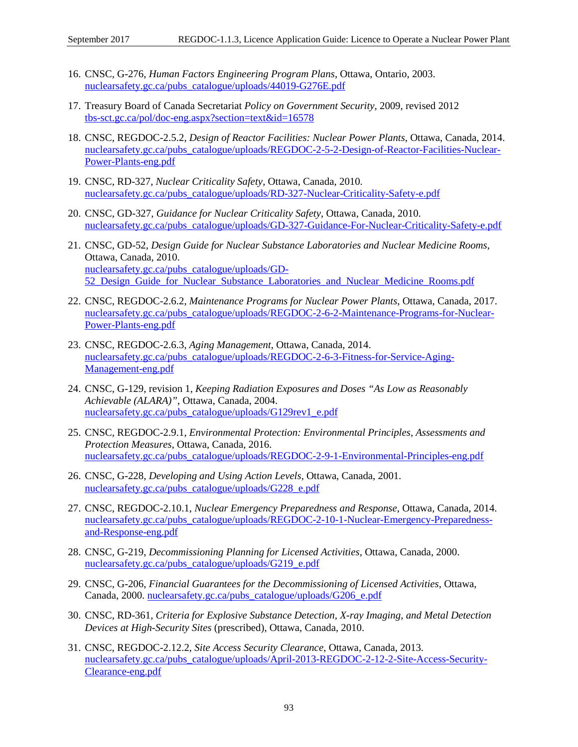16. CNSC, G-276, *Human Factors Engineering Program Plans*, Ottawa, Ontario, 2003. nuclearsafety.gc.ca/pubs_catalogue/uploads/44019-G276E.pdf

17. Treasury Board of Canada Secretariat *Policy on Government Security*, 2009, revised 2012 tbs-sct.gc.ca/pol/doc-eng.aspx?section=text&id=16578

18. CNSC, REGDOC-2.5.2, *Design of Reactor Facilities: Nuclear Power Plants*, Ottawa, Canada, 2014. nuclearsafety.gc.ca/pubs_catalogue/uploads/REGDOC-2-5-2-Design-of-Reactor-Facilities-Nuclear-Power-Plants-eng.pdf

19. CNSC, RD-327, *Nuclear Criticality Safety*, Ottawa, Canada, 2010. nuclearsafety.gc.ca/pubs_catalogue/uploads/RD-327-Nuclear-Criticality-Safety-e.pdf

20. CNSC, GD-327, *Guidance for Nuclear Criticality Safety*, Ottawa, Canada, 2010. nuclearsafety.gc.ca/pubs_catalogue/uploads/GD-327-Guidance-For-Nuclear-Criticality-Safety-e.pdf

21. CNSC, GD-52, *Design Guide for Nuclear Substance Laboratories and Nuclear Medicine Rooms*, Ottawa, Canada, 2010. nuclearsafety.gc.ca/pubs_catalogue/uploads/GD-52_Design_Guide_for_Nuclear_Substance_Laboratories_and_Nuclear_Medicine_Rooms.pdf

22. CNSC, REGDOC-2.6.2, *Maintenance Programs for Nuclear Power Plants*, Ottawa, Canada, 2017. nuclearsafety.gc.ca/pubs_catalogue/uploads/REGDOC-2-6-2-Maintenance-Programs-for-Nuclear-Power-Plants-eng.pdf

23. CNSC, REGDOC-2.6.3, *Aging Management*, Ottawa, Canada, 2014. nuclearsafety.gc.ca/pubs_catalogue/uploads/REGDOC-2-6-3-Fitness-for-Service-Aging-Management-eng.pdf

24. CNSC, G-129, revision 1, *Keeping Radiation Exposures and Doses "As Low as Reasonably Achievable (ALARA)"*, Ottawa, Canada, 2004. nuclearsafety.gc.ca/pubs_catalogue/uploads/G129rev1_e.pdf

25. CNSC, REGDOC-2.9.1, *Environmental Protection: Environmental Principles, Assessments and Protection Measures*, Ottawa, Canada, 2016. nuclearsafety.gc.ca/pubs_catalogue/uploads/REGDOC-2-9-1-Environmental-Principles-eng.pdf

26. CNSC, G-228, *Developing and Using Action Levels*, Ottawa, Canada, 2001. nuclearsafety.gc.ca/pubs_catalogue/uploads/G228_e.pdf

27. CNSC, REGDOC-2.10.1, *Nuclear Emergency Preparedness and Response*, Ottawa, Canada, 2014. nuclearsafety.gc.ca/pubs_catalogue/uploads/REGDOC-2-10-1-Nuclear-Emergency-Preparedness-and-Response-eng.pdf

28. CNSC, G-219, *Decommissioning Planning for Licensed Activities*, Ottawa, Canada, 2000. nuclearsafety.gc.ca/pubs_catalogue/uploads/G219_e.pdf

29. CNSC, G-206, *Financial Guarantees for the Decommissioning of Licensed Activities*, Ottawa, Canada, 2000. nuclearsafety.gc.ca/pubs_catalogue/uploads/G206_e.pdf

30. CNSC, RD-361, *Criteria for Explosive Substance Detection, X-ray Imaging, and Metal Detection Devices at High-Security Sites* (prescribed), Ottawa, Canada, 2010.

31. CNSC, REGDOC-2.12.2, *Site Access Security Clearance*, Ottawa, Canada, 2013. nuclearsafety.gc.ca/pubs_catalogue/uploads/April-2013-REGDOC-2-12-2-Site-Access-Security-Clearance-eng.pdf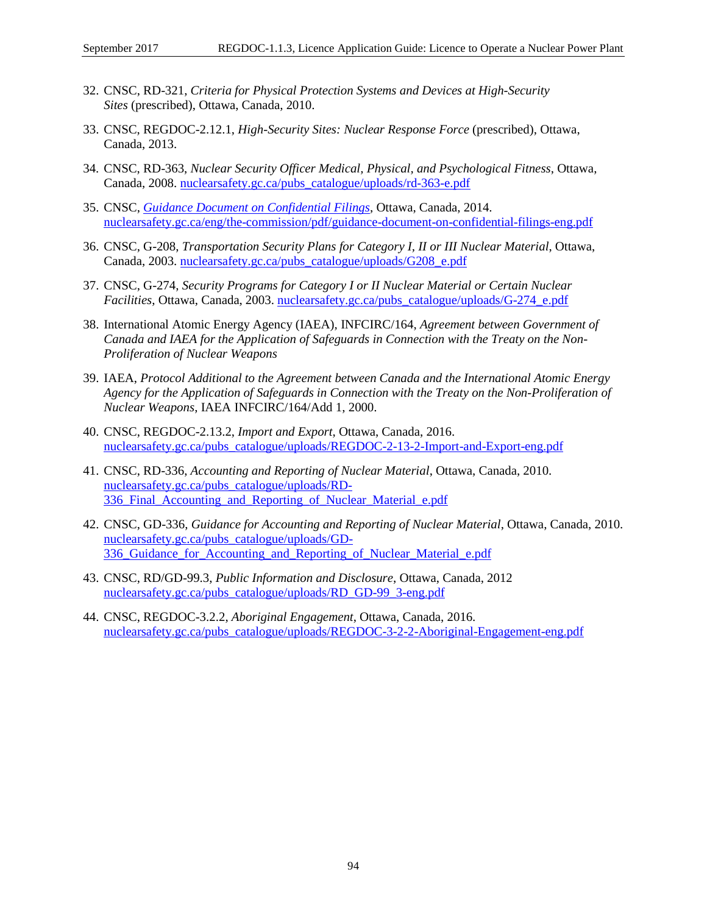32. CNSC, RD-321, *Criteria for Physical Protection Systems and Devices at High-Security Sites* (prescribed), Ottawa, Canada, 2010.

33. CNSC, REGDOC-2.12.1, *High-Security Sites: Nuclear Response Force* (prescribed), Ottawa, Canada, 2013.

34. CNSC, RD-363, *Nuclear Security Officer Medical, Physical, and Psychological Fitness*, Ottawa, Canada, 2008. nuclearsafety.gc.ca/pubs_catalogue/uploads/rd-363-e.pdf

35. CNSC, *Guidance Document on Confidential Filings*, Ottawa, Canada, 2014. nuclearsafety.gc.ca/eng/the-commission/pdf/guidance-document-on-confidential-filings-eng.pdf

36. CNSC, G-208, *Transportation Security Plans for Category I, II or III Nuclear Material*, Ottawa, Canada, 2003. nuclearsafety.gc.ca/pubs_catalogue/uploads/G208_e.pdf

37. CNSC, G-274, *Security Programs for Category I or II Nuclear Material or Certain Nuclear Facilities*, Ottawa, Canada, 2003. nuclearsafety.gc.ca/pubs_catalogue/uploads/G-274_e.pdf

38. International Atomic Energy Agency (IAEA), INFCIRC/164, *Agreement between Government of Canada and IAEA for the Application of Safeguards in Connection with the Treaty on the Non-Proliferation of Nuclear Weapons*

39. IAEA, *Protocol Additional to the Agreement between Canada and the International Atomic Energy Agency for the Application of Safeguards in Connection with the Treaty on the Non-Proliferation of Nuclear Weapons*, IAEA INFCIRC/164/Add 1, 2000.

40. CNSC, REGDOC-2.13.2, *Import and Export*, Ottawa, Canada, 2016. nuclearsafety.gc.ca/pubs_catalogue/uploads/REGDOC-2-13-2-Import-and-Export-eng.pdf

41. CNSC, RD-336, *Accounting and Reporting of Nuclear Material*, Ottawa, Canada, 2010. nuclearsafety.gc.ca/pubs_catalogue/uploads/RD-336_Final_Accounting_and_Reporting_of_Nuclear_Material_e.pdf

42. CNSC, GD-336, *Guidance for Accounting and Reporting of Nuclear Material*, Ottawa, Canada, 2010. nuclearsafety.gc.ca/pubs_catalogue/uploads/GD-336_Guidance_for_Accounting_and_Reporting_of_Nuclear_Material_e.pdf

43. CNSC, RD/GD-99.3, *Public Information and Disclosure*, Ottawa, Canada, 2012 nuclearsafety.gc.ca/pubs_catalogue/uploads/RD_GD-99_3-eng.pdf

44. CNSC, REGDOC-3.2.2, *Aboriginal Engagement*, Ottawa, Canada, 2016. nuclearsafety.gc.ca/pubs_catalogue/uploads/REGDOC-3-2-2-Aboriginal-Engagement-eng.pdf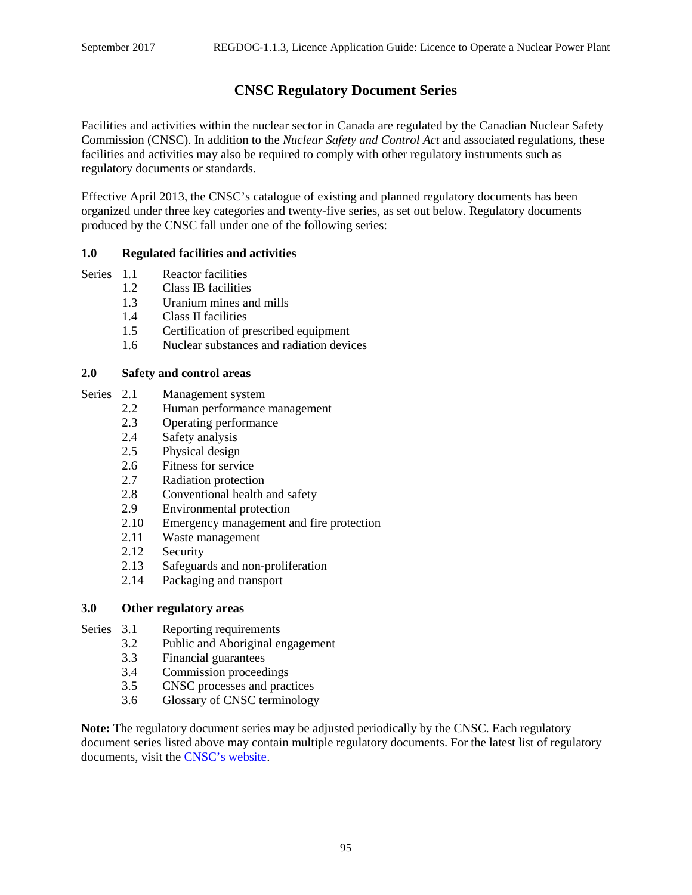# CNSC Regulatory Document Series

Facilities and activities within the nuclear sector in Canada are regulated by the Canadian Nuclear Safety Commission (CNSC). In addition to the *Nuclear Safety and Control Act* and associated regulations, these facilities and activities may also be required to comply with other regulatory instruments such as regulatory documents or standards.

Effective April 2013, the CNSC's catalogue of existing and planned regulatory documents has been organized under three key categories and twenty-five series, as set out below. Regulatory documents produced by the CNSC fall under one of the following series:

## 1.0 Regulated facilities and activities

Series
- 1.1 Reactor facilities
- 1.2 Class IB facilities
- 1.3 Uranium mines and mills
- 1.4 Class II facilities
- 1.5 Certification of prescribed equipment
- 1.6 Nuclear substances and radiation devices

## 2.0 Safety and control areas

Series
- 2.1 Management system
- 2.2 Human performance management
- 2.3 Operating performance
- 2.4 Safety analysis
- 2.5 Physical design
- 2.6 Fitness for service
- 2.7 Radiation protection
- 2.8 Conventional health and safety
- 2.9 Environmental protection
- 2.10 Emergency management and fire protection
- 2.11 Waste management
- 2.12 Security
- 2.13 Safeguards and non-proliferation
- 2.14 Packaging and transport

## 3.0 Other regulatory areas

Series
- 3.1 Reporting requirements
- 3.2 Public and Aboriginal engagement
- 3.3 Financial guarantees
- 3.4 Commission proceedings
- 3.5 CNSC processes and practices
- 3.6 Glossary of CNSC terminology

**Note:** The regulatory document series may be adjusted periodically by the CNSC. Each regulatory document series listed above may contain multiple regulatory documents. For the latest list of regulatory documents, visit the CNSC's website.